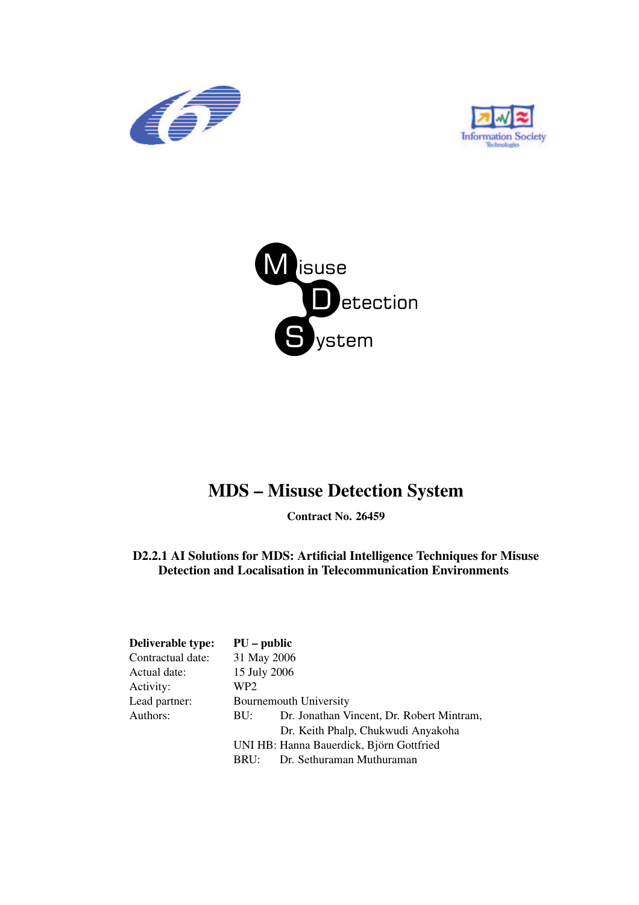# MDS – Misuse Detection System

**Contract No. 26459**

**D2.2.1 AI Solutions for MDS: Artificial Intelligence Techniques for Misuse Detection and Localisation in Telecommunication Environments**

| | |
|---|---|
| **Deliverable type:** | **PU – public** |
| Contractual date: | 31 May 2006 |
| Actual date: | 15 July 2006 |
| Activity: | WP2 |
| Lead partner: | Bournemouth University |
| Authors: | BU: Dr. Jonathan Vincent, Dr. Robert Mintram, Dr. Keith Phalp, Chukwudi Anyakoha |
| | UNI HB: Hanna Bauerdick, Björn Gottfried |
| | BRU: Dr. Sethuraman Muthuraman |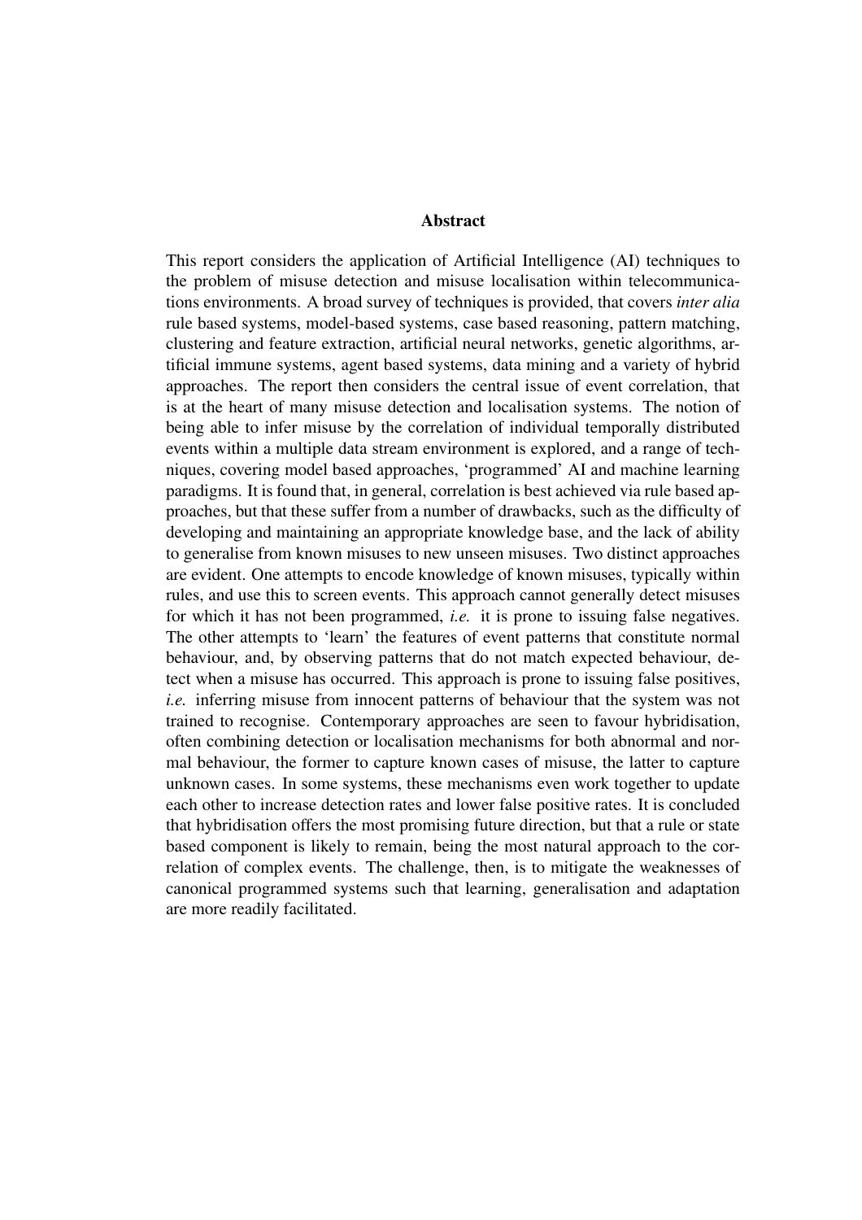# Abstract

This report considers the application of Artificial Intelligence (AI) techniques to the problem of misuse detection and misuse localisation within telecommunications environments. A broad survey of techniques is provided, that covers *inter alia* rule based systems, model-based systems, case based reasoning, pattern matching, clustering and feature extraction, artificial neural networks, genetic algorithms, artificial immune systems, agent based systems, data mining and a variety of hybrid approaches. The report then considers the central issue of event correlation, that is at the heart of many misuse detection and localisation systems. The notion of being able to infer misuse by the correlation of individual temporally distributed events within a multiple data stream environment is explored, and a range of techniques, covering model based approaches, 'programmed' AI and machine learning paradigms. It is found that, in general, correlation is best achieved via rule based approaches, but that these suffer from a number of drawbacks, such as the difficulty of developing and maintaining an appropriate knowledge base, and the lack of ability to generalise from known misuses to new unseen misuses. Two distinct approaches are evident. One attempts to encode knowledge of known misuses, typically within rules, and use this to screen events. This approach cannot generally detect misuses for which it has not been programmed, *i.e.* it is prone to issuing false negatives. The other attempts to 'learn' the features of event patterns that constitute normal behaviour, and, by observing patterns that do not match expected behaviour, detect when a misuse has occurred. This approach is prone to issuing false positives, *i.e.* inferring misuse from innocent patterns of behaviour that the system was not trained to recognise. Contemporary approaches are seen to favour hybridisation, often combining detection or localisation mechanisms for both abnormal and normal behaviour, the former to capture known cases of misuse, the latter to capture unknown cases. In some systems, these mechanisms even work together to update each other to increase detection rates and lower false positive rates. It is concluded that hybridisation offers the most promising future direction, but that a rule or state based component is likely to remain, being the most natural approach to the correlation of complex events. The challenge, then, is to mitigate the weaknesses of canonical programmed systems such that learning, generalisation and adaptation are more readily facilitated.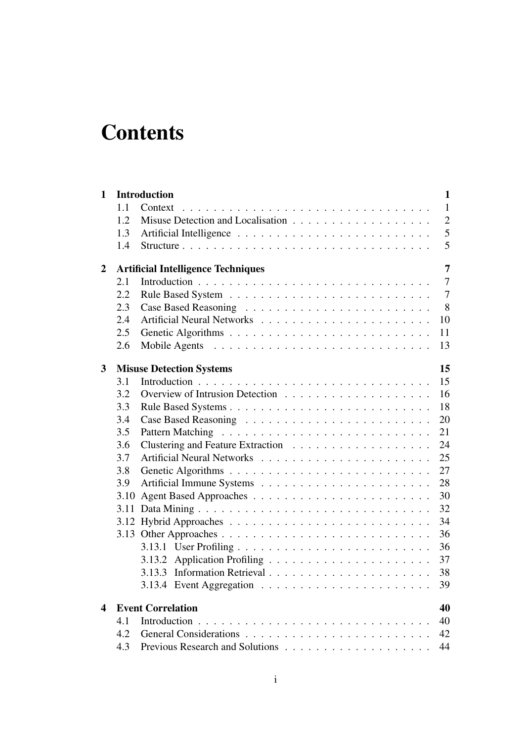# Contents

**1 Introduction** **1**

- 1.1 Context . . . . . . . . . . . . . . . . . . . . . . . . . . . . . . . . 1
- 1.2 Misuse Detection and Localisation . . . . . . . . . . . . . . . . . 2
- 1.3 Artificial Intelligence . . . . . . . . . . . . . . . . . . . . . . . . 5
- 1.4 Structure . . . . . . . . . . . . . . . . . . . . . . . . . . . . . . . 5

**2 Artificial Intelligence Techniques** **7**

- 2.1 Introduction . . . . . . . . . . . . . . . . . . . . . . . . . . . . . 7
- 2.2 Rule Based System . . . . . . . . . . . . . . . . . . . . . . . . . 7
- 2.3 Case Based Reasoning . . . . . . . . . . . . . . . . . . . . . . . . 8
- 2.4 Artificial Neural Networks . . . . . . . . . . . . . . . . . . . . . 10
- 2.5 Genetic Algorithms . . . . . . . . . . . . . . . . . . . . . . . . . 11
- 2.6 Mobile Agents . . . . . . . . . . . . . . . . . . . . . . . . . . . . 13

**3 Misuse Detection Systems** **15**

- 3.1 Introduction . . . . . . . . . . . . . . . . . . . . . . . . . . . . . 15
- 3.2 Overview of Intrusion Detection . . . . . . . . . . . . . . . . . . 16
- 3.3 Rule Based Systems . . . . . . . . . . . . . . . . . . . . . . . . . 18
- 3.4 Case Based Reasoning . . . . . . . . . . . . . . . . . . . . . . . . 20
- 3.5 Pattern Matching . . . . . . . . . . . . . . . . . . . . . . . . . . . 21
- 3.6 Clustering and Feature Extraction . . . . . . . . . . . . . . . . . . 24
- 3.7 Artificial Neural Networks . . . . . . . . . . . . . . . . . . . . . 25
- 3.8 Genetic Algorithms . . . . . . . . . . . . . . . . . . . . . . . . . 27
- 3.9 Artificial Immune Systems . . . . . . . . . . . . . . . . . . . . . 28
- 3.10 Agent Based Approaches . . . . . . . . . . . . . . . . . . . . . . 30
- 3.11 Data Mining . . . . . . . . . . . . . . . . . . . . . . . . . . . . . 32
- 3.12 Hybrid Approaches . . . . . . . . . . . . . . . . . . . . . . . . . 34
- 3.13 Other Approaches . . . . . . . . . . . . . . . . . . . . . . . . . . 36
  - 3.13.1 User Profiling . . . . . . . . . . . . . . . . . . . . . . . . 36
  - 3.13.2 Application Profiling . . . . . . . . . . . . . . . . . . . . 37
  - 3.13.3 Information Retrieval . . . . . . . . . . . . . . . . . . . . 38
  - 3.13.4 Event Aggregation . . . . . . . . . . . . . . . . . . . . . 39

**4 Event Correlation** **40**

- 4.1 Introduction . . . . . . . . . . . . . . . . . . . . . . . . . . . . . 40
- 4.2 General Considerations . . . . . . . . . . . . . . . . . . . . . . . 42
- 4.3 Previous Research and Solutions . . . . . . . . . . . . . . . . . . 44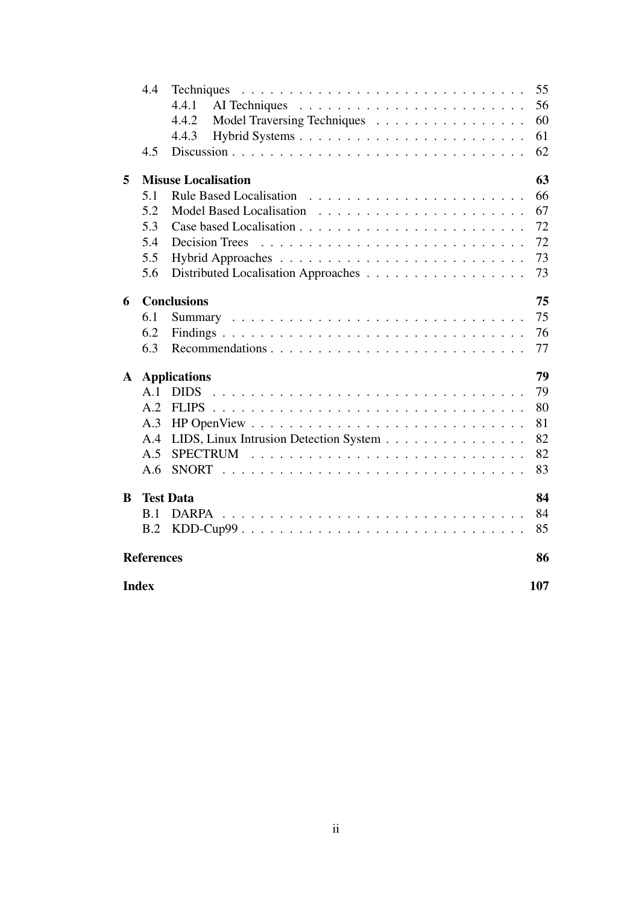4.4 Techniques . . . 55
  4.4.1 AI Techniques . . . 56
  4.4.2 Model Traversing Techniques . . . 60
  4.4.3 Hybrid Systems . . . 61
4.5 Discussion . . . 62

**5 Misuse Localisation** **63**
  5.1 Rule Based Localisation . . . 66
  5.2 Model Based Localisation . . . 67
  5.3 Case based Localisation . . . 72
  5.4 Decision Trees . . . 72
  5.5 Hybrid Approaches . . . 73
  5.6 Distributed Localisation Approaches . . . 73

**6 Conclusions** **75**
  6.1 Summary . . . 75
  6.2 Findings . . . 76
  6.3 Recommendations . . . 77

**A Applications** **79**
  A.1 DIDS . . . 79
  A.2 FLIPS . . . 80
  A.3 HP OpenView . . . 81
  A.4 LIDS, Linux Intrusion Detection System . . . 82
  A.5 SPECTRUM . . . 82
  A.6 SNORT . . . 83

**B Test Data** **84**
  B.1 DARPA . . . 84
  B.2 KDD-Cup99 . . . 85

**References** **86**

**Index** **107**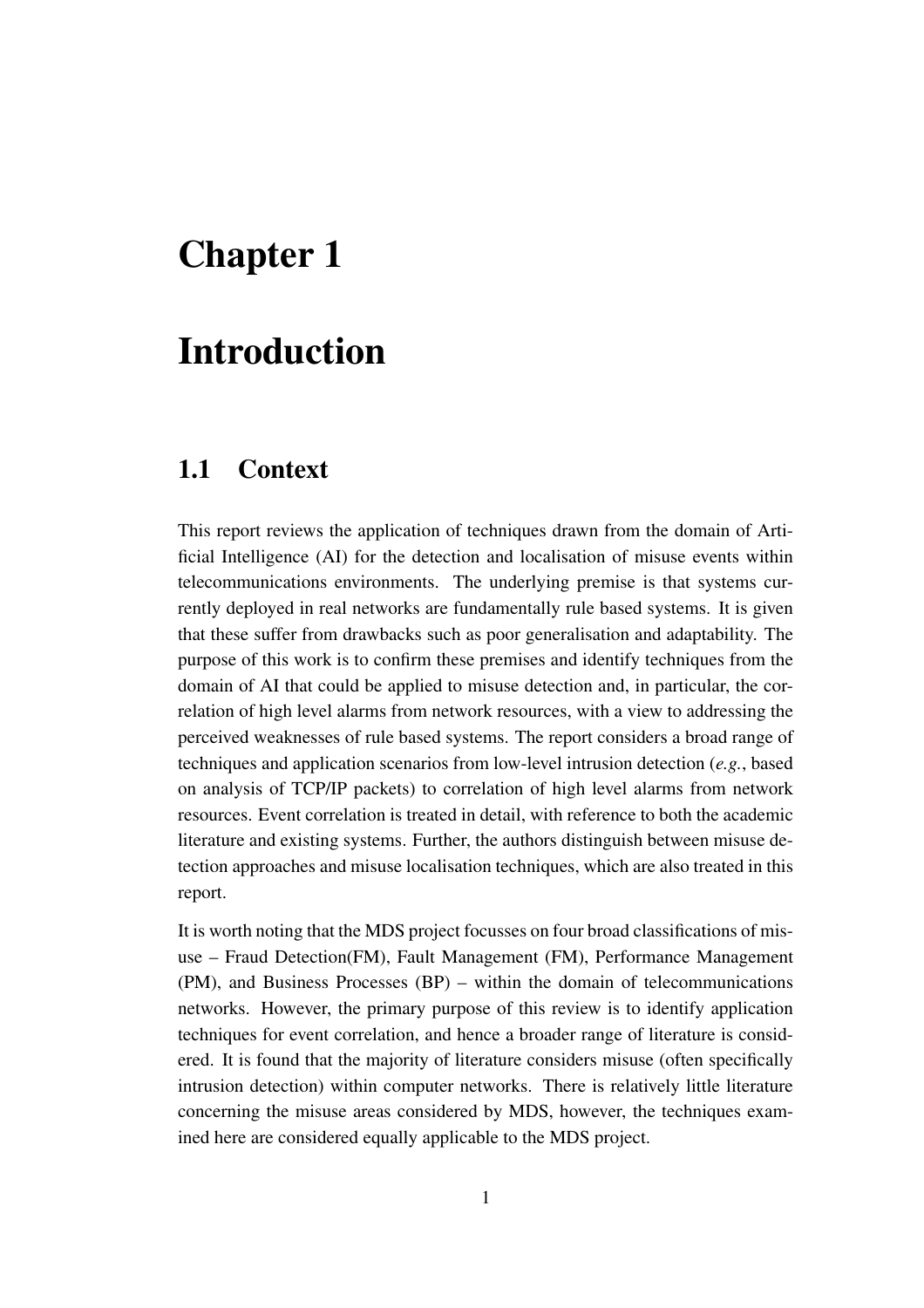# Chapter 1

# Introduction

## 1.1 Context

This report reviews the application of techniques drawn from the domain of Artificial Intelligence (AI) for the detection and localisation of misuse events within telecommunications environments. The underlying premise is that systems currently deployed in real networks are fundamentally rule based systems. It is given that these suffer from drawbacks such as poor generalisation and adaptability. The purpose of this work is to confirm these premises and identify techniques from the domain of AI that could be applied to misuse detection and, in particular, the correlation of high level alarms from network resources, with a view to addressing the perceived weaknesses of rule based systems. The report considers a broad range of techniques and application scenarios from low-level intrusion detection (*e.g.*, based on analysis of TCP/IP packets) to correlation of high level alarms from network resources. Event correlation is treated in detail, with reference to both the academic literature and existing systems. Further, the authors distinguish between misuse detection approaches and misuse localisation techniques, which are also treated in this report.

It is worth noting that the MDS project focusses on four broad classifications of misuse – Fraud Detection(FM), Fault Management (FM), Performance Management (PM), and Business Processes (BP) – within the domain of telecommunications networks. However, the primary purpose of this review is to identify application techniques for event correlation, and hence a broader range of literature is considered. It is found that the majority of literature considers misuse (often specifically intrusion detection) within computer networks. There is relatively little literature concerning the misuse areas considered by MDS, however, the techniques examined here are considered equally applicable to the MDS project.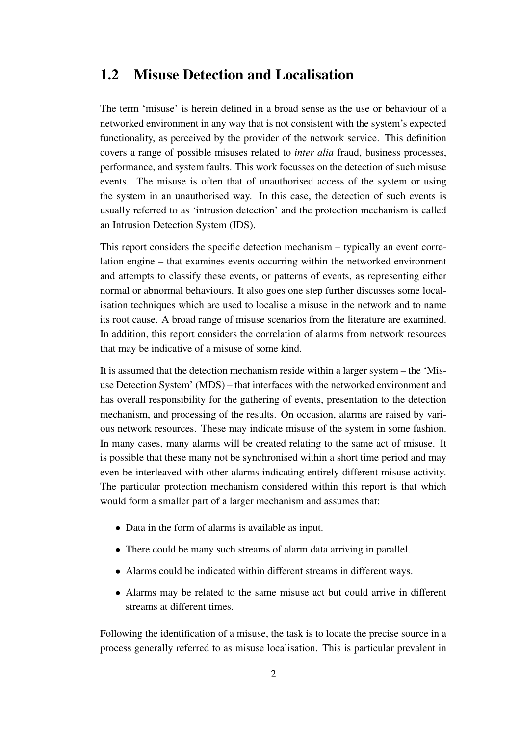## 1.2 Misuse Detection and Localisation

The term 'misuse' is herein defined in a broad sense as the use or behaviour of a networked environment in any way that is not consistent with the system's expected functionality, as perceived by the provider of the network service. This definition covers a range of possible misuses related to *inter alia* fraud, business processes, performance, and system faults. This work focusses on the detection of such misuse events. The misuse is often that of unauthorised access of the system or using the system in an unauthorised way. In this case, the detection of such events is usually referred to as 'intrusion detection' and the protection mechanism is called an Intrusion Detection System (IDS).

This report considers the specific detection mechanism – typically an event correlation engine – that examines events occurring within the networked environment and attempts to classify these events, or patterns of events, as representing either normal or abnormal behaviours. It also goes one step further discusses some localisation techniques which are used to localise a misuse in the network and to name its root cause. A broad range of misuse scenarios from the literature are examined. In addition, this report considers the correlation of alarms from network resources that may be indicative of a misuse of some kind.

It is assumed that the detection mechanism reside within a larger system – the 'Misuse Detection System' (MDS) – that interfaces with the networked environment and has overall responsibility for the gathering of events, presentation to the detection mechanism, and processing of the results. On occasion, alarms are raised by various network resources. These may indicate misuse of the system in some fashion. In many cases, many alarms will be created relating to the same act of misuse. It is possible that these many not be synchronised within a short time period and may even be interleaved with other alarms indicating entirely different misuse activity. The particular protection mechanism considered within this report is that which would form a smaller part of a larger mechanism and assumes that:

- Data in the form of alarms is available as input.
- There could be many such streams of alarm data arriving in parallel.
- Alarms could be indicated within different streams in different ways.
- Alarms may be related to the same misuse act but could arrive in different streams at different times.

Following the identification of a misuse, the task is to locate the precise source in a process generally referred to as misuse localisation. This is particular prevalent in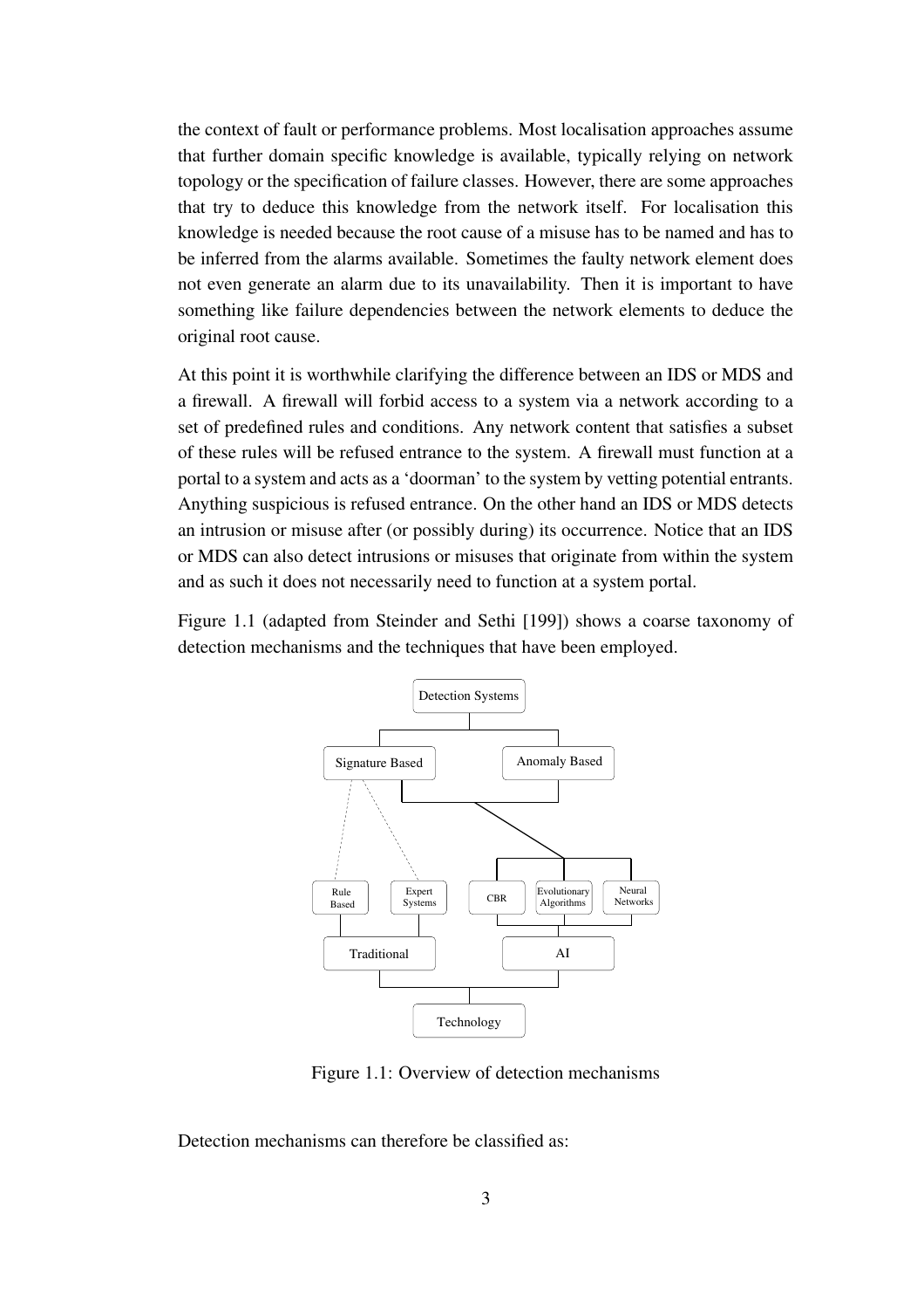the context of fault or performance problems. Most localisation approaches assume that further domain specific knowledge is available, typically relying on network topology or the specification of failure classes. However, there are some approaches that try to deduce this knowledge from the network itself. For localisation this knowledge is needed because the root cause of a misuse has to be named and has to be inferred from the alarms available. Sometimes the faulty network element does not even generate an alarm due to its unavailability. Then it is important to have something like failure dependencies between the network elements to deduce the original root cause.

At this point it is worthwhile clarifying the difference between an IDS or MDS and a firewall. A firewall will forbid access to a system via a network according to a set of predefined rules and conditions. Any network content that satisfies a subset of these rules will be refused entrance to the system. A firewall must function at a portal to a system and acts as a 'doorman' to the system by vetting potential entrants. Anything suspicious is refused entrance. On the other hand an IDS or MDS detects an intrusion or misuse after (or possibly during) its occurrence. Notice that an IDS or MDS can also detect intrusions or misuses that originate from within the system and as such it does not necessarily need to function at a system portal.

Figure 1.1 (adapted from Steinder and Sethi [199]) shows a coarse taxonomy of detection mechanisms and the techniques that have been employed.

Figure 1.1: Overview of detection mechanisms

Detection mechanisms can therefore be classified as: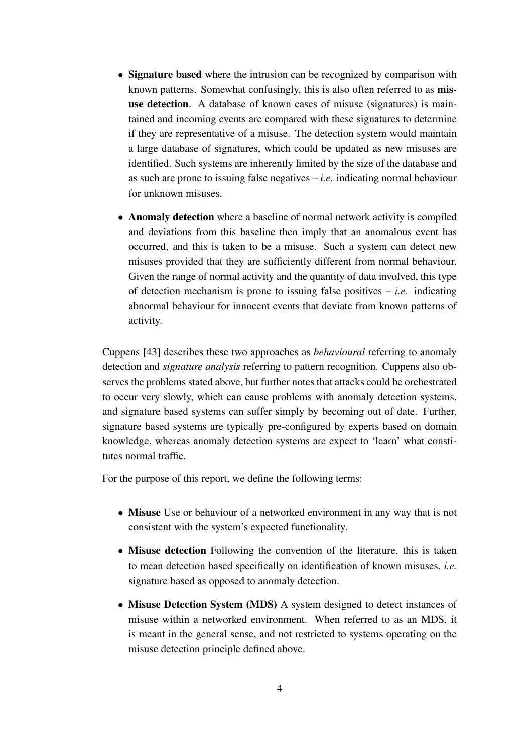- **Signature based** where the intrusion can be recognized by comparison with known patterns. Somewhat confusingly, this is also often referred to as **misuse detection**. A database of known cases of misuse (signatures) is maintained and incoming events are compared with these signatures to determine if they are representative of a misuse. The detection system would maintain a large database of signatures, which could be updated as new misuses are identified. Such systems are inherently limited by the size of the database and as such are prone to issuing false negatives – *i.e.* indicating normal behaviour for unknown misuses.

- **Anomaly detection** where a baseline of normal network activity is compiled and deviations from this baseline then imply that an anomalous event has occurred, and this is taken to be a misuse. Such a system can detect new misuses provided that they are sufficiently different from normal behaviour. Given the range of normal activity and the quantity of data involved, this type of detection mechanism is prone to issuing false positives – *i.e.* indicating abnormal behaviour for innocent events that deviate from known patterns of activity.

Cuppens [43] describes these two approaches as *behavioural* referring to anomaly detection and *signature analysis* referring to pattern recognition. Cuppens also observes the problems stated above, but further notes that attacks could be orchestrated to occur very slowly, which can cause problems with anomaly detection systems, and signature based systems can suffer simply by becoming out of date. Further, signature based systems are typically pre-configured by experts based on domain knowledge, whereas anomaly detection systems are expect to 'learn' what constitutes normal traffic.

For the purpose of this report, we define the following terms:

- **Misuse** Use or behaviour of a networked environment in any way that is not consistent with the system's expected functionality.

- **Misuse detection** Following the convention of the literature, this is taken to mean detection based specifically on identification of known misuses, *i.e.* signature based as opposed to anomaly detection.

- **Misuse Detection System (MDS)** A system designed to detect instances of misuse within a networked environment. When referred to as an MDS, it is meant in the general sense, and not restricted to systems operating on the misuse detection principle defined above.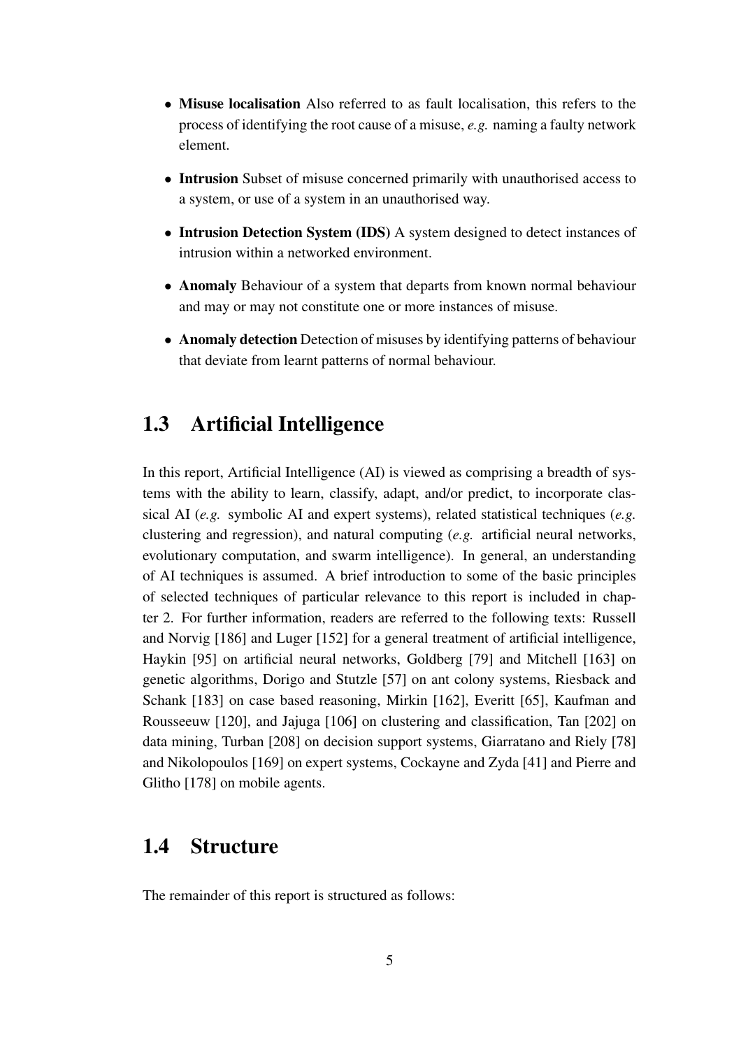- **Misuse localisation** Also referred to as fault localisation, this refers to the process of identifying the root cause of a misuse, *e.g.* naming a faulty network element.
- **Intrusion** Subset of misuse concerned primarily with unauthorised access to a system, or use of a system in an unauthorised way.
- **Intrusion Detection System (IDS)** A system designed to detect instances of intrusion within a networked environment.
- **Anomaly** Behaviour of a system that departs from known normal behaviour and may or may not constitute one or more instances of misuse.
- **Anomaly detection** Detection of misuses by identifying patterns of behaviour that deviate from learnt patterns of normal behaviour.

## 1.3 Artificial Intelligence

In this report, Artificial Intelligence (AI) is viewed as comprising a breadth of systems with the ability to learn, classify, adapt, and/or predict, to incorporate classical AI (*e.g.* symbolic AI and expert systems), related statistical techniques (*e.g.* clustering and regression), and natural computing (*e.g.* artificial neural networks, evolutionary computation, and swarm intelligence). In general, an understanding of AI techniques is assumed. A brief introduction to some of the basic principles of selected techniques of particular relevance to this report is included in chapter 2. For further information, readers are referred to the following texts: Russell and Norvig [186] and Luger [152] for a general treatment of artificial intelligence, Haykin [95] on artificial neural networks, Goldberg [79] and Mitchell [163] on genetic algorithms, Dorigo and Stutzle [57] on ant colony systems, Riesback and Schank [183] on case based reasoning, Mirkin [162], Everitt [65], Kaufman and Rousseeuw [120], and Jajuga [106] on clustering and classification, Tan [202] on data mining, Turban [208] on decision support systems, Giarratano and Riely [78] and Nikolopoulos [169] on expert systems, Cockayne and Zyda [41] and Pierre and Glitho [178] on mobile agents.

## 1.4 Structure

The remainder of this report is structured as follows: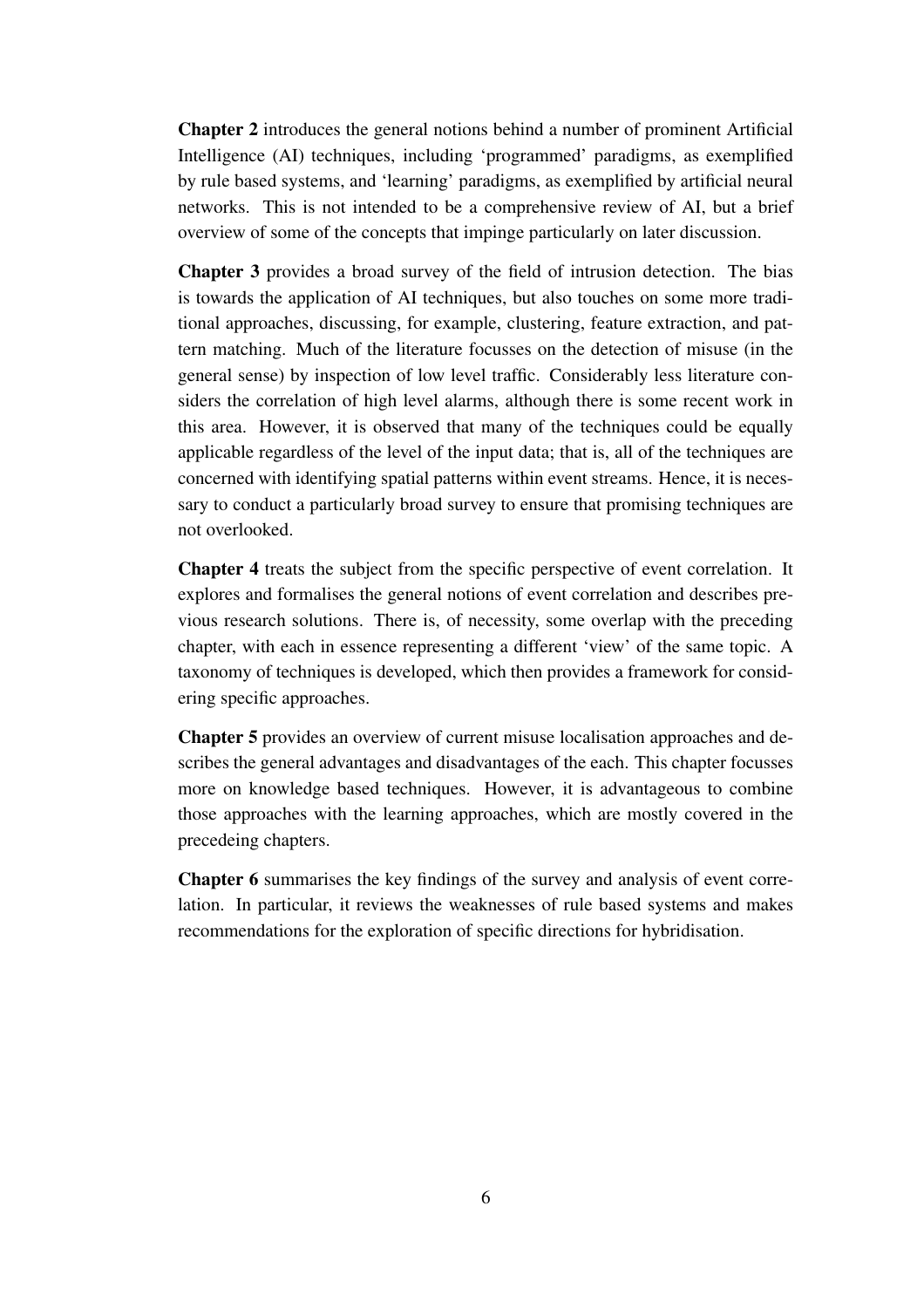**Chapter 2** introduces the general notions behind a number of prominent Artificial Intelligence (AI) techniques, including 'programmed' paradigms, as exemplified by rule based systems, and 'learning' paradigms, as exemplified by artificial neural networks. This is not intended to be a comprehensive review of AI, but a brief overview of some of the concepts that impinge particularly on later discussion.

**Chapter 3** provides a broad survey of the field of intrusion detection. The bias is towards the application of AI techniques, but also touches on some more traditional approaches, discussing, for example, clustering, feature extraction, and pattern matching. Much of the literature focusses on the detection of misuse (in the general sense) by inspection of low level traffic. Considerably less literature considers the correlation of high level alarms, although there is some recent work in this area. However, it is observed that many of the techniques could be equally applicable regardless of the level of the input data; that is, all of the techniques are concerned with identifying spatial patterns within event streams. Hence, it is necessary to conduct a particularly broad survey to ensure that promising techniques are not overlooked.

**Chapter 4** treats the subject from the specific perspective of event correlation. It explores and formalises the general notions of event correlation and describes previous research solutions. There is, of necessity, some overlap with the preceding chapter, with each in essence representing a different 'view' of the same topic. A taxonomy of techniques is developed, which then provides a framework for considering specific approaches.

**Chapter 5** provides an overview of current misuse localisation approaches and describes the general advantages and disadvantages of the each. This chapter focusses more on knowledge based techniques. However, it is advantageous to combine those approaches with the learning approaches, which are mostly covered in the precedeing chapters.

**Chapter 6** summarises the key findings of the survey and analysis of event correlation. In particular, it reviews the weaknesses of rule based systems and makes recommendations for the exploration of specific directions for hybridisation.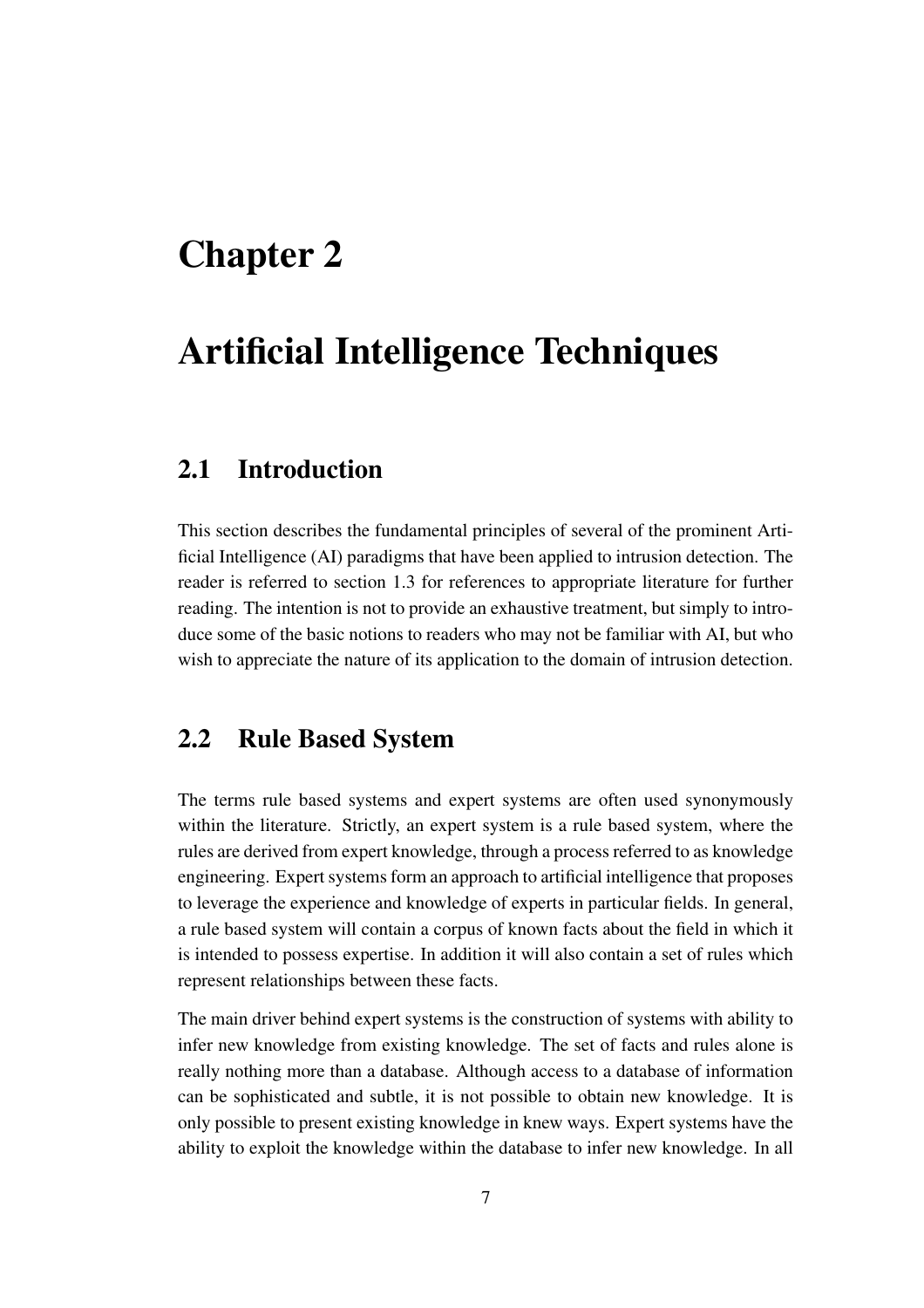# Chapter 2

# Artificial Intelligence Techniques

## 2.1 Introduction

This section describes the fundamental principles of several of the prominent Artificial Intelligence (AI) paradigms that have been applied to intrusion detection. The reader is referred to section 1.3 for references to appropriate literature for further reading. The intention is not to provide an exhaustive treatment, but simply to introduce some of the basic notions to readers who may not be familiar with AI, but who wish to appreciate the nature of its application to the domain of intrusion detection.

## 2.2 Rule Based System

The terms rule based systems and expert systems are often used synonymously within the literature. Strictly, an expert system is a rule based system, where the rules are derived from expert knowledge, through a process referred to as knowledge engineering. Expert systems form an approach to artificial intelligence that proposes to leverage the experience and knowledge of experts in particular fields. In general, a rule based system will contain a corpus of known facts about the field in which it is intended to possess expertise. In addition it will also contain a set of rules which represent relationships between these facts.

The main driver behind expert systems is the construction of systems with ability to infer new knowledge from existing knowledge. The set of facts and rules alone is really nothing more than a database. Although access to a database of information can be sophisticated and subtle, it is not possible to obtain new knowledge. It is only possible to present existing knowledge in knew ways. Expert systems have the ability to exploit the knowledge within the database to infer new knowledge. In all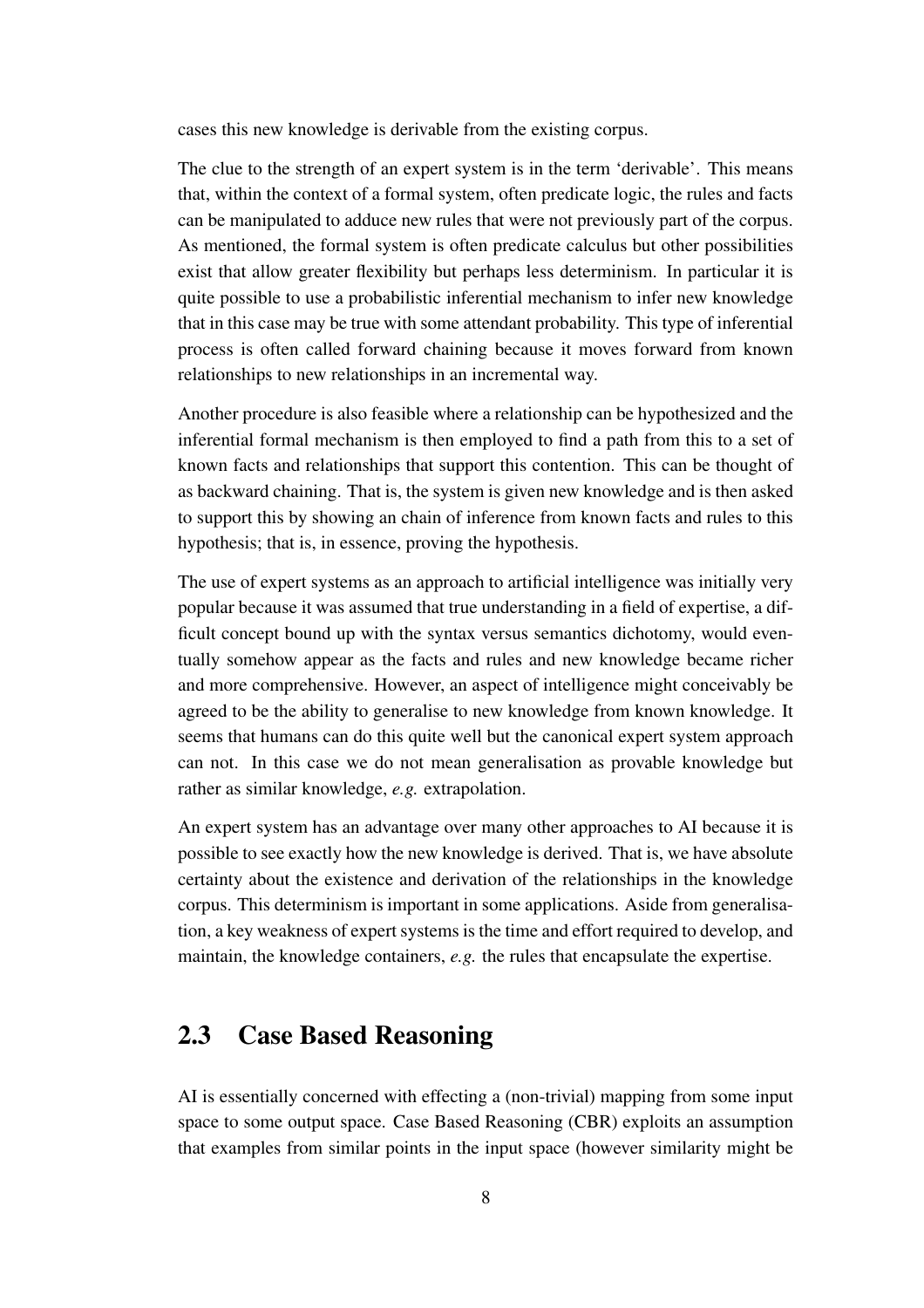cases this new knowledge is derivable from the existing corpus.

The clue to the strength of an expert system is in the term 'derivable'. This means that, within the context of a formal system, often predicate logic, the rules and facts can be manipulated to adduce new rules that were not previously part of the corpus. As mentioned, the formal system is often predicate calculus but other possibilities exist that allow greater flexibility but perhaps less determinism. In particular it is quite possible to use a probabilistic inferential mechanism to infer new knowledge that in this case may be true with some attendant probability. This type of inferential process is often called forward chaining because it moves forward from known relationships to new relationships in an incremental way.

Another procedure is also feasible where a relationship can be hypothesized and the inferential formal mechanism is then employed to find a path from this to a set of known facts and relationships that support this contention. This can be thought of as backward chaining. That is, the system is given new knowledge and is then asked to support this by showing an chain of inference from known facts and rules to this hypothesis; that is, in essence, proving the hypothesis.

The use of expert systems as an approach to artificial intelligence was initially very popular because it was assumed that true understanding in a field of expertise, a difficult concept bound up with the syntax versus semantics dichotomy, would eventually somehow appear as the facts and rules and new knowledge became richer and more comprehensive. However, an aspect of intelligence might conceivably be agreed to be the ability to generalise to new knowledge from known knowledge. It seems that humans can do this quite well but the canonical expert system approach can not. In this case we do not mean generalisation as provable knowledge but rather as similar knowledge, *e.g.* extrapolation.

An expert system has an advantage over many other approaches to AI because it is possible to see exactly how the new knowledge is derived. That is, we have absolute certainty about the existence and derivation of the relationships in the knowledge corpus. This determinism is important in some applications. Aside from generalisation, a key weakness of expert systems is the time and effort required to develop, and maintain, the knowledge containers, *e.g.* the rules that encapsulate the expertise.

## 2.3 Case Based Reasoning

AI is essentially concerned with effecting a (non-trivial) mapping from some input space to some output space. Case Based Reasoning (CBR) exploits an assumption that examples from similar points in the input space (however similarity might be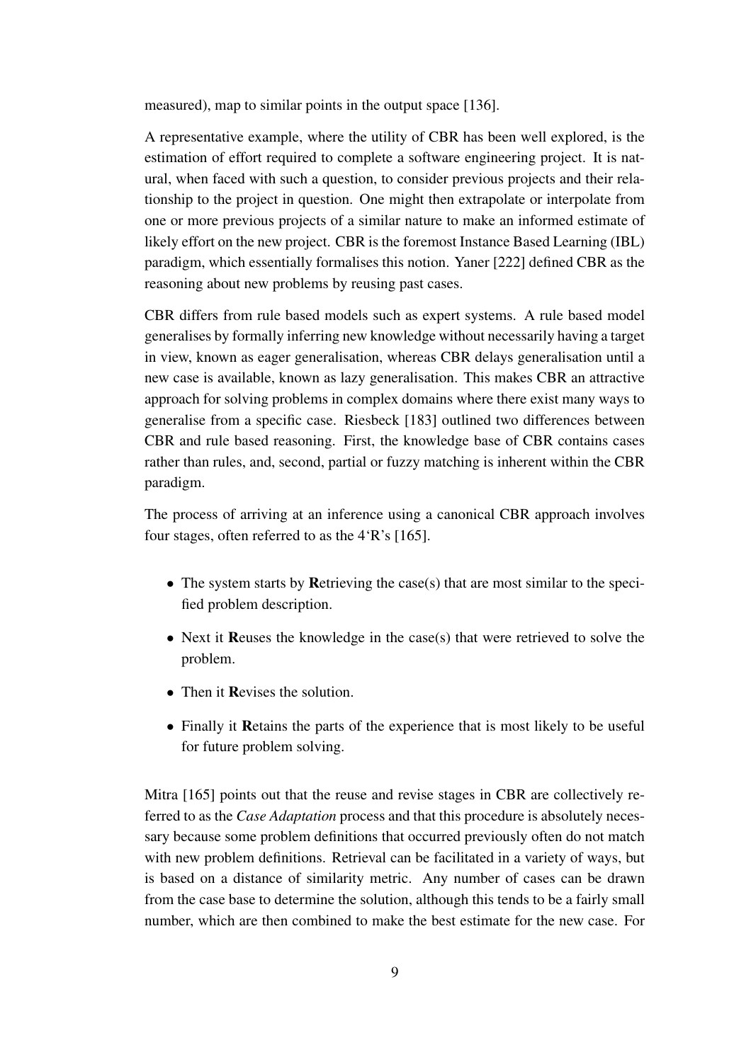measured), map to similar points in the output space [136].

A representative example, where the utility of CBR has been well explored, is the estimation of effort required to complete a software engineering project. It is natural, when faced with such a question, to consider previous projects and their relationship to the project in question. One might then extrapolate or interpolate from one or more previous projects of a similar nature to make an informed estimate of likely effort on the new project. CBR is the foremost Instance Based Learning (IBL) paradigm, which essentially formalises this notion. Yaner [222] defined CBR as the reasoning about new problems by reusing past cases.

CBR differs from rule based models such as expert systems. A rule based model generalises by formally inferring new knowledge without necessarily having a target in view, known as eager generalisation, whereas CBR delays generalisation until a new case is available, known as lazy generalisation. This makes CBR an attractive approach for solving problems in complex domains where there exist many ways to generalise from a specific case. Riesbeck [183] outlined two differences between CBR and rule based reasoning. First, the knowledge base of CBR contains cases rather than rules, and, second, partial or fuzzy matching is inherent within the CBR paradigm.

The process of arriving at an inference using a canonical CBR approach involves four stages, often referred to as the 4‘R’s [165].

- The system starts by **R**etrieving the case(s) that are most similar to the specified problem description.
- Next it **R**euses the knowledge in the case(s) that were retrieved to solve the problem.
- Then it **R**evises the solution.
- Finally it **R**etains the parts of the experience that is most likely to be useful for future problem solving.

Mitra [165] points out that the reuse and revise stages in CBR are collectively referred to as the *Case Adaptation* process and that this procedure is absolutely necessary because some problem definitions that occurred previously often do not match with new problem definitions. Retrieval can be facilitated in a variety of ways, but is based on a distance of similarity metric. Any number of cases can be drawn from the case base to determine the solution, although this tends to be a fairly small number, which are then combined to make the best estimate for the new case. For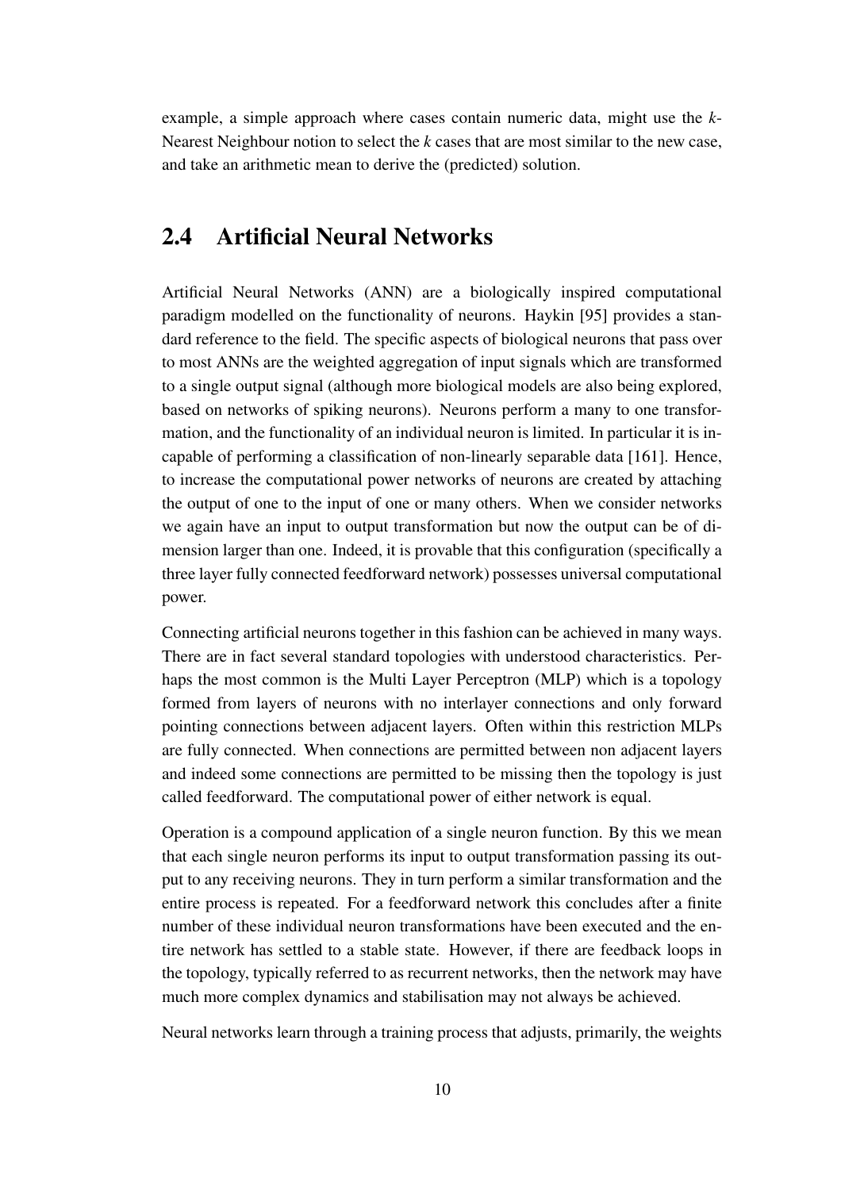example, a simple approach where cases contain numeric data, might use the $k$-Nearest Neighbour notion to select the $k$ cases that are most similar to the new case, and take an arithmetic mean to derive the (predicted) solution.

## 2.4 Artificial Neural Networks

Artificial Neural Networks (ANN) are a biologically inspired computational paradigm modelled on the functionality of neurons. Haykin [95] provides a standard reference to the field. The specific aspects of biological neurons that pass over to most ANNs are the weighted aggregation of input signals which are transformed to a single output signal (although more biological models are also being explored, based on networks of spiking neurons). Neurons perform a many to one transformation, and the functionality of an individual neuron is limited. In particular it is incapable of performing a classification of non-linearly separable data [161]. Hence, to increase the computational power networks of neurons are created by attaching the output of one to the input of one or many others. When we consider networks we again have an input to output transformation but now the output can be of dimension larger than one. Indeed, it is provable that this configuration (specifically a three layer fully connected feedforward network) possesses universal computational power.

Connecting artificial neurons together in this fashion can be achieved in many ways. There are in fact several standard topologies with understood characteristics. Perhaps the most common is the Multi Layer Perceptron (MLP) which is a topology formed from layers of neurons with no interlayer connections and only forward pointing connections between adjacent layers. Often within this restriction MLPs are fully connected. When connections are permitted between non adjacent layers and indeed some connections are permitted to be missing then the topology is just called feedforward. The computational power of either network is equal.

Operation is a compound application of a single neuron function. By this we mean that each single neuron performs its input to output transformation passing its output to any receiving neurons. They in turn perform a similar transformation and the entire process is repeated. For a feedforward network this concludes after a finite number of these individual neuron transformations have been executed and the entire network has settled to a stable state. However, if there are feedback loops in the topology, typically referred to as recurrent networks, then the network may have much more complex dynamics and stabilisation may not always be achieved.

Neural networks learn through a training process that adjusts, primarily, the weights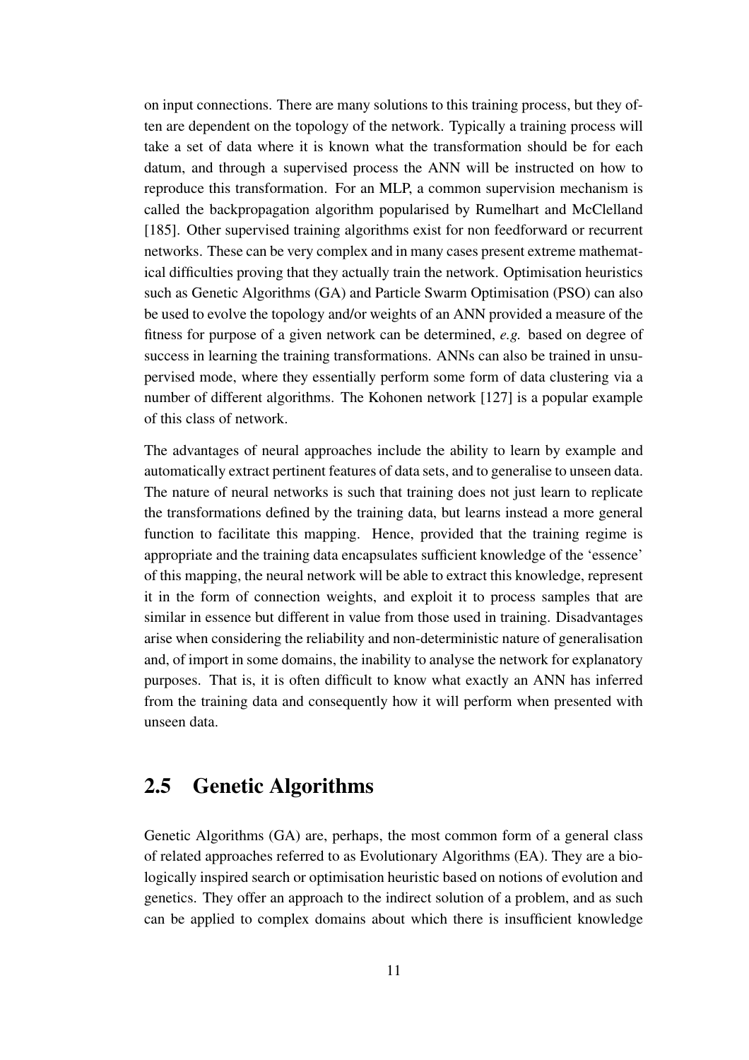on input connections. There are many solutions to this training process, but they often are dependent on the topology of the network. Typically a training process will take a set of data where it is known what the transformation should be for each datum, and through a supervised process the ANN will be instructed on how to reproduce this transformation. For an MLP, a common supervision mechanism is called the backpropagation algorithm popularised by Rumelhart and McClelland [185]. Other supervised training algorithms exist for non feedforward or recurrent networks. These can be very complex and in many cases present extreme mathematical difficulties proving that they actually train the network. Optimisation heuristics such as Genetic Algorithms (GA) and Particle Swarm Optimisation (PSO) can also be used to evolve the topology and/or weights of an ANN provided a measure of the fitness for purpose of a given network can be determined, *e.g.* based on degree of success in learning the training transformations. ANNs can also be trained in unsupervised mode, where they essentially perform some form of data clustering via a number of different algorithms. The Kohonen network [127] is a popular example of this class of network.

The advantages of neural approaches include the ability to learn by example and automatically extract pertinent features of data sets, and to generalise to unseen data. The nature of neural networks is such that training does not just learn to replicate the transformations defined by the training data, but learns instead a more general function to facilitate this mapping. Hence, provided that the training regime is appropriate and the training data encapsulates sufficient knowledge of the 'essence' of this mapping, the neural network will be able to extract this knowledge, represent it in the form of connection weights, and exploit it to process samples that are similar in essence but different in value from those used in training. Disadvantages arise when considering the reliability and non-deterministic nature of generalisation and, of import in some domains, the inability to analyse the network for explanatory purposes. That is, it is often difficult to know what exactly an ANN has inferred from the training data and consequently how it will perform when presented with unseen data.

## 2.5 Genetic Algorithms

Genetic Algorithms (GA) are, perhaps, the most common form of a general class of related approaches referred to as Evolutionary Algorithms (EA). They are a biologically inspired search or optimisation heuristic based on notions of evolution and genetics. They offer an approach to the indirect solution of a problem, and as such can be applied to complex domains about which there is insufficient knowledge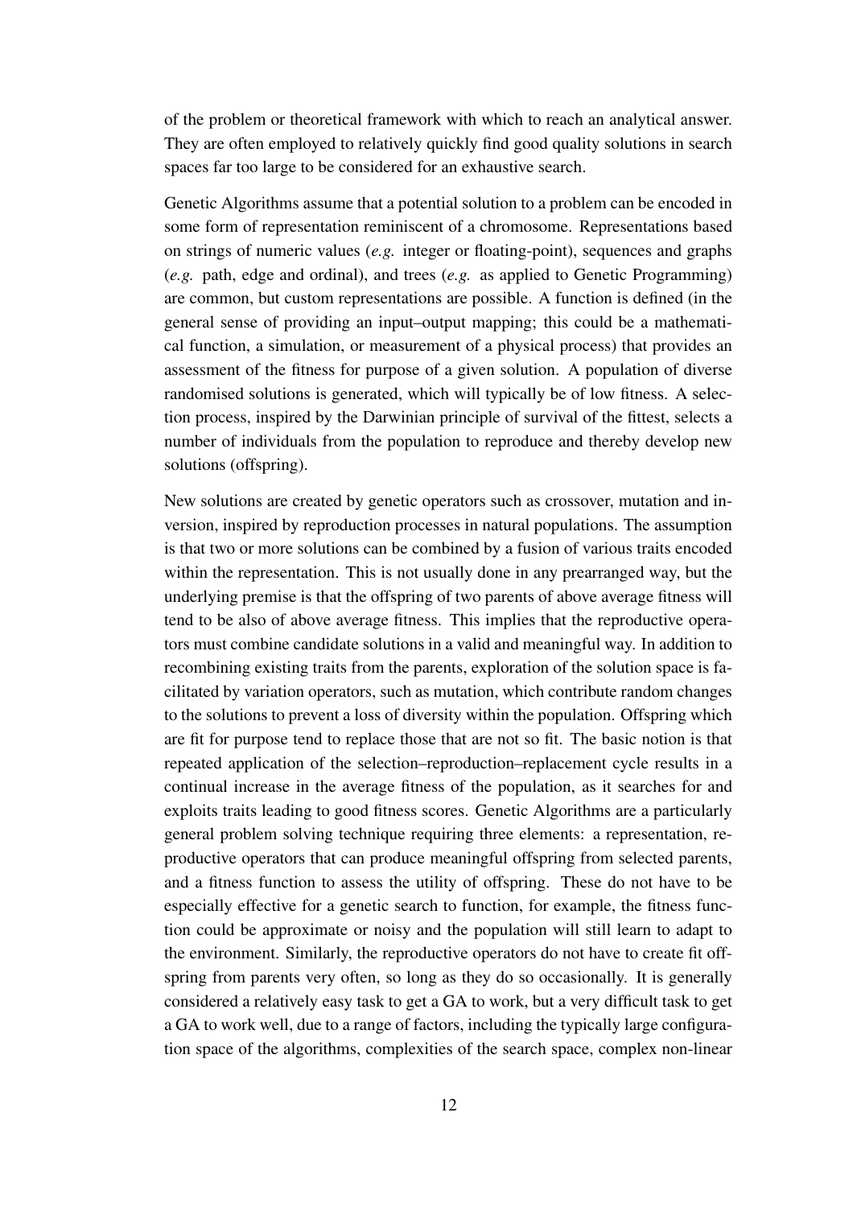of the problem or theoretical framework with which to reach an analytical answer. They are often employed to relatively quickly find good quality solutions in search spaces far too large to be considered for an exhaustive search.

Genetic Algorithms assume that a potential solution to a problem can be encoded in some form of representation reminiscent of a chromosome. Representations based on strings of numeric values (*e.g.* integer or floating-point), sequences and graphs (*e.g.* path, edge and ordinal), and trees (*e.g.* as applied to Genetic Programming) are common, but custom representations are possible. A function is defined (in the general sense of providing an input–output mapping; this could be a mathematical function, a simulation, or measurement of a physical process) that provides an assessment of the fitness for purpose of a given solution. A population of diverse randomised solutions is generated, which will typically be of low fitness. A selection process, inspired by the Darwinian principle of survival of the fittest, selects a number of individuals from the population to reproduce and thereby develop new solutions (offspring).

New solutions are created by genetic operators such as crossover, mutation and inversion, inspired by reproduction processes in natural populations. The assumption is that two or more solutions can be combined by a fusion of various traits encoded within the representation. This is not usually done in any prearranged way, but the underlying premise is that the offspring of two parents of above average fitness will tend to be also of above average fitness. This implies that the reproductive operators must combine candidate solutions in a valid and meaningful way. In addition to recombining existing traits from the parents, exploration of the solution space is facilitated by variation operators, such as mutation, which contribute random changes to the solutions to prevent a loss of diversity within the population. Offspring which are fit for purpose tend to replace those that are not so fit. The basic notion is that repeated application of the selection–reproduction–replacement cycle results in a continual increase in the average fitness of the population, as it searches for and exploits traits leading to good fitness scores. Genetic Algorithms are a particularly general problem solving technique requiring three elements: a representation, reproductive operators that can produce meaningful offspring from selected parents, and a fitness function to assess the utility of offspring. These do not have to be especially effective for a genetic search to function, for example, the fitness function could be approximate or noisy and the population will still learn to adapt to the environment. Similarly, the reproductive operators do not have to create fit offspring from parents very often, so long as they do so occasionally. It is generally considered a relatively easy task to get a GA to work, but a very difficult task to get a GA to work well, due to a range of factors, including the typically large configuration space of the algorithms, complexities of the search space, complex non-linear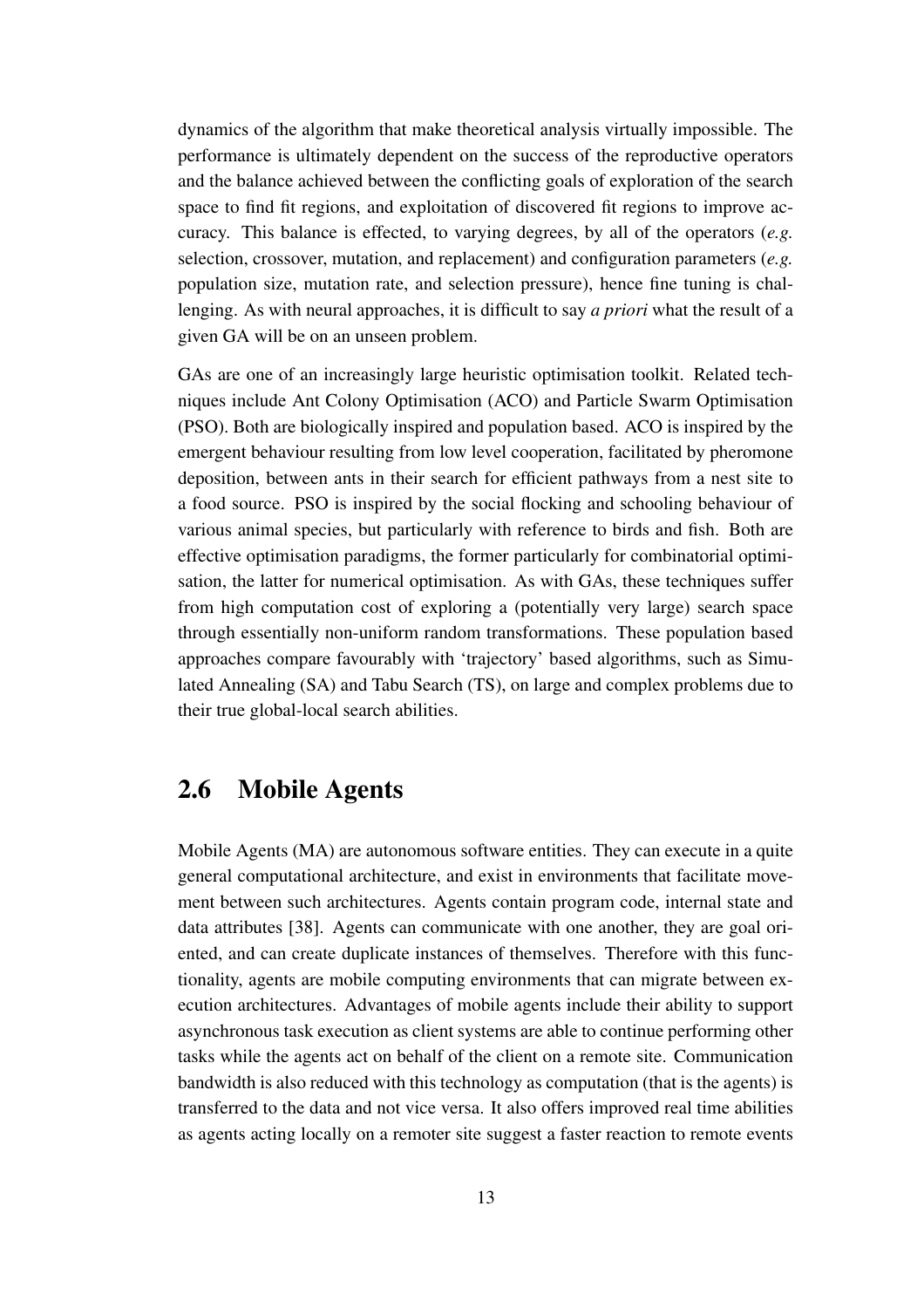dynamics of the algorithm that make theoretical analysis virtually impossible. The performance is ultimately dependent on the success of the reproductive operators and the balance achieved between the conflicting goals of exploration of the search space to find fit regions, and exploitation of discovered fit regions to improve accuracy. This balance is effected, to varying degrees, by all of the operators (*e.g.* selection, crossover, mutation, and replacement) and configuration parameters (*e.g.* population size, mutation rate, and selection pressure), hence fine tuning is challenging. As with neural approaches, it is difficult to say *a priori* what the result of a given GA will be on an unseen problem.

GAs are one of an increasingly large heuristic optimisation toolkit. Related techniques include Ant Colony Optimisation (ACO) and Particle Swarm Optimisation (PSO). Both are biologically inspired and population based. ACO is inspired by the emergent behaviour resulting from low level cooperation, facilitated by pheromone deposition, between ants in their search for efficient pathways from a nest site to a food source. PSO is inspired by the social flocking and schooling behaviour of various animal species, but particularly with reference to birds and fish. Both are effective optimisation paradigms, the former particularly for combinatorial optimisation, the latter for numerical optimisation. As with GAs, these techniques suffer from high computation cost of exploring a (potentially very large) search space through essentially non-uniform random transformations. These population based approaches compare favourably with 'trajectory' based algorithms, such as Simulated Annealing (SA) and Tabu Search (TS), on large and complex problems due to their true global-local search abilities.

## 2.6 Mobile Agents

Mobile Agents (MA) are autonomous software entities. They can execute in a quite general computational architecture, and exist in environments that facilitate movement between such architectures. Agents contain program code, internal state and data attributes [38]. Agents can communicate with one another, they are goal oriented, and can create duplicate instances of themselves. Therefore with this functionality, agents are mobile computing environments that can migrate between execution architectures. Advantages of mobile agents include their ability to support asynchronous task execution as client systems are able to continue performing other tasks while the agents act on behalf of the client on a remote site. Communication bandwidth is also reduced with this technology as computation (that is the agents) is transferred to the data and not vice versa. It also offers improved real time abilities as agents acting locally on a remoter site suggest a faster reaction to remote events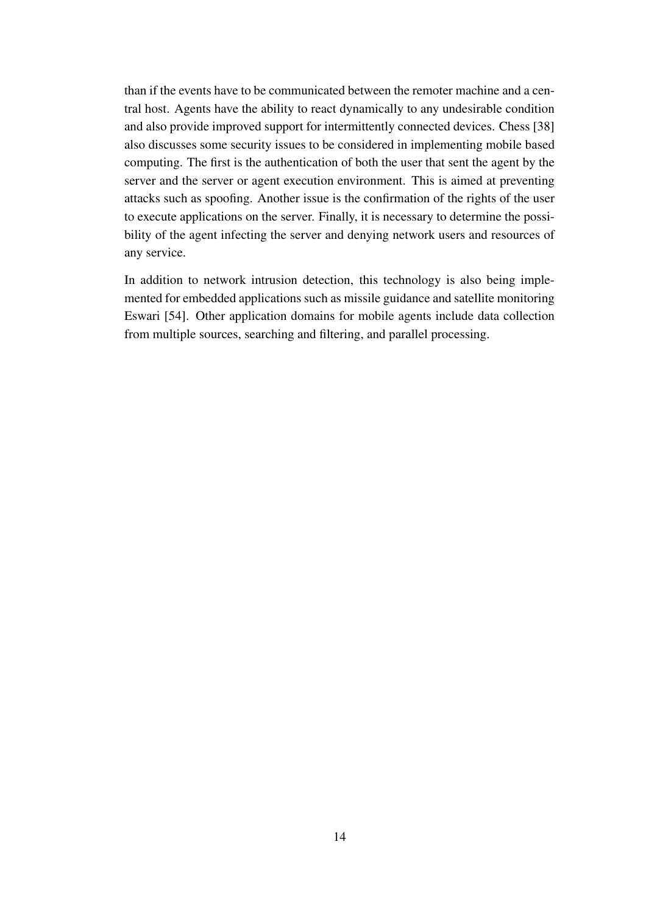than if the events have to be communicated between the remoter machine and a central host. Agents have the ability to react dynamically to any undesirable condition and also provide improved support for intermittently connected devices. Chess [38] also discusses some security issues to be considered in implementing mobile based computing. The first is the authentication of both the user that sent the agent by the server and the server or agent execution environment. This is aimed at preventing attacks such as spoofing. Another issue is the confirmation of the rights of the user to execute applications on the server. Finally, it is necessary to determine the possibility of the agent infecting the server and denying network users and resources of any service.

In addition to network intrusion detection, this technology is also being implemented for embedded applications such as missile guidance and satellite monitoring Eswari [54]. Other application domains for mobile agents include data collection from multiple sources, searching and filtering, and parallel processing.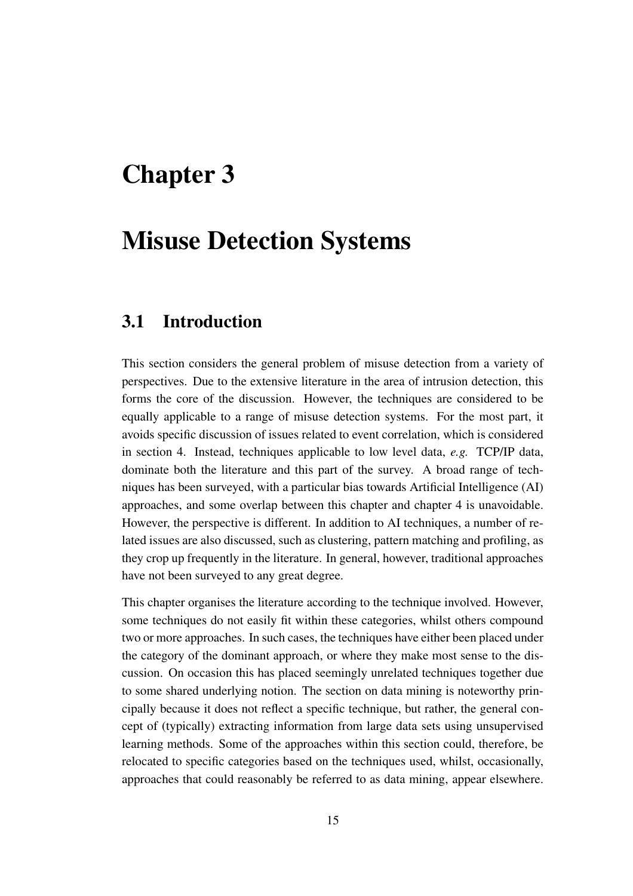# Chapter 3

# Misuse Detection Systems

## 3.1 Introduction

This section considers the general problem of misuse detection from a variety of perspectives. Due to the extensive literature in the area of intrusion detection, this forms the core of the discussion. However, the techniques are considered to be equally applicable to a range of misuse detection systems. For the most part, it avoids specific discussion of issues related to event correlation, which is considered in section 4. Instead, techniques applicable to low level data, *e.g.* TCP/IP data, dominate both the literature and this part of the survey. A broad range of techniques has been surveyed, with a particular bias towards Artificial Intelligence (AI) approaches, and some overlap between this chapter and chapter 4 is unavoidable. However, the perspective is different. In addition to AI techniques, a number of related issues are also discussed, such as clustering, pattern matching and profiling, as they crop up frequently in the literature. In general, however, traditional approaches have not been surveyed to any great degree.

This chapter organises the literature according to the technique involved. However, some techniques do not easily fit within these categories, whilst others compound two or more approaches. In such cases, the techniques have either been placed under the category of the dominant approach, or where they make most sense to the discussion. On occasion this has placed seemingly unrelated techniques together due to some shared underlying notion. The section on data mining is noteworthy principally because it does not reflect a specific technique, but rather, the general concept of (typically) extracting information from large data sets using unsupervised learning methods. Some of the approaches within this section could, therefore, be relocated to specific categories based on the techniques used, whilst, occasionally, approaches that could reasonably be referred to as data mining, appear elsewhere.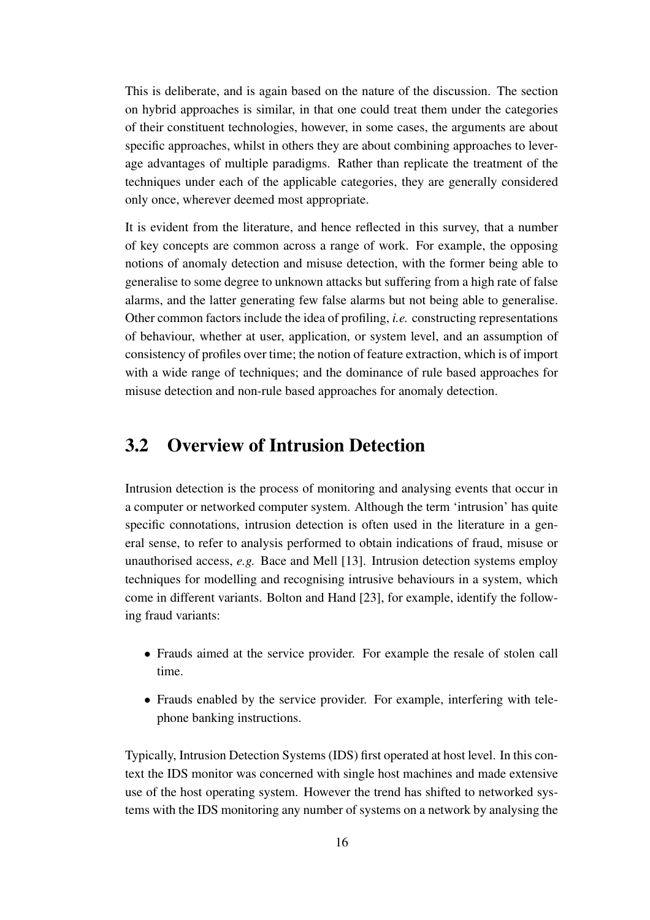This is deliberate, and is again based on the nature of the discussion. The section on hybrid approaches is similar, in that one could treat them under the categories of their constituent technologies, however, in some cases, the arguments are about specific approaches, whilst in others they are about combining approaches to leverage advantages of multiple paradigms. Rather than replicate the treatment of the techniques under each of the applicable categories, they are generally considered only once, wherever deemed most appropriate.

It is evident from the literature, and hence reflected in this survey, that a number of key concepts are common across a range of work. For example, the opposing notions of anomaly detection and misuse detection, with the former being able to generalise to some degree to unknown attacks but suffering from a high rate of false alarms, and the latter generating few false alarms but not being able to generalise. Other common factors include the idea of profiling, *i.e.* constructing representations of behaviour, whether at user, application, or system level, and an assumption of consistency of profiles over time; the notion of feature extraction, which is of import with a wide range of techniques; and the dominance of rule based approaches for misuse detection and non-rule based approaches for anomaly detection.

## 3.2 Overview of Intrusion Detection

Intrusion detection is the process of monitoring and analysing events that occur in a computer or networked computer system. Although the term 'intrusion' has quite specific connotations, intrusion detection is often used in the literature in a general sense, to refer to analysis performed to obtain indications of fraud, misuse or unauthorised access, *e.g.* Bace and Mell [13]. Intrusion detection systems employ techniques for modelling and recognising intrusive behaviours in a system, which come in different variants. Bolton and Hand [23], for example, identify the following fraud variants:

- Frauds aimed at the service provider. For example the resale of stolen call time.
- Frauds enabled by the service provider. For example, interfering with telephone banking instructions.

Typically, Intrusion Detection Systems (IDS) first operated at host level. In this context the IDS monitor was concerned with single host machines and made extensive use of the host operating system. However the trend has shifted to networked systems with the IDS monitoring any number of systems on a network by analysing the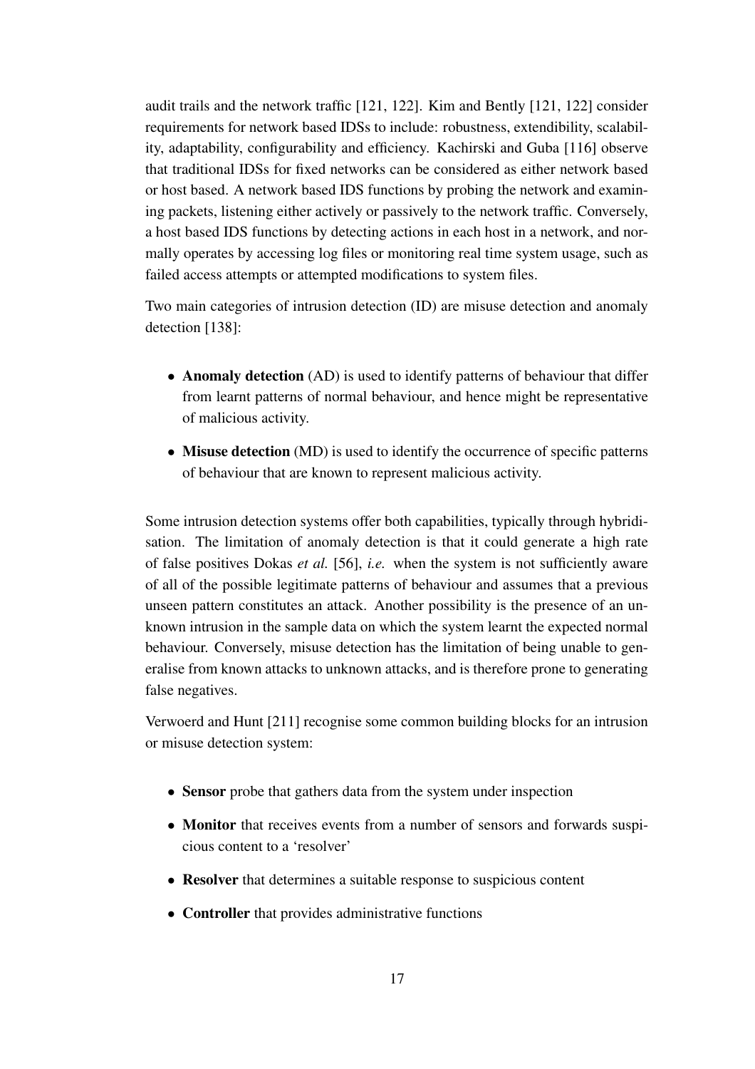audit trails and the network traffic [121, 122]. Kim and Bently [121, 122] consider requirements for network based IDSs to include: robustness, extendibility, scalability, adaptability, configurability and efficiency. Kachirski and Guba [116] observe that traditional IDSs for fixed networks can be considered as either network based or host based. A network based IDS functions by probing the network and examining packets, listening either actively or passively to the network traffic. Conversely, a host based IDS functions by detecting actions in each host in a network, and normally operates by accessing log files or monitoring real time system usage, such as failed access attempts or attempted modifications to system files.

Two main categories of intrusion detection (ID) are misuse detection and anomaly detection [138]:

- **Anomaly detection** (AD) is used to identify patterns of behaviour that differ from learnt patterns of normal behaviour, and hence might be representative of malicious activity.
- **Misuse detection** (MD) is used to identify the occurrence of specific patterns of behaviour that are known to represent malicious activity.

Some intrusion detection systems offer both capabilities, typically through hybridisation. The limitation of anomaly detection is that it could generate a high rate of false positives Dokas *et al.* [56], *i.e.* when the system is not sufficiently aware of all of the possible legitimate patterns of behaviour and assumes that a previous unseen pattern constitutes an attack. Another possibility is the presence of an unknown intrusion in the sample data on which the system learnt the expected normal behaviour. Conversely, misuse detection has the limitation of being unable to generalise from known attacks to unknown attacks, and is therefore prone to generating false negatives.

Verwoerd and Hunt [211] recognise some common building blocks for an intrusion or misuse detection system:

- **Sensor** probe that gathers data from the system under inspection
- **Monitor** that receives events from a number of sensors and forwards suspicious content to a 'resolver'
- **Resolver** that determines a suitable response to suspicious content
- **Controller** that provides administrative functions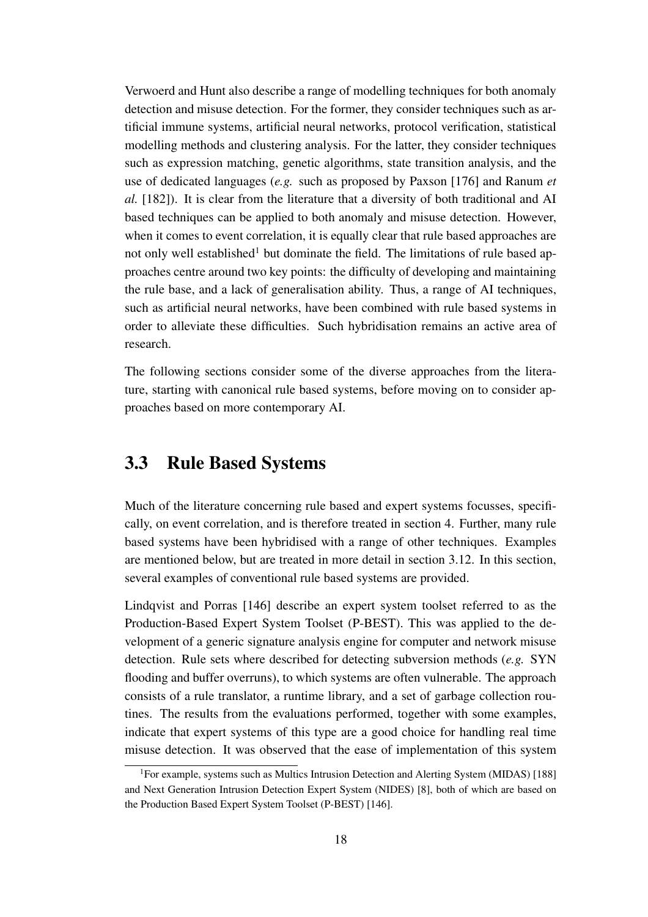Verwoerd and Hunt also describe a range of modelling techniques for both anomaly detection and misuse detection. For the former, they consider techniques such as artificial immune systems, artificial neural networks, protocol verification, statistical modelling methods and clustering analysis. For the latter, they consider techniques such as expression matching, genetic algorithms, state transition analysis, and the use of dedicated languages (*e.g.* such as proposed by Paxson [176] and Ranum *et al.* [182]). It is clear from the literature that a diversity of both traditional and AI based techniques can be applied to both anomaly and misuse detection. However, when it comes to event correlation, it is equally clear that rule based approaches are not only well established[1] but dominate the field. The limitations of rule based approaches centre around two key points: the difficulty of developing and maintaining the rule base, and a lack of generalisation ability. Thus, a range of AI techniques, such as artificial neural networks, have been combined with rule based systems in order to alleviate these difficulties. Such hybridisation remains an active area of research.

The following sections consider some of the diverse approaches from the literature, starting with canonical rule based systems, before moving on to consider approaches based on more contemporary AI.

## 3.3 Rule Based Systems

Much of the literature concerning rule based and expert systems focusses, specifically, on event correlation, and is therefore treated in section 4. Further, many rule based systems have been hybridised with a range of other techniques. Examples are mentioned below, but are treated in more detail in section 3.12. In this section, several examples of conventional rule based systems are provided.

Lindqvist and Porras [146] describe an expert system toolset referred to as the Production-Based Expert System Toolset (P-BEST). This was applied to the development of a generic signature analysis engine for computer and network misuse detection. Rule sets where described for detecting subversion methods (*e.g.* SYN flooding and buffer overruns), to which systems are often vulnerable. The approach consists of a rule translator, a runtime library, and a set of garbage collection routines. The results from the evaluations performed, together with some examples, indicate that expert systems of this type are a good choice for handling real time misuse detection. It was observed that the ease of implementation of this system

[1] For example, systems such as Multics Intrusion Detection and Alerting System (MIDAS) [188] and Next Generation Intrusion Detection Expert System (NIDES) [8], both of which are based on the Production Based Expert System Toolset (P-BEST) [146].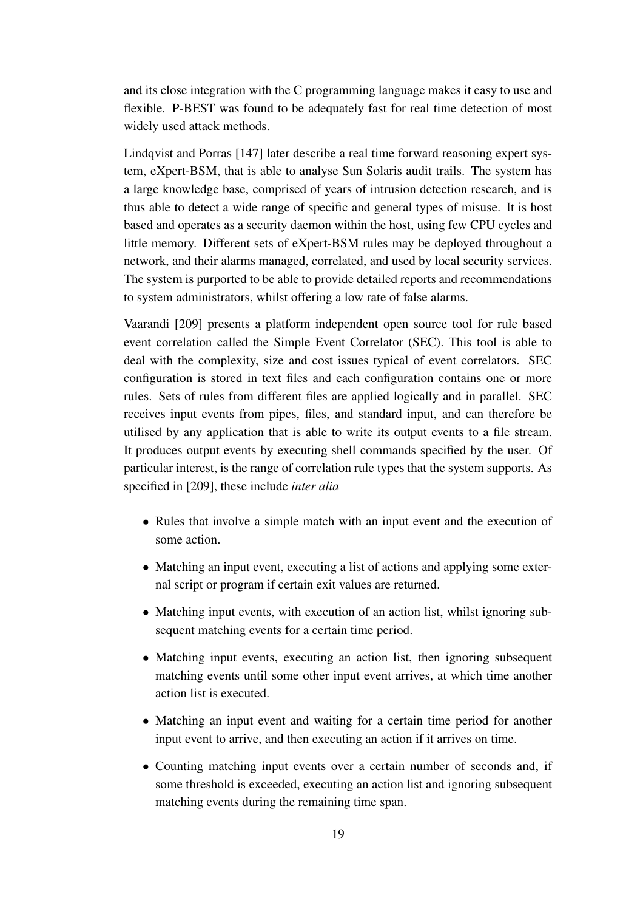and its close integration with the C programming language makes it easy to use and flexible. P-BEST was found to be adequately fast for real time detection of most widely used attack methods.

Lindqvist and Porras [147] later describe a real time forward reasoning expert system, eXpert-BSM, that is able to analyse Sun Solaris audit trails. The system has a large knowledge base, comprised of years of intrusion detection research, and is thus able to detect a wide range of specific and general types of misuse. It is host based and operates as a security daemon within the host, using few CPU cycles and little memory. Different sets of eXpert-BSM rules may be deployed throughout a network, and their alarms managed, correlated, and used by local security services. The system is purported to be able to provide detailed reports and recommendations to system administrators, whilst offering a low rate of false alarms.

Vaarandi [209] presents a platform independent open source tool for rule based event correlation called the Simple Event Correlator (SEC). This tool is able to deal with the complexity, size and cost issues typical of event correlators. SEC configuration is stored in text files and each configuration contains one or more rules. Sets of rules from different files are applied logically and in parallel. SEC receives input events from pipes, files, and standard input, and can therefore be utilised by any application that is able to write its output events to a file stream. It produces output events by executing shell commands specified by the user. Of particular interest, is the range of correlation rule types that the system supports. As specified in [209], these include *inter alia*

- Rules that involve a simple match with an input event and the execution of some action.
- Matching an input event, executing a list of actions and applying some external script or program if certain exit values are returned.
- Matching input events, with execution of an action list, whilst ignoring subsequent matching events for a certain time period.
- Matching input events, executing an action list, then ignoring subsequent matching events until some other input event arrives, at which time another action list is executed.
- Matching an input event and waiting for a certain time period for another input event to arrive, and then executing an action if it arrives on time.
- Counting matching input events over a certain number of seconds and, if some threshold is exceeded, executing an action list and ignoring subsequent matching events during the remaining time span.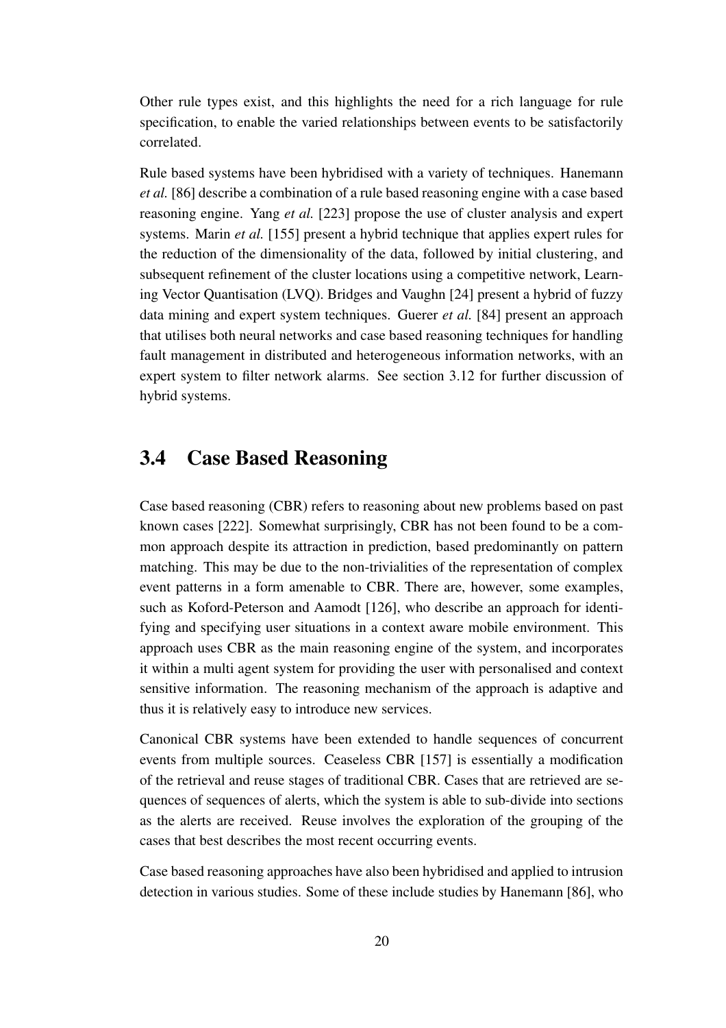Other rule types exist, and this highlights the need for a rich language for rule specification, to enable the varied relationships between events to be satisfactorily correlated.

Rule based systems have been hybridised with a variety of techniques. Hanemann *et al.* [86] describe a combination of a rule based reasoning engine with a case based reasoning engine. Yang *et al.* [223] propose the use of cluster analysis and expert systems. Marin *et al.* [155] present a hybrid technique that applies expert rules for the reduction of the dimensionality of the data, followed by initial clustering, and subsequent refinement of the cluster locations using a competitive network, Learning Vector Quantisation (LVQ). Bridges and Vaughn [24] present a hybrid of fuzzy data mining and expert system techniques. Guerer *et al.* [84] present an approach that utilises both neural networks and case based reasoning techniques for handling fault management in distributed and heterogeneous information networks, with an expert system to filter network alarms. See section 3.12 for further discussion of hybrid systems.

## 3.4 Case Based Reasoning

Case based reasoning (CBR) refers to reasoning about new problems based on past known cases [222]. Somewhat surprisingly, CBR has not been found to be a common approach despite its attraction in prediction, based predominantly on pattern matching. This may be due to the non-trivialities of the representation of complex event patterns in a form amenable to CBR. There are, however, some examples, such as Koford-Peterson and Aamodt [126], who describe an approach for identifying and specifying user situations in a context aware mobile environment. This approach uses CBR as the main reasoning engine of the system, and incorporates it within a multi agent system for providing the user with personalised and context sensitive information. The reasoning mechanism of the approach is adaptive and thus it is relatively easy to introduce new services.

Canonical CBR systems have been extended to handle sequences of concurrent events from multiple sources. Ceaseless CBR [157] is essentially a modification of the retrieval and reuse stages of traditional CBR. Cases that are retrieved are sequences of sequences of alerts, which the system is able to sub-divide into sections as the alerts are received. Reuse involves the exploration of the grouping of the cases that best describes the most recent occurring events.

Case based reasoning approaches have also been hybridised and applied to intrusion detection in various studies. Some of these include studies by Hanemann [86], who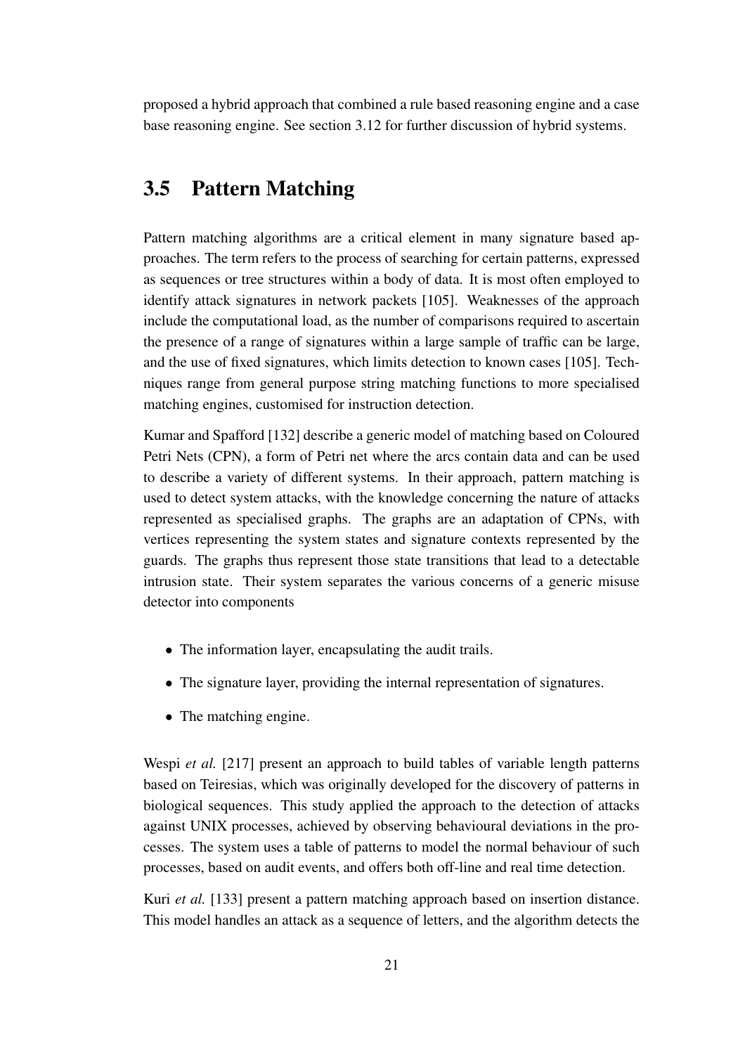proposed a hybrid approach that combined a rule based reasoning engine and a case base reasoning engine. See section 3.12 for further discussion of hybrid systems.

## 3.5 Pattern Matching

Pattern matching algorithms are a critical element in many signature based approaches. The term refers to the process of searching for certain patterns, expressed as sequences or tree structures within a body of data. It is most often employed to identify attack signatures in network packets [105]. Weaknesses of the approach include the computational load, as the number of comparisons required to ascertain the presence of a range of signatures within a large sample of traffic can be large, and the use of fixed signatures, which limits detection to known cases [105]. Techniques range from general purpose string matching functions to more specialised matching engines, customised for instruction detection.

Kumar and Spafford [132] describe a generic model of matching based on Coloured Petri Nets (CPN), a form of Petri net where the arcs contain data and can be used to describe a variety of different systems. In their approach, pattern matching is used to detect system attacks, with the knowledge concerning the nature of attacks represented as specialised graphs. The graphs are an adaptation of CPNs, with vertices representing the system states and signature contexts represented by the guards. The graphs thus represent those state transitions that lead to a detectable intrusion state. Their system separates the various concerns of a generic misuse detector into components

- The information layer, encapsulating the audit trails.
- The signature layer, providing the internal representation of signatures.
- The matching engine.

Wespi *et al.* [217] present an approach to build tables of variable length patterns based on Teiresias, which was originally developed for the discovery of patterns in biological sequences. This study applied the approach to the detection of attacks against UNIX processes, achieved by observing behavioural deviations in the processes. The system uses a table of patterns to model the normal behaviour of such processes, based on audit events, and offers both off-line and real time detection.

Kuri *et al.* [133] present a pattern matching approach based on insertion distance. This model handles an attack as a sequence of letters, and the algorithm detects the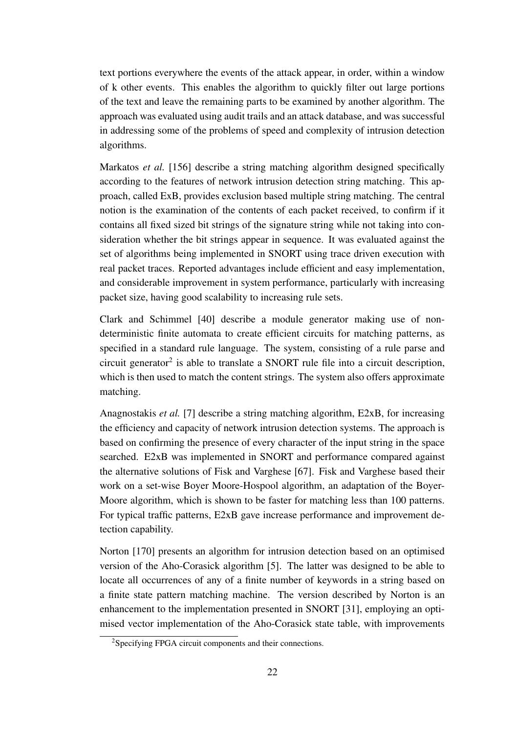text portions everywhere the events of the attack appear, in order, within a window of k other events. This enables the algorithm to quickly filter out large portions of the text and leave the remaining parts to be examined by another algorithm. The approach was evaluated using audit trails and an attack database, and was successful in addressing some of the problems of speed and complexity of intrusion detection algorithms.

Markatos *et al.* [156] describe a string matching algorithm designed specifically according to the features of network intrusion detection string matching. This approach, called ExB, provides exclusion based multiple string matching. The central notion is the examination of the contents of each packet received, to confirm if it contains all fixed sized bit strings of the signature string while not taking into consideration whether the bit strings appear in sequence. It was evaluated against the set of algorithms being implemented in SNORT using trace driven execution with real packet traces. Reported advantages include efficient and easy implementation, and considerable improvement in system performance, particularly with increasing packet size, having good scalability to increasing rule sets.

Clark and Schimmel [40] describe a module generator making use of non-deterministic finite automata to create efficient circuits for matching patterns, as specified in a standard rule language. The system, consisting of a rule parse and circuit generator[2] is able to translate a SNORT rule file into a circuit description, which is then used to match the content strings. The system also offers approximate matching.

Anagnostakis *et al.* [7] describe a string matching algorithm, E2xB, for increasing the efficiency and capacity of network intrusion detection systems. The approach is based on confirming the presence of every character of the input string in the space searched. E2xB was implemented in SNORT and performance compared against the alternative solutions of Fisk and Varghese [67]. Fisk and Varghese based their work on a set-wise Boyer Moore-Hospool algorithm, an adaptation of the Boyer-Moore algorithm, which is shown to be faster for matching less than 100 patterns. For typical traffic patterns, E2xB gave increase performance and improvement detection capability.

Norton [170] presents an algorithm for intrusion detection based on an optimised version of the Aho-Corasick algorithm [5]. The latter was designed to be able to locate all occurrences of any of a finite number of keywords in a string based on a finite state pattern matching machine. The version described by Norton is an enhancement to the implementation presented in SNORT [31], employing an optimised vector implementation of the Aho-Corasick state table, with improvements

[2]Specifying FPGA circuit components and their connections.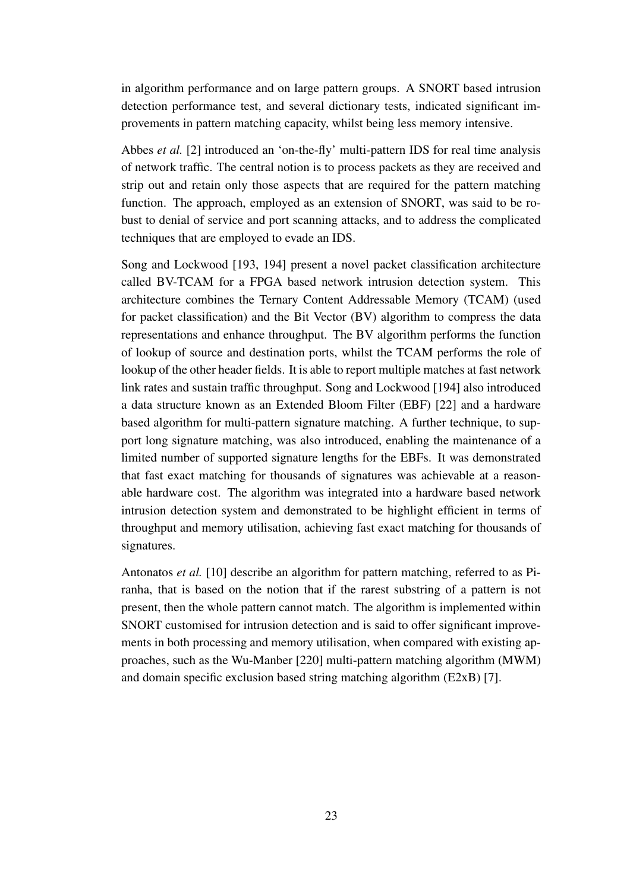in algorithm performance and on large pattern groups. A SNORT based intrusion detection performance test, and several dictionary tests, indicated significant improvements in pattern matching capacity, whilst being less memory intensive.

Abbes *et al.* [2] introduced an 'on-the-fly' multi-pattern IDS for real time analysis of network traffic. The central notion is to process packets as they are received and strip out and retain only those aspects that are required for the pattern matching function. The approach, employed as an extension of SNORT, was said to be robust to denial of service and port scanning attacks, and to address the complicated techniques that are employed to evade an IDS.

Song and Lockwood [193, 194] present a novel packet classification architecture called BV-TCAM for a FPGA based network intrusion detection system. This architecture combines the Ternary Content Addressable Memory (TCAM) (used for packet classification) and the Bit Vector (BV) algorithm to compress the data representations and enhance throughput. The BV algorithm performs the function of lookup of source and destination ports, whilst the TCAM performs the role of lookup of the other header fields. It is able to report multiple matches at fast network link rates and sustain traffic throughput. Song and Lockwood [194] also introduced a data structure known as an Extended Bloom Filter (EBF) [22] and a hardware based algorithm for multi-pattern signature matching. A further technique, to support long signature matching, was also introduced, enabling the maintenance of a limited number of supported signature lengths for the EBFs. It was demonstrated that fast exact matching for thousands of signatures was achievable at a reasonable hardware cost. The algorithm was integrated into a hardware based network intrusion detection system and demonstrated to be highlight efficient in terms of throughput and memory utilisation, achieving fast exact matching for thousands of signatures.

Antonatos *et al.* [10] describe an algorithm for pattern matching, referred to as Piranha, that is based on the notion that if the rarest substring of a pattern is not present, then the whole pattern cannot match. The algorithm is implemented within SNORT customised for intrusion detection and is said to offer significant improvements in both processing and memory utilisation, when compared with existing approaches, such as the Wu-Manber [220] multi-pattern matching algorithm (MWM) and domain specific exclusion based string matching algorithm (E2xB) [7].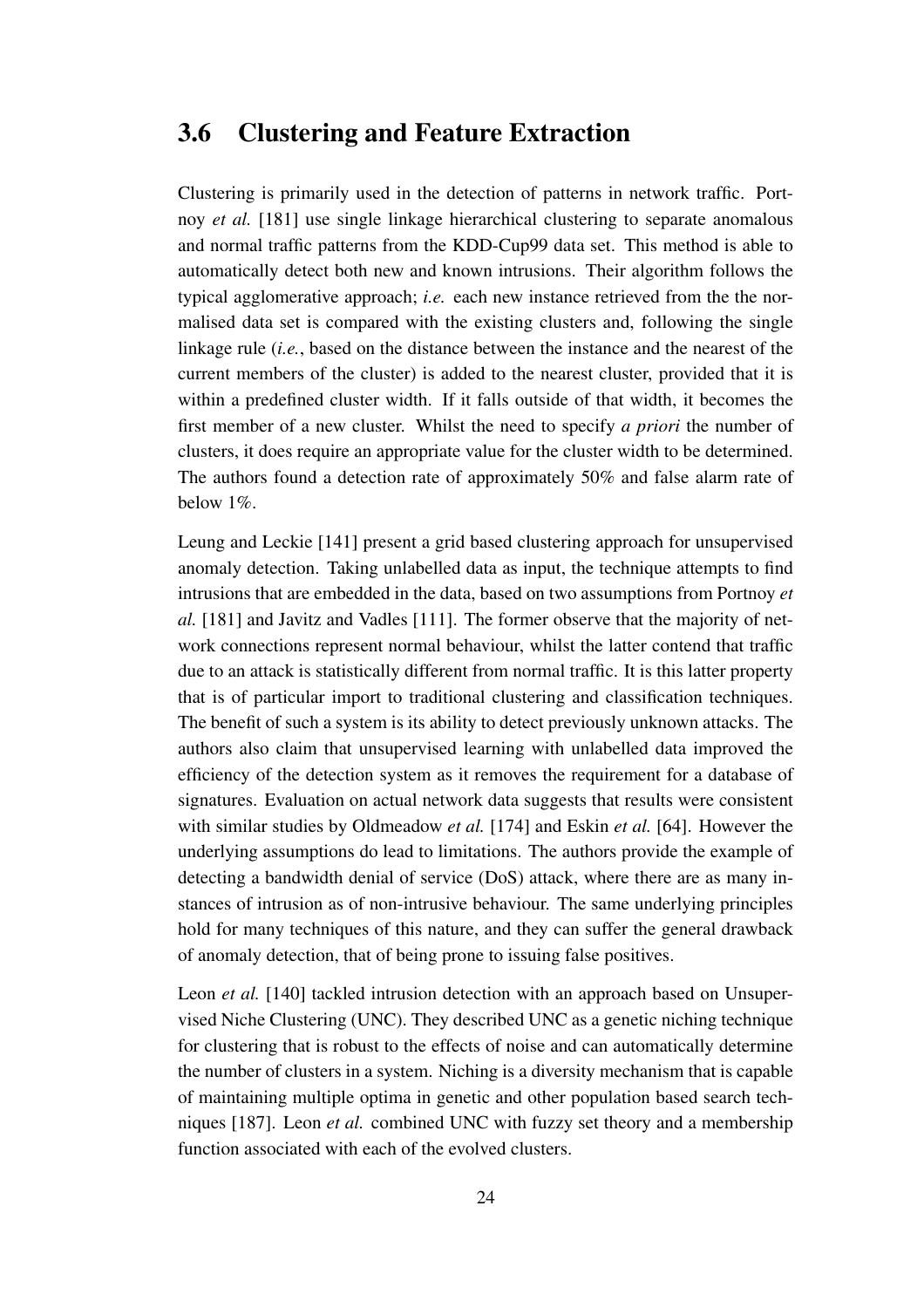## 3.6 Clustering and Feature Extraction

Clustering is primarily used in the detection of patterns in network traffic. Portnoy *et al.* [181] use single linkage hierarchical clustering to separate anomalous and normal traffic patterns from the KDD-Cup99 data set. This method is able to automatically detect both new and known intrusions. Their algorithm follows the typical agglomerative approach; *i.e.* each new instance retrieved from the the normalised data set is compared with the existing clusters and, following the single linkage rule (*i.e.*, based on the distance between the instance and the nearest of the current members of the cluster) is added to the nearest cluster, provided that it is within a predefined cluster width. If it falls outside of that width, it becomes the first member of a new cluster. Whilst the need to specify *a priori* the number of clusters, it does require an appropriate value for the cluster width to be determined. The authors found a detection rate of approximately 50% and false alarm rate of below 1%.

Leung and Leckie [141] present a grid based clustering approach for unsupervised anomaly detection. Taking unlabelled data as input, the technique attempts to find intrusions that are embedded in the data, based on two assumptions from Portnoy *et al.* [181] and Javitz and Vadles [111]. The former observe that the majority of network connections represent normal behaviour, whilst the latter contend that traffic due to an attack is statistically different from normal traffic. It is this latter property that is of particular import to traditional clustering and classification techniques. The benefit of such a system is its ability to detect previously unknown attacks. The authors also claim that unsupervised learning with unlabelled data improved the efficiency of the detection system as it removes the requirement for a database of signatures. Evaluation on actual network data suggests that results were consistent with similar studies by Oldmeadow *et al.* [174] and Eskin *et al.* [64]. However the underlying assumptions do lead to limitations. The authors provide the example of detecting a bandwidth denial of service (DoS) attack, where there are as many instances of intrusion as of non-intrusive behaviour. The same underlying principles hold for many techniques of this nature, and they can suffer the general drawback of anomaly detection, that of being prone to issuing false positives.

Leon *et al.* [140] tackled intrusion detection with an approach based on Unsupervised Niche Clustering (UNC). They described UNC as a genetic niching technique for clustering that is robust to the effects of noise and can automatically determine the number of clusters in a system. Niching is a diversity mechanism that is capable of maintaining multiple optima in genetic and other population based search techniques [187]. Leon *et al.* combined UNC with fuzzy set theory and a membership function associated with each of the evolved clusters.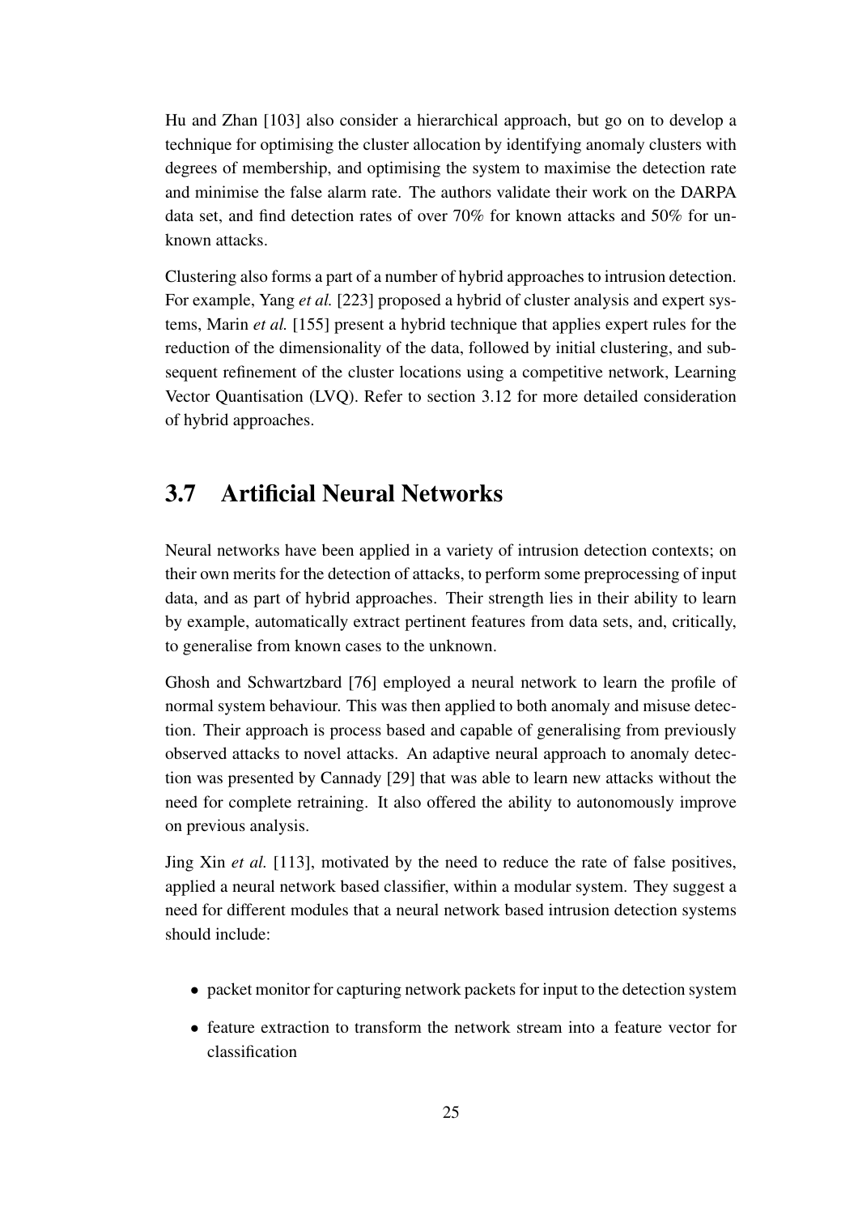Hu and Zhan [103] also consider a hierarchical approach, but go on to develop a technique for optimising the cluster allocation by identifying anomaly clusters with degrees of membership, and optimising the system to maximise the detection rate and minimise the false alarm rate. The authors validate their work on the DARPA data set, and find detection rates of over 70% for known attacks and 50% for unknown attacks.

Clustering also forms a part of a number of hybrid approaches to intrusion detection. For example, Yang *et al.* [223] proposed a hybrid of cluster analysis and expert systems, Marin *et al.* [155] present a hybrid technique that applies expert rules for the reduction of the dimensionality of the data, followed by initial clustering, and subsequent refinement of the cluster locations using a competitive network, Learning Vector Quantisation (LVQ). Refer to section 3.12 for more detailed consideration of hybrid approaches.

## 3.7 Artificial Neural Networks

Neural networks have been applied in a variety of intrusion detection contexts; on their own merits for the detection of attacks, to perform some preprocessing of input data, and as part of hybrid approaches. Their strength lies in their ability to learn by example, automatically extract pertinent features from data sets, and, critically, to generalise from known cases to the unknown.

Ghosh and Schwartzbard [76] employed a neural network to learn the profile of normal system behaviour. This was then applied to both anomaly and misuse detection. Their approach is process based and capable of generalising from previously observed attacks to novel attacks. An adaptive neural approach to anomaly detection was presented by Cannady [29] that was able to learn new attacks without the need for complete retraining. It also offered the ability to autonomously improve on previous analysis.

Jing Xin *et al.* [113], motivated by the need to reduce the rate of false positives, applied a neural network based classifier, within a modular system. They suggest a need for different modules that a neural network based intrusion detection systems should include:

- packet monitor for capturing network packets for input to the detection system
- feature extraction to transform the network stream into a feature vector for classification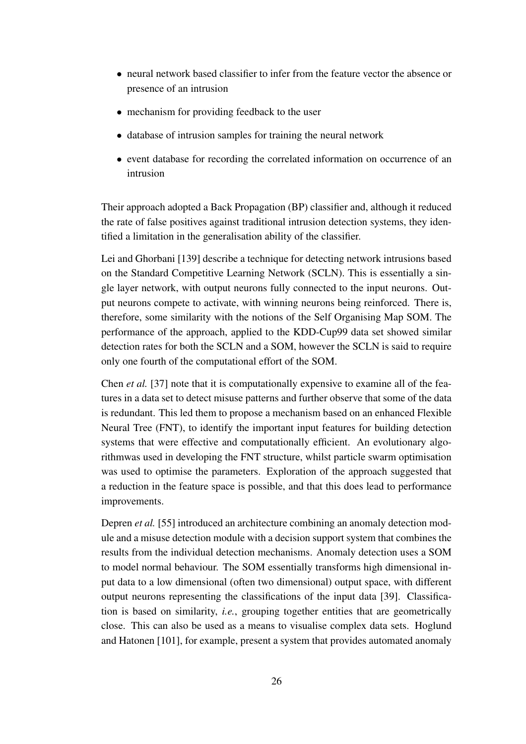- neural network based classifier to infer from the feature vector the absence or presence of an intrusion
- mechanism for providing feedback to the user
- database of intrusion samples for training the neural network
- event database for recording the correlated information on occurrence of an intrusion

Their approach adopted a Back Propagation (BP) classifier and, although it reduced the rate of false positives against traditional intrusion detection systems, they identified a limitation in the generalisation ability of the classifier.

Lei and Ghorbani [139] describe a technique for detecting network intrusions based on the Standard Competitive Learning Network (SCLN). This is essentially a single layer network, with output neurons fully connected to the input neurons. Output neurons compete to activate, with winning neurons being reinforced. There is, therefore, some similarity with the notions of the Self Organising Map SOM. The performance of the approach, applied to the KDD-Cup99 data set showed similar detection rates for both the SCLN and a SOM, however the SCLN is said to require only one fourth of the computational effort of the SOM.

Chen *et al.* [37] note that it is computationally expensive to examine all of the features in a data set to detect misuse patterns and further observe that some of the data is redundant. This led them to propose a mechanism based on an enhanced Flexible Neural Tree (FNT), to identify the important input features for building detection systems that were effective and computationally efficient. An evolutionary algorithmwas used in developing the FNT structure, whilst particle swarm optimisation was used to optimise the parameters. Exploration of the approach suggested that a reduction in the feature space is possible, and that this does lead to performance improvements.

Depren *et al.* [55] introduced an architecture combining an anomaly detection module and a misuse detection module with a decision support system that combines the results from the individual detection mechanisms. Anomaly detection uses a SOM to model normal behaviour. The SOM essentially transforms high dimensional input data to a low dimensional (often two dimensional) output space, with different output neurons representing the classifications of the input data [39]. Classification is based on similarity, *i.e.*, grouping together entities that are geometrically close. This can also be used as a means to visualise complex data sets. Hoglund and Hatonen [101], for example, present a system that provides automated anomaly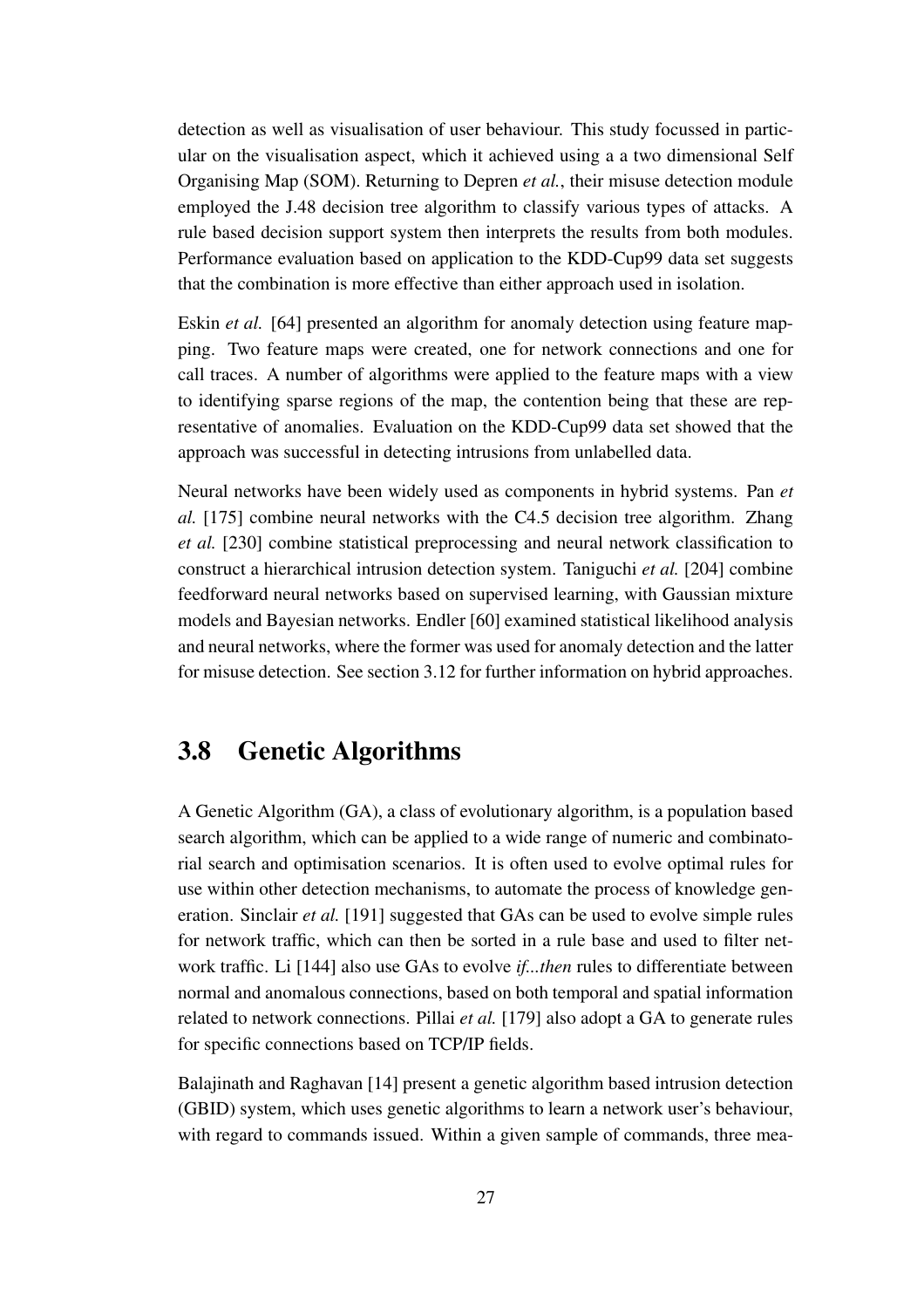detection as well as visualisation of user behaviour. This study focussed in particular on the visualisation aspect, which it achieved using a a two dimensional Self Organising Map (SOM). Returning to Depren *et al.*, their misuse detection module employed the J.48 decision tree algorithm to classify various types of attacks. A rule based decision support system then interprets the results from both modules. Performance evaluation based on application to the KDD-Cup99 data set suggests that the combination is more effective than either approach used in isolation.

Eskin *et al.* [64] presented an algorithm for anomaly detection using feature mapping. Two feature maps were created, one for network connections and one for call traces. A number of algorithms were applied to the feature maps with a view to identifying sparse regions of the map, the contention being that these are representative of anomalies. Evaluation on the KDD-Cup99 data set showed that the approach was successful in detecting intrusions from unlabelled data.

Neural networks have been widely used as components in hybrid systems. Pan *et al.* [175] combine neural networks with the C4.5 decision tree algorithm. Zhang *et al.* [230] combine statistical preprocessing and neural network classification to construct a hierarchical intrusion detection system. Taniguchi *et al.* [204] combine feedforward neural networks based on supervised learning, with Gaussian mixture models and Bayesian networks. Endler [60] examined statistical likelihood analysis and neural networks, where the former was used for anomaly detection and the latter for misuse detection. See section 3.12 for further information on hybrid approaches.

## 3.8 Genetic Algorithms

A Genetic Algorithm (GA), a class of evolutionary algorithm, is a population based search algorithm, which can be applied to a wide range of numeric and combinatorial search and optimisation scenarios. It is often used to evolve optimal rules for use within other detection mechanisms, to automate the process of knowledge generation. Sinclair *et al.* [191] suggested that GAs can be used to evolve simple rules for network traffic, which can then be sorted in a rule base and used to filter network traffic. Li [144] also use GAs to evolve *if...then* rules to differentiate between normal and anomalous connections, based on both temporal and spatial information related to network connections. Pillai *et al.* [179] also adopt a GA to generate rules for specific connections based on TCP/IP fields.

Balajinath and Raghavan [14] present a genetic algorithm based intrusion detection (GBID) system, which uses genetic algorithms to learn a network user's behaviour, with regard to commands issued. Within a given sample of commands, three mea-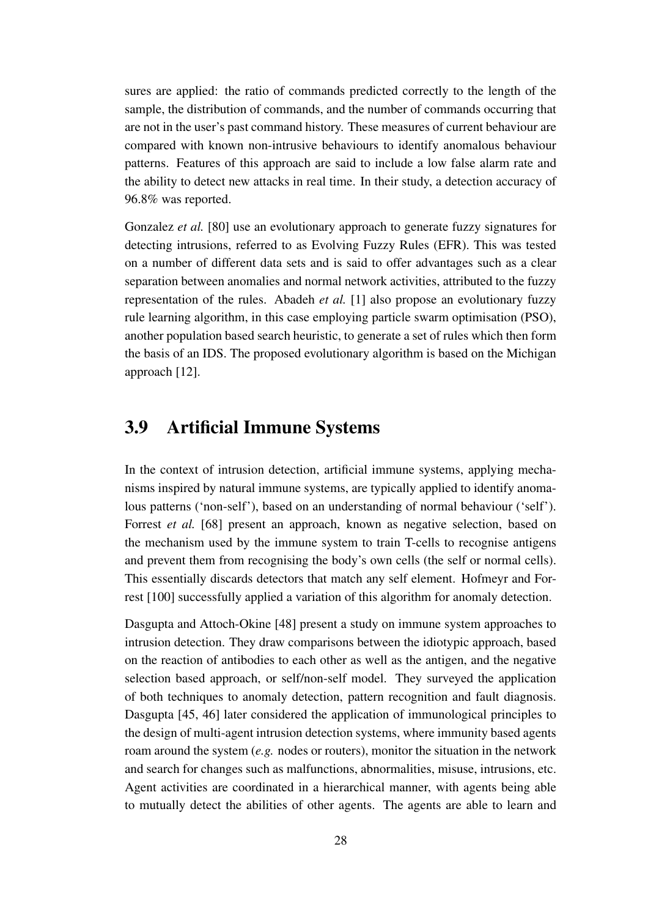sures are applied: the ratio of commands predicted correctly to the length of the sample, the distribution of commands, and the number of commands occurring that are not in the user's past command history. These measures of current behaviour are compared with known non-intrusive behaviours to identify anomalous behaviour patterns. Features of this approach are said to include a low false alarm rate and the ability to detect new attacks in real time. In their study, a detection accuracy of 96.8% was reported.

Gonzalez *et al.* [80] use an evolutionary approach to generate fuzzy signatures for detecting intrusions, referred to as Evolving Fuzzy Rules (EFR). This was tested on a number of different data sets and is said to offer advantages such as a clear separation between anomalies and normal network activities, attributed to the fuzzy representation of the rules. Abadeh *et al.* [1] also propose an evolutionary fuzzy rule learning algorithm, in this case employing particle swarm optimisation (PSO), another population based search heuristic, to generate a set of rules which then form the basis of an IDS. The proposed evolutionary algorithm is based on the Michigan approach [12].

## 3.9 Artificial Immune Systems

In the context of intrusion detection, artificial immune systems, applying mechanisms inspired by natural immune systems, are typically applied to identify anomalous patterns ('non-self'), based on an understanding of normal behaviour ('self'). Forrest *et al.* [68] present an approach, known as negative selection, based on the mechanism used by the immune system to train T-cells to recognise antigens and prevent them from recognising the body's own cells (the self or normal cells). This essentially discards detectors that match any self element. Hofmeyr and Forrest [100] successfully applied a variation of this algorithm for anomaly detection.

Dasgupta and Attoch-Okine [48] present a study on immune system approaches to intrusion detection. They draw comparisons between the idiotypic approach, based on the reaction of antibodies to each other as well as the antigen, and the negative selection based approach, or self/non-self model. They surveyed the application of both techniques to anomaly detection, pattern recognition and fault diagnosis. Dasgupta [45, 46] later considered the application of immunological principles to the design of multi-agent intrusion detection systems, where immunity based agents roam around the system (*e.g.* nodes or routers), monitor the situation in the network and search for changes such as malfunctions, abnormalities, misuse, intrusions, etc. Agent activities are coordinated in a hierarchical manner, with agents being able to mutually detect the abilities of other agents. The agents are able to learn and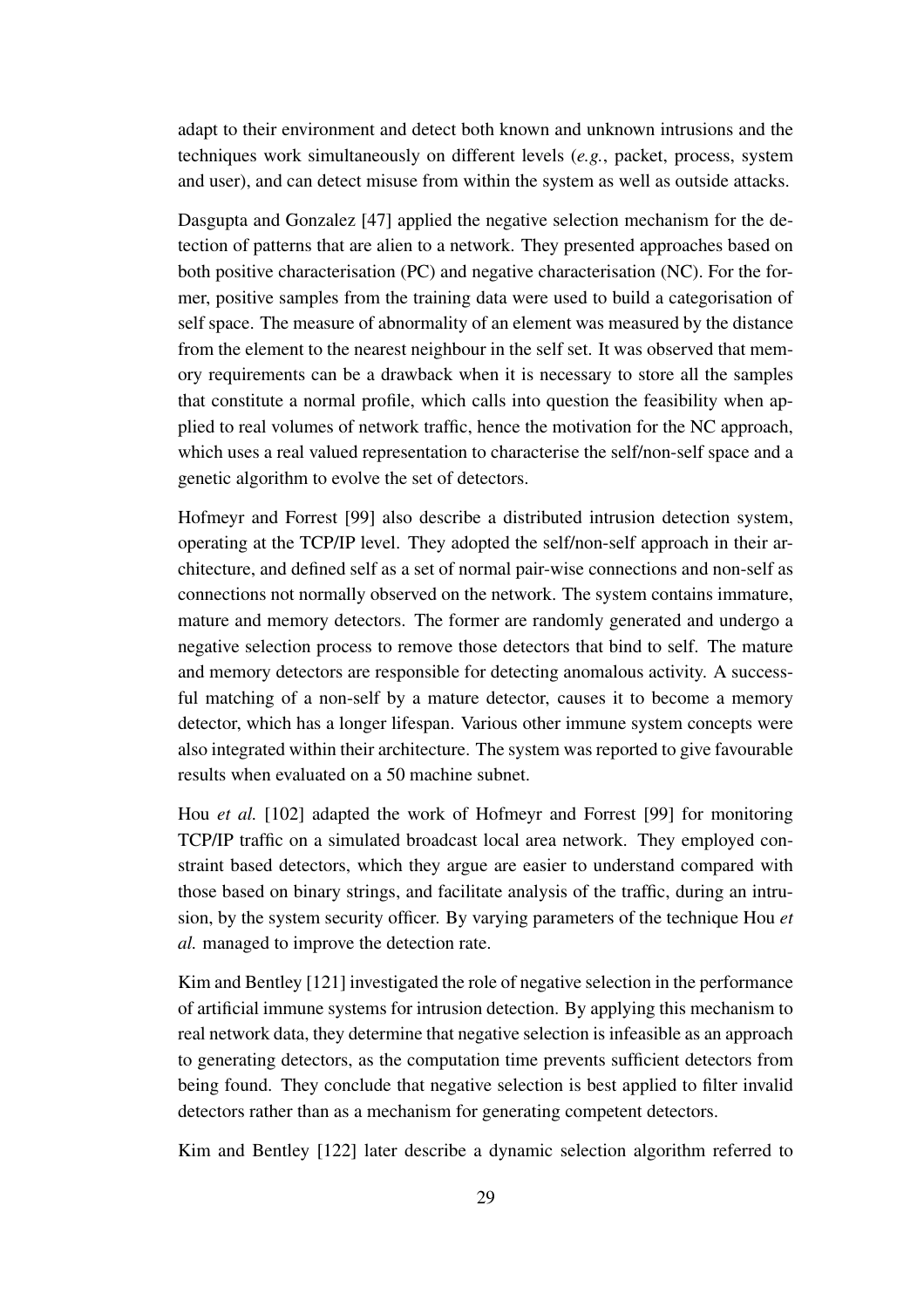adapt to their environment and detect both known and unknown intrusions and the techniques work simultaneously on different levels (*e.g.*, packet, process, system and user), and can detect misuse from within the system as well as outside attacks.

Dasgupta and Gonzalez [47] applied the negative selection mechanism for the detection of patterns that are alien to a network. They presented approaches based on both positive characterisation (PC) and negative characterisation (NC). For the former, positive samples from the training data were used to build a categorisation of self space. The measure of abnormality of an element was measured by the distance from the element to the nearest neighbour in the self set. It was observed that memory requirements can be a drawback when it is necessary to store all the samples that constitute a normal profile, which calls into question the feasibility when applied to real volumes of network traffic, hence the motivation for the NC approach, which uses a real valued representation to characterise the self/non-self space and a genetic algorithm to evolve the set of detectors.

Hofmeyr and Forrest [99] also describe a distributed intrusion detection system, operating at the TCP/IP level. They adopted the self/non-self approach in their architecture, and defined self as a set of normal pair-wise connections and non-self as connections not normally observed on the network. The system contains immature, mature and memory detectors. The former are randomly generated and undergo a negative selection process to remove those detectors that bind to self. The mature and memory detectors are responsible for detecting anomalous activity. A successful matching of a non-self by a mature detector, causes it to become a memory detector, which has a longer lifespan. Various other immune system concepts were also integrated within their architecture. The system was reported to give favourable results when evaluated on a 50 machine subnet.

Hou *et al.* [102] adapted the work of Hofmeyr and Forrest [99] for monitoring TCP/IP traffic on a simulated broadcast local area network. They employed constraint based detectors, which they argue are easier to understand compared with those based on binary strings, and facilitate analysis of the traffic, during an intrusion, by the system security officer. By varying parameters of the technique Hou *et al.* managed to improve the detection rate.

Kim and Bentley [121] investigated the role of negative selection in the performance of artificial immune systems for intrusion detection. By applying this mechanism to real network data, they determine that negative selection is infeasible as an approach to generating detectors, as the computation time prevents sufficient detectors from being found. They conclude that negative selection is best applied to filter invalid detectors rather than as a mechanism for generating competent detectors.

Kim and Bentley [122] later describe a dynamic selection algorithm referred to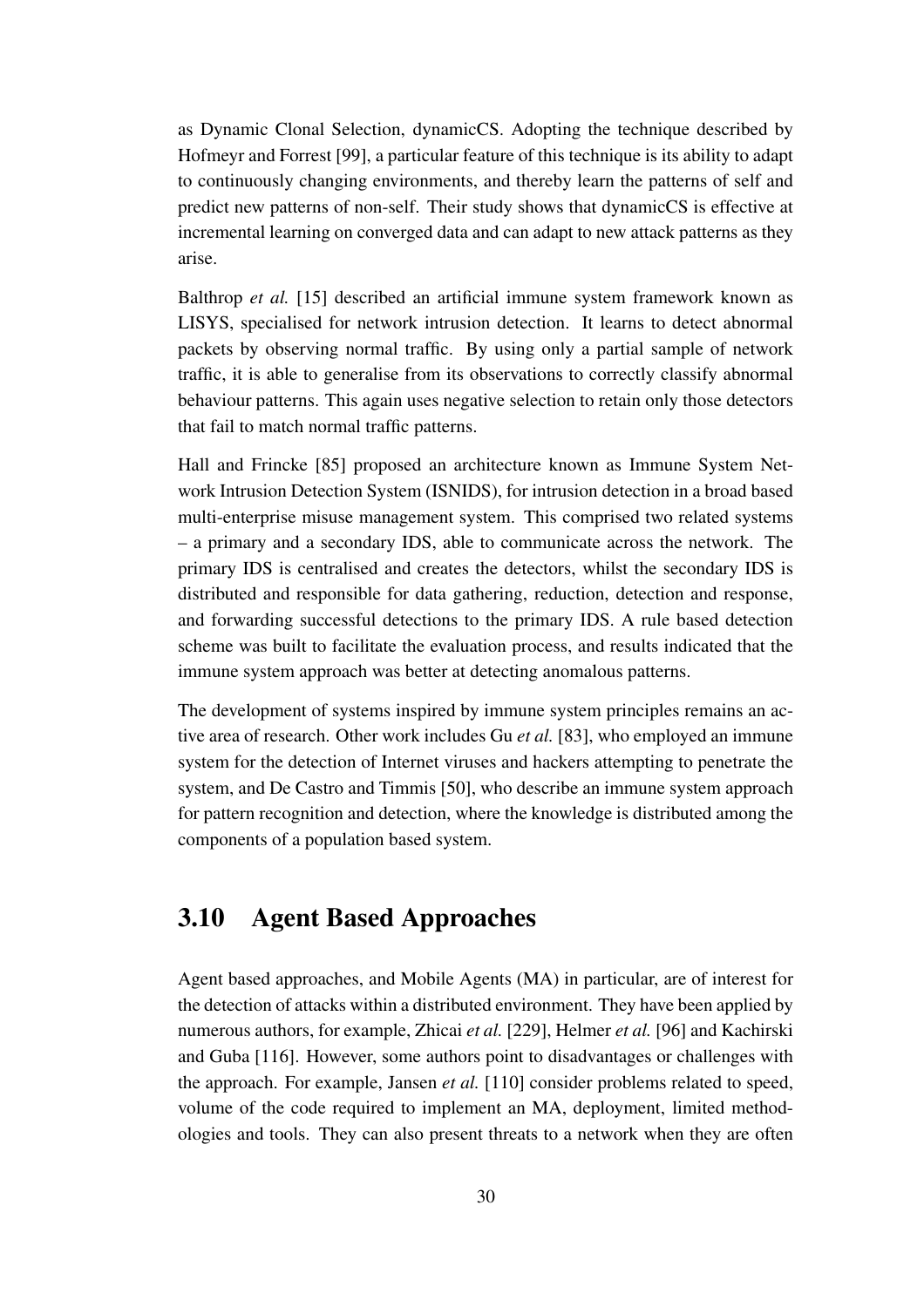as Dynamic Clonal Selection, dynamicCS. Adopting the technique described by Hofmeyr and Forrest [99], a particular feature of this technique is its ability to adapt to continuously changing environments, and thereby learn the patterns of self and predict new patterns of non-self. Their study shows that dynamicCS is effective at incremental learning on converged data and can adapt to new attack patterns as they arise.

Balthrop *et al.* [15] described an artificial immune system framework known as LISYS, specialised for network intrusion detection. It learns to detect abnormal packets by observing normal traffic. By using only a partial sample of network traffic, it is able to generalise from its observations to correctly classify abnormal behaviour patterns. This again uses negative selection to retain only those detectors that fail to match normal traffic patterns.

Hall and Frincke [85] proposed an architecture known as Immune System Network Intrusion Detection System (ISNIDS), for intrusion detection in a broad based multi-enterprise misuse management system. This comprised two related systems – a primary and a secondary IDS, able to communicate across the network. The primary IDS is centralised and creates the detectors, whilst the secondary IDS is distributed and responsible for data gathering, reduction, detection and response, and forwarding successful detections to the primary IDS. A rule based detection scheme was built to facilitate the evaluation process, and results indicated that the immune system approach was better at detecting anomalous patterns.

The development of systems inspired by immune system principles remains an active area of research. Other work includes Gu *et al.* [83], who employed an immune system for the detection of Internet viruses and hackers attempting to penetrate the system, and De Castro and Timmis [50], who describe an immune system approach for pattern recognition and detection, where the knowledge is distributed among the components of a population based system.

## 3.10 Agent Based Approaches

Agent based approaches, and Mobile Agents (MA) in particular, are of interest for the detection of attacks within a distributed environment. They have been applied by numerous authors, for example, Zhicai *et al.* [229], Helmer *et al.* [96] and Kachirski and Guba [116]. However, some authors point to disadvantages or challenges with the approach. For example, Jansen *et al.* [110] consider problems related to speed, volume of the code required to implement an MA, deployment, limited methodologies and tools. They can also present threats to a network when they are often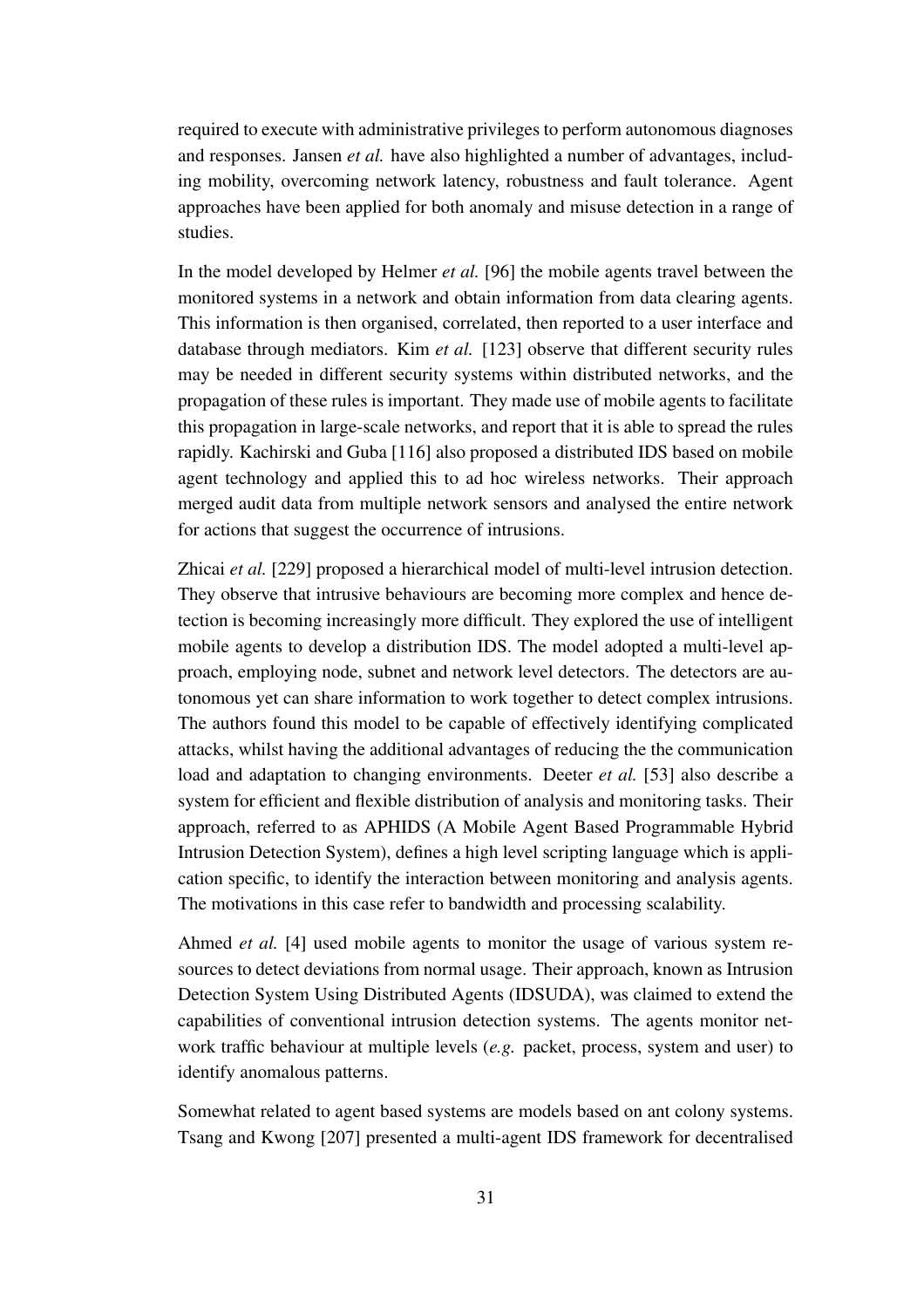required to execute with administrative privileges to perform autonomous diagnoses and responses. Jansen *et al.* have also highlighted a number of advantages, including mobility, overcoming network latency, robustness and fault tolerance. Agent approaches have been applied for both anomaly and misuse detection in a range of studies.

In the model developed by Helmer *et al.* [96] the mobile agents travel between the monitored systems in a network and obtain information from data clearing agents. This information is then organised, correlated, then reported to a user interface and database through mediators. Kim *et al.* [123] observe that different security rules may be needed in different security systems within distributed networks, and the propagation of these rules is important. They made use of mobile agents to facilitate this propagation in large-scale networks, and report that it is able to spread the rules rapidly. Kachirski and Guba [116] also proposed a distributed IDS based on mobile agent technology and applied this to ad hoc wireless networks. Their approach merged audit data from multiple network sensors and analysed the entire network for actions that suggest the occurrence of intrusions.

Zhicai *et al.* [229] proposed a hierarchical model of multi-level intrusion detection. They observe that intrusive behaviours are becoming more complex and hence detection is becoming increasingly more difficult. They explored the use of intelligent mobile agents to develop a distribution IDS. The model adopted a multi-level approach, employing node, subnet and network level detectors. The detectors are autonomous yet can share information to work together to detect complex intrusions. The authors found this model to be capable of effectively identifying complicated attacks, whilst having the additional advantages of reducing the the communication load and adaptation to changing environments. Deeter *et al.* [53] also describe a system for efficient and flexible distribution of analysis and monitoring tasks. Their approach, referred to as APHIDS (A Mobile Agent Based Programmable Hybrid Intrusion Detection System), defines a high level scripting language which is application specific, to identify the interaction between monitoring and analysis agents. The motivations in this case refer to bandwidth and processing scalability.

Ahmed *et al.* [4] used mobile agents to monitor the usage of various system resources to detect deviations from normal usage. Their approach, known as Intrusion Detection System Using Distributed Agents (IDSUDA), was claimed to extend the capabilities of conventional intrusion detection systems. The agents monitor network traffic behaviour at multiple levels (*e.g.* packet, process, system and user) to identify anomalous patterns.

Somewhat related to agent based systems are models based on ant colony systems. Tsang and Kwong [207] presented a multi-agent IDS framework for decentralised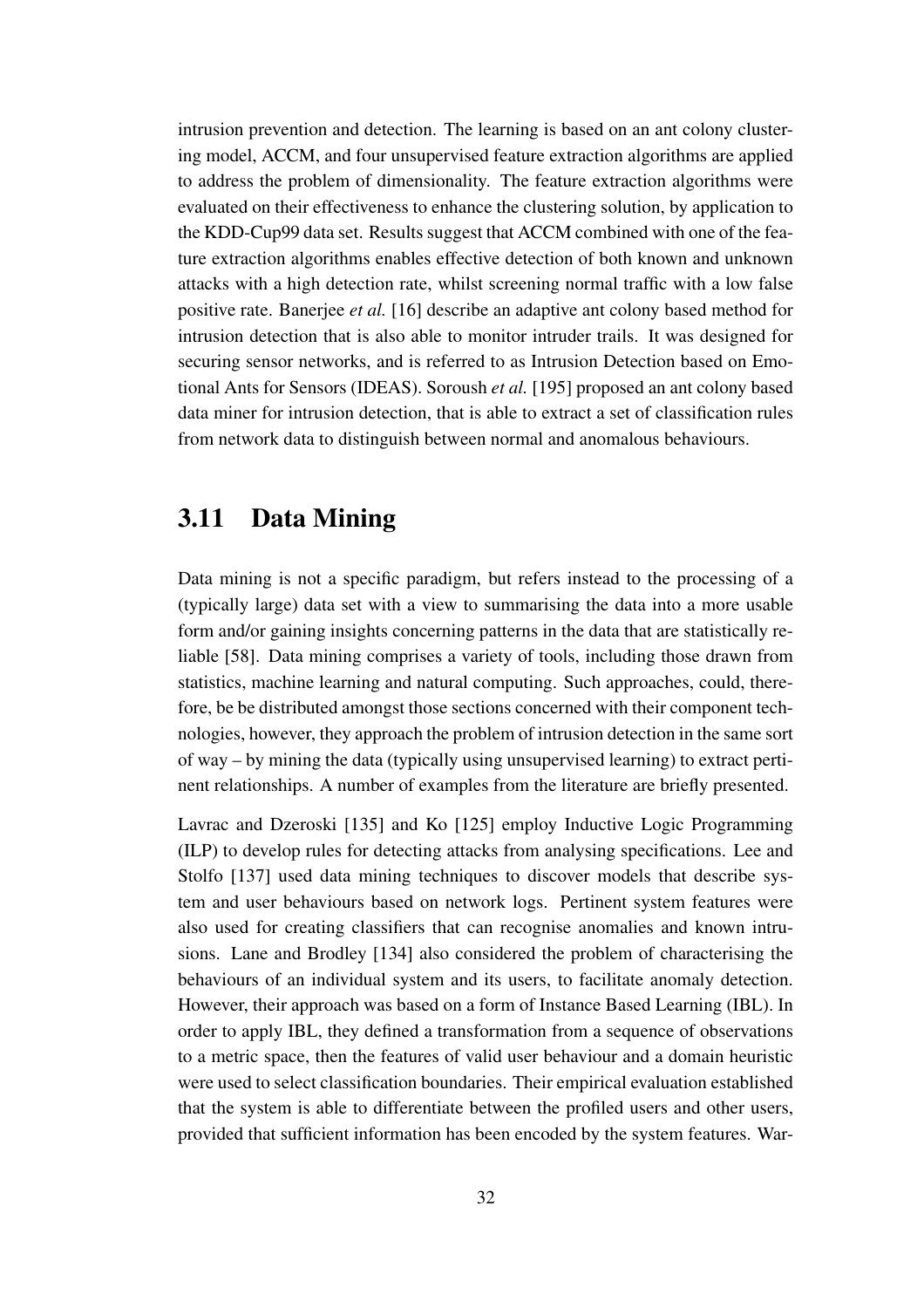intrusion prevention and detection. The learning is based on an ant colony clustering model, ACCM, and four unsupervised feature extraction algorithms are applied to address the problem of dimensionality. The feature extraction algorithms were evaluated on their effectiveness to enhance the clustering solution, by application to the KDD-Cup99 data set. Results suggest that ACCM combined with one of the feature extraction algorithms enables effective detection of both known and unknown attacks with a high detection rate, whilst screening normal traffic with a low false positive rate. Banerjee *et al.* [16] describe an adaptive ant colony based method for intrusion detection that is also able to monitor intruder trails. It was designed for securing sensor networks, and is referred to as Intrusion Detection based on Emotional Ants for Sensors (IDEAS). Soroush *et al.* [195] proposed an ant colony based data miner for intrusion detection, that is able to extract a set of classification rules from network data to distinguish between normal and anomalous behaviours.

## 3.11 Data Mining

Data mining is not a specific paradigm, but refers instead to the processing of a (typically large) data set with a view to summarising the data into a more usable form and/or gaining insights concerning patterns in the data that are statistically reliable [58]. Data mining comprises a variety of tools, including those drawn from statistics, machine learning and natural computing. Such approaches, could, therefore, be be distributed amongst those sections concerned with their component technologies, however, they approach the problem of intrusion detection in the same sort of way – by mining the data (typically using unsupervised learning) to extract pertinent relationships. A number of examples from the literature are briefly presented.

Lavrac and Dzeroski [135] and Ko [125] employ Inductive Logic Programming (ILP) to develop rules for detecting attacks from analysing specifications. Lee and Stolfo [137] used data mining techniques to discover models that describe system and user behaviours based on network logs. Pertinent system features were also used for creating classifiers that can recognise anomalies and known intrusions. Lane and Brodley [134] also considered the problem of characterising the behaviours of an individual system and its users, to facilitate anomaly detection. However, their approach was based on a form of Instance Based Learning (IBL). In order to apply IBL, they defined a transformation from a sequence of observations to a metric space, then the features of valid user behaviour and a domain heuristic were used to select classification boundaries. Their empirical evaluation established that the system is able to differentiate between the profiled users and other users, provided that sufficient information has been encoded by the system features. War-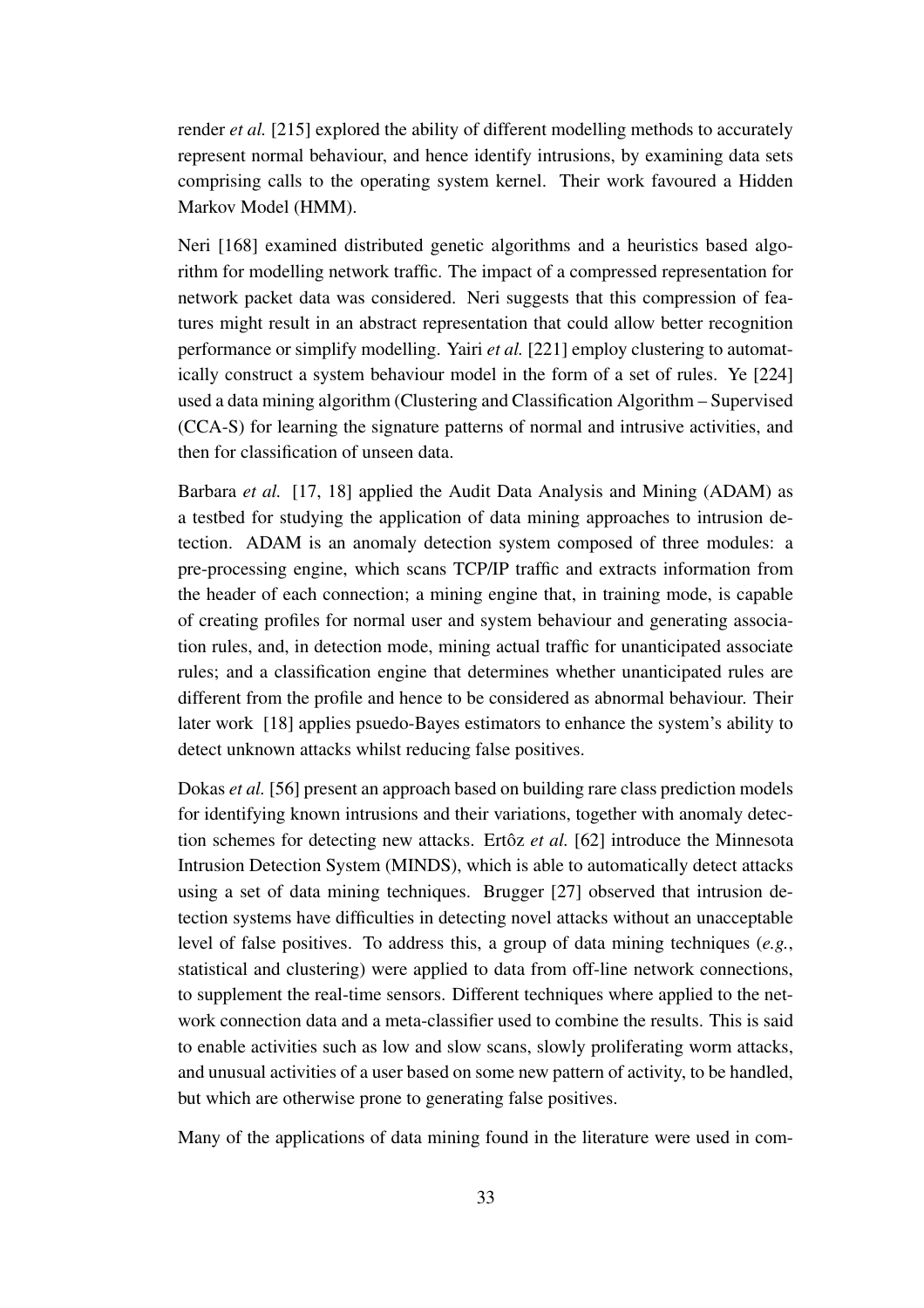render *et al.* [215] explored the ability of different modelling methods to accurately represent normal behaviour, and hence identify intrusions, by examining data sets comprising calls to the operating system kernel. Their work favoured a Hidden Markov Model (HMM).

Neri [168] examined distributed genetic algorithms and a heuristics based algorithm for modelling network traffic. The impact of a compressed representation for network packet data was considered. Neri suggests that this compression of features might result in an abstract representation that could allow better recognition performance or simplify modelling. Yairi *et al.* [221] employ clustering to automatically construct a system behaviour model in the form of a set of rules. Ye [224] used a data mining algorithm (Clustering and Classification Algorithm – Supervised (CCA-S) for learning the signature patterns of normal and intrusive activities, and then for classification of unseen data.

Barbara *et al.* [17, 18] applied the Audit Data Analysis and Mining (ADAM) as a testbed for studying the application of data mining approaches to intrusion detection. ADAM is an anomaly detection system composed of three modules: a pre-processing engine, which scans TCP/IP traffic and extracts information from the header of each connection; a mining engine that, in training mode, is capable of creating profiles for normal user and system behaviour and generating association rules, and, in detection mode, mining actual traffic for unanticipated associate rules; and a classification engine that determines whether unanticipated rules are different from the profile and hence to be considered as abnormal behaviour. Their later work [18] applies psuedo-Bayes estimators to enhance the system's ability to detect unknown attacks whilst reducing false positives.

Dokas *et al.* [56] present an approach based on building rare class prediction models for identifying known intrusions and their variations, together with anomaly detection schemes for detecting new attacks. Ertôz *et al.* [62] introduce the Minnesota Intrusion Detection System (MINDS), which is able to automatically detect attacks using a set of data mining techniques. Brugger [27] observed that intrusion detection systems have difficulties in detecting novel attacks without an unacceptable level of false positives. To address this, a group of data mining techniques (*e.g.*, statistical and clustering) were applied to data from off-line network connections, to supplement the real-time sensors. Different techniques where applied to the network connection data and a meta-classifier used to combine the results. This is said to enable activities such as low and slow scans, slowly proliferating worm attacks, and unusual activities of a user based on some new pattern of activity, to be handled, but which are otherwise prone to generating false positives.

Many of the applications of data mining found in the literature were used in com-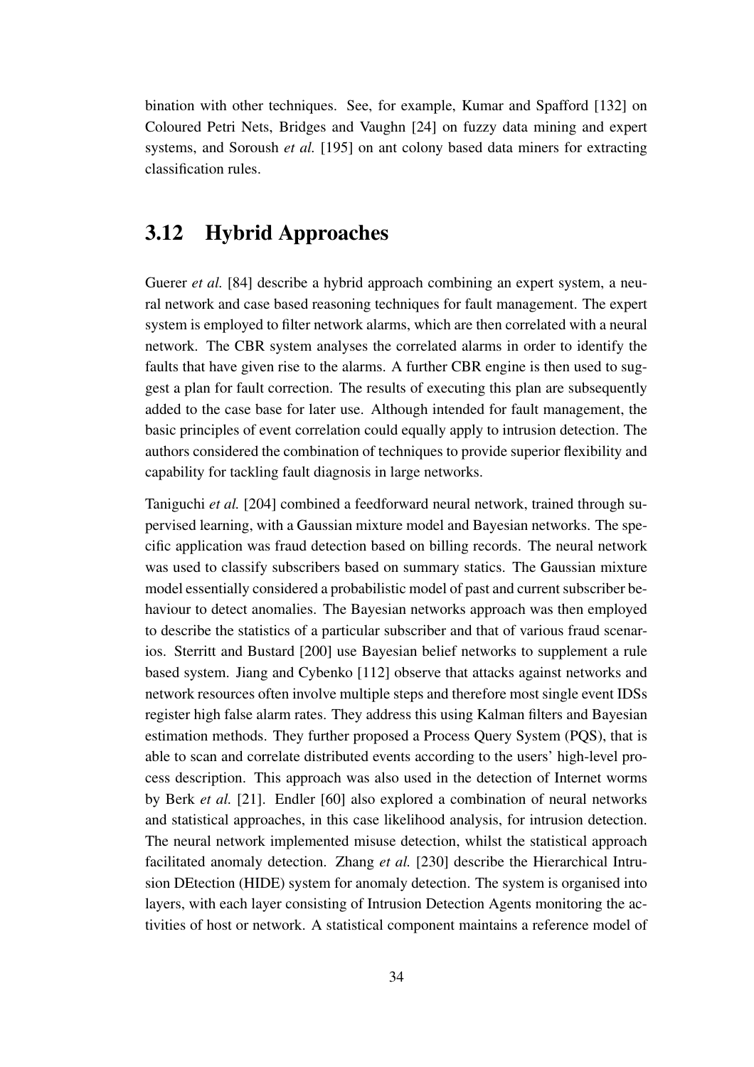bination with other techniques. See, for example, Kumar and Spafford [132] on Coloured Petri Nets, Bridges and Vaughn [24] on fuzzy data mining and expert systems, and Soroush *et al.* [195] on ant colony based data miners for extracting classification rules.

## 3.12 Hybrid Approaches

Guerer *et al.* [84] describe a hybrid approach combining an expert system, a neural network and case based reasoning techniques for fault management. The expert system is employed to filter network alarms, which are then correlated with a neural network. The CBR system analyses the correlated alarms in order to identify the faults that have given rise to the alarms. A further CBR engine is then used to suggest a plan for fault correction. The results of executing this plan are subsequently added to the case base for later use. Although intended for fault management, the basic principles of event correlation could equally apply to intrusion detection. The authors considered the combination of techniques to provide superior flexibility and capability for tackling fault diagnosis in large networks.

Taniguchi *et al.* [204] combined a feedforward neural network, trained through supervised learning, with a Gaussian mixture model and Bayesian networks. The specific application was fraud detection based on billing records. The neural network was used to classify subscribers based on summary statics. The Gaussian mixture model essentially considered a probabilistic model of past and current subscriber behaviour to detect anomalies. The Bayesian networks approach was then employed to describe the statistics of a particular subscriber and that of various fraud scenarios. Sterritt and Bustard [200] use Bayesian belief networks to supplement a rule based system. Jiang and Cybenko [112] observe that attacks against networks and network resources often involve multiple steps and therefore most single event IDSs register high false alarm rates. They address this using Kalman filters and Bayesian estimation methods. They further proposed a Process Query System (PQS), that is able to scan and correlate distributed events according to the users' high-level process description. This approach was also used in the detection of Internet worms by Berk *et al.* [21]. Endler [60] also explored a combination of neural networks and statistical approaches, in this case likelihood analysis, for intrusion detection. The neural network implemented misuse detection, whilst the statistical approach facilitated anomaly detection. Zhang *et al.* [230] describe the Hierarchical Intrusion DEtection (HIDE) system for anomaly detection. The system is organised into layers, with each layer consisting of Intrusion Detection Agents monitoring the activities of host or network. A statistical component maintains a reference model of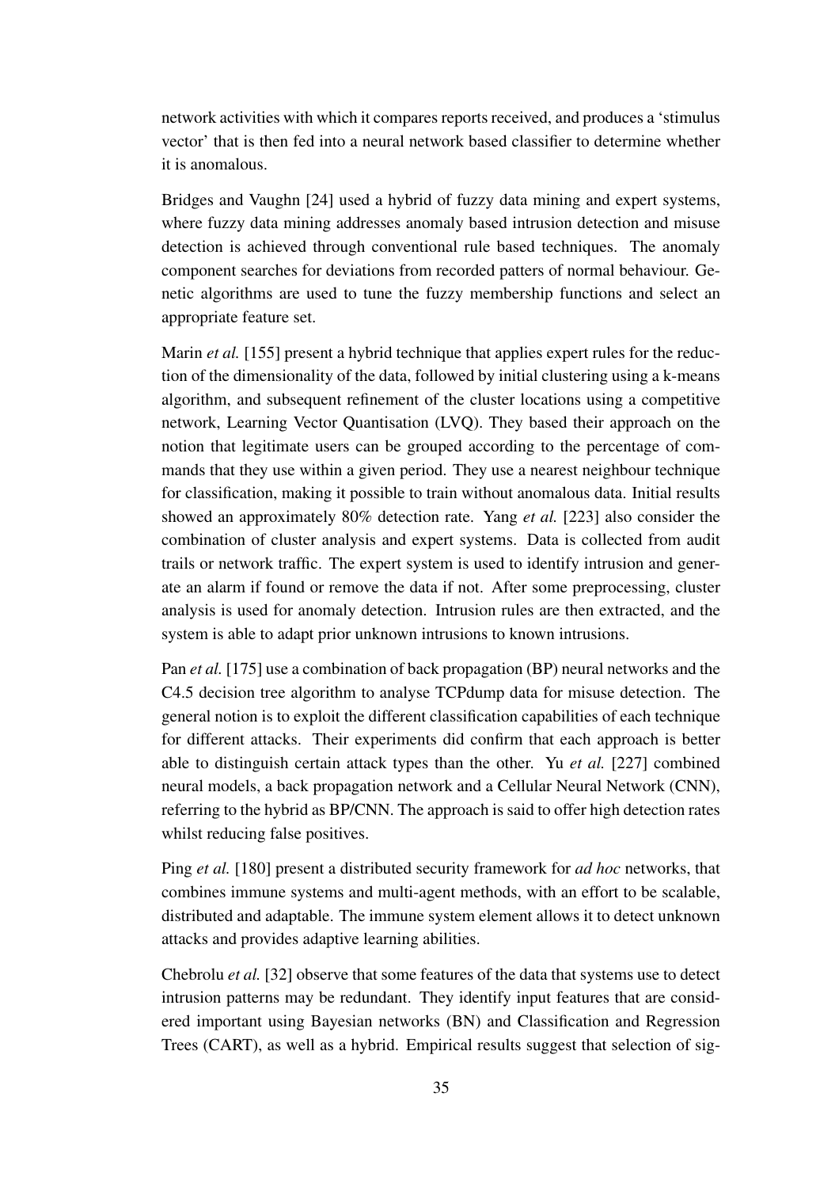network activities with which it compares reports received, and produces a 'stimulus vector' that is then fed into a neural network based classifier to determine whether it is anomalous.

Bridges and Vaughn [24] used a hybrid of fuzzy data mining and expert systems, where fuzzy data mining addresses anomaly based intrusion detection and misuse detection is achieved through conventional rule based techniques. The anomaly component searches for deviations from recorded patters of normal behaviour. Genetic algorithms are used to tune the fuzzy membership functions and select an appropriate feature set.

Marin *et al.* [155] present a hybrid technique that applies expert rules for the reduction of the dimensionality of the data, followed by initial clustering using a k-means algorithm, and subsequent refinement of the cluster locations using a competitive network, Learning Vector Quantisation (LVQ). They based their approach on the notion that legitimate users can be grouped according to the percentage of commands that they use within a given period. They use a nearest neighbour technique for classification, making it possible to train without anomalous data. Initial results showed an approximately 80% detection rate. Yang *et al.* [223] also consider the combination of cluster analysis and expert systems. Data is collected from audit trails or network traffic. The expert system is used to identify intrusion and generate an alarm if found or remove the data if not. After some preprocessing, cluster analysis is used for anomaly detection. Intrusion rules are then extracted, and the system is able to adapt prior unknown intrusions to known intrusions.

Pan *et al.* [175] use a combination of back propagation (BP) neural networks and the C4.5 decision tree algorithm to analyse TCPdump data for misuse detection. The general notion is to exploit the different classification capabilities of each technique for different attacks. Their experiments did confirm that each approach is better able to distinguish certain attack types than the other. Yu *et al.* [227] combined neural models, a back propagation network and a Cellular Neural Network (CNN), referring to the hybrid as BP/CNN. The approach is said to offer high detection rates whilst reducing false positives.

Ping *et al.* [180] present a distributed security framework for *ad hoc* networks, that combines immune systems and multi-agent methods, with an effort to be scalable, distributed and adaptable. The immune system element allows it to detect unknown attacks and provides adaptive learning abilities.

Chebrolu *et al.* [32] observe that some features of the data that systems use to detect intrusion patterns may be redundant. They identify input features that are considered important using Bayesian networks (BN) and Classification and Regression Trees (CART), as well as a hybrid. Empirical results suggest that selection of sig-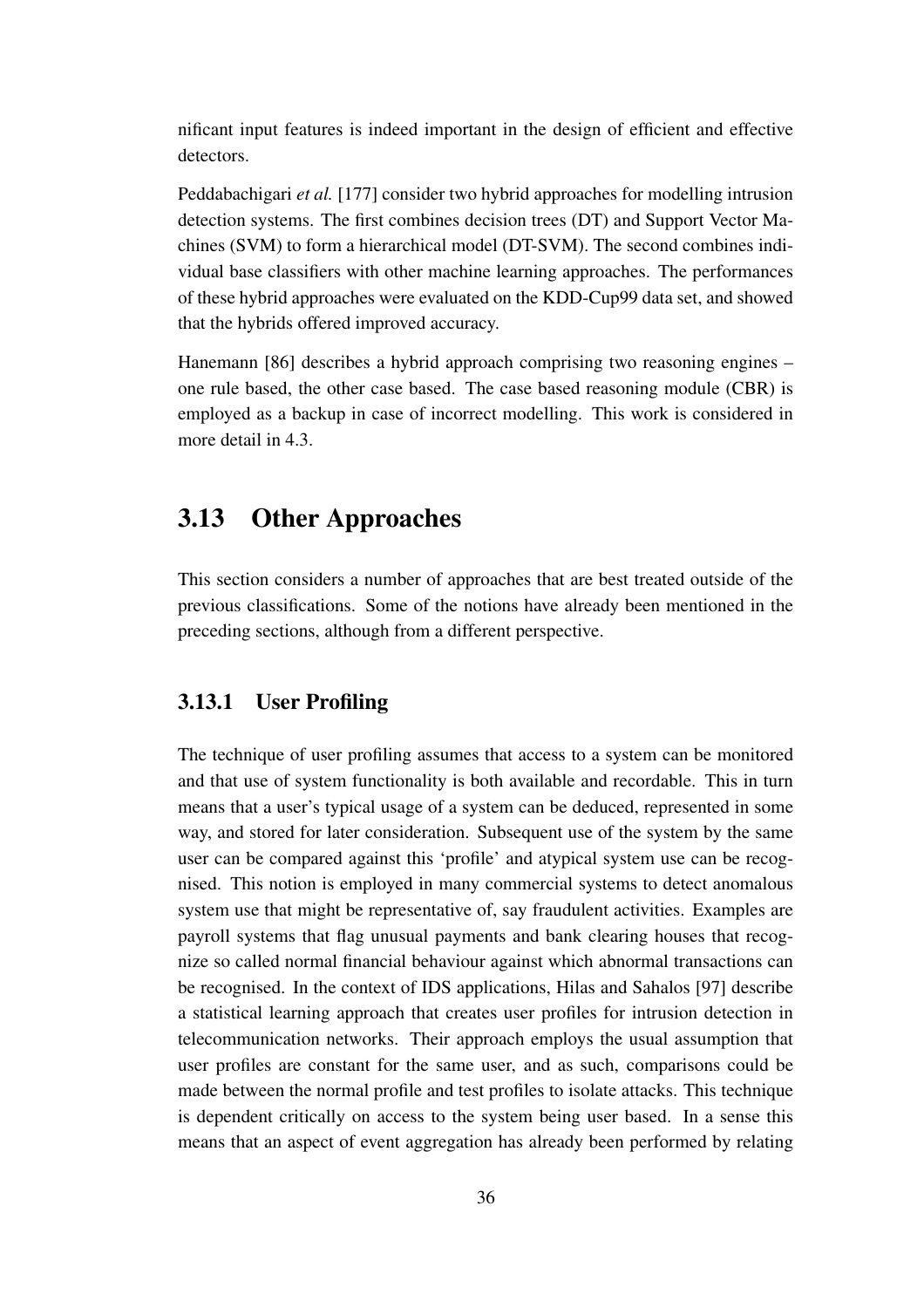nificant input features is indeed important in the design of efficient and effective detectors.

Peddabachigari *et al.* [177] consider two hybrid approaches for modelling intrusion detection systems. The first combines decision trees (DT) and Support Vector Machines (SVM) to form a hierarchical model (DT-SVM). The second combines individual base classifiers with other machine learning approaches. The performances of these hybrid approaches were evaluated on the KDD-Cup99 data set, and showed that the hybrids offered improved accuracy.

Hanemann [86] describes a hybrid approach comprising two reasoning engines – one rule based, the other case based. The case based reasoning module (CBR) is employed as a backup in case of incorrect modelling. This work is considered in more detail in 4.3.

## 3.13 Other Approaches

This section considers a number of approaches that are best treated outside of the previous classifications. Some of the notions have already been mentioned in the preceding sections, although from a different perspective.

### 3.13.1 User Profiling

The technique of user profiling assumes that access to a system can be monitored and that use of system functionality is both available and recordable. This in turn means that a user's typical usage of a system can be deduced, represented in some way, and stored for later consideration. Subsequent use of the system by the same user can be compared against this 'profile' and atypical system use can be recognised. This notion is employed in many commercial systems to detect anomalous system use that might be representative of, say fraudulent activities. Examples are payroll systems that flag unusual payments and bank clearing houses that recognize so called normal financial behaviour against which abnormal transactions can be recognised. In the context of IDS applications, Hilas and Sahalos [97] describe a statistical learning approach that creates user profiles for intrusion detection in telecommunication networks. Their approach employs the usual assumption that user profiles are constant for the same user, and as such, comparisons could be made between the normal profile and test profiles to isolate attacks. This technique is dependent critically on access to the system being user based. In a sense this means that an aspect of event aggregation has already been performed by relating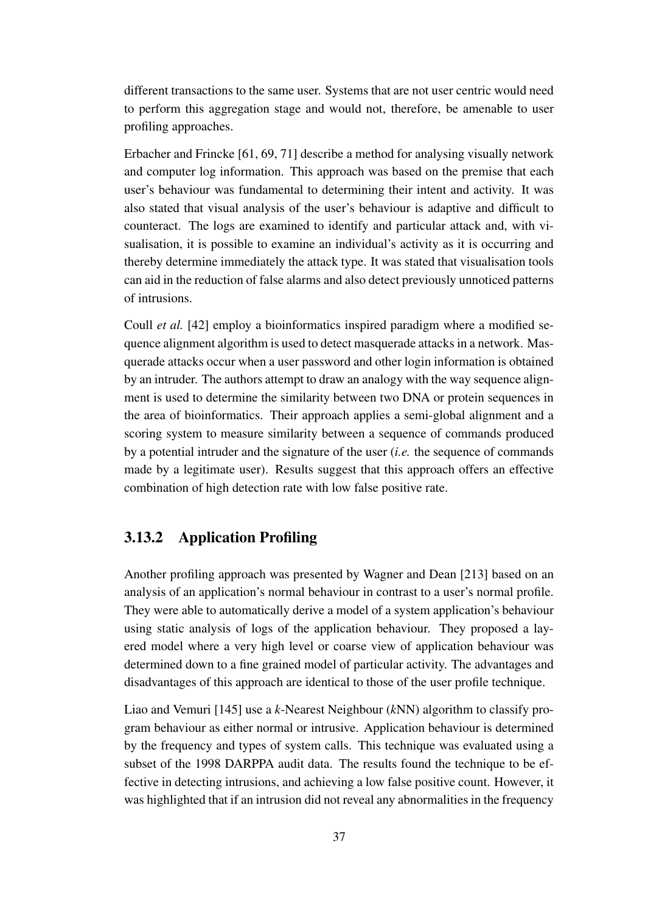different transactions to the same user. Systems that are not user centric would need to perform this aggregation stage and would not, therefore, be amenable to user profiling approaches.

Erbacher and Frincke [61, 69, 71] describe a method for analysing visually network and computer log information. This approach was based on the premise that each user's behaviour was fundamental to determining their intent and activity. It was also stated that visual analysis of the user's behaviour is adaptive and difficult to counteract. The logs are examined to identify and particular attack and, with visualisation, it is possible to examine an individual's activity as it is occurring and thereby determine immediately the attack type. It was stated that visualisation tools can aid in the reduction of false alarms and also detect previously unnoticed patterns of intrusions.

Coull *et al.* [42] employ a bioinformatics inspired paradigm where a modified sequence alignment algorithm is used to detect masquerade attacks in a network. Masquerade attacks occur when a user password and other login information is obtained by an intruder. The authors attempt to draw an analogy with the way sequence alignment is used to determine the similarity between two DNA or protein sequences in the area of bioinformatics. Their approach applies a semi-global alignment and a scoring system to measure similarity between a sequence of commands produced by a potential intruder and the signature of the user (*i.e.* the sequence of commands made by a legitimate user). Results suggest that this approach offers an effective combination of high detection rate with low false positive rate.

### 3.13.2 Application Profiling

Another profiling approach was presented by Wagner and Dean [213] based on an analysis of an application's normal behaviour in contrast to a user's normal profile. They were able to automatically derive a model of a system application's behaviour using static analysis of logs of the application behaviour. They proposed a layered model where a very high level or coarse view of application behaviour was determined down to a fine grained model of particular activity. The advantages and disadvantages of this approach are identical to those of the user profile technique.

Liao and Vemuri [145] use a *k*-Nearest Neighbour (*k*NN) algorithm to classify program behaviour as either normal or intrusive. Application behaviour is determined by the frequency and types of system calls. This technique was evaluated using a subset of the 1998 DARPPA audit data. The results found the technique to be effective in detecting intrusions, and achieving a low false positive count. However, it was highlighted that if an intrusion did not reveal any abnormalities in the frequency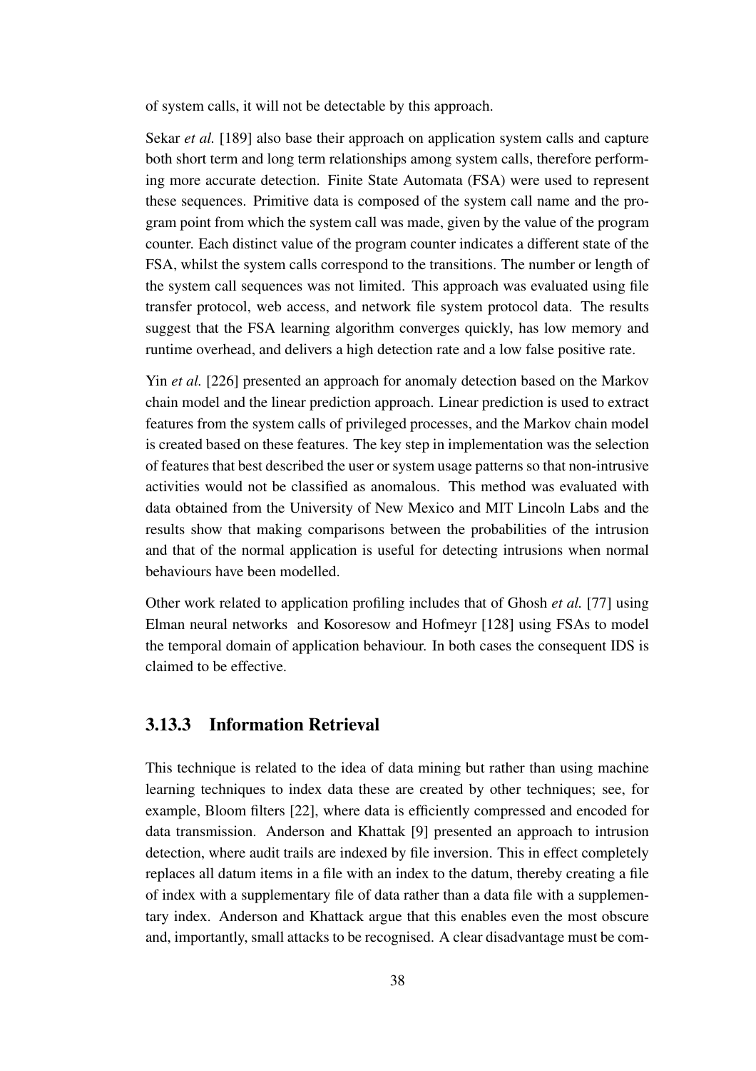of system calls, it will not be detectable by this approach.

Sekar *et al.* [189] also base their approach on application system calls and capture both short term and long term relationships among system calls, therefore performing more accurate detection. Finite State Automata (FSA) were used to represent these sequences. Primitive data is composed of the system call name and the program point from which the system call was made, given by the value of the program counter. Each distinct value of the program counter indicates a different state of the FSA, whilst the system calls correspond to the transitions. The number or length of the system call sequences was not limited. This approach was evaluated using file transfer protocol, web access, and network file system protocol data. The results suggest that the FSA learning algorithm converges quickly, has low memory and runtime overhead, and delivers a high detection rate and a low false positive rate.

Yin *et al.* [226] presented an approach for anomaly detection based on the Markov chain model and the linear prediction approach. Linear prediction is used to extract features from the system calls of privileged processes, and the Markov chain model is created based on these features. The key step in implementation was the selection of features that best described the user or system usage patterns so that non-intrusive activities would not be classified as anomalous. This method was evaluated with data obtained from the University of New Mexico and MIT Lincoln Labs and the results show that making comparisons between the probabilities of the intrusion and that of the normal application is useful for detecting intrusions when normal behaviours have been modelled.

Other work related to application profiling includes that of Ghosh *et al.* [77] using Elman neural networks and Kosoresow and Hofmeyr [128] using FSAs to model the temporal domain of application behaviour. In both cases the consequent IDS is claimed to be effective.

### 3.13.3 Information Retrieval

This technique is related to the idea of data mining but rather than using machine learning techniques to index data these are created by other techniques; see, for example, Bloom filters [22], where data is efficiently compressed and encoded for data transmission. Anderson and Khattak [9] presented an approach to intrusion detection, where audit trails are indexed by file inversion. This in effect completely replaces all datum items in a file with an index to the datum, thereby creating a file of index with a supplementary file of data rather than a data file with a supplementary index. Anderson and Khattack argue that this enables even the most obscure and, importantly, small attacks to be recognised. A clear disadvantage must be com-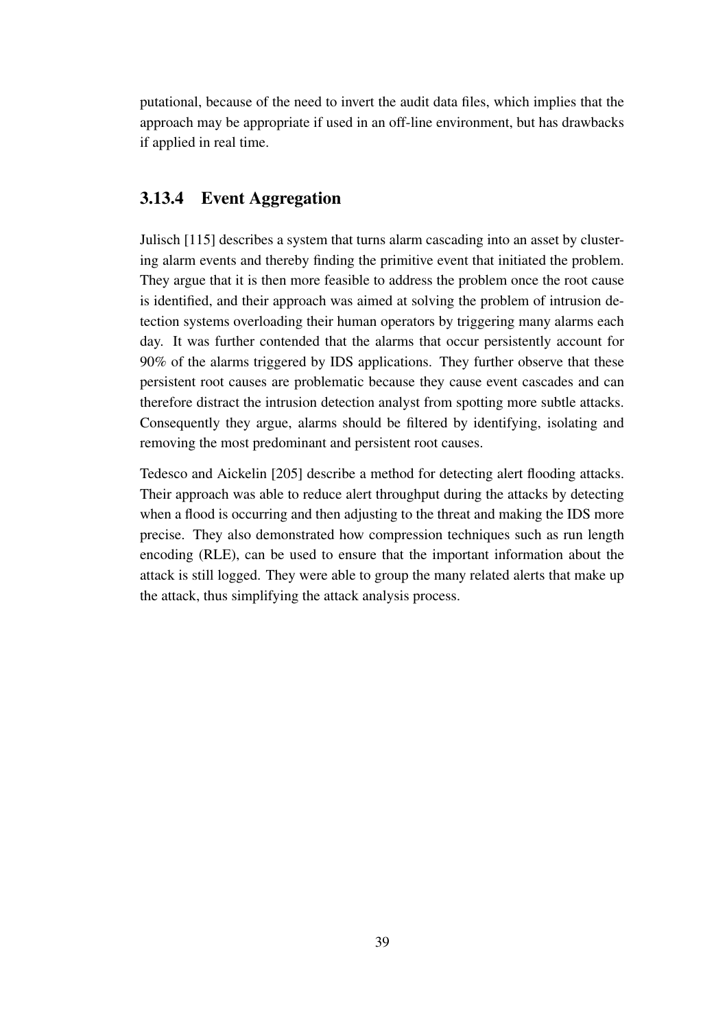putational, because of the need to invert the audit data files, which implies that the approach may be appropriate if used in an off-line environment, but has drawbacks if applied in real time.

### 3.13.4 Event Aggregation

Julisch [115] describes a system that turns alarm cascading into an asset by clustering alarm events and thereby finding the primitive event that initiated the problem. They argue that it is then more feasible to address the problem once the root cause is identified, and their approach was aimed at solving the problem of intrusion detection systems overloading their human operators by triggering many alarms each day. It was further contended that the alarms that occur persistently account for 90% of the alarms triggered by IDS applications. They further observe that these persistent root causes are problematic because they cause event cascades and can therefore distract the intrusion detection analyst from spotting more subtle attacks. Consequently they argue, alarms should be filtered by identifying, isolating and removing the most predominant and persistent root causes.

Tedesco and Aickelin [205] describe a method for detecting alert flooding attacks. Their approach was able to reduce alert throughput during the attacks by detecting when a flood is occurring and then adjusting to the threat and making the IDS more precise. They also demonstrated how compression techniques such as run length encoding (RLE), can be used to ensure that the important information about the attack is still logged. They were able to group the many related alerts that make up the attack, thus simplifying the attack analysis process.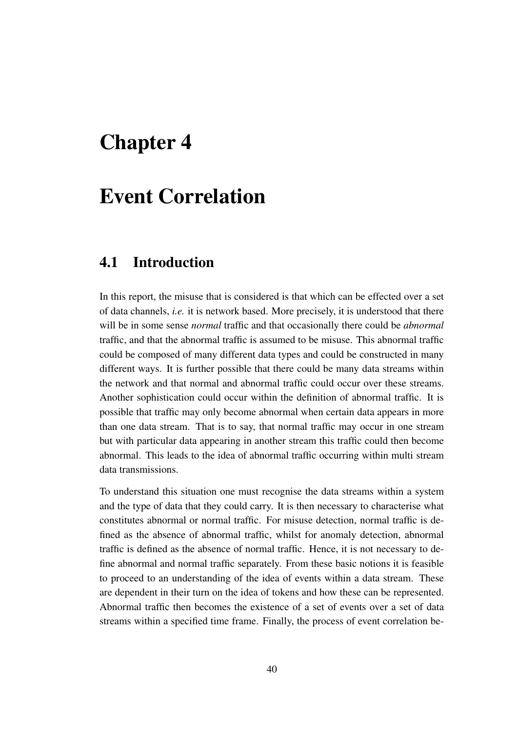# Chapter 4

# Event Correlation

## 4.1 Introduction

In this report, the misuse that is considered is that which can be effected over a set of data channels, *i.e.* it is network based. More precisely, it is understood that there will be in some sense *normal* traffic and that occasionally there could be *abnormal* traffic, and that the abnormal traffic is assumed to be misuse. This abnormal traffic could be composed of many different data types and could be constructed in many different ways. It is further possible that there could be many data streams within the network and that normal and abnormal traffic could occur over these streams. Another sophistication could occur within the definition of abnormal traffic. It is possible that traffic may only become abnormal when certain data appears in more than one data stream. That is to say, that normal traffic may occur in one stream but with particular data appearing in another stream this traffic could then become abnormal. This leads to the idea of abnormal traffic occurring within multi stream data transmissions.

To understand this situation one must recognise the data streams within a system and the type of data that they could carry. It is then necessary to characterise what constitutes abnormal or normal traffic. For misuse detection, normal traffic is defined as the absence of abnormal traffic, whilst for anomaly detection, abnormal traffic is defined as the absence of normal traffic. Hence, it is not necessary to define abnormal and normal traffic separately. From these basic notions it is feasible to proceed to an understanding of the idea of events within a data stream. These are dependent in their turn on the idea of tokens and how these can be represented. Abnormal traffic then becomes the existence of a set of events over a set of data streams within a specified time frame. Finally, the process of event correlation be-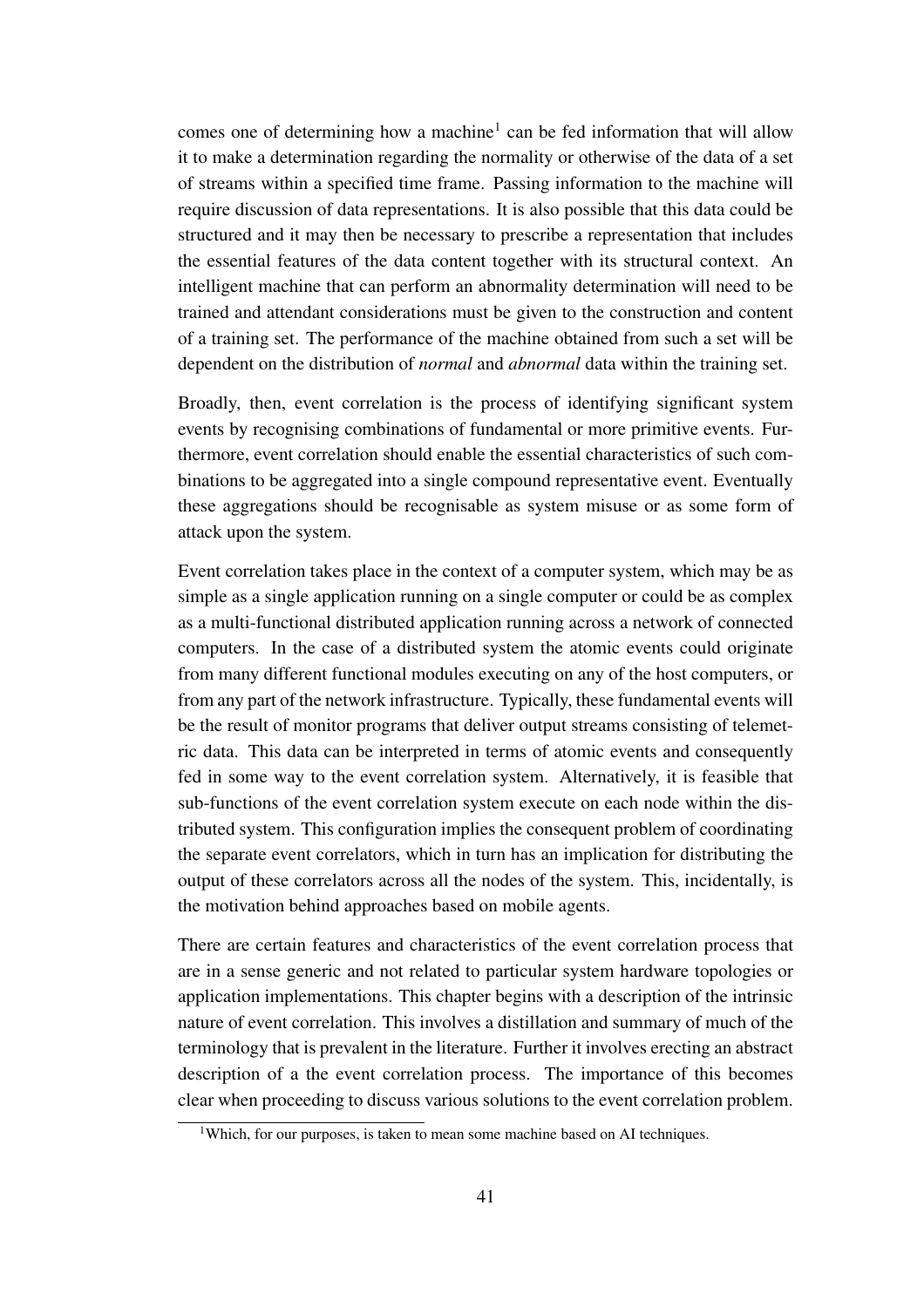comes one of determining how a machine[1] can be fed information that will allow it to make a determination regarding the normality or otherwise of the data of a set of streams within a specified time frame. Passing information to the machine will require discussion of data representations. It is also possible that this data could be structured and it may then be necessary to prescribe a representation that includes the essential features of the data content together with its structural context. An intelligent machine that can perform an abnormality determination will need to be trained and attendant considerations must be given to the construction and content of a training set. The performance of the machine obtained from such a set will be dependent on the distribution of *normal* and *abnormal* data within the training set.

Broadly, then, event correlation is the process of identifying significant system events by recognising combinations of fundamental or more primitive events. Furthermore, event correlation should enable the essential characteristics of such combinations to be aggregated into a single compound representative event. Eventually these aggregations should be recognisable as system misuse or as some form of attack upon the system.

Event correlation takes place in the context of a computer system, which may be as simple as a single application running on a single computer or could be as complex as a multi-functional distributed application running across a network of connected computers. In the case of a distributed system the atomic events could originate from many different functional modules executing on any of the host computers, or from any part of the network infrastructure. Typically, these fundamental events will be the result of monitor programs that deliver output streams consisting of telemetric data. This data can be interpreted in terms of atomic events and consequently fed in some way to the event correlation system. Alternatively, it is feasible that sub-functions of the event correlation system execute on each node within the distributed system. This configuration implies the consequent problem of coordinating the separate event correlators, which in turn has an implication for distributing the output of these correlators across all the nodes of the system. This, incidentally, is the motivation behind approaches based on mobile agents.

There are certain features and characteristics of the event correlation process that are in a sense generic and not related to particular system hardware topologies or application implementations. This chapter begins with a description of the intrinsic nature of event correlation. This involves a distillation and summary of much of the terminology that is prevalent in the literature. Further it involves erecting an abstract description of a the event correlation process. The importance of this becomes clear when proceeding to discuss various solutions to the event correlation problem.

[1] Which, for our purposes, is taken to mean some machine based on AI techniques.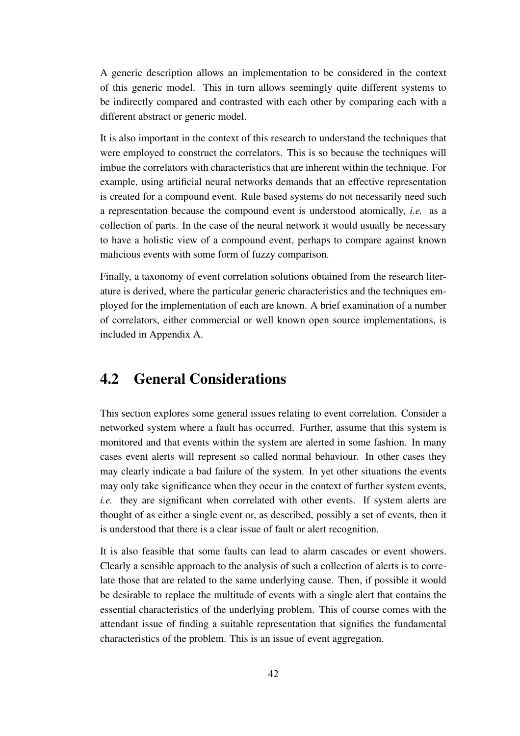A generic description allows an implementation to be considered in the context of this generic model. This in turn allows seemingly quite different systems to be indirectly compared and contrasted with each other by comparing each with a different abstract or generic model.

It is also important in the context of this research to understand the techniques that were employed to construct the correlators. This is so because the techniques will imbue the correlators with characteristics that are inherent within the technique. For example, using artificial neural networks demands that an effective representation is created for a compound event. Rule based systems do not necessarily need such a representation because the compound event is understood atomically, *i.e.* as a collection of parts. In the case of the neural network it would usually be necessary to have a holistic view of a compound event, perhaps to compare against known malicious events with some form of fuzzy comparison.

Finally, a taxonomy of event correlation solutions obtained from the research literature is derived, where the particular generic characteristics and the techniques employed for the implementation of each are known. A brief examination of a number of correlators, either commercial or well known open source implementations, is included in Appendix A.

## 4.2 General Considerations

This section explores some general issues relating to event correlation. Consider a networked system where a fault has occurred. Further, assume that this system is monitored and that events within the system are alerted in some fashion. In many cases event alerts will represent so called normal behaviour. In other cases they may clearly indicate a bad failure of the system. In yet other situations the events may only take significance when they occur in the context of further system events, *i.e.* they are significant when correlated with other events. If system alerts are thought of as either a single event or, as described, possibly a set of events, then it is understood that there is a clear issue of fault or alert recognition.

It is also feasible that some faults can lead to alarm cascades or event showers. Clearly a sensible approach to the analysis of such a collection of alerts is to correlate those that are related to the same underlying cause. Then, if possible it would be desirable to replace the multitude of events with a single alert that contains the essential characteristics of the underlying problem. This of course comes with the attendant issue of finding a suitable representation that signifies the fundamental characteristics of the problem. This is an issue of event aggregation.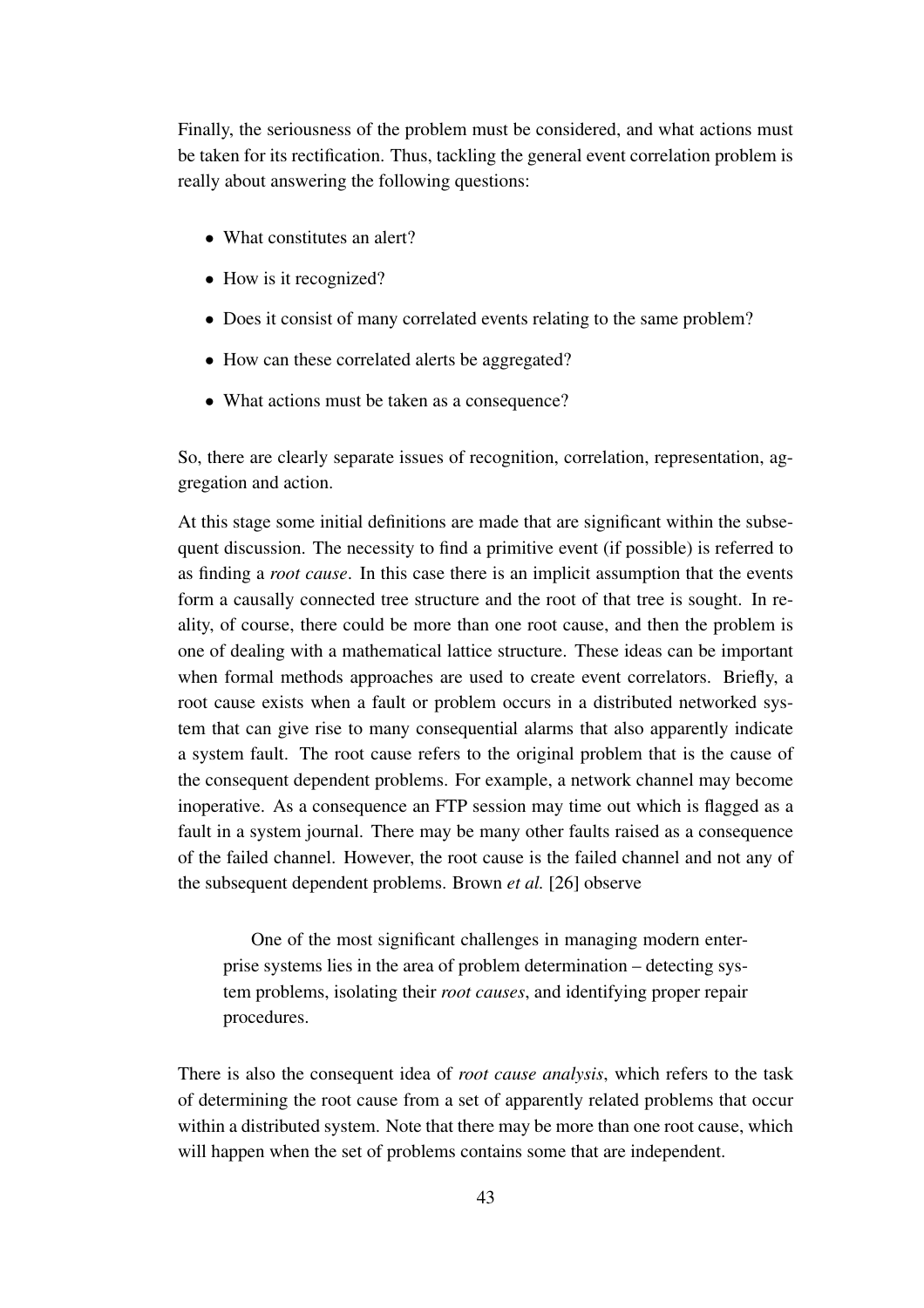Finally, the seriousness of the problem must be considered, and what actions must be taken for its rectification. Thus, tackling the general event correlation problem is really about answering the following questions:

- What constitutes an alert?
- How is it recognized?
- Does it consist of many correlated events relating to the same problem?
- How can these correlated alerts be aggregated?
- What actions must be taken as a consequence?

So, there are clearly separate issues of recognition, correlation, representation, aggregation and action.

At this stage some initial definitions are made that are significant within the subsequent discussion. The necessity to find a primitive event (if possible) is referred to as finding a *root cause*. In this case there is an implicit assumption that the events form a causally connected tree structure and the root of that tree is sought. In reality, of course, there could be more than one root cause, and then the problem is one of dealing with a mathematical lattice structure. These ideas can be important when formal methods approaches are used to create event correlators. Briefly, a root cause exists when a fault or problem occurs in a distributed networked system that can give rise to many consequential alarms that also apparently indicate a system fault. The root cause refers to the original problem that is the cause of the consequent dependent problems. For example, a network channel may become inoperative. As a consequence an FTP session may time out which is flagged as a fault in a system journal. There may be many other faults raised as a consequence of the failed channel. However, the root cause is the failed channel and not any of the subsequent dependent problems. Brown *et al.* [26] observe

> One of the most significant challenges in managing modern enterprise systems lies in the area of problem determination – detecting system problems, isolating their *root causes*, and identifying proper repair procedures.

There is also the consequent idea of *root cause analysis*, which refers to the task of determining the root cause from a set of apparently related problems that occur within a distributed system. Note that there may be more than one root cause, which will happen when the set of problems contains some that are independent.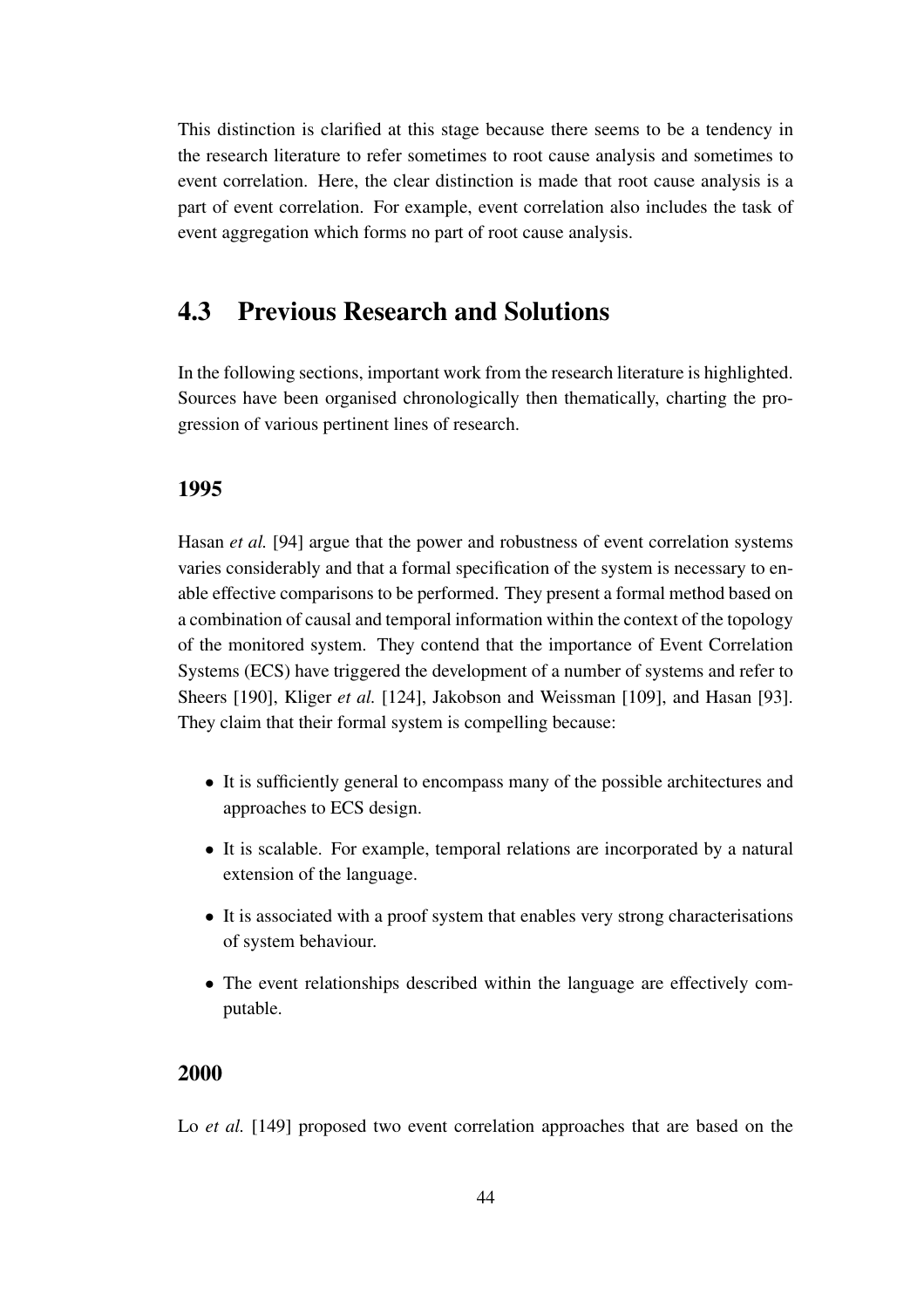This distinction is clarified at this stage because there seems to be a tendency in the research literature to refer sometimes to root cause analysis and sometimes to event correlation. Here, the clear distinction is made that root cause analysis is a part of event correlation. For example, event correlation also includes the task of event aggregation which forms no part of root cause analysis.

## 4.3 Previous Research and Solutions

In the following sections, important work from the research literature is highlighted. Sources have been organised chronologically then thematically, charting the progression of various pertinent lines of research.

### 1995

Hasan *et al.* [94] argue that the power and robustness of event correlation systems varies considerably and that a formal specification of the system is necessary to enable effective comparisons to be performed. They present a formal method based on a combination of causal and temporal information within the context of the topology of the monitored system. They contend that the importance of Event Correlation Systems (ECS) have triggered the development of a number of systems and refer to Sheers [190], Kliger *et al.* [124], Jakobson and Weissman [109], and Hasan [93]. They claim that their formal system is compelling because:

- It is sufficiently general to encompass many of the possible architectures and approaches to ECS design.
- It is scalable. For example, temporal relations are incorporated by a natural extension of the language.
- It is associated with a proof system that enables very strong characterisations of system behaviour.
- The event relationships described within the language are effectively computable.

### 2000

Lo *et al.* [149] proposed two event correlation approaches that are based on the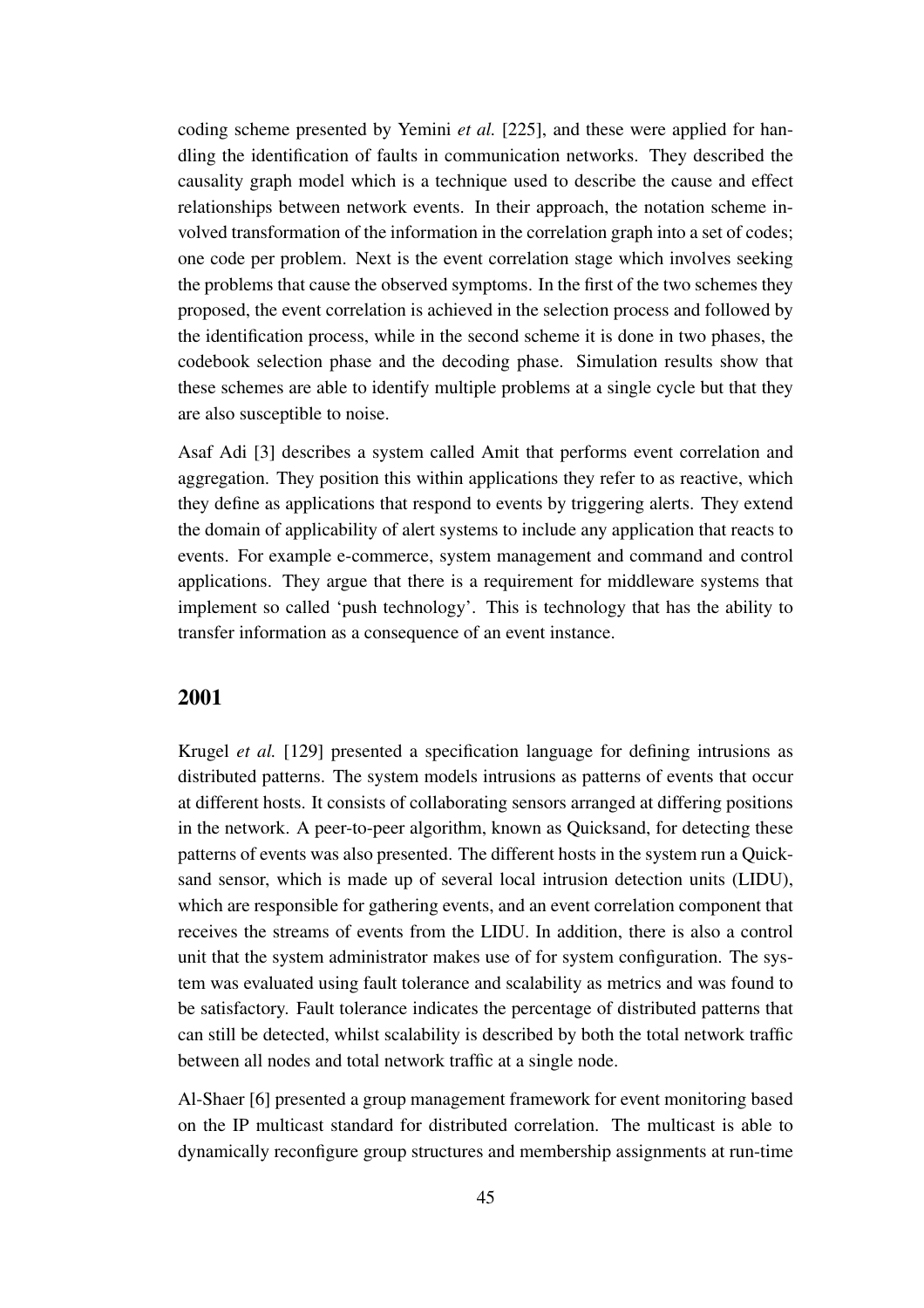coding scheme presented by Yemini *et al.* [225], and these were applied for handling the identification of faults in communication networks. They described the causality graph model which is a technique used to describe the cause and effect relationships between network events. In their approach, the notation scheme involved transformation of the information in the correlation graph into a set of codes; one code per problem. Next is the event correlation stage which involves seeking the problems that cause the observed symptoms. In the first of the two schemes they proposed, the event correlation is achieved in the selection process and followed by the identification process, while in the second scheme it is done in two phases, the codebook selection phase and the decoding phase. Simulation results show that these schemes are able to identify multiple problems at a single cycle but that they are also susceptible to noise.

Asaf Adi [3] describes a system called Amit that performs event correlation and aggregation. They position this within applications they refer to as reactive, which they define as applications that respond to events by triggering alerts. They extend the domain of applicability of alert systems to include any application that reacts to events. For example e-commerce, system management and command and control applications. They argue that there is a requirement for middleware systems that implement so called 'push technology'. This is technology that has the ability to transfer information as a consequence of an event instance.

## 2001

Krugel *et al.* [129] presented a specification language for defining intrusions as distributed patterns. The system models intrusions as patterns of events that occur at different hosts. It consists of collaborating sensors arranged at differing positions in the network. A peer-to-peer algorithm, known as Quicksand, for detecting these patterns of events was also presented. The different hosts in the system run a Quicksand sensor, which is made up of several local intrusion detection units (LIDU), which are responsible for gathering events, and an event correlation component that receives the streams of events from the LIDU. In addition, there is also a control unit that the system administrator makes use of for system configuration. The system was evaluated using fault tolerance and scalability as metrics and was found to be satisfactory. Fault tolerance indicates the percentage of distributed patterns that can still be detected, whilst scalability is described by both the total network traffic between all nodes and total network traffic at a single node.

Al-Shaer [6] presented a group management framework for event monitoring based on the IP multicast standard for distributed correlation. The multicast is able to dynamically reconfigure group structures and membership assignments at run-time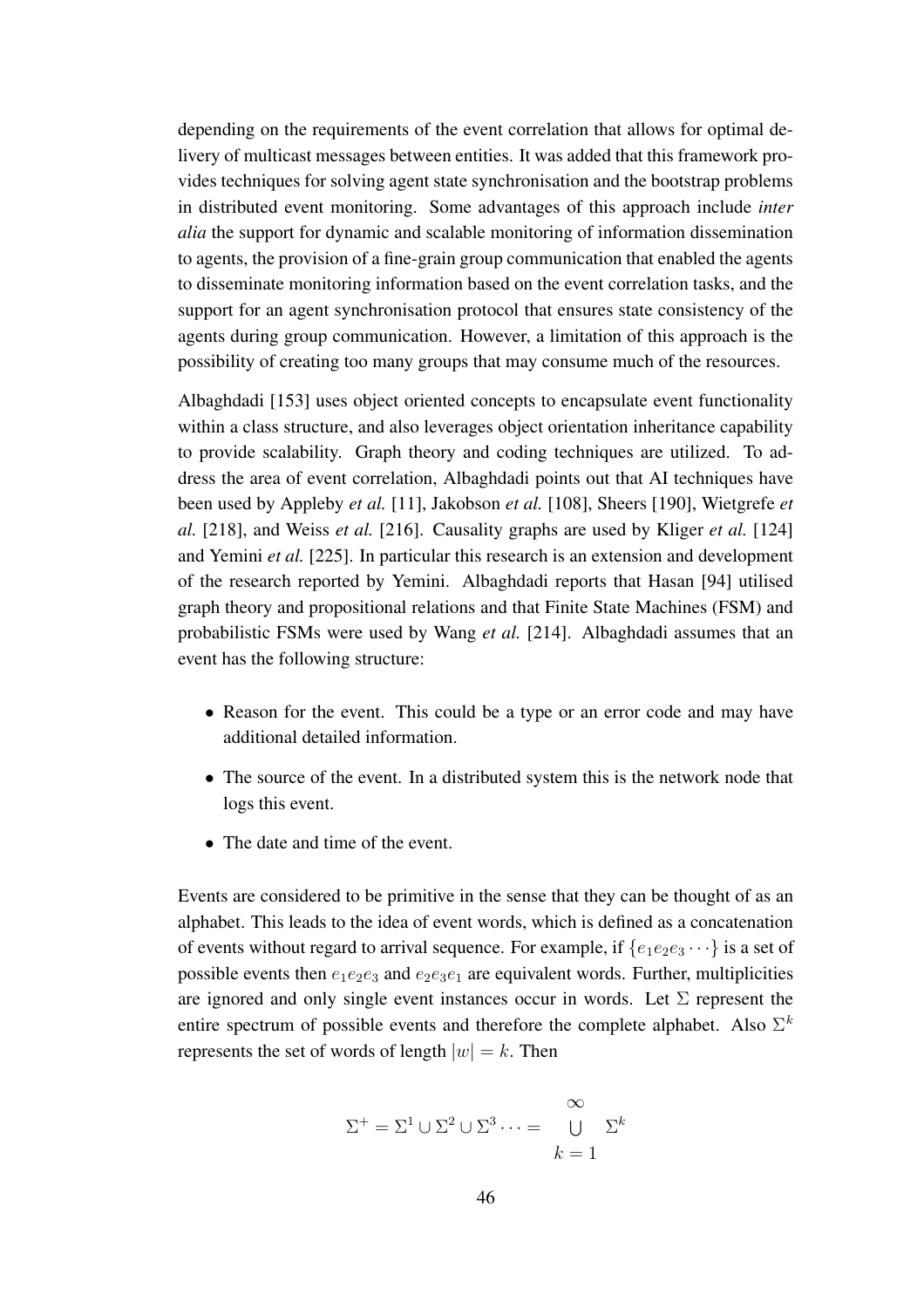depending on the requirements of the event correlation that allows for optimal delivery of multicast messages between entities. It was added that this framework provides techniques for solving agent state synchronisation and the bootstrap problems in distributed event monitoring. Some advantages of this approach include *inter alia* the support for dynamic and scalable monitoring of information dissemination to agents, the provision of a fine-grain group communication that enabled the agents to disseminate monitoring information based on the event correlation tasks, and the support for an agent synchronisation protocol that ensures state consistency of the agents during group communication. However, a limitation of this approach is the possibility of creating too many groups that may consume much of the resources.

Albaghdadi [153] uses object oriented concepts to encapsulate event functionality within a class structure, and also leverages object orientation inheritance capability to provide scalability. Graph theory and coding techniques are utilized. To address the area of event correlation, Albaghdadi points out that AI techniques have been used by Appleby *et al.* [11], Jakobson *et al.* [108], Sheers [190], Wietgrefe *et al.* [218], and Weiss *et al.* [216]. Causality graphs are used by Kliger *et al.* [124] and Yemini *et al.* [225]. In particular this research is an extension and development of the research reported by Yemini. Albaghdadi reports that Hasan [94] utilised graph theory and propositional relations and that Finite State Machines (FSM) and probabilistic FSMs were used by Wang *et al.* [214]. Albaghdadi assumes that an event has the following structure:

- Reason for the event. This could be a type or an error code and may have additional detailed information.
- The source of the event. In a distributed system this is the network node that logs this event.
- The date and time of the event.

Events are considered to be primitive in the sense that they can be thought of as an alphabet. This leads to the idea of event words, which is defined as a concatenation of events without regard to arrival sequence. For example, if $\{e_1 e_2 e_3 \cdots\}$ is a set of possible events then $e_1 e_2 e_3$ and $e_2 e_3 e_1$ are equivalent words. Further, multiplicities are ignored and only single event instances occur in words. Let $\Sigma$ represent the entire spectrum of possible events and therefore the complete alphabet. Also $\Sigma^k$ represents the set of words of length $|w| = k$. Then

$$\Sigma^+ = \Sigma^1 \cup \Sigma^2 \cup \Sigma^3 \cdots = \bigcup_{k=1}^{\infty} \Sigma^k$$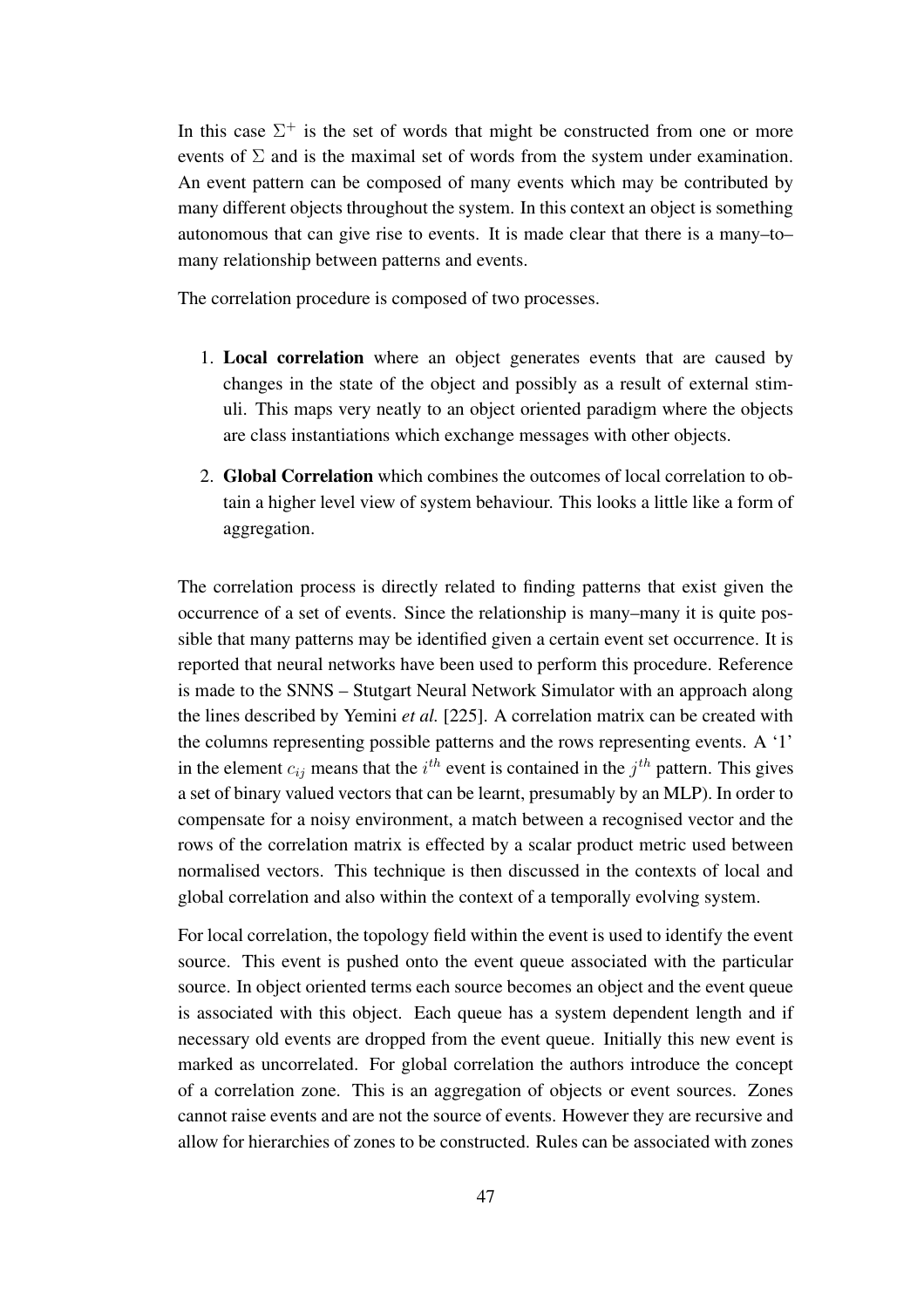In this case $\Sigma^+$ is the set of words that might be constructed from one or more events of $\Sigma$ and is the maximal set of words from the system under examination. An event pattern can be composed of many events which may be contributed by many different objects throughout the system. In this context an object is something autonomous that can give rise to events. It is made clear that there is a many–to–many relationship between patterns and events.

The correlation procedure is composed of two processes.

1. **Local correlation** where an object generates events that are caused by changes in the state of the object and possibly as a result of external stimuli. This maps very neatly to an object oriented paradigm where the objects are class instantiations which exchange messages with other objects.

2. **Global Correlation** which combines the outcomes of local correlation to obtain a higher level view of system behaviour. This looks a little like a form of aggregation.

The correlation process is directly related to finding patterns that exist given the occurrence of a set of events. Since the relationship is many–many it is quite possible that many patterns may be identified given a certain event set occurrence. It is reported that neural networks have been used to perform this procedure. Reference is made to the SNNS – Stutgart Neural Network Simulator with an approach along the lines described by Yemini *et al.* [225]. A correlation matrix can be created with the columns representing possible patterns and the rows representing events. A '1' in the element $c_{ij}$ means that the $i^{th}$ event is contained in the $j^{th}$ pattern. This gives a set of binary valued vectors that can be learnt, presumably by an MLP). In order to compensate for a noisy environment, a match between a recognised vector and the rows of the correlation matrix is effected by a scalar product metric used between normalised vectors. This technique is then discussed in the contexts of local and global correlation and also within the context of a temporally evolving system.

For local correlation, the topology field within the event is used to identify the event source. This event is pushed onto the event queue associated with the particular source. In object oriented terms each source becomes an object and the event queue is associated with this object. Each queue has a system dependent length and if necessary old events are dropped from the event queue. Initially this new event is marked as uncorrelated. For global correlation the authors introduce the concept of a correlation zone. This is an aggregation of objects or event sources. Zones cannot raise events and are not the source of events. However they are recursive and allow for hierarchies of zones to be constructed. Rules can be associated with zones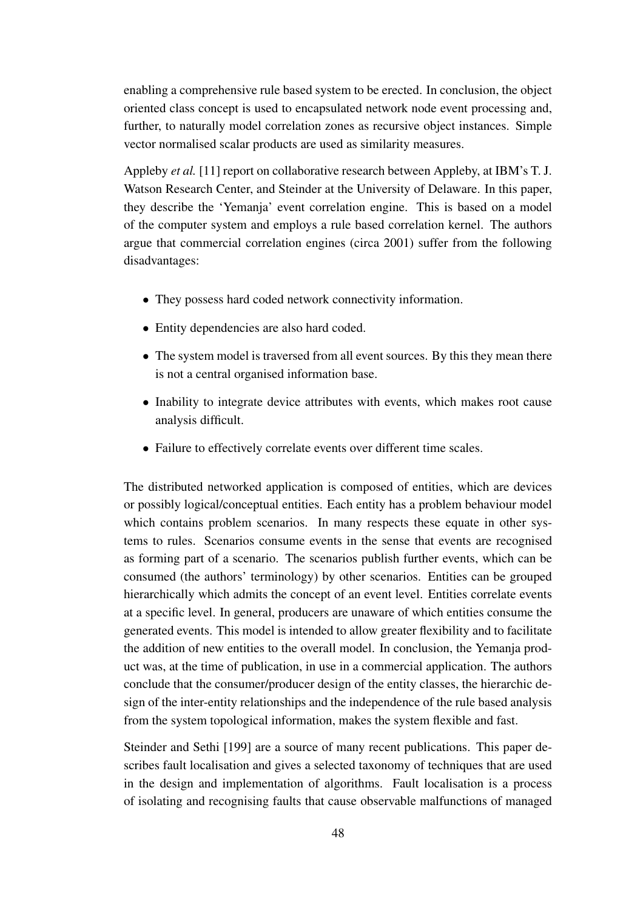enabling a comprehensive rule based system to be erected. In conclusion, the object oriented class concept is used to encapsulated network node event processing and, further, to naturally model correlation zones as recursive object instances. Simple vector normalised scalar products are used as similarity measures.

Appleby *et al.* [11] report on collaborative research between Appleby, at IBM's T. J. Watson Research Center, and Steinder at the University of Delaware. In this paper, they describe the 'Yemanja' event correlation engine. This is based on a model of the computer system and employs a rule based correlation kernel. The authors argue that commercial correlation engines (circa 2001) suffer from the following disadvantages:

- They possess hard coded network connectivity information.
- Entity dependencies are also hard coded.
- The system model is traversed from all event sources. By this they mean there is not a central organised information base.
- Inability to integrate device attributes with events, which makes root cause analysis difficult.
- Failure to effectively correlate events over different time scales.

The distributed networked application is composed of entities, which are devices or possibly logical/conceptual entities. Each entity has a problem behaviour model which contains problem scenarios. In many respects these equate in other systems to rules. Scenarios consume events in the sense that events are recognised as forming part of a scenario. The scenarios publish further events, which can be consumed (the authors' terminology) by other scenarios. Entities can be grouped hierarchically which admits the concept of an event level. Entities correlate events at a specific level. In general, producers are unaware of which entities consume the generated events. This model is intended to allow greater flexibility and to facilitate the addition of new entities to the overall model. In conclusion, the Yemanja product was, at the time of publication, in use in a commercial application. The authors conclude that the consumer/producer design of the entity classes, the hierarchic design of the inter-entity relationships and the independence of the rule based analysis from the system topological information, makes the system flexible and fast.

Steinder and Sethi [199] are a source of many recent publications. This paper describes fault localisation and gives a selected taxonomy of techniques that are used in the design and implementation of algorithms. Fault localisation is a process of isolating and recognising faults that cause observable malfunctions of managed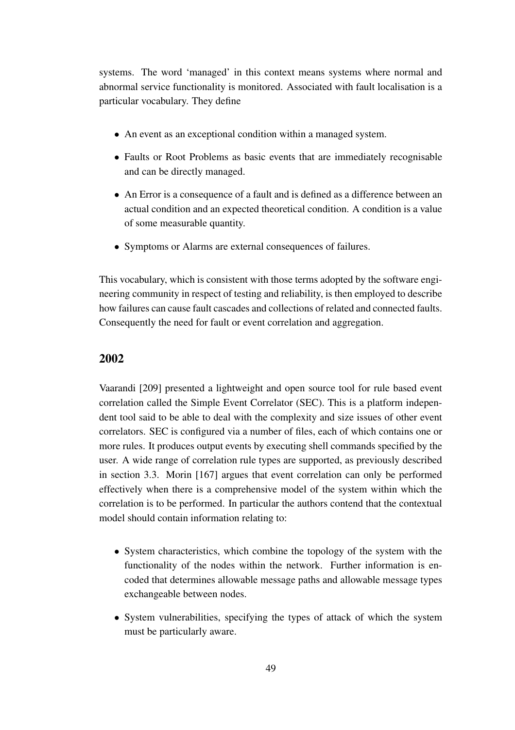systems. The word 'managed' in this context means systems where normal and abnormal service functionality is monitored. Associated with fault localisation is a particular vocabulary. They define

- An event as an exceptional condition within a managed system.
- Faults or Root Problems as basic events that are immediately recognisable and can be directly managed.
- An Error is a consequence of a fault and is defined as a difference between an actual condition and an expected theoretical condition. A condition is a value of some measurable quantity.
- Symptoms or Alarms are external consequences of failures.

This vocabulary, which is consistent with those terms adopted by the software engineering community in respect of testing and reliability, is then employed to describe how failures can cause fault cascades and collections of related and connected faults. Consequently the need for fault or event correlation and aggregation.

## 2002

Vaarandi [209] presented a lightweight and open source tool for rule based event correlation called the Simple Event Correlator (SEC). This is a platform independent tool said to be able to deal with the complexity and size issues of other event correlators. SEC is configured via a number of files, each of which contains one or more rules. It produces output events by executing shell commands specified by the user. A wide range of correlation rule types are supported, as previously described in section 3.3. Morin [167] argues that event correlation can only be performed effectively when there is a comprehensive model of the system within which the correlation is to be performed. In particular the authors contend that the contextual model should contain information relating to:

- System characteristics, which combine the topology of the system with the functionality of the nodes within the network. Further information is encoded that determines allowable message paths and allowable message types exchangeable between nodes.
- System vulnerabilities, specifying the types of attack of which the system must be particularly aware.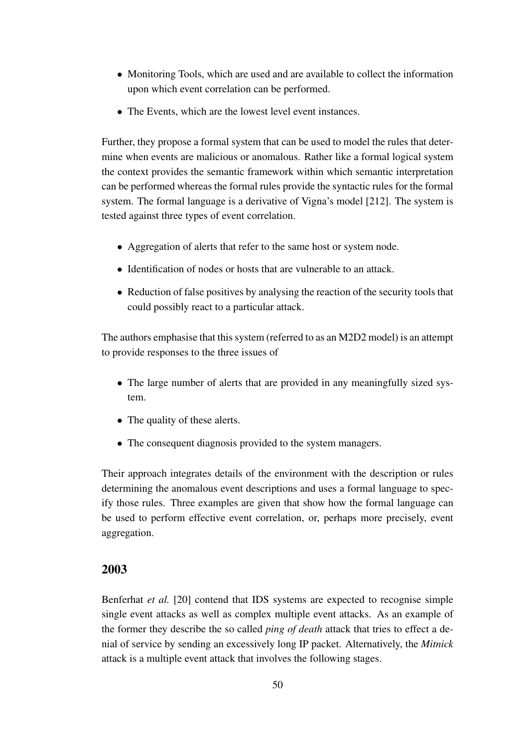- Monitoring Tools, which are used and are available to collect the information upon which event correlation can be performed.
- The Events, which are the lowest level event instances.

Further, they propose a formal system that can be used to model the rules that determine when events are malicious or anomalous. Rather like a formal logical system the context provides the semantic framework within which semantic interpretation can be performed whereas the formal rules provide the syntactic rules for the formal system. The formal language is a derivative of Vigna's model [212]. The system is tested against three types of event correlation.

- Aggregation of alerts that refer to the same host or system node.
- Identification of nodes or hosts that are vulnerable to an attack.
- Reduction of false positives by analysing the reaction of the security tools that could possibly react to a particular attack.

The authors emphasise that this system (referred to as an M2D2 model) is an attempt to provide responses to the three issues of

- The large number of alerts that are provided in any meaningfully sized system.
- The quality of these alerts.
- The consequent diagnosis provided to the system managers.

Their approach integrates details of the environment with the description or rules determining the anomalous event descriptions and uses a formal language to specify those rules. Three examples are given that show how the formal language can be used to perform effective event correlation, or, perhaps more precisely, event aggregation.

### 2003

Benferhat *et al.* [20] contend that IDS systems are expected to recognise simple single event attacks as well as complex multiple event attacks. As an example of the former they describe the so called *ping of death* attack that tries to effect a denial of service by sending an excessively long IP packet. Alternatively, the *Mitnick* attack is a multiple event attack that involves the following stages.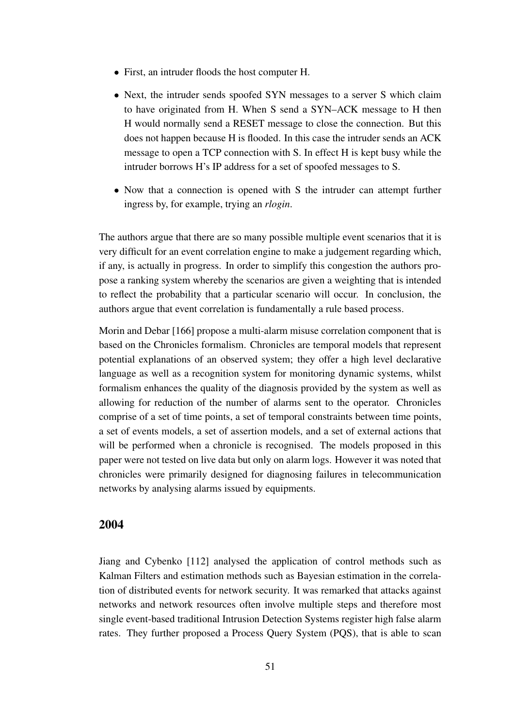- First, an intruder floods the host computer H.
- Next, the intruder sends spoofed SYN messages to a server S which claim to have originated from H. When S send a SYN–ACK message to H then H would normally send a RESET message to close the connection. But this does not happen because H is flooded. In this case the intruder sends an ACK message to open a TCP connection with S. In effect H is kept busy while the intruder borrows H's IP address for a set of spoofed messages to S.
- Now that a connection is opened with S the intruder can attempt further ingress by, for example, trying an *rlogin*.

The authors argue that there are so many possible multiple event scenarios that it is very difficult for an event correlation engine to make a judgement regarding which, if any, is actually in progress. In order to simplify this congestion the authors propose a ranking system whereby the scenarios are given a weighting that is intended to reflect the probability that a particular scenario will occur. In conclusion, the authors argue that event correlation is fundamentally a rule based process.

Morin and Debar [166] propose a multi-alarm misuse correlation component that is based on the Chronicles formalism. Chronicles are temporal models that represent potential explanations of an observed system; they offer a high level declarative language as well as a recognition system for monitoring dynamic systems, whilst formalism enhances the quality of the diagnosis provided by the system as well as allowing for reduction of the number of alarms sent to the operator. Chronicles comprise of a set of time points, a set of temporal constraints between time points, a set of events models, a set of assertion models, and a set of external actions that will be performed when a chronicle is recognised. The models proposed in this paper were not tested on live data but only on alarm logs. However it was noted that chronicles were primarily designed for diagnosing failures in telecommunication networks by analysing alarms issued by equipments.

## 2004

Jiang and Cybenko [112] analysed the application of control methods such as Kalman Filters and estimation methods such as Bayesian estimation in the correlation of distributed events for network security. It was remarked that attacks against networks and network resources often involve multiple steps and therefore most single event-based traditional Intrusion Detection Systems register high false alarm rates. They further proposed a Process Query System (PQS), that is able to scan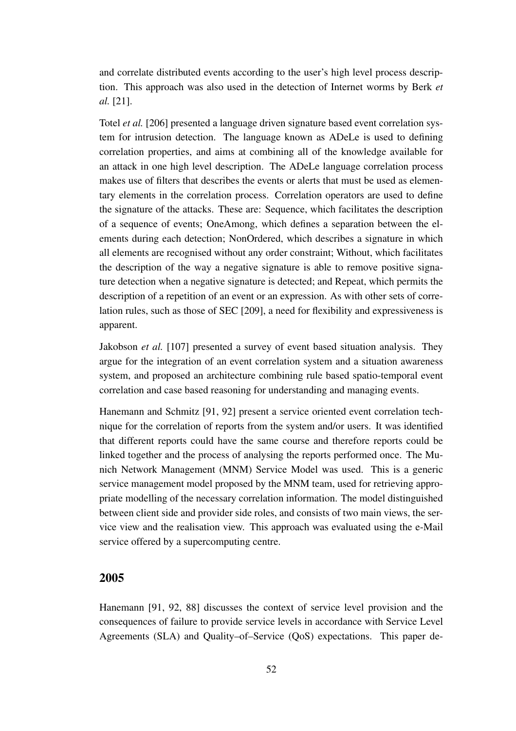and correlate distributed events according to the user's high level process description. This approach was also used in the detection of Internet worms by Berk *et al.* [21].

Totel *et al.* [206] presented a language driven signature based event correlation system for intrusion detection. The language known as ADeLe is used to defining correlation properties, and aims at combining all of the knowledge available for an attack in one high level description. The ADeLe language correlation process makes use of filters that describes the events or alerts that must be used as elementary elements in the correlation process. Correlation operators are used to define the signature of the attacks. These are: Sequence, which facilitates the description of a sequence of events; OneAmong, which defines a separation between the elements during each detection; NonOrdered, which describes a signature in which all elements are recognised without any order constraint; Without, which facilitates the description of the way a negative signature is able to remove positive signature detection when a negative signature is detected; and Repeat, which permits the description of a repetition of an event or an expression. As with other sets of correlation rules, such as those of SEC [209], a need for flexibility and expressiveness is apparent.

Jakobson *et al.* [107] presented a survey of event based situation analysis. They argue for the integration of an event correlation system and a situation awareness system, and proposed an architecture combining rule based spatio-temporal event correlation and case based reasoning for understanding and managing events.

Hanemann and Schmitz [91, 92] present a service oriented event correlation technique for the correlation of reports from the system and/or users. It was identified that different reports could have the same course and therefore reports could be linked together and the process of analysing the reports performed once. The Munich Network Management (MNM) Service Model was used. This is a generic service management model proposed by the MNM team, used for retrieving appropriate modelling of the necessary correlation information. The model distinguished between client side and provider side roles, and consists of two main views, the service view and the realisation view. This approach was evaluated using the e-Mail service offered by a supercomputing centre.

## 2005

Hanemann [91, 92, 88] discusses the context of service level provision and the consequences of failure to provide service levels in accordance with Service Level Agreements (SLA) and Quality–of–Service (QoS) expectations. This paper de-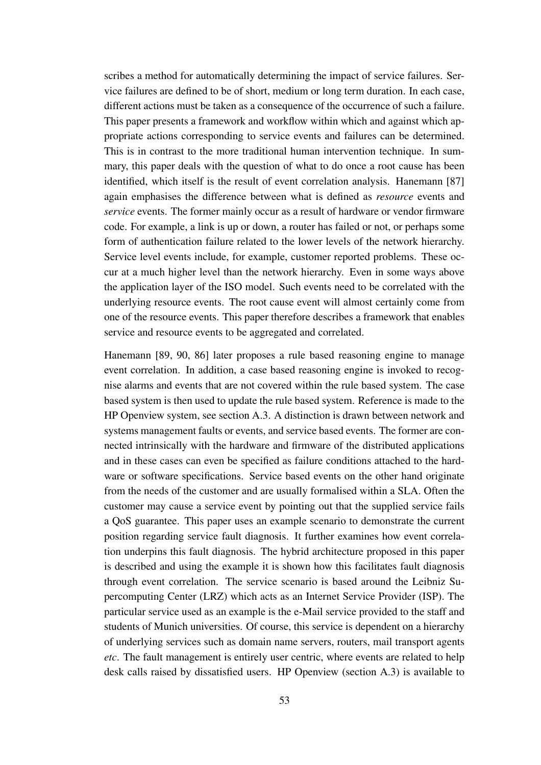scribes a method for automatically determining the impact of service failures. Service failures are defined to be of short, medium or long term duration. In each case, different actions must be taken as a consequence of the occurrence of such a failure. This paper presents a framework and workflow within which and against which appropriate actions corresponding to service events and failures can be determined. This is in contrast to the more traditional human intervention technique. In summary, this paper deals with the question of what to do once a root cause has been identified, which itself is the result of event correlation analysis. Hanemann [87] again emphasises the difference between what is defined as *resource* events and *service* events. The former mainly occur as a result of hardware or vendor firmware code. For example, a link is up or down, a router has failed or not, or perhaps some form of authentication failure related to the lower levels of the network hierarchy. Service level events include, for example, customer reported problems. These occur at a much higher level than the network hierarchy. Even in some ways above the application layer of the ISO model. Such events need to be correlated with the underlying resource events. The root cause event will almost certainly come from one of the resource events. This paper therefore describes a framework that enables service and resource events to be aggregated and correlated.

Hanemann [89, 90, 86] later proposes a rule based reasoning engine to manage event correlation. In addition, a case based reasoning engine is invoked to recognise alarms and events that are not covered within the rule based system. The case based system is then used to update the rule based system. Reference is made to the HP Openview system, see section A.3. A distinction is drawn between network and systems management faults or events, and service based events. The former are connected intrinsically with the hardware and firmware of the distributed applications and in these cases can even be specified as failure conditions attached to the hardware or software specifications. Service based events on the other hand originate from the needs of the customer and are usually formalised within a SLA. Often the customer may cause a service event by pointing out that the supplied service fails a QoS guarantee. This paper uses an example scenario to demonstrate the current position regarding service fault diagnosis. It further examines how event correlation underpins this fault diagnosis. The hybrid architecture proposed in this paper is described and using the example it is shown how this facilitates fault diagnosis through event correlation. The service scenario is based around the Leibniz Supercomputing Center (LRZ) which acts as an Internet Service Provider (ISP). The particular service used as an example is the e-Mail service provided to the staff and students of Munich universities. Of course, this service is dependent on a hierarchy of underlying services such as domain name servers, routers, mail transport agents *etc*. The fault management is entirely user centric, where events are related to help desk calls raised by dissatisfied users. HP Openview (section A.3) is available to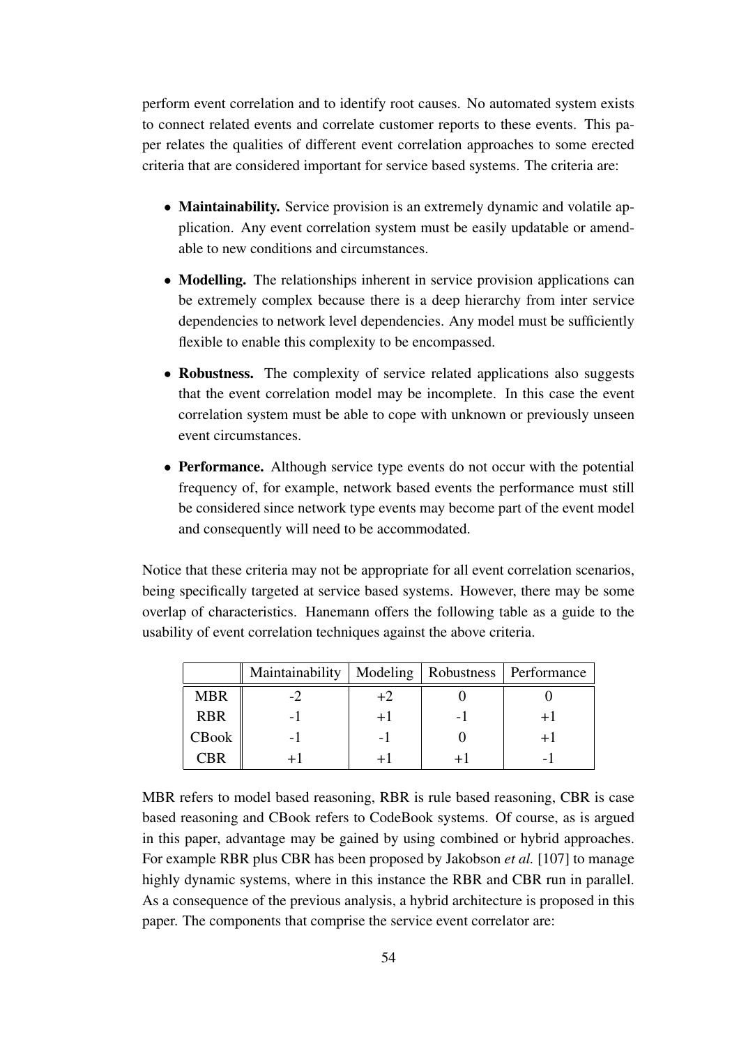perform event correlation and to identify root causes. No automated system exists to connect related events and correlate customer reports to these events. This paper relates the qualities of different event correlation approaches to some erected criteria that are considered important for service based systems. The criteria are:

- **Maintainability.** Service provision is an extremely dynamic and volatile application. Any event correlation system must be easily updatable or amendable to new conditions and circumstances.
- **Modelling.** The relationships inherent in service provision applications can be extremely complex because there is a deep hierarchy from inter service dependencies to network level dependencies. Any model must be sufficiently flexible to enable this complexity to be encompassed.
- **Robustness.** The complexity of service related applications also suggests that the event correlation model may be incomplete. In this case the event correlation system must be able to cope with unknown or previously unseen event circumstances.
- **Performance.** Although service type events do not occur with the potential frequency of, for example, network based events the performance must still be considered since network type events may become part of the event model and consequently will need to be accommodated.

Notice that these criteria may not be appropriate for all event correlation scenarios, being specifically targeted at service based systems. However, there may be some overlap of characteristics. Hanemann offers the following table as a guide to the usability of event correlation techniques against the above criteria.

| | Maintainability | Modeling | Robustness | Performance |
|---|---|---|---|---|
| MBR | -2 | +2 | 0 | 0 |
| RBR | -1 | +1 | -1 | +1 |
| CBook | -1 | -1 | 0 | +1 |
| CBR | +1 | +1 | +1 | -1 |

MBR refers to model based reasoning, RBR is rule based reasoning, CBR is case based reasoning and CBook refers to CodeBook systems. Of course, as is argued in this paper, advantage may be gained by using combined or hybrid approaches. For example RBR plus CBR has been proposed by Jakobson *et al.* [107] to manage highly dynamic systems, where in this instance the RBR and CBR run in parallel. As a consequence of the previous analysis, a hybrid architecture is proposed in this paper. The components that comprise the service event correlator are: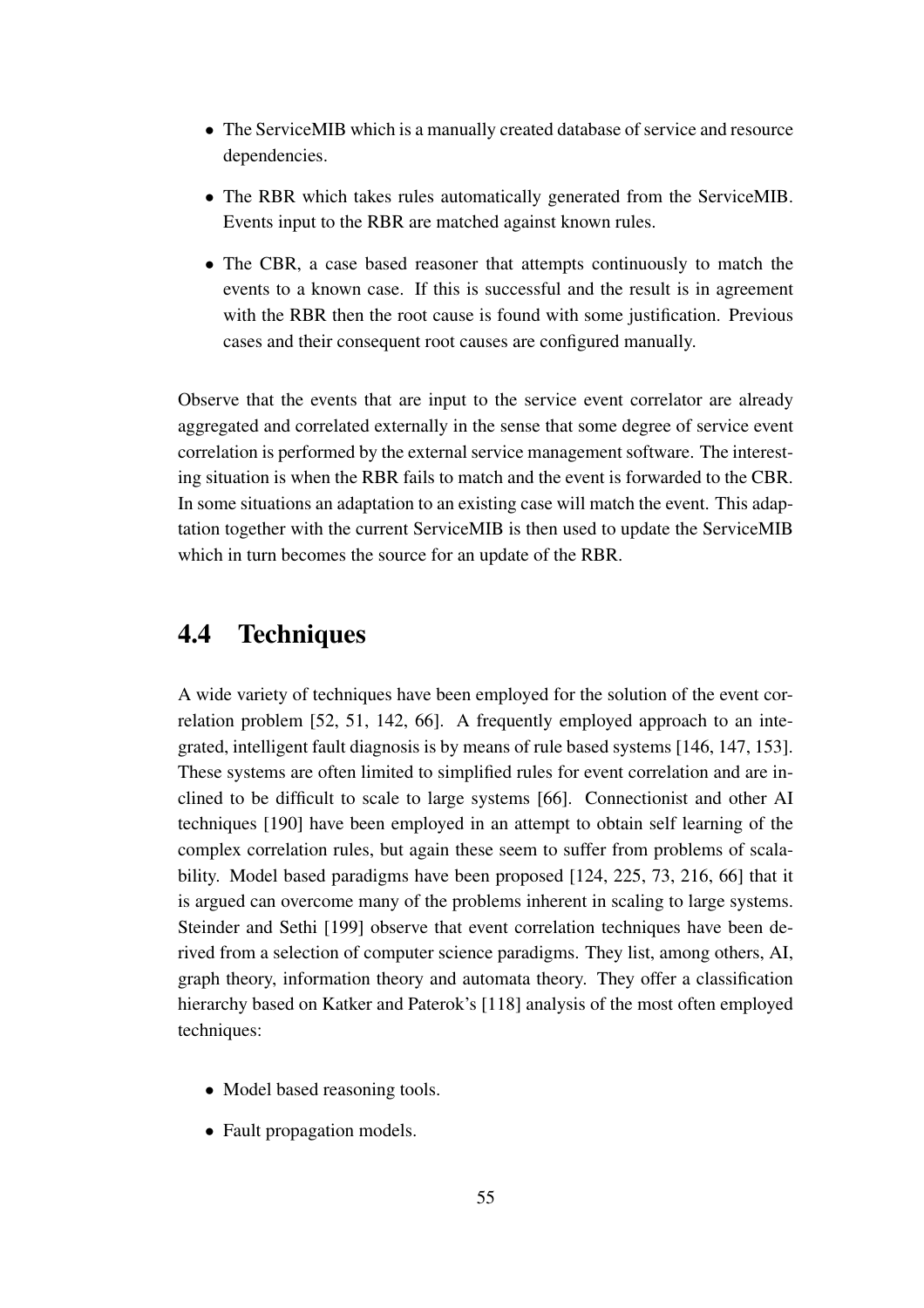- The ServiceMIB which is a manually created database of service and resource dependencies.
- The RBR which takes rules automatically generated from the ServiceMIB. Events input to the RBR are matched against known rules.
- The CBR, a case based reasoner that attempts continuously to match the events to a known case. If this is successful and the result is in agreement with the RBR then the root cause is found with some justification. Previous cases and their consequent root causes are configured manually.

Observe that the events that are input to the service event correlator are already aggregated and correlated externally in the sense that some degree of service event correlation is performed by the external service management software. The interesting situation is when the RBR fails to match and the event is forwarded to the CBR. In some situations an adaptation to an existing case will match the event. This adaptation together with the current ServiceMIB is then used to update the ServiceMIB which in turn becomes the source for an update of the RBR.

## 4.4 Techniques

A wide variety of techniques have been employed for the solution of the event correlation problem [52, 51, 142, 66]. A frequently employed approach to an integrated, intelligent fault diagnosis is by means of rule based systems [146, 147, 153]. These systems are often limited to simplified rules for event correlation and are inclined to be difficult to scale to large systems [66]. Connectionist and other AI techniques [190] have been employed in an attempt to obtain self learning of the complex correlation rules, but again these seem to suffer from problems of scalability. Model based paradigms have been proposed [124, 225, 73, 216, 66] that it is argued can overcome many of the problems inherent in scaling to large systems. Steinder and Sethi [199] observe that event correlation techniques have been derived from a selection of computer science paradigms. They list, among others, AI, graph theory, information theory and automata theory. They offer a classification hierarchy based on Katker and Paterok's [118] analysis of the most often employed techniques:

- Model based reasoning tools.
- Fault propagation models.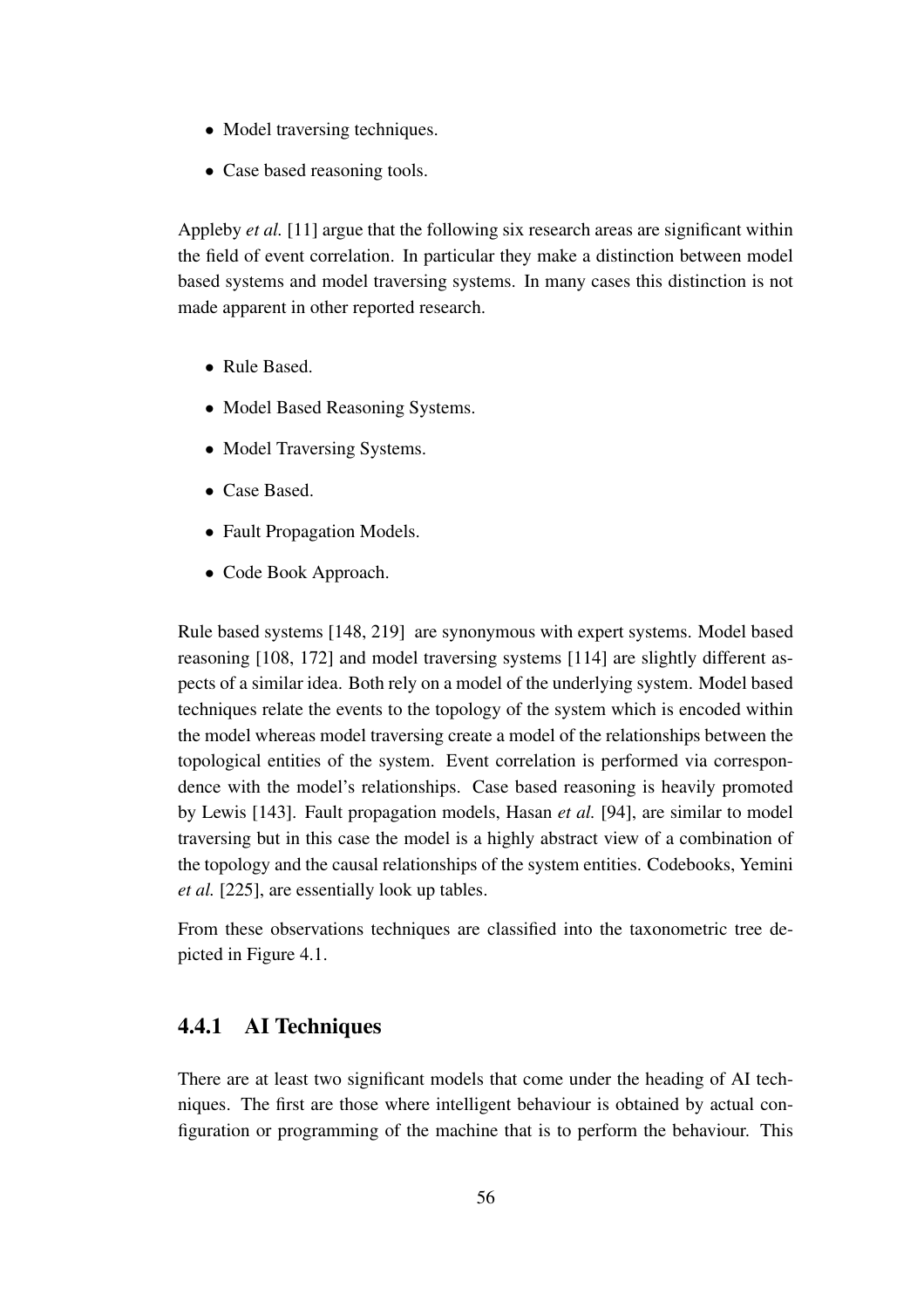- Model traversing techniques.
- Case based reasoning tools.

Appleby *et al.* [11] argue that the following six research areas are significant within the field of event correlation. In particular they make a distinction between model based systems and model traversing systems. In many cases this distinction is not made apparent in other reported research.

- Rule Based.
- Model Based Reasoning Systems.
- Model Traversing Systems.
- Case Based.
- Fault Propagation Models.
- Code Book Approach.

Rule based systems [148, 219] are synonymous with expert systems. Model based reasoning [108, 172] and model traversing systems [114] are slightly different aspects of a similar idea. Both rely on a model of the underlying system. Model based techniques relate the events to the topology of the system which is encoded within the model whereas model traversing create a model of the relationships between the topological entities of the system. Event correlation is performed via correspondence with the model's relationships. Case based reasoning is heavily promoted by Lewis [143]. Fault propagation models, Hasan *et al.* [94], are similar to model traversing but in this case the model is a highly abstract view of a combination of the topology and the causal relationships of the system entities. Codebooks, Yemini *et al.* [225], are essentially look up tables.

From these observations techniques are classified into the taxonometric tree depicted in Figure 4.1.

### 4.4.1 AI Techniques

There are at least two significant models that come under the heading of AI techniques. The first are those where intelligent behaviour is obtained by actual configuration or programming of the machine that is to perform the behaviour. This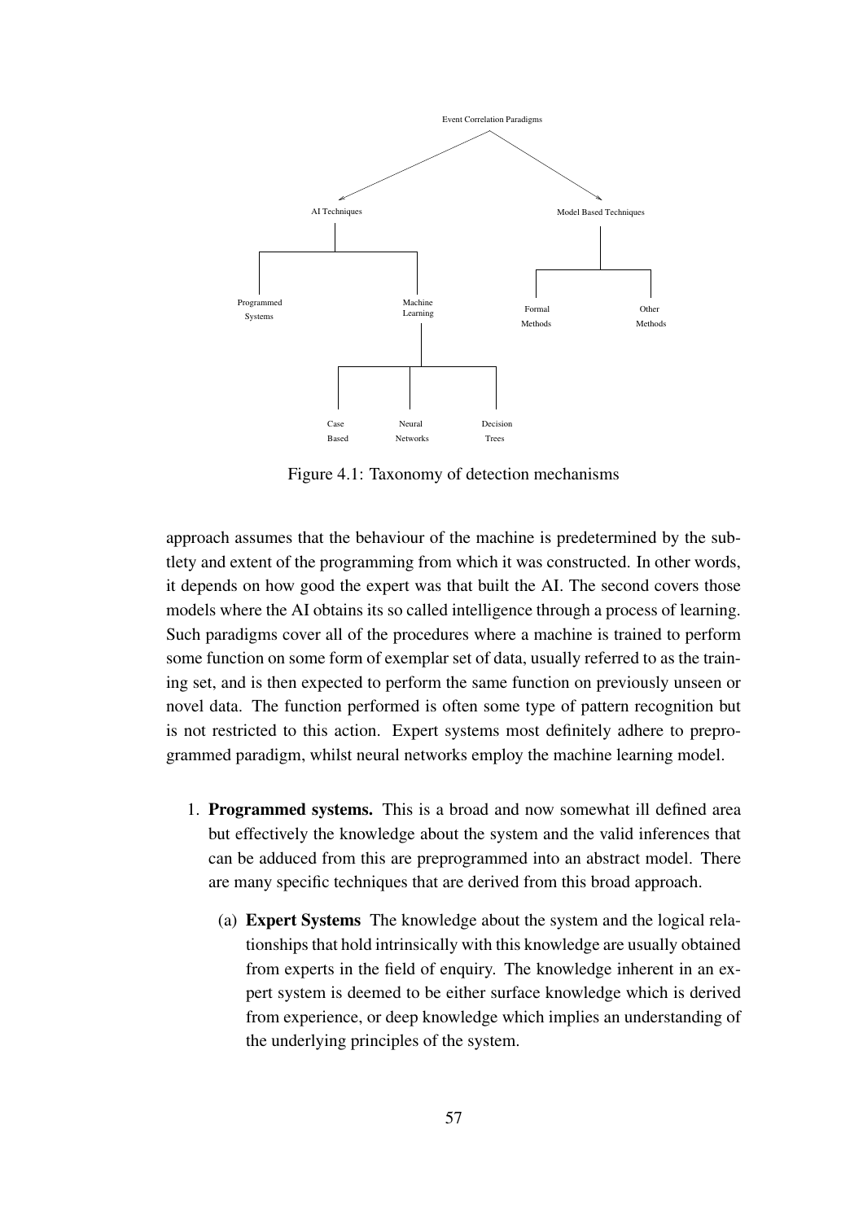Figure 4.1: Taxonomy of detection mechanisms

approach assumes that the behaviour of the machine is predetermined by the subtlety and extent of the programming from which it was constructed. In other words, it depends on how good the expert was that built the AI. The second covers those models where the AI obtains its so called intelligence through a process of learning. Such paradigms cover all of the procedures where a machine is trained to perform some function on some form of exemplar set of data, usually referred to as the training set, and is then expected to perform the same function on previously unseen or novel data. The function performed is often some type of pattern recognition but is not restricted to this action. Expert systems most definitely adhere to preprogrammed paradigm, whilst neural networks employ the machine learning model.

1. **Programmed systems.** This is a broad and now somewhat ill defined area but effectively the knowledge about the system and the valid inferences that can be adduced from this are preprogrammed into an abstract model. There are many specific techniques that are derived from this broad approach.

   (a) **Expert Systems** The knowledge about the system and the logical relationships that hold intrinsically with this knowledge are usually obtained from experts in the field of enquiry. The knowledge inherent in an expert system is deemed to be either surface knowledge which is derived from experience, or deep knowledge which implies an understanding of the underlying principles of the system.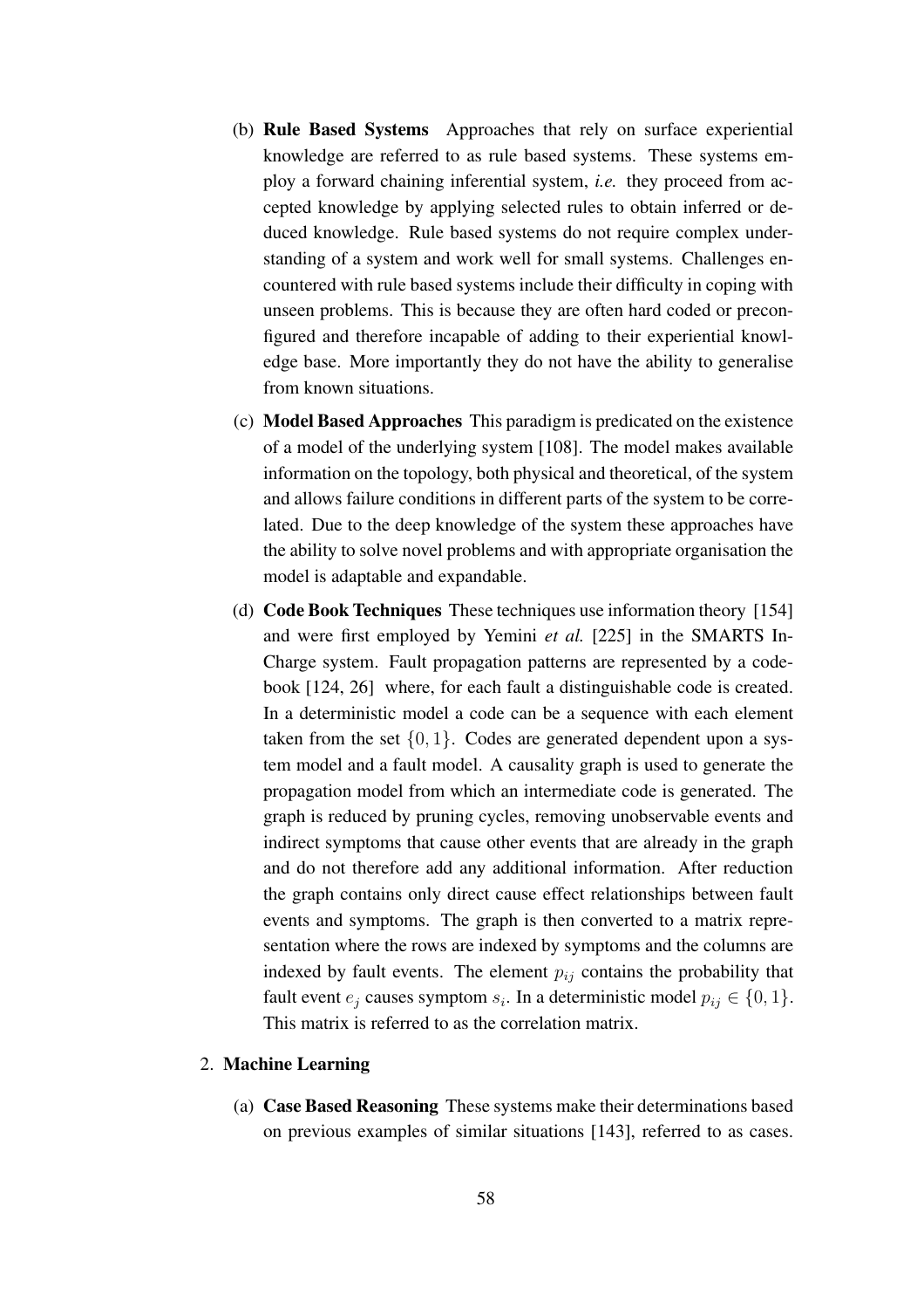(b) **Rule Based Systems** Approaches that rely on surface experiential knowledge are referred to as rule based systems. These systems employ a forward chaining inferential system, *i.e.* they proceed from accepted knowledge by applying selected rules to obtain inferred or deduced knowledge. Rule based systems do not require complex understanding of a system and work well for small systems. Challenges encountered with rule based systems include their difficulty in coping with unseen problems. This is because they are often hard coded or preconfigured and therefore incapable of adding to their experiential knowledge base. More importantly they do not have the ability to generalise from known situations.

(c) **Model Based Approaches** This paradigm is predicated on the existence of a model of the underlying system [108]. The model makes available information on the topology, both physical and theoretical, of the system and allows failure conditions in different parts of the system to be correlated. Due to the deep knowledge of the system these approaches have the ability to solve novel problems and with appropriate organisation the model is adaptable and expandable.

(d) **Code Book Techniques** These techniques use information theory [154] and were first employed by Yemini *et al.* [225] in the SMARTS In-Charge system. Fault propagation patterns are represented by a codebook [124, 26] where, for each fault a distinguishable code is created. In a deterministic model a code can be a sequence with each element taken from the set $\{0, 1\}$. Codes are generated dependent upon a system model and a fault model. A causality graph is used to generate the propagation model from which an intermediate code is generated. The graph is reduced by pruning cycles, removing unobservable events and indirect symptoms that cause other events that are already in the graph and do not therefore add any additional information. After reduction the graph contains only direct cause effect relationships between fault events and symptoms. The graph is then converted to a matrix representation where the rows are indexed by symptoms and the columns are indexed by fault events. The element $p_{ij}$ contains the probability that fault event $e_j$ causes symptom $s_i$. In a deterministic model $p_{ij} \in \{0, 1\}$. This matrix is referred to as the correlation matrix.

2. **Machine Learning**

   (a) **Case Based Reasoning** These systems make their determinations based on previous examples of similar situations [143], referred to as cases.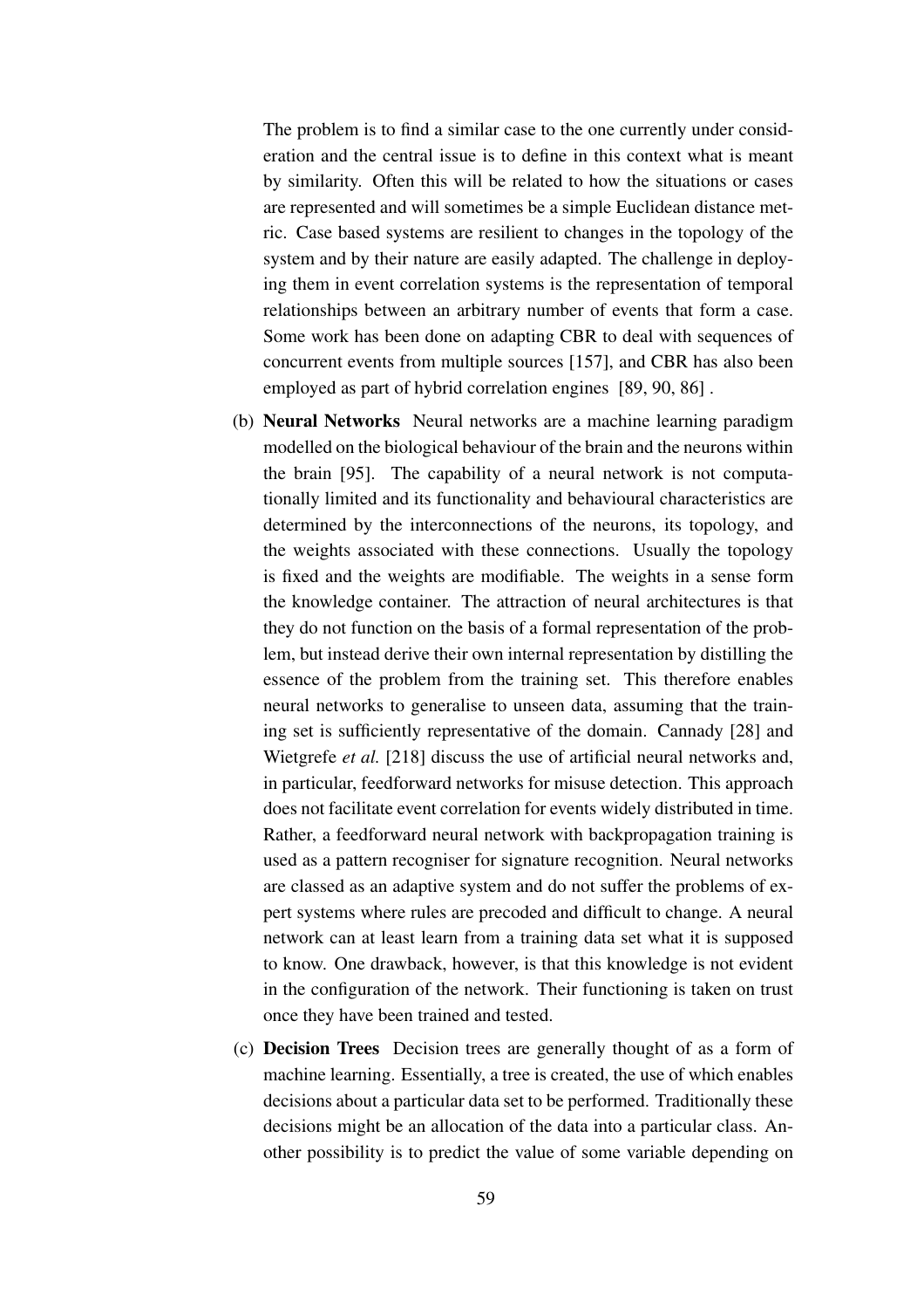The problem is to find a similar case to the one currently under consideration and the central issue is to define in this context what is meant by similarity. Often this will be related to how the situations or cases are represented and will sometimes be a simple Euclidean distance metric. Case based systems are resilient to changes in the topology of the system and by their nature are easily adapted. The challenge in deploying them in event correlation systems is the representation of temporal relationships between an arbitrary number of events that form a case. Some work has been done on adapting CBR to deal with sequences of concurrent events from multiple sources [157], and CBR has also been employed as part of hybrid correlation engines [89, 90, 86] .

(b) **Neural Networks** Neural networks are a machine learning paradigm modelled on the biological behaviour of the brain and the neurons within the brain [95]. The capability of a neural network is not computationally limited and its functionality and behavioural characteristics are determined by the interconnections of the neurons, its topology, and the weights associated with these connections. Usually the topology is fixed and the weights are modifiable. The weights in a sense form the knowledge container. The attraction of neural architectures is that they do not function on the basis of a formal representation of the problem, but instead derive their own internal representation by distilling the essence of the problem from the training set. This therefore enables neural networks to generalise to unseen data, assuming that the training set is sufficiently representative of the domain. Cannady [28] and Wietgrefe *et al.* [218] discuss the use of artificial neural networks and, in particular, feedforward networks for misuse detection. This approach does not facilitate event correlation for events widely distributed in time. Rather, a feedforward neural network with backpropagation training is used as a pattern recogniser for signature recognition. Neural networks are classed as an adaptive system and do not suffer the problems of expert systems where rules are precoded and difficult to change. A neural network can at least learn from a training data set what it is supposed to know. One drawback, however, is that this knowledge is not evident in the configuration of the network. Their functioning is taken on trust once they have been trained and tested.

(c) **Decision Trees** Decision trees are generally thought of as a form of machine learning. Essentially, a tree is created, the use of which enables decisions about a particular data set to be performed. Traditionally these decisions might be an allocation of the data into a particular class. Another possibility is to predict the value of some variable depending on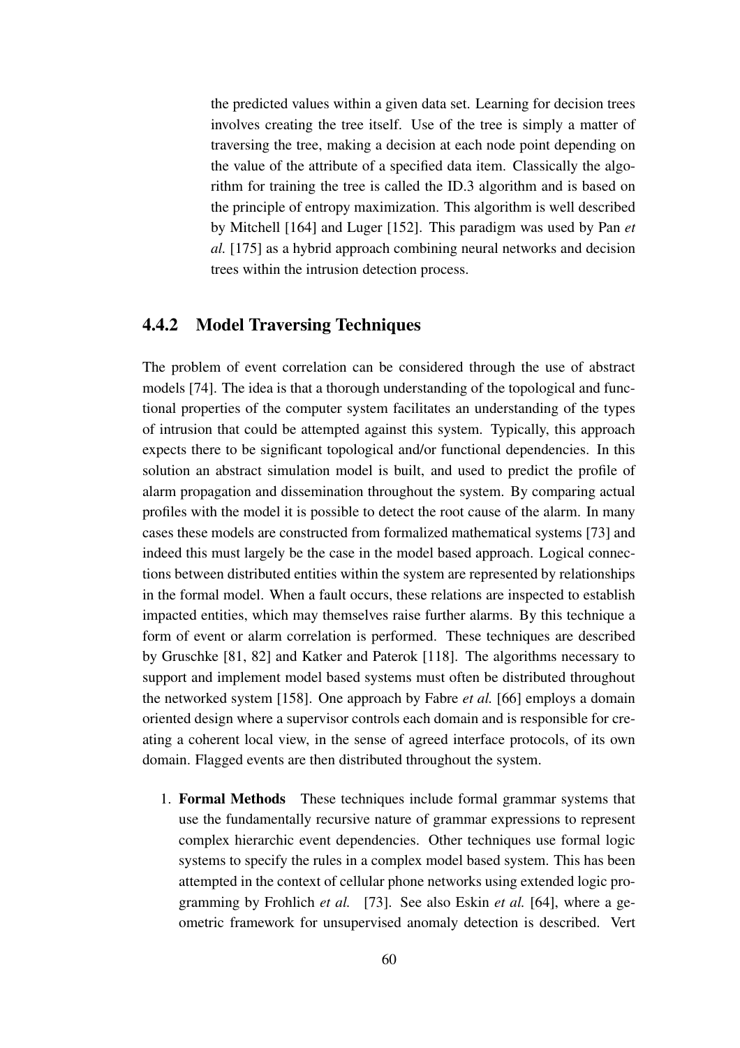the predicted values within a given data set. Learning for decision trees involves creating the tree itself. Use of the tree is simply a matter of traversing the tree, making a decision at each node point depending on the value of the attribute of a specified data item. Classically the algorithm for training the tree is called the ID.3 algorithm and is based on the principle of entropy maximization. This algorithm is well described by Mitchell [164] and Luger [152]. This paradigm was used by Pan *et al.* [175] as a hybrid approach combining neural networks and decision trees within the intrusion detection process.

### 4.4.2 Model Traversing Techniques

The problem of event correlation can be considered through the use of abstract models [74]. The idea is that a thorough understanding of the topological and functional properties of the computer system facilitates an understanding of the types of intrusion that could be attempted against this system. Typically, this approach expects there to be significant topological and/or functional dependencies. In this solution an abstract simulation model is built, and used to predict the profile of alarm propagation and dissemination throughout the system. By comparing actual profiles with the model it is possible to detect the root cause of the alarm. In many cases these models are constructed from formalized mathematical systems [73] and indeed this must largely be the case in the model based approach. Logical connections between distributed entities within the system are represented by relationships in the formal model. When a fault occurs, these relations are inspected to establish impacted entities, which may themselves raise further alarms. By this technique a form of event or alarm correlation is performed. These techniques are described by Gruschke [81, 82] and Katker and Paterok [118]. The algorithms necessary to support and implement model based systems must often be distributed throughout the networked system [158]. One approach by Fabre *et al.* [66] employs a domain oriented design where a supervisor controls each domain and is responsible for creating a coherent local view, in the sense of agreed interface protocols, of its own domain. Flagged events are then distributed throughout the system.

1. **Formal Methods** These techniques include formal grammar systems that use the fundamentally recursive nature of grammar expressions to represent complex hierarchic event dependencies. Other techniques use formal logic systems to specify the rules in a complex model based system. This has been attempted in the context of cellular phone networks using extended logic programming by Frohlich *et al.* [73]. See also Eskin *et al.* [64], where a geometric framework for unsupervised anomaly detection is described. Vert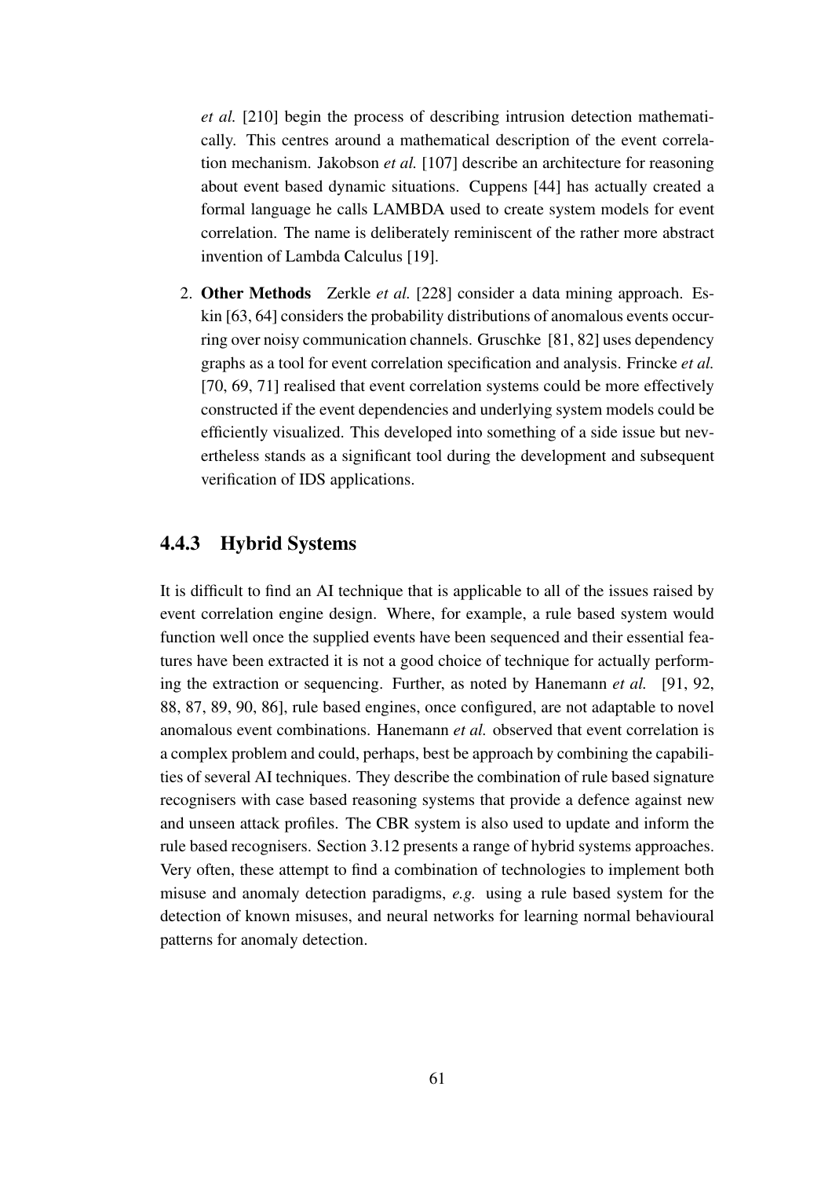*et al.* [210] begin the process of describing intrusion detection mathematically. This centres around a mathematical description of the event correlation mechanism. Jakobson *et al.* [107] describe an architecture for reasoning about event based dynamic situations. Cuppens [44] has actually created a formal language he calls LAMBDA used to create system models for event correlation. The name is deliberately reminiscent of the rather more abstract invention of Lambda Calculus [19].

2. **Other Methods** Zerkle *et al.* [228] consider a data mining approach. Eskin [63, 64] considers the probability distributions of anomalous events occurring over noisy communication channels. Gruschke [81, 82] uses dependency graphs as a tool for event correlation specification and analysis. Frincke *et al.* [70, 69, 71] realised that event correlation systems could be more effectively constructed if the event dependencies and underlying system models could be efficiently visualized. This developed into something of a side issue but nevertheless stands as a significant tool during the development and subsequent verification of IDS applications.

### 4.4.3 Hybrid Systems

It is difficult to find an AI technique that is applicable to all of the issues raised by event correlation engine design. Where, for example, a rule based system would function well once the supplied events have been sequenced and their essential features have been extracted it is not a good choice of technique for actually performing the extraction or sequencing. Further, as noted by Hanemann *et al.* [91, 92, 88, 87, 89, 90, 86], rule based engines, once configured, are not adaptable to novel anomalous event combinations. Hanemann *et al.* observed that event correlation is a complex problem and could, perhaps, best be approach by combining the capabilities of several AI techniques. They describe the combination of rule based signature recognisers with case based reasoning systems that provide a defence against new and unseen attack profiles. The CBR system is also used to update and inform the rule based recognisers. Section 3.12 presents a range of hybrid systems approaches. Very often, these attempt to find a combination of technologies to implement both misuse and anomaly detection paradigms, *e.g.* using a rule based system for the detection of known misuses, and neural networks for learning normal behavioural patterns for anomaly detection.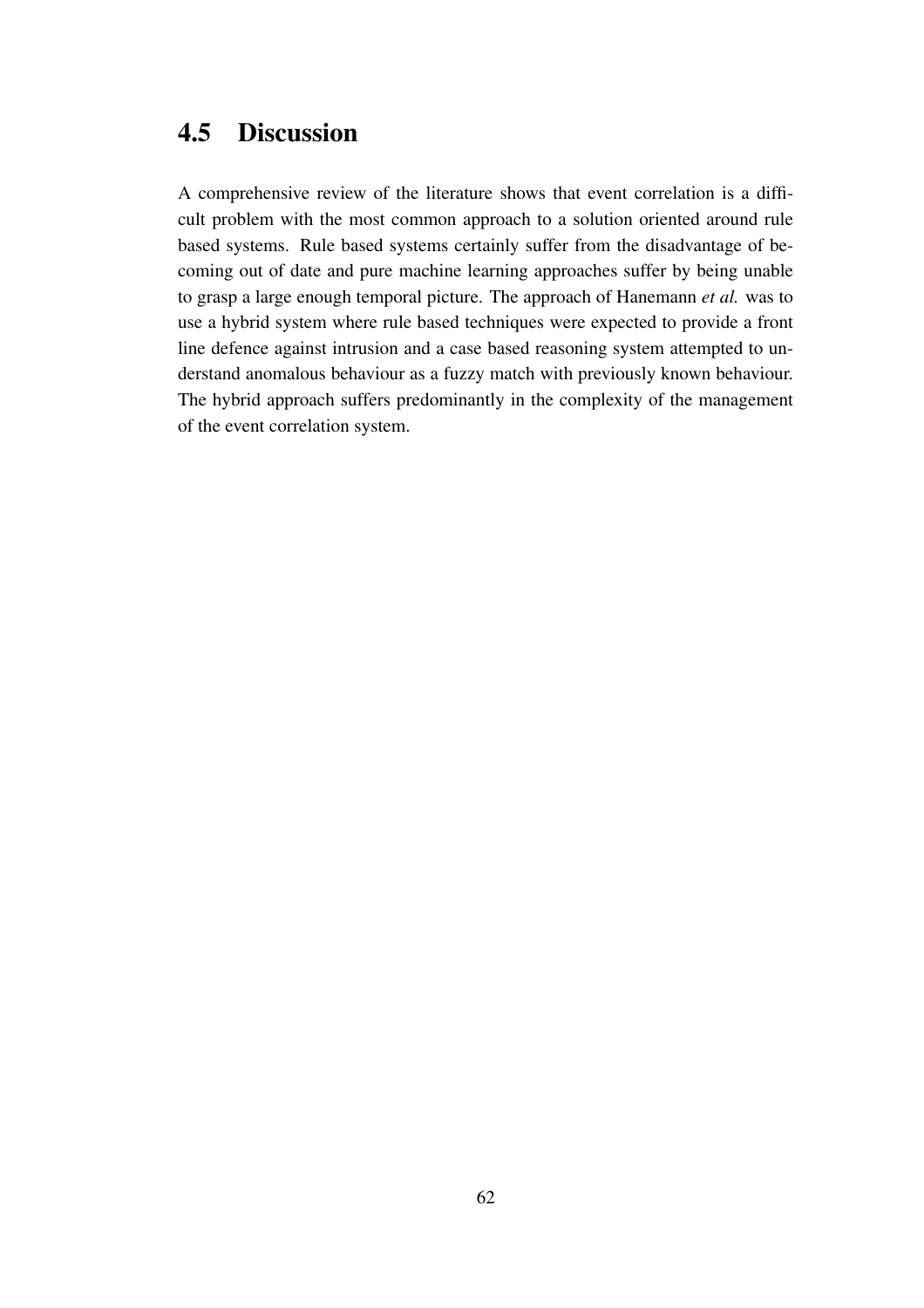## 4.5 Discussion

A comprehensive review of the literature shows that event correlation is a difficult problem with the most common approach to a solution oriented around rule based systems. Rule based systems certainly suffer from the disadvantage of becoming out of date and pure machine learning approaches suffer by being unable to grasp a large enough temporal picture. The approach of Hanemann *et al.* was to use a hybrid system where rule based techniques were expected to provide a front line defence against intrusion and a case based reasoning system attempted to understand anomalous behaviour as a fuzzy match with previously known behaviour. The hybrid approach suffers predominantly in the complexity of the management of the event correlation system.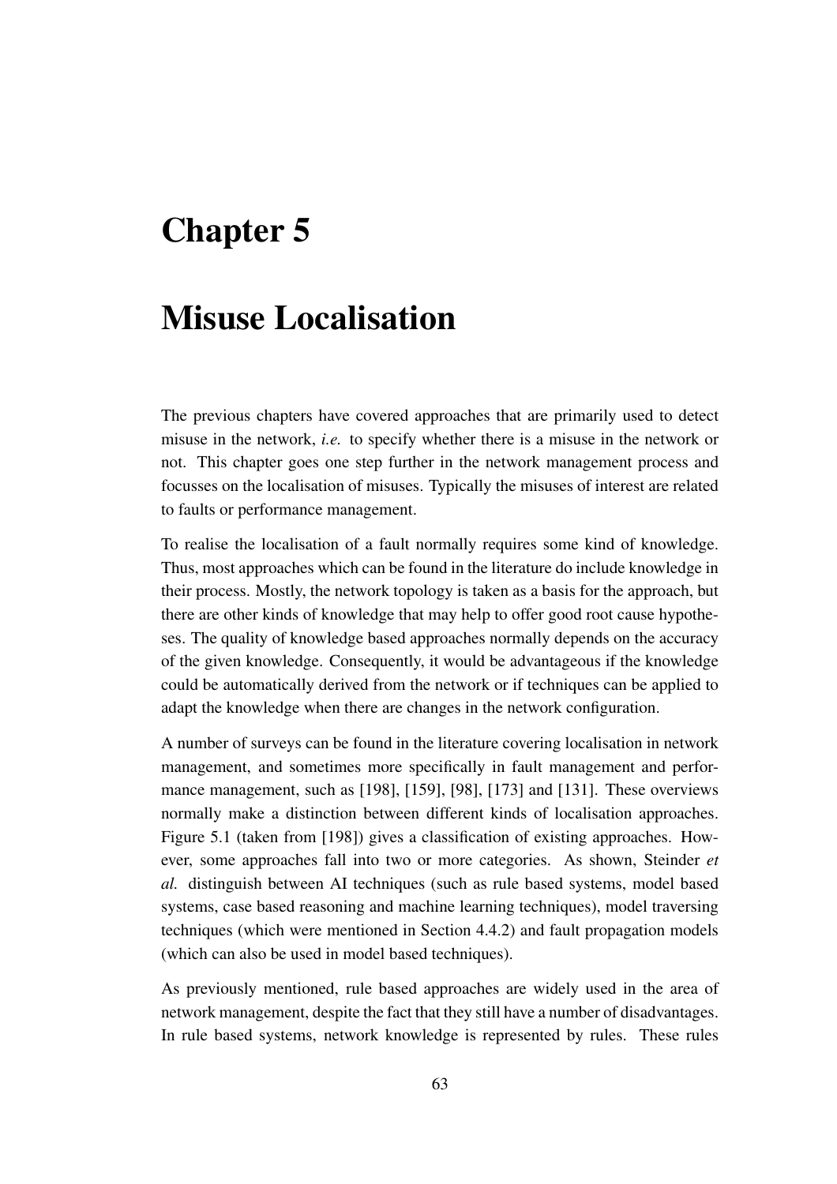# Chapter 5

# Misuse Localisation

The previous chapters have covered approaches that are primarily used to detect misuse in the network, *i.e.* to specify whether there is a misuse in the network or not. This chapter goes one step further in the network management process and focusses on the localisation of misuses. Typically the misuses of interest are related to faults or performance management.

To realise the localisation of a fault normally requires some kind of knowledge. Thus, most approaches which can be found in the literature do include knowledge in their process. Mostly, the network topology is taken as a basis for the approach, but there are other kinds of knowledge that may help to offer good root cause hypotheses. The quality of knowledge based approaches normally depends on the accuracy of the given knowledge. Consequently, it would be advantageous if the knowledge could be automatically derived from the network or if techniques can be applied to adapt the knowledge when there are changes in the network configuration.

A number of surveys can be found in the literature covering localisation in network management, and sometimes more specifically in fault management and performance management, such as [198], [159], [98], [173] and [131]. These overviews normally make a distinction between different kinds of localisation approaches. Figure 5.1 (taken from [198]) gives a classification of existing approaches. However, some approaches fall into two or more categories. As shown, Steinder *et al.* distinguish between AI techniques (such as rule based systems, model based systems, case based reasoning and machine learning techniques), model traversing techniques (which were mentioned in Section 4.4.2) and fault propagation models (which can also be used in model based techniques).

As previously mentioned, rule based approaches are widely used in the area of network management, despite the fact that they still have a number of disadvantages. In rule based systems, network knowledge is represented by rules. These rules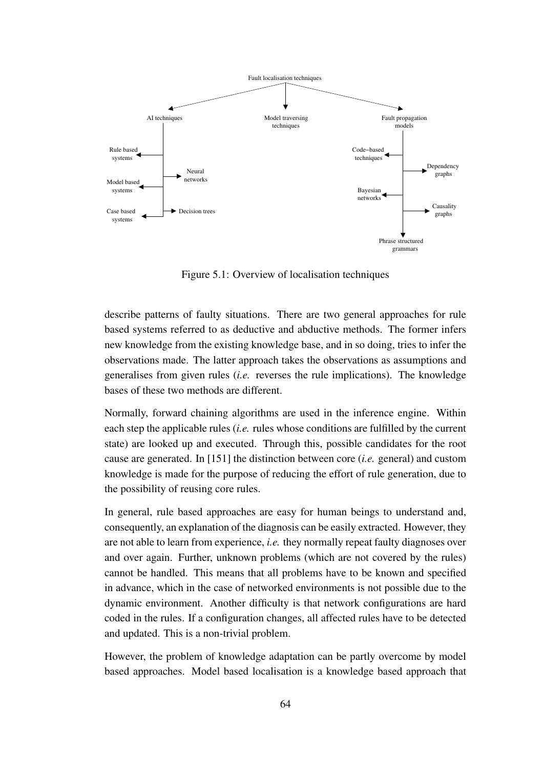Figure 5.1: Overview of localisation techniques

describe patterns of faulty situations. There are two general approaches for rule based systems referred to as deductive and abductive methods. The former infers new knowledge from the existing knowledge base, and in so doing, tries to infer the observations made. The latter approach takes the observations as assumptions and generalises from given rules (*i.e.* reverses the rule implications). The knowledge bases of these two methods are different.

Normally, forward chaining algorithms are used in the inference engine. Within each step the applicable rules (*i.e.* rules whose conditions are fulfilled by the current state) are looked up and executed. Through this, possible candidates for the root cause are generated. In [151] the distinction between core (*i.e.* general) and custom knowledge is made for the purpose of reducing the effort of rule generation, due to the possibility of reusing core rules.

In general, rule based approaches are easy for human beings to understand and, consequently, an explanation of the diagnosis can be easily extracted. However, they are not able to learn from experience, *i.e.* they normally repeat faulty diagnoses over and over again. Further, unknown problems (which are not covered by the rules) cannot be handled. This means that all problems have to be known and specified in advance, which in the case of networked environments is not possible due to the dynamic environment. Another difficulty is that network configurations are hard coded in the rules. If a configuration changes, all affected rules have to be detected and updated. This is a non-trivial problem.

However, the problem of knowledge adaptation can be partly overcome by model based approaches. Model based localisation is a knowledge based approach that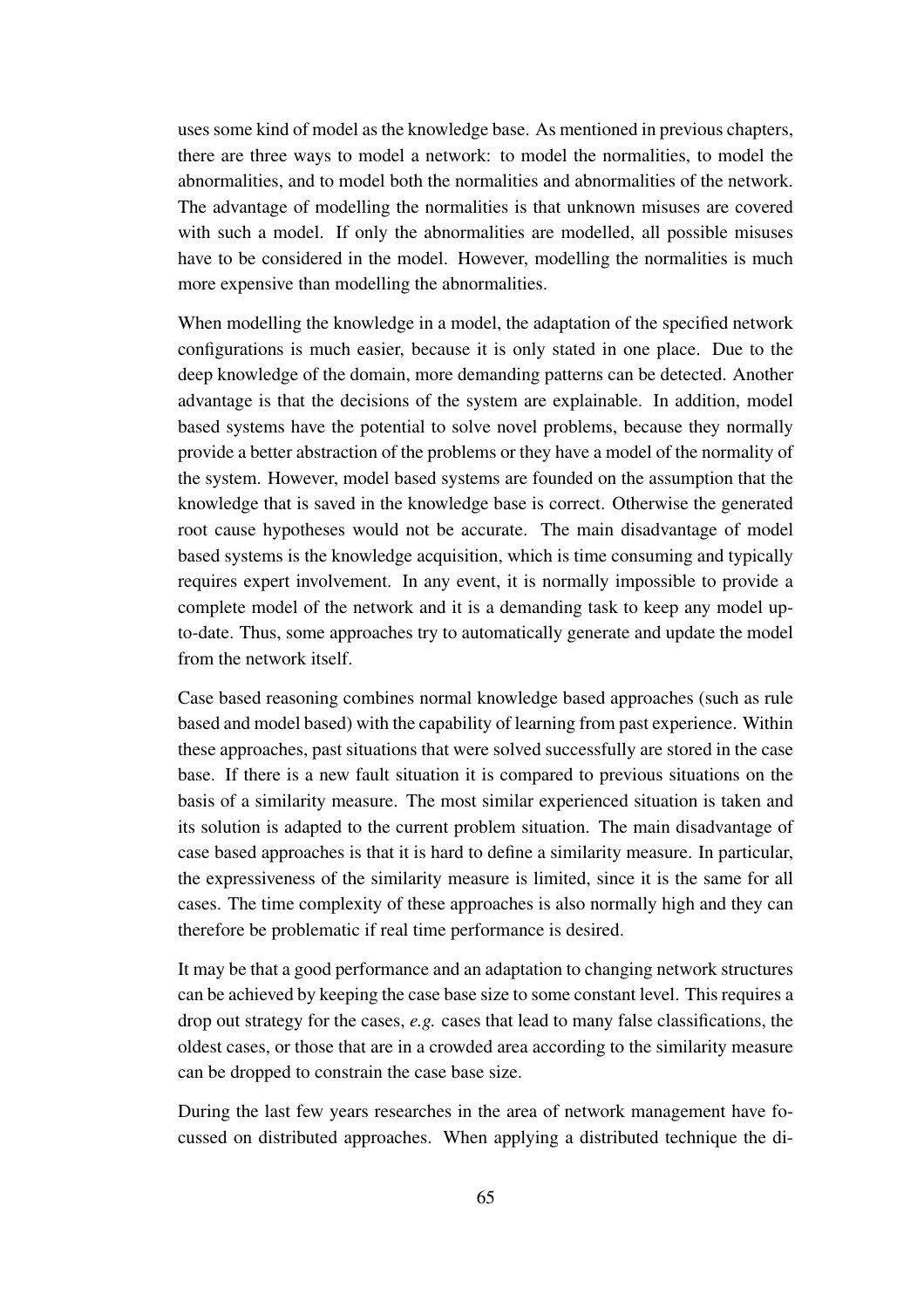uses some kind of model as the knowledge base. As mentioned in previous chapters, there are three ways to model a network: to model the normalities, to model the abnormalities, and to model both the normalities and abnormalities of the network. The advantage of modelling the normalities is that unknown misuses are covered with such a model. If only the abnormalities are modelled, all possible misuses have to be considered in the model. However, modelling the normalities is much more expensive than modelling the abnormalities.

When modelling the knowledge in a model, the adaptation of the specified network configurations is much easier, because it is only stated in one place. Due to the deep knowledge of the domain, more demanding patterns can be detected. Another advantage is that the decisions of the system are explainable. In addition, model based systems have the potential to solve novel problems, because they normally provide a better abstraction of the problems or they have a model of the normality of the system. However, model based systems are founded on the assumption that the knowledge that is saved in the knowledge base is correct. Otherwise the generated root cause hypotheses would not be accurate. The main disadvantage of model based systems is the knowledge acquisition, which is time consuming and typically requires expert involvement. In any event, it is normally impossible to provide a complete model of the network and it is a demanding task to keep any model up-to-date. Thus, some approaches try to automatically generate and update the model from the network itself.

Case based reasoning combines normal knowledge based approaches (such as rule based and model based) with the capability of learning from past experience. Within these approaches, past situations that were solved successfully are stored in the case base. If there is a new fault situation it is compared to previous situations on the basis of a similarity measure. The most similar experienced situation is taken and its solution is adapted to the current problem situation. The main disadvantage of case based approaches is that it is hard to define a similarity measure. In particular, the expressiveness of the similarity measure is limited, since it is the same for all cases. The time complexity of these approaches is also normally high and they can therefore be problematic if real time performance is desired.

It may be that a good performance and an adaptation to changing network structures can be achieved by keeping the case base size to some constant level. This requires a drop out strategy for the cases, *e.g.* cases that lead to many false classifications, the oldest cases, or those that are in a crowded area according to the similarity measure can be dropped to constrain the case base size.

During the last few years researches in the area of network management have focussed on distributed approaches. When applying a distributed technique the di-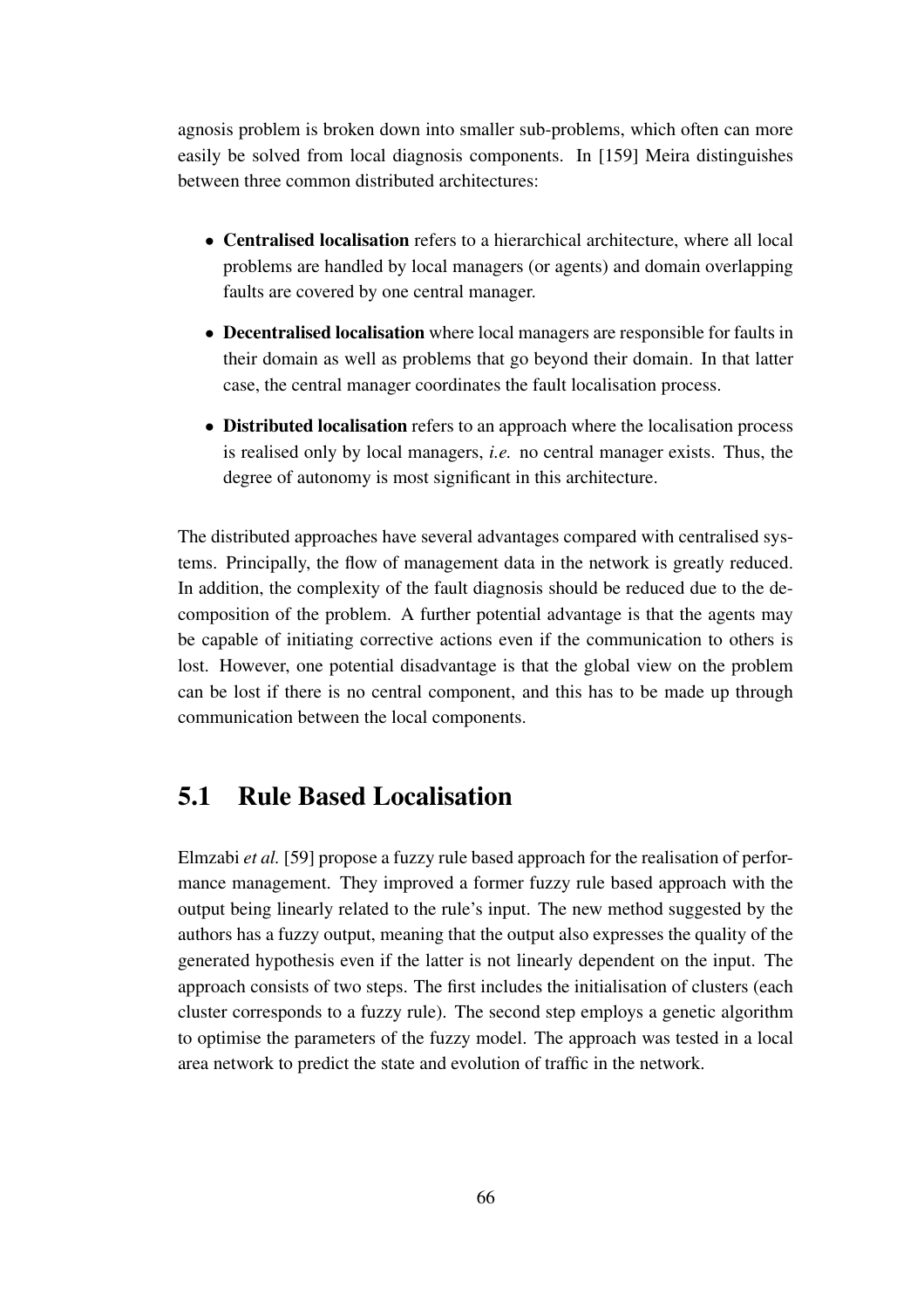agnosis problem is broken down into smaller sub-problems, which often can more easily be solved from local diagnosis components. In [159] Meira distinguishes between three common distributed architectures:

- **Centralised localisation** refers to a hierarchical architecture, where all local problems are handled by local managers (or agents) and domain overlapping faults are covered by one central manager.
- **Decentralised localisation** where local managers are responsible for faults in their domain as well as problems that go beyond their domain. In that latter case, the central manager coordinates the fault localisation process.
- **Distributed localisation** refers to an approach where the localisation process is realised only by local managers, *i.e.* no central manager exists. Thus, the degree of autonomy is most significant in this architecture.

The distributed approaches have several advantages compared with centralised systems. Principally, the flow of management data in the network is greatly reduced. In addition, the complexity of the fault diagnosis should be reduced due to the decomposition of the problem. A further potential advantage is that the agents may be capable of initiating corrective actions even if the communication to others is lost. However, one potential disadvantage is that the global view on the problem can be lost if there is no central component, and this has to be made up through communication between the local components.

## 5.1 Rule Based Localisation

Elmzabi *et al.* [59] propose a fuzzy rule based approach for the realisation of performance management. They improved a former fuzzy rule based approach with the output being linearly related to the rule's input. The new method suggested by the authors has a fuzzy output, meaning that the output also expresses the quality of the generated hypothesis even if the latter is not linearly dependent on the input. The approach consists of two steps. The first includes the initialisation of clusters (each cluster corresponds to a fuzzy rule). The second step employs a genetic algorithm to optimise the parameters of the fuzzy model. The approach was tested in a local area network to predict the state and evolution of traffic in the network.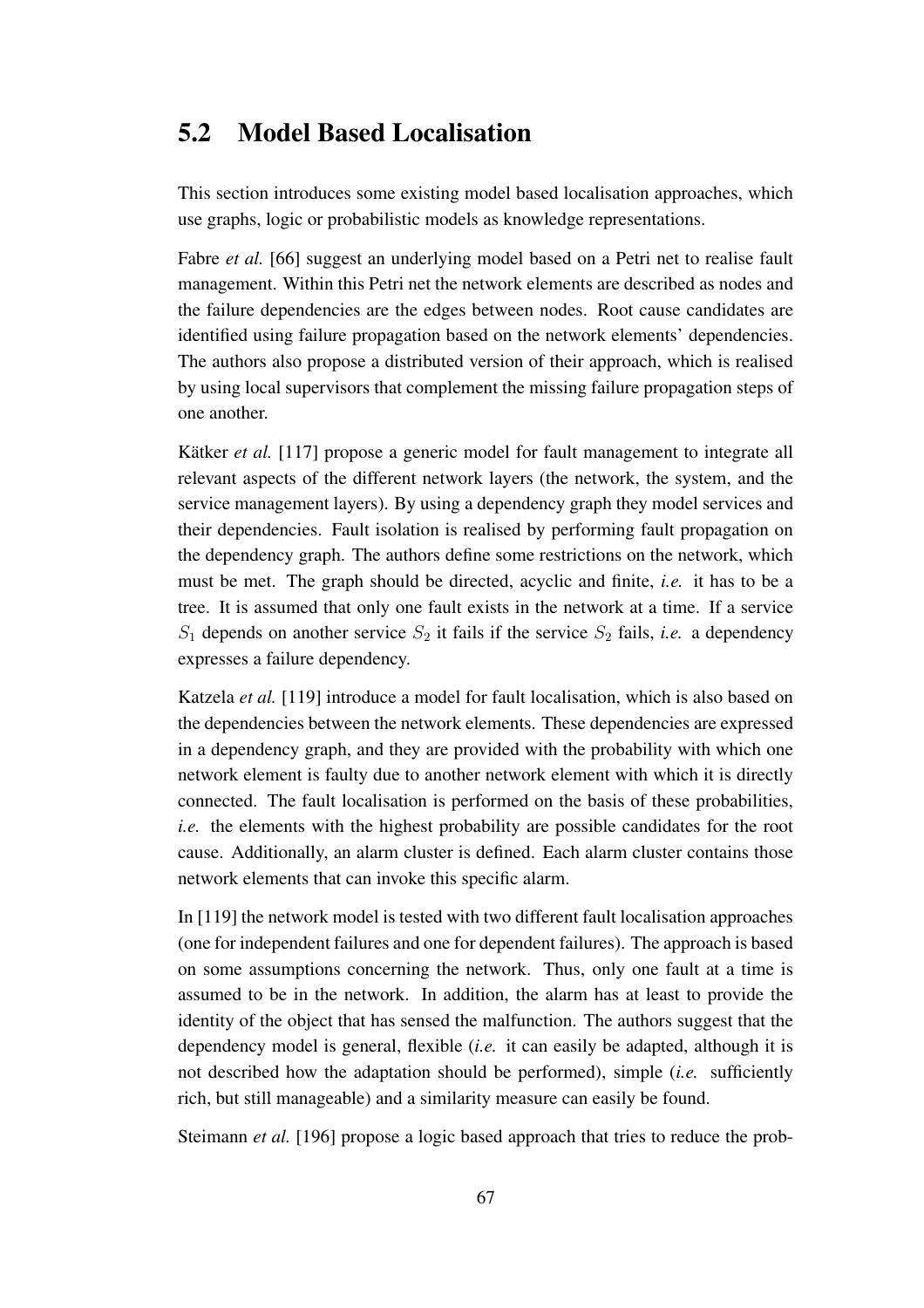## 5.2 Model Based Localisation

This section introduces some existing model based localisation approaches, which use graphs, logic or probabilistic models as knowledge representations.

Fabre *et al.* [66] suggest an underlying model based on a Petri net to realise fault management. Within this Petri net the network elements are described as nodes and the failure dependencies are the edges between nodes. Root cause candidates are identified using failure propagation based on the network elements' dependencies. The authors also propose a distributed version of their approach, which is realised by using local supervisors that complement the missing failure propagation steps of one another.

Kätker *et al.* [117] propose a generic model for fault management to integrate all relevant aspects of the different network layers (the network, the system, and the service management layers). By using a dependency graph they model services and their dependencies. Fault isolation is realised by performing fault propagation on the dependency graph. The authors define some restrictions on the network, which must be met. The graph should be directed, acyclic and finite, *i.e.* it has to be a tree. It is assumed that only one fault exists in the network at a time. If a service $S_1$ depends on another service $S_2$ it fails if the service $S_2$ fails, *i.e.* a dependency expresses a failure dependency.

Katzela *et al.* [119] introduce a model for fault localisation, which is also based on the dependencies between the network elements. These dependencies are expressed in a dependency graph, and they are provided with the probability with which one network element is faulty due to another network element with which it is directly connected. The fault localisation is performed on the basis of these probabilities, *i.e.* the elements with the highest probability are possible candidates for the root cause. Additionally, an alarm cluster is defined. Each alarm cluster contains those network elements that can invoke this specific alarm.

In [119] the network model is tested with two different fault localisation approaches (one for independent failures and one for dependent failures). The approach is based on some assumptions concerning the network. Thus, only one fault at a time is assumed to be in the network. In addition, the alarm has at least to provide the identity of the object that has sensed the malfunction. The authors suggest that the dependency model is general, flexible (*i.e.* it can easily be adapted, although it is not described how the adaptation should be performed), simple (*i.e.* sufficiently rich, but still manageable) and a similarity measure can easily be found.

Steimann *et al.* [196] propose a logic based approach that tries to reduce the prob-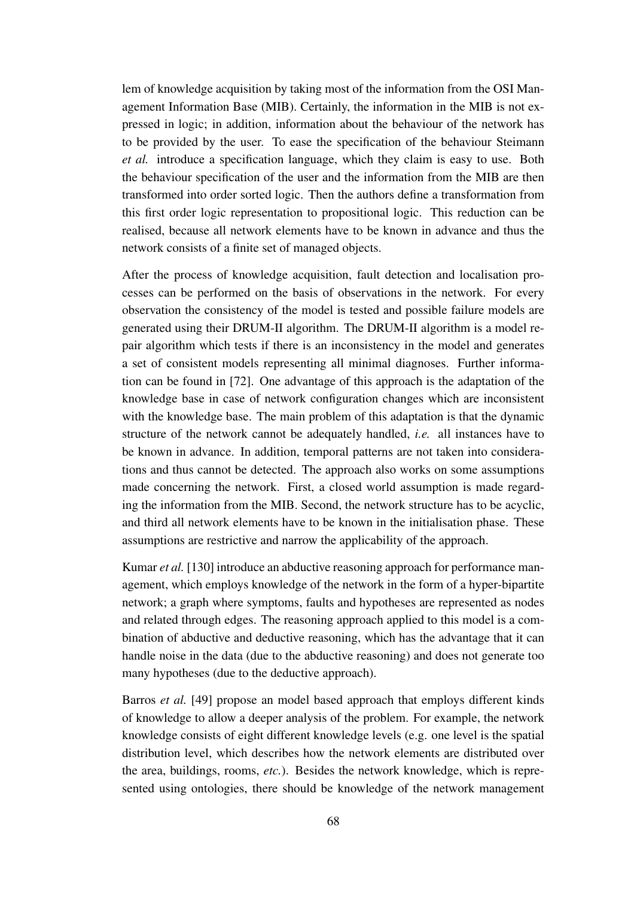lem of knowledge acquisition by taking most of the information from the OSI Management Information Base (MIB). Certainly, the information in the MIB is not expressed in logic; in addition, information about the behaviour of the network has to be provided by the user. To ease the specification of the behaviour Steimann *et al.* introduce a specification language, which they claim is easy to use. Both the behaviour specification of the user and the information from the MIB are then transformed into order sorted logic. Then the authors define a transformation from this first order logic representation to propositional logic. This reduction can be realised, because all network elements have to be known in advance and thus the network consists of a finite set of managed objects.

After the process of knowledge acquisition, fault detection and localisation processes can be performed on the basis of observations in the network. For every observation the consistency of the model is tested and possible failure models are generated using their DRUM-II algorithm. The DRUM-II algorithm is a model repair algorithm which tests if there is an inconsistency in the model and generates a set of consistent models representing all minimal diagnoses. Further information can be found in [72]. One advantage of this approach is the adaptation of the knowledge base in case of network configuration changes which are inconsistent with the knowledge base. The main problem of this adaptation is that the dynamic structure of the network cannot be adequately handled, *i.e.* all instances have to be known in advance. In addition, temporal patterns are not taken into considerations and thus cannot be detected. The approach also works on some assumptions made concerning the network. First, a closed world assumption is made regarding the information from the MIB. Second, the network structure has to be acyclic, and third all network elements have to be known in the initialisation phase. These assumptions are restrictive and narrow the applicability of the approach.

Kumar *et al.* [130] introduce an abductive reasoning approach for performance management, which employs knowledge of the network in the form of a hyper-bipartite network; a graph where symptoms, faults and hypotheses are represented as nodes and related through edges. The reasoning approach applied to this model is a combination of abductive and deductive reasoning, which has the advantage that it can handle noise in the data (due to the abductive reasoning) and does not generate too many hypotheses (due to the deductive approach).

Barros *et al.* [49] propose an model based approach that employs different kinds of knowledge to allow a deeper analysis of the problem. For example, the network knowledge consists of eight different knowledge levels (e.g. one level is the spatial distribution level, which describes how the network elements are distributed over the area, buildings, rooms, *etc.*). Besides the network knowledge, which is represented using ontologies, there should be knowledge of the network management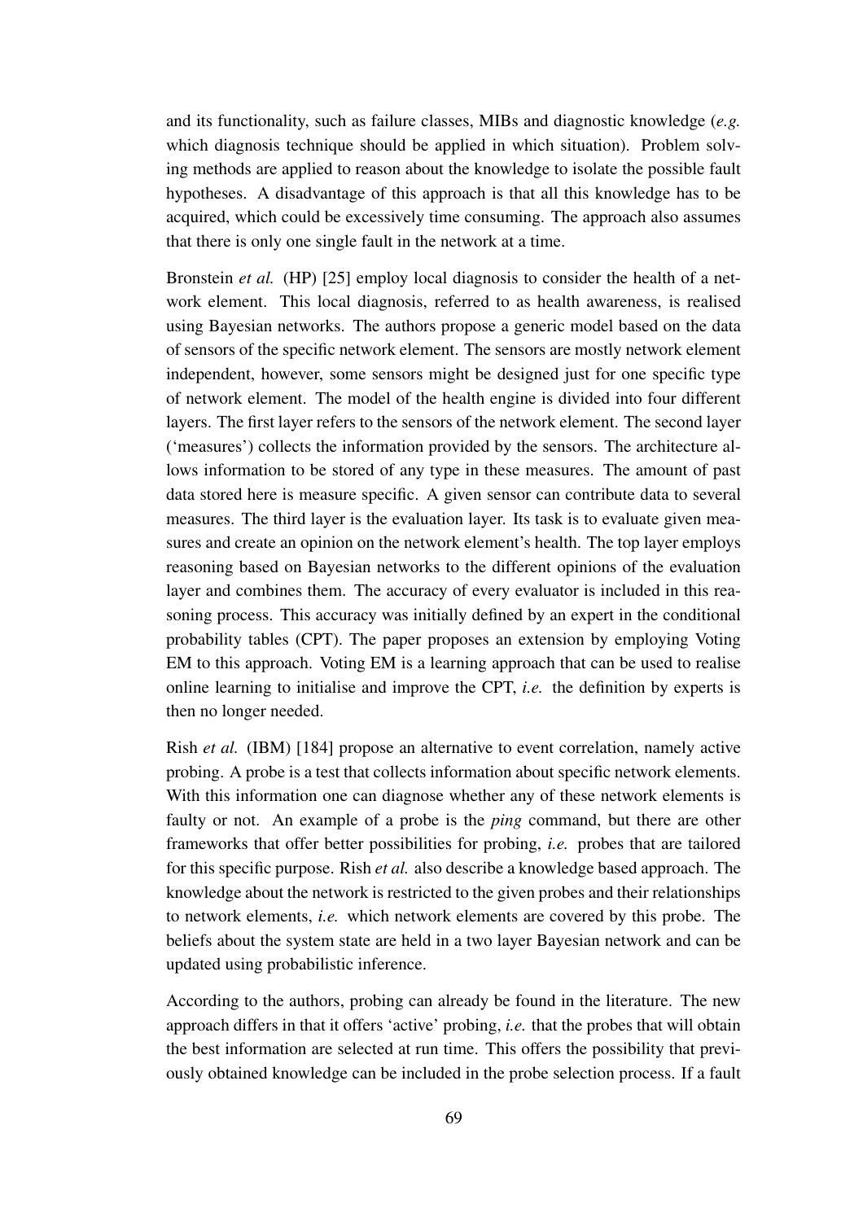and its functionality, such as failure classes, MIBs and diagnostic knowledge (*e.g.* which diagnosis technique should be applied in which situation). Problem solving methods are applied to reason about the knowledge to isolate the possible fault hypotheses. A disadvantage of this approach is that all this knowledge has to be acquired, which could be excessively time consuming. The approach also assumes that there is only one single fault in the network at a time.

Bronstein *et al.* (HP) [25] employ local diagnosis to consider the health of a network element. This local diagnosis, referred to as health awareness, is realised using Bayesian networks. The authors propose a generic model based on the data of sensors of the specific network element. The sensors are mostly network element independent, however, some sensors might be designed just for one specific type of network element. The model of the health engine is divided into four different layers. The first layer refers to the sensors of the network element. The second layer ('measures') collects the information provided by the sensors. The architecture allows information to be stored of any type in these measures. The amount of past data stored here is measure specific. A given sensor can contribute data to several measures. The third layer is the evaluation layer. Its task is to evaluate given measures and create an opinion on the network element's health. The top layer employs reasoning based on Bayesian networks to the different opinions of the evaluation layer and combines them. The accuracy of every evaluator is included in this reasoning process. This accuracy was initially defined by an expert in the conditional probability tables (CPT). The paper proposes an extension by employing Voting EM to this approach. Voting EM is a learning approach that can be used to realise online learning to initialise and improve the CPT, *i.e.* the definition by experts is then no longer needed.

Rish *et al.* (IBM) [184] propose an alternative to event correlation, namely active probing. A probe is a test that collects information about specific network elements. With this information one can diagnose whether any of these network elements is faulty or not. An example of a probe is the *ping* command, but there are other frameworks that offer better possibilities for probing, *i.e.* probes that are tailored for this specific purpose. Rish *et al.* also describe a knowledge based approach. The knowledge about the network is restricted to the given probes and their relationships to network elements, *i.e.* which network elements are covered by this probe. The beliefs about the system state are held in a two layer Bayesian network and can be updated using probabilistic inference.

According to the authors, probing can already be found in the literature. The new approach differs in that it offers 'active' probing, *i.e.* that the probes that will obtain the best information are selected at run time. This offers the possibility that previously obtained knowledge can be included in the probe selection process. If a fault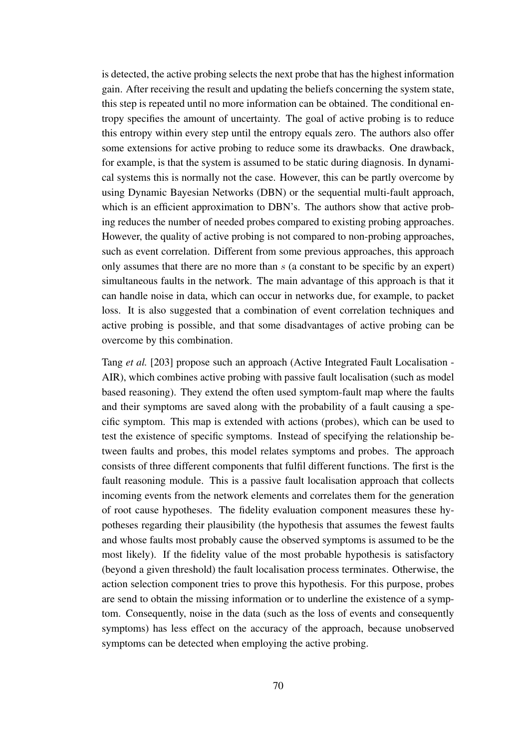is detected, the active probing selects the next probe that has the highest information gain. After receiving the result and updating the beliefs concerning the system state, this step is repeated until no more information can be obtained. The conditional entropy specifies the amount of uncertainty. The goal of active probing is to reduce this entropy within every step until the entropy equals zero. The authors also offer some extensions for active probing to reduce some its drawbacks. One drawback, for example, is that the system is assumed to be static during diagnosis. In dynamical systems this is normally not the case. However, this can be partly overcome by using Dynamic Bayesian Networks (DBN) or the sequential multi-fault approach, which is an efficient approximation to DBN's. The authors show that active probing reduces the number of needed probes compared to existing probing approaches. However, the quality of active probing is not compared to non-probing approaches, such as event correlation. Different from some previous approaches, this approach only assumes that there are no more than $s$ (a constant to be specific by an expert) simultaneous faults in the network. The main advantage of this approach is that it can handle noise in data, which can occur in networks due, for example, to packet loss. It is also suggested that a combination of event correlation techniques and active probing is possible, and that some disadvantages of active probing can be overcome by this combination.

Tang *et al.* [203] propose such an approach (Active Integrated Fault Localisation - AIR), which combines active probing with passive fault localisation (such as model based reasoning). They extend the often used symptom-fault map where the faults and their symptoms are saved along with the probability of a fault causing a specific symptom. This map is extended with actions (probes), which can be used to test the existence of specific symptoms. Instead of specifying the relationship between faults and probes, this model relates symptoms and probes. The approach consists of three different components that fulfil different functions. The first is the fault reasoning module. This is a passive fault localisation approach that collects incoming events from the network elements and correlates them for the generation of root cause hypotheses. The fidelity evaluation component measures these hypotheses regarding their plausibility (the hypothesis that assumes the fewest faults and whose faults most probably cause the observed symptoms is assumed to be the most likely). If the fidelity value of the most probable hypothesis is satisfactory (beyond a given threshold) the fault localisation process terminates. Otherwise, the action selection component tries to prove this hypothesis. For this purpose, probes are send to obtain the missing information or to underline the existence of a symptom. Consequently, noise in the data (such as the loss of events and consequently symptoms) has less effect on the accuracy of the approach, because unobserved symptoms can be detected when employing the active probing.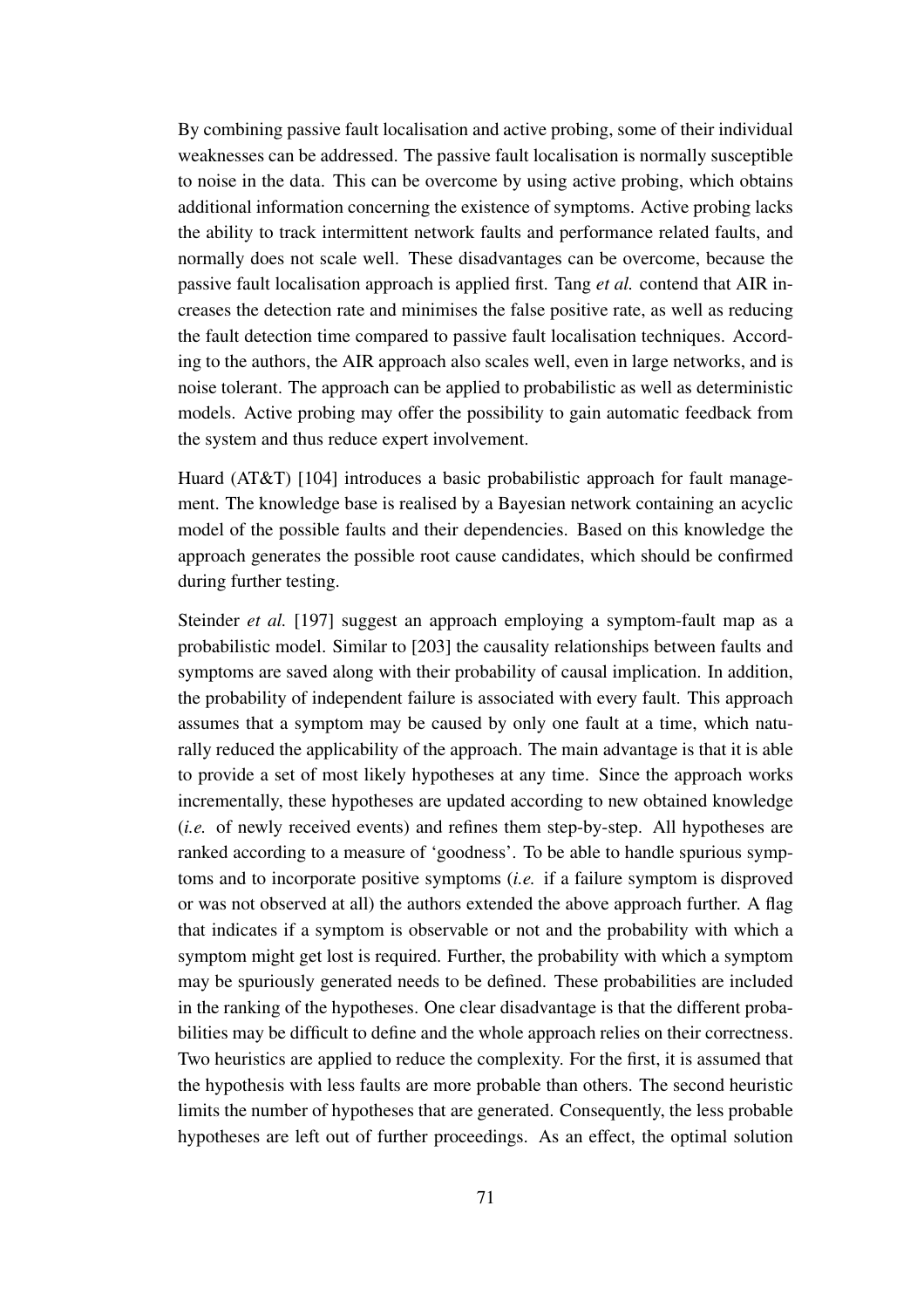By combining passive fault localisation and active probing, some of their individual weaknesses can be addressed. The passive fault localisation is normally susceptible to noise in the data. This can be overcome by using active probing, which obtains additional information concerning the existence of symptoms. Active probing lacks the ability to track intermittent network faults and performance related faults, and normally does not scale well. These disadvantages can be overcome, because the passive fault localisation approach is applied first. Tang *et al.* contend that AIR increases the detection rate and minimises the false positive rate, as well as reducing the fault detection time compared to passive fault localisation techniques. According to the authors, the AIR approach also scales well, even in large networks, and is noise tolerant. The approach can be applied to probabilistic as well as deterministic models. Active probing may offer the possibility to gain automatic feedback from the system and thus reduce expert involvement.

Huard (AT&T) [104] introduces a basic probabilistic approach for fault management. The knowledge base is realised by a Bayesian network containing an acyclic model of the possible faults and their dependencies. Based on this knowledge the approach generates the possible root cause candidates, which should be confirmed during further testing.

Steinder *et al.* [197] suggest an approach employing a symptom-fault map as a probabilistic model. Similar to [203] the causality relationships between faults and symptoms are saved along with their probability of causal implication. In addition, the probability of independent failure is associated with every fault. This approach assumes that a symptom may be caused by only one fault at a time, which naturally reduced the applicability of the approach. The main advantage is that it is able to provide a set of most likely hypotheses at any time. Since the approach works incrementally, these hypotheses are updated according to new obtained knowledge (*i.e.* of newly received events) and refines them step-by-step. All hypotheses are ranked according to a measure of 'goodness'. To be able to handle spurious symptoms and to incorporate positive symptoms (*i.e.* if a failure symptom is disproved or was not observed at all) the authors extended the above approach further. A flag that indicates if a symptom is observable or not and the probability with which a symptom might get lost is required. Further, the probability with which a symptom may be spuriously generated needs to be defined. These probabilities are included in the ranking of the hypotheses. One clear disadvantage is that the different probabilities may be difficult to define and the whole approach relies on their correctness. Two heuristics are applied to reduce the complexity. For the first, it is assumed that the hypothesis with less faults are more probable than others. The second heuristic limits the number of hypotheses that are generated. Consequently, the less probable hypotheses are left out of further proceedings. As an effect, the optimal solution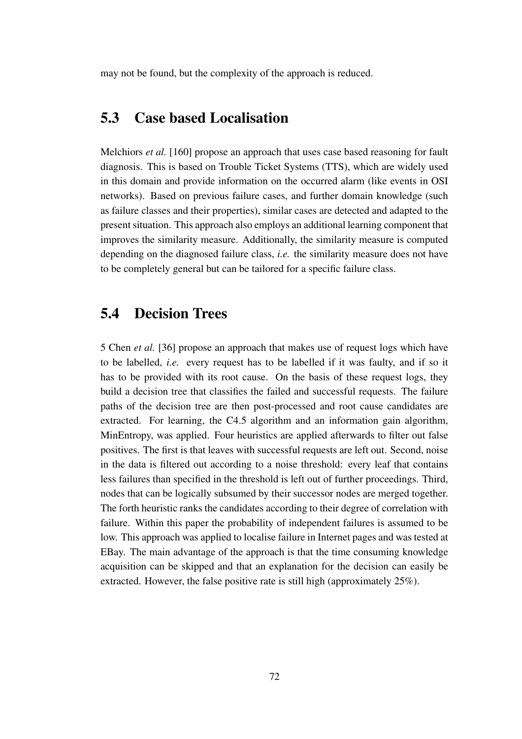may not be found, but the complexity of the approach is reduced.

## 5.3 Case based Localisation

Melchiors *et al.* [160] propose an approach that uses case based reasoning for fault diagnosis. This is based on Trouble Ticket Systems (TTS), which are widely used in this domain and provide information on the occurred alarm (like events in OSI networks). Based on previous failure cases, and further domain knowledge (such as failure classes and their properties), similar cases are detected and adapted to the present situation. This approach also employs an additional learning component that improves the similarity measure. Additionally, the similarity measure is computed depending on the diagnosed failure class, *i.e.* the similarity measure does not have to be completely general but can be tailored for a specific failure class.

## 5.4 Decision Trees

5 Chen *et al.* [36] propose an approach that makes use of request logs which have to be labelled, *i.e.* every request has to be labelled if it was faulty, and if so it has to be provided with its root cause. On the basis of these request logs, they build a decision tree that classifies the failed and successful requests. The failure paths of the decision tree are then post-processed and root cause candidates are extracted. For learning, the C4.5 algorithm and an information gain algorithm, MinEntropy, was applied. Four heuristics are applied afterwards to filter out false positives. The first is that leaves with successful requests are left out. Second, noise in the data is filtered out according to a noise threshold: every leaf that contains less failures than specified in the threshold is left out of further proceedings. Third, nodes that can be logically subsumed by their successor nodes are merged together. The forth heuristic ranks the candidates according to their degree of correlation with failure. Within this paper the probability of independent failures is assumed to be low. This approach was applied to localise failure in Internet pages and was tested at EBay. The main advantage of the approach is that the time consuming knowledge acquisition can be skipped and that an explanation for the decision can easily be extracted. However, the false positive rate is still high (approximately 25%).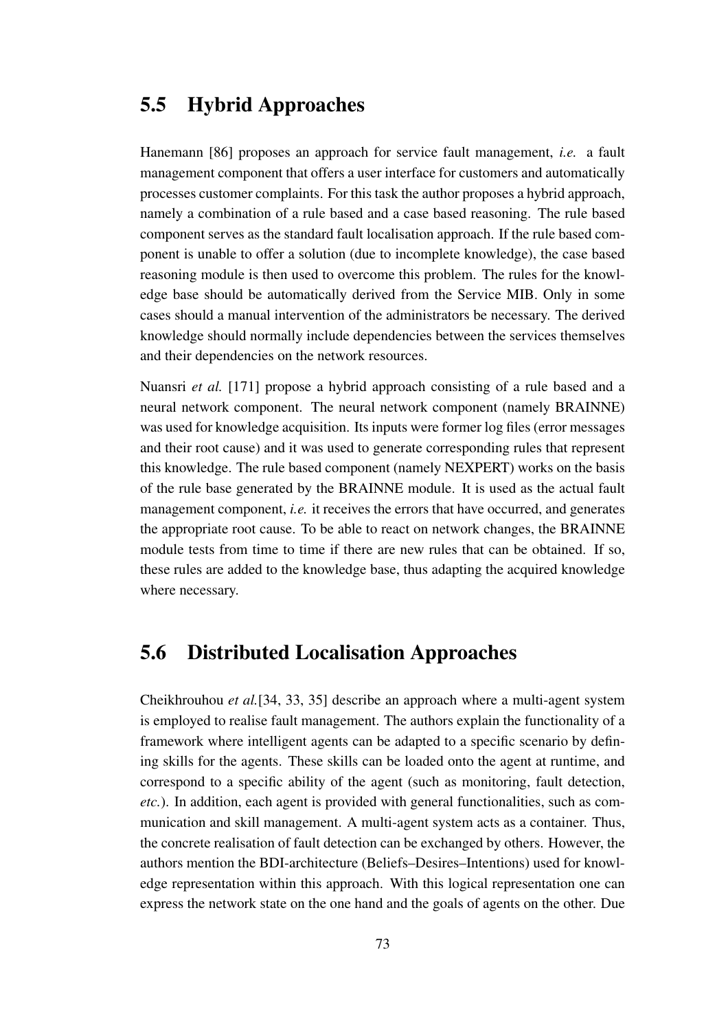## 5.5 Hybrid Approaches

Hanemann [86] proposes an approach for service fault management, *i.e.* a fault management component that offers a user interface for customers and automatically processes customer complaints. For this task the author proposes a hybrid approach, namely a combination of a rule based and a case based reasoning. The rule based component serves as the standard fault localisation approach. If the rule based component is unable to offer a solution (due to incomplete knowledge), the case based reasoning module is then used to overcome this problem. The rules for the knowledge base should be automatically derived from the Service MIB. Only in some cases should a manual intervention of the administrators be necessary. The derived knowledge should normally include dependencies between the services themselves and their dependencies on the network resources.

Nuansri *et al.* [171] propose a hybrid approach consisting of a rule based and a neural network component. The neural network component (namely BRAINNE) was used for knowledge acquisition. Its inputs were former log files (error messages and their root cause) and it was used to generate corresponding rules that represent this knowledge. The rule based component (namely NEXPERT) works on the basis of the rule base generated by the BRAINNE module. It is used as the actual fault management component, *i.e.* it receives the errors that have occurred, and generates the appropriate root cause. To be able to react on network changes, the BRAINNE module tests from time to time if there are new rules that can be obtained. If so, these rules are added to the knowledge base, thus adapting the acquired knowledge where necessary.

## 5.6 Distributed Localisation Approaches

Cheikhrouhou *et al.*[34, 33, 35] describe an approach where a multi-agent system is employed to realise fault management. The authors explain the functionality of a framework where intelligent agents can be adapted to a specific scenario by defining skills for the agents. These skills can be loaded onto the agent at runtime, and correspond to a specific ability of the agent (such as monitoring, fault detection, *etc.*). In addition, each agent is provided with general functionalities, such as communication and skill management. A multi-agent system acts as a container. Thus, the concrete realisation of fault detection can be exchanged by others. However, the authors mention the BDI-architecture (Beliefs–Desires–Intentions) used for knowledge representation within this approach. With this logical representation one can express the network state on the one hand and the goals of agents on the other. Due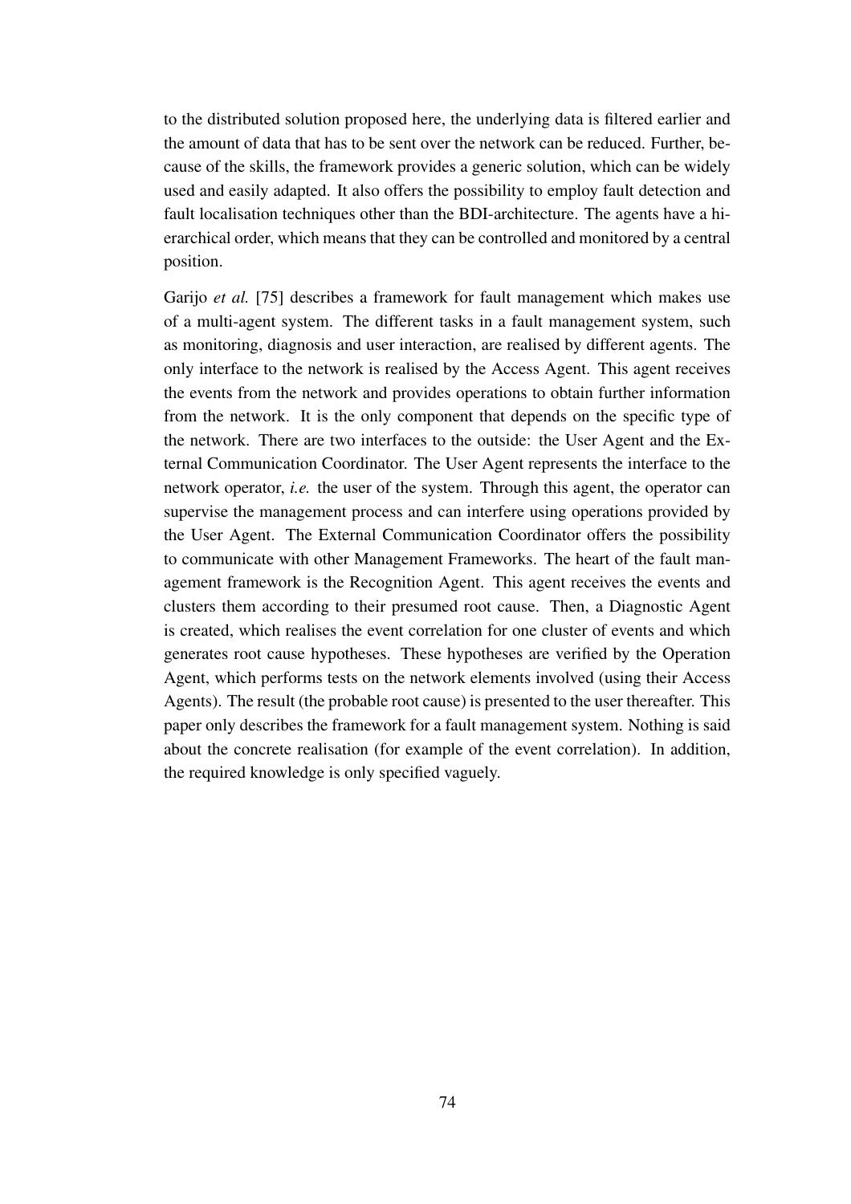to the distributed solution proposed here, the underlying data is filtered earlier and the amount of data that has to be sent over the network can be reduced. Further, because of the skills, the framework provides a generic solution, which can be widely used and easily adapted. It also offers the possibility to employ fault detection and fault localisation techniques other than the BDI-architecture. The agents have a hierarchical order, which means that they can be controlled and monitored by a central position.

Garijo *et al.* [75] describes a framework for fault management which makes use of a multi-agent system. The different tasks in a fault management system, such as monitoring, diagnosis and user interaction, are realised by different agents. The only interface to the network is realised by the Access Agent. This agent receives the events from the network and provides operations to obtain further information from the network. It is the only component that depends on the specific type of the network. There are two interfaces to the outside: the User Agent and the External Communication Coordinator. The User Agent represents the interface to the network operator, *i.e.* the user of the system. Through this agent, the operator can supervise the management process and can interfere using operations provided by the User Agent. The External Communication Coordinator offers the possibility to communicate with other Management Frameworks. The heart of the fault management framework is the Recognition Agent. This agent receives the events and clusters them according to their presumed root cause. Then, a Diagnostic Agent is created, which realises the event correlation for one cluster of events and which generates root cause hypotheses. These hypotheses are verified by the Operation Agent, which performs tests on the network elements involved (using their Access Agents). The result (the probable root cause) is presented to the user thereafter. This paper only describes the framework for a fault management system. Nothing is said about the concrete realisation (for example of the event correlation). In addition, the required knowledge is only specified vaguely.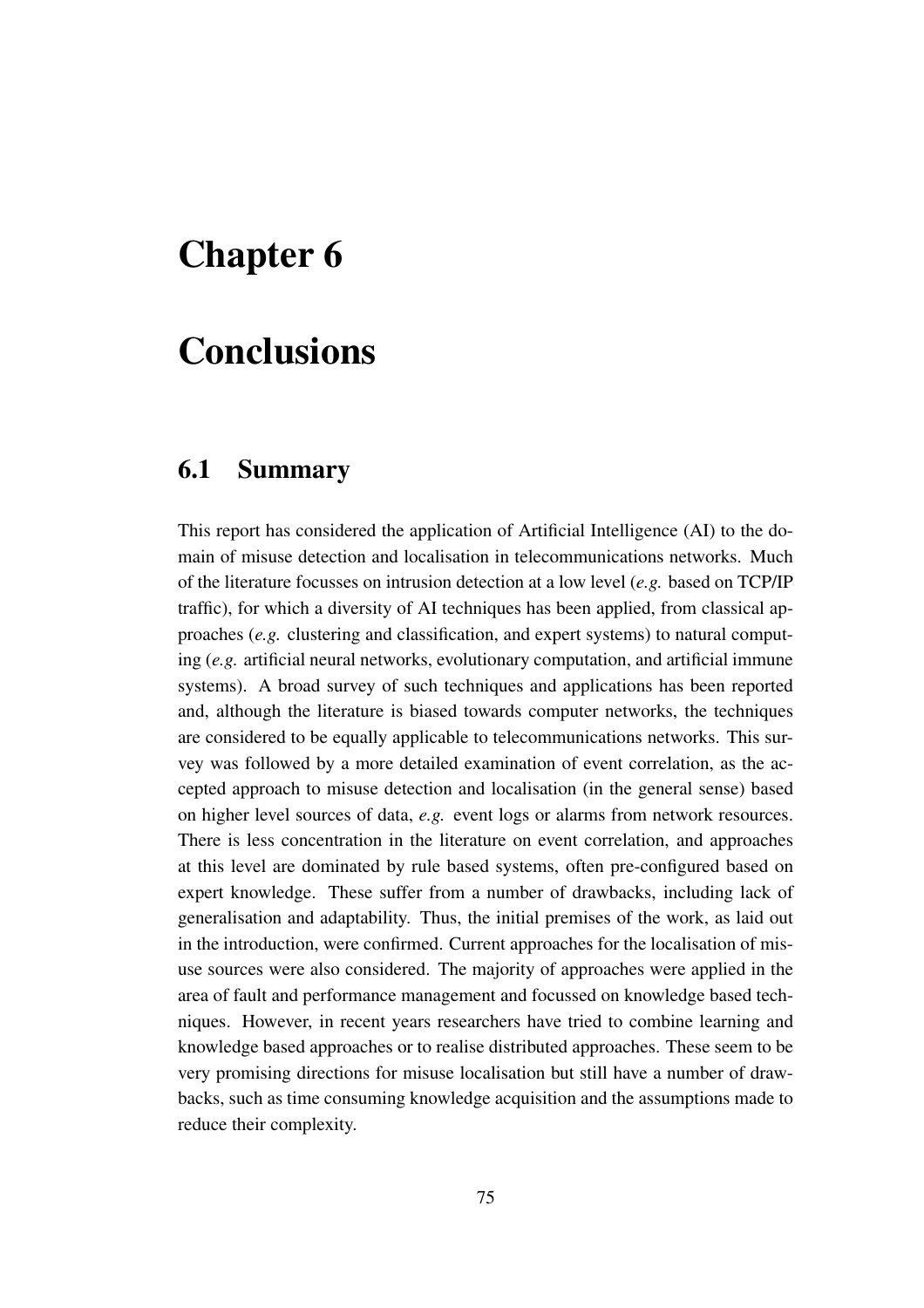# Chapter 6

# Conclusions

## 6.1 Summary

This report has considered the application of Artificial Intelligence (AI) to the domain of misuse detection and localisation in telecommunications networks. Much of the literature focusses on intrusion detection at a low level (*e.g.* based on TCP/IP traffic), for which a diversity of AI techniques has been applied, from classical approaches (*e.g.* clustering and classification, and expert systems) to natural computing (*e.g.* artificial neural networks, evolutionary computation, and artificial immune systems). A broad survey of such techniques and applications has been reported and, although the literature is biased towards computer networks, the techniques are considered to be equally applicable to telecommunications networks. This survey was followed by a more detailed examination of event correlation, as the accepted approach to misuse detection and localisation (in the general sense) based on higher level sources of data, *e.g.* event logs or alarms from network resources. There is less concentration in the literature on event correlation, and approaches at this level are dominated by rule based systems, often pre-configured based on expert knowledge. These suffer from a number of drawbacks, including lack of generalisation and adaptability. Thus, the initial premises of the work, as laid out in the introduction, were confirmed. Current approaches for the localisation of misuse sources were also considered. The majority of approaches were applied in the area of fault and performance management and focussed on knowledge based techniques. However, in recent years researchers have tried to combine learning and knowledge based approaches or to realise distributed approaches. These seem to be very promising directions for misuse localisation but still have a number of drawbacks, such as time consuming knowledge acquisition and the assumptions made to reduce their complexity.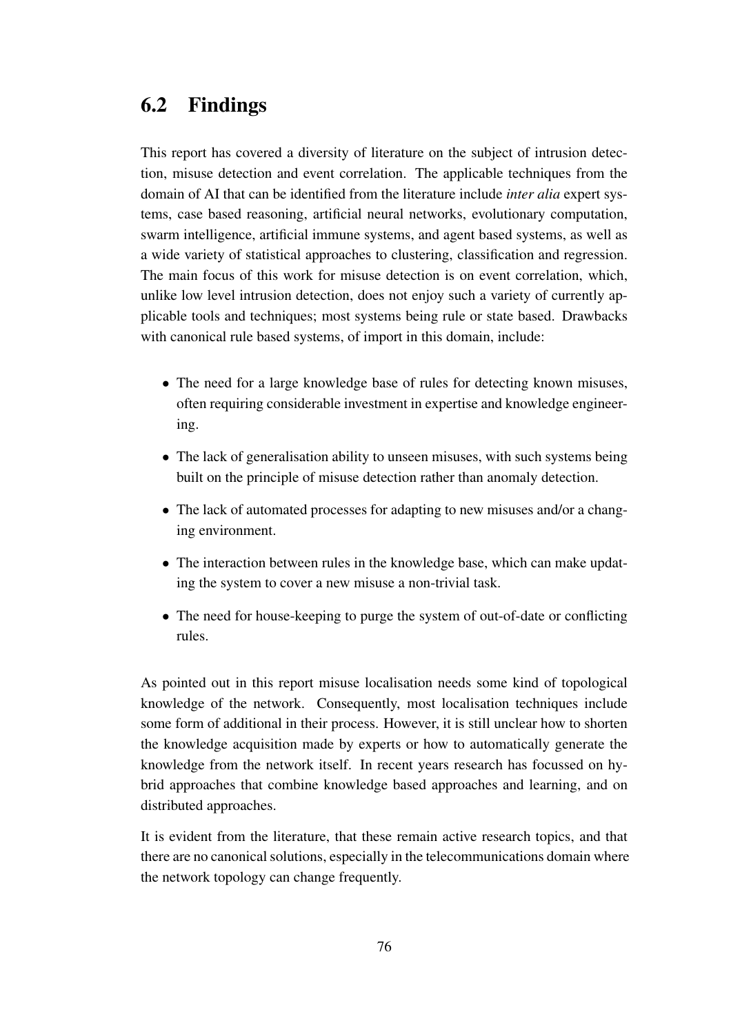## 6.2 Findings

This report has covered a diversity of literature on the subject of intrusion detection, misuse detection and event correlation. The applicable techniques from the domain of AI that can be identified from the literature include *inter alia* expert systems, case based reasoning, artificial neural networks, evolutionary computation, swarm intelligence, artificial immune systems, and agent based systems, as well as a wide variety of statistical approaches to clustering, classification and regression. The main focus of this work for misuse detection is on event correlation, which, unlike low level intrusion detection, does not enjoy such a variety of currently applicable tools and techniques; most systems being rule or state based. Drawbacks with canonical rule based systems, of import in this domain, include:

- The need for a large knowledge base of rules for detecting known misuses, often requiring considerable investment in expertise and knowledge engineering.
- The lack of generalisation ability to unseen misuses, with such systems being built on the principle of misuse detection rather than anomaly detection.
- The lack of automated processes for adapting to new misuses and/or a changing environment.
- The interaction between rules in the knowledge base, which can make updating the system to cover a new misuse a non-trivial task.
- The need for house-keeping to purge the system of out-of-date or conflicting rules.

As pointed out in this report misuse localisation needs some kind of topological knowledge of the network. Consequently, most localisation techniques include some form of additional in their process. However, it is still unclear how to shorten the knowledge acquisition made by experts or how to automatically generate the knowledge from the network itself. In recent years research has focussed on hybrid approaches that combine knowledge based approaches and learning, and on distributed approaches.

It is evident from the literature, that these remain active research topics, and that there are no canonical solutions, especially in the telecommunications domain where the network topology can change frequently.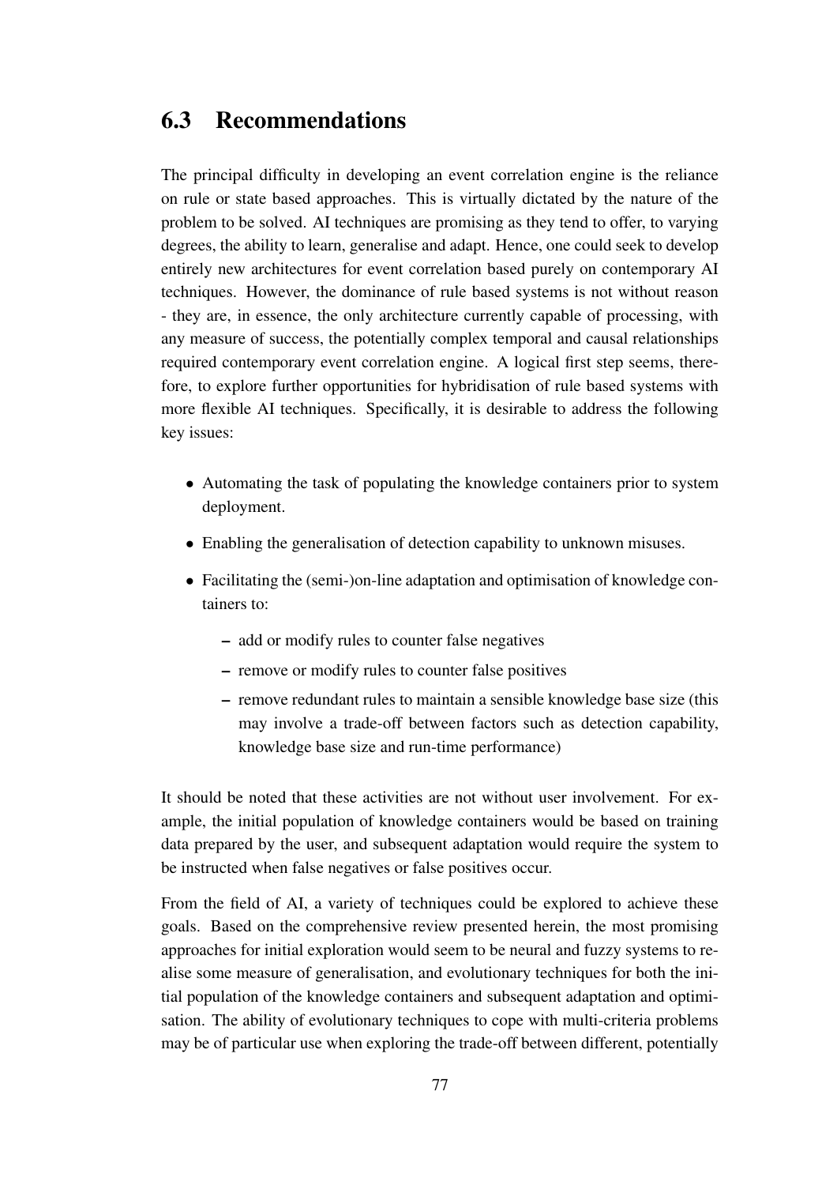## 6.3 Recommendations

The principal difficulty in developing an event correlation engine is the reliance on rule or state based approaches. This is virtually dictated by the nature of the problem to be solved. AI techniques are promising as they tend to offer, to varying degrees, the ability to learn, generalise and adapt. Hence, one could seek to develop entirely new architectures for event correlation based purely on contemporary AI techniques. However, the dominance of rule based systems is not without reason - they are, in essence, the only architecture currently capable of processing, with any measure of success, the potentially complex temporal and causal relationships required contemporary event correlation engine. A logical first step seems, therefore, to explore further opportunities for hybridisation of rule based systems with more flexible AI techniques. Specifically, it is desirable to address the following key issues:

- Automating the task of populating the knowledge containers prior to system deployment.
- Enabling the generalisation of detection capability to unknown misuses.
- Facilitating the (semi-)on-line adaptation and optimisation of knowledge containers to:
  - add or modify rules to counter false negatives
  - remove or modify rules to counter false positives
  - remove redundant rules to maintain a sensible knowledge base size (this may involve a trade-off between factors such as detection capability, knowledge base size and run-time performance)

It should be noted that these activities are not without user involvement. For example, the initial population of knowledge containers would be based on training data prepared by the user, and subsequent adaptation would require the system to be instructed when false negatives or false positives occur.

From the field of AI, a variety of techniques could be explored to achieve these goals. Based on the comprehensive review presented herein, the most promising approaches for initial exploration would seem to be neural and fuzzy systems to realise some measure of generalisation, and evolutionary techniques for both the initial population of the knowledge containers and subsequent adaptation and optimisation. The ability of evolutionary techniques to cope with multi-criteria problems may be of particular use when exploring the trade-off between different, potentially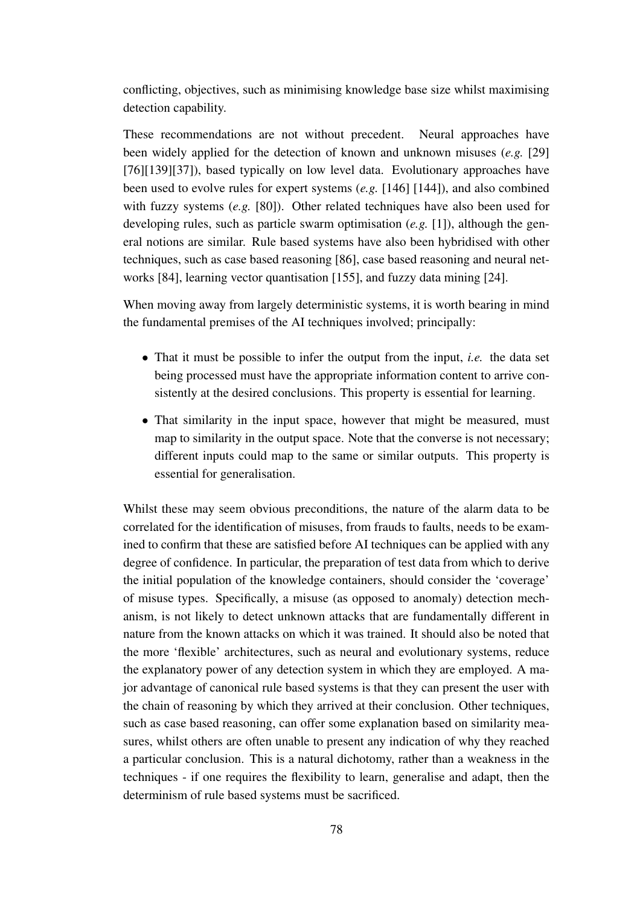conflicting, objectives, such as minimising knowledge base size whilst maximising detection capability.

These recommendations are not without precedent. Neural approaches have been widely applied for the detection of known and unknown misuses (*e.g.* [29] [76][139][37]), based typically on low level data. Evolutionary approaches have been used to evolve rules for expert systems (*e.g.* [146] [144]), and also combined with fuzzy systems (*e.g.* [80]). Other related techniques have also been used for developing rules, such as particle swarm optimisation (*e.g.* [1]), although the general notions are similar. Rule based systems have also been hybridised with other techniques, such as case based reasoning [86], case based reasoning and neural networks [84], learning vector quantisation [155], and fuzzy data mining [24].

When moving away from largely deterministic systems, it is worth bearing in mind the fundamental premises of the AI techniques involved; principally:

- That it must be possible to infer the output from the input, *i.e.* the data set being processed must have the appropriate information content to arrive consistently at the desired conclusions. This property is essential for learning.
- That similarity in the input space, however that might be measured, must map to similarity in the output space. Note that the converse is not necessary; different inputs could map to the same or similar outputs. This property is essential for generalisation.

Whilst these may seem obvious preconditions, the nature of the alarm data to be correlated for the identification of misuses, from frauds to faults, needs to be examined to confirm that these are satisfied before AI techniques can be applied with any degree of confidence. In particular, the preparation of test data from which to derive the initial population of the knowledge containers, should consider the 'coverage' of misuse types. Specifically, a misuse (as opposed to anomaly) detection mechanism, is not likely to detect unknown attacks that are fundamentally different in nature from the known attacks on which it was trained. It should also be noted that the more 'flexible' architectures, such as neural and evolutionary systems, reduce the explanatory power of any detection system in which they are employed. A major advantage of canonical rule based systems is that they can present the user with the chain of reasoning by which they arrived at their conclusion. Other techniques, such as case based reasoning, can offer some explanation based on similarity measures, whilst others are often unable to present any indication of why they reached a particular conclusion. This is a natural dichotomy, rather than a weakness in the techniques - if one requires the flexibility to learn, generalise and adapt, then the determinism of rule based systems must be sacrificed.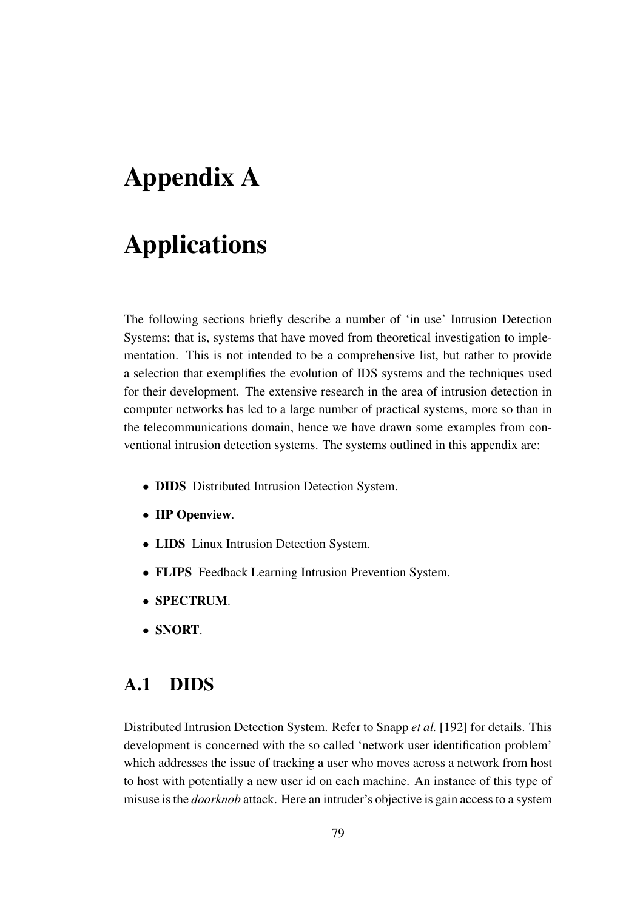# Appendix A

# Applications

The following sections briefly describe a number of 'in use' Intrusion Detection Systems; that is, systems that have moved from theoretical investigation to implementation. This is not intended to be a comprehensive list, but rather to provide a selection that exemplifies the evolution of IDS systems and the techniques used for their development. The extensive research in the area of intrusion detection in computer networks has led to a large number of practical systems, more so than in the telecommunications domain, hence we have drawn some examples from conventional intrusion detection systems. The systems outlined in this appendix are:

- **DIDS** Distributed Intrusion Detection System.
- **HP Openview**.
- **LIDS** Linux Intrusion Detection System.
- **FLIPS** Feedback Learning Intrusion Prevention System.
- **SPECTRUM**.
- **SNORT**.

## A.1 DIDS

Distributed Intrusion Detection System. Refer to Snapp *et al.* [192] for details. This development is concerned with the so called 'network user identification problem' which addresses the issue of tracking a user who moves across a network from host to host with potentially a new user id on each machine. An instance of this type of misuse is the *doorknob* attack. Here an intruder's objective is gain access to a system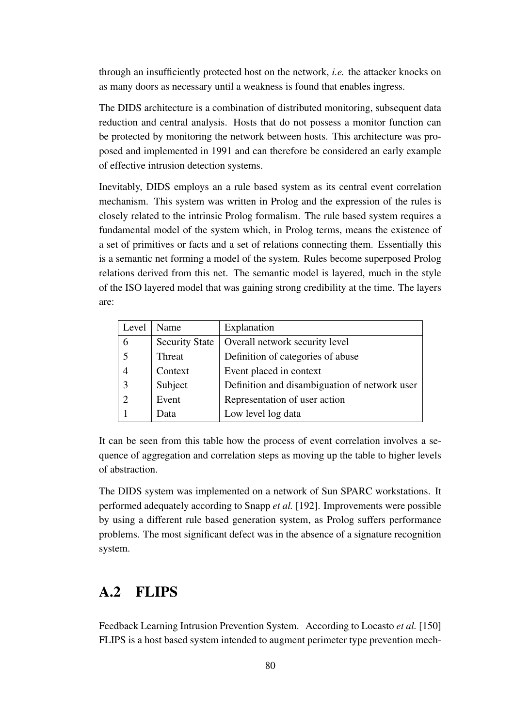through an insufficiently protected host on the network, *i.e.* the attacker knocks on as many doors as necessary until a weakness is found that enables ingress.

The DIDS architecture is a combination of distributed monitoring, subsequent data reduction and central analysis. Hosts that do not possess a monitor function can be protected by monitoring the network between hosts. This architecture was proposed and implemented in 1991 and can therefore be considered an early example of effective intrusion detection systems.

Inevitably, DIDS employs an a rule based system as its central event correlation mechanism. This system was written in Prolog and the expression of the rules is closely related to the intrinsic Prolog formalism. The rule based system requires a fundamental model of the system which, in Prolog terms, means the existence of a set of primitives or facts and a set of relations connecting them. Essentially this is a semantic net forming a model of the system. Rules become superposed Prolog relations derived from this net. The semantic model is layered, much in the style of the ISO layered model that was gaining strong credibility at the time. The layers are:

| Level | Name | Explanation |
|---|---|---|
| 6 | Security State | Overall network security level |
| 5 | Threat | Definition of categories of abuse |
| 4 | Context | Event placed in context |
| 3 | Subject | Definition and disambiguation of network user |
| 2 | Event | Representation of user action |
| 1 | Data | Low level log data |

It can be seen from this table how the process of event correlation involves a sequence of aggregation and correlation steps as moving up the table to higher levels of abstraction.

The DIDS system was implemented on a network of Sun SPARC workstations. It performed adequately according to Snapp *et al.* [192]. Improvements were possible by using a different rule based generation system, as Prolog suffers performance problems. The most significant defect was in the absence of a signature recognition system.

## A.2 FLIPS

Feedback Learning Intrusion Prevention System. According to Locasto *et al.* [150] FLIPS is a host based system intended to augment perimeter type prevention mech-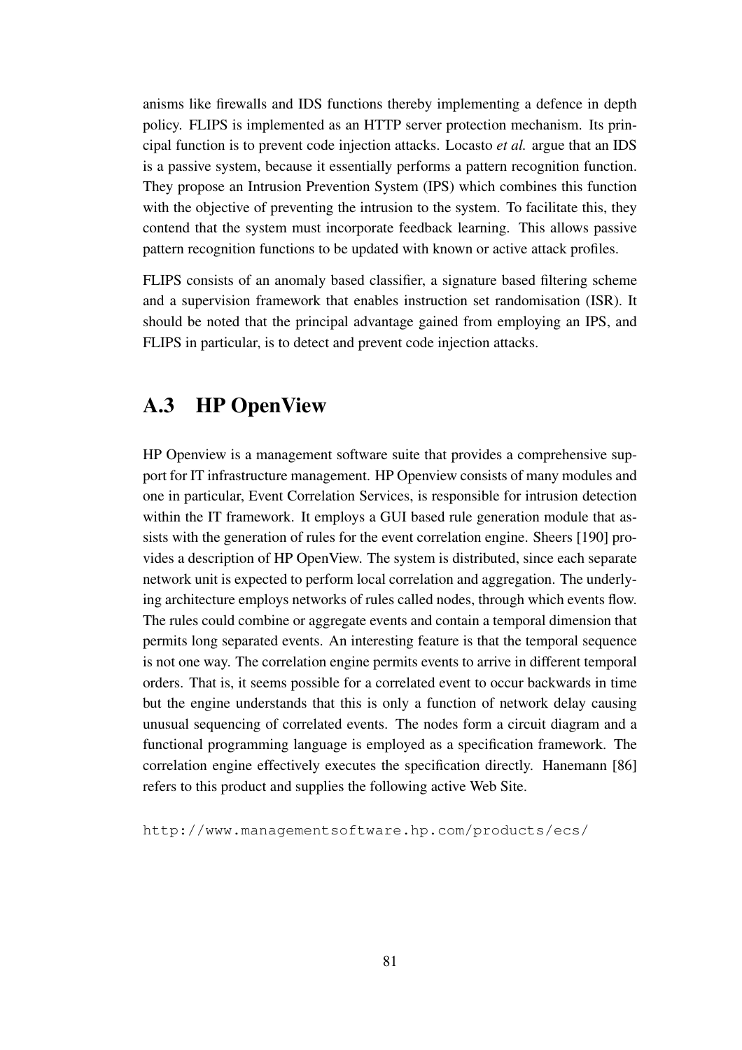anisms like firewalls and IDS functions thereby implementing a defence in depth policy. FLIPS is implemented as an HTTP server protection mechanism. Its principal function is to prevent code injection attacks. Locasto *et al.* argue that an IDS is a passive system, because it essentially performs a pattern recognition function. They propose an Intrusion Prevention System (IPS) which combines this function with the objective of preventing the intrusion to the system. To facilitate this, they contend that the system must incorporate feedback learning. This allows passive pattern recognition functions to be updated with known or active attack profiles.

FLIPS consists of an anomaly based classifier, a signature based filtering scheme and a supervision framework that enables instruction set randomisation (ISR). It should be noted that the principal advantage gained from employing an IPS, and FLIPS in particular, is to detect and prevent code injection attacks.

## A.3 HP OpenView

HP Openview is a management software suite that provides a comprehensive support for IT infrastructure management. HP Openview consists of many modules and one in particular, Event Correlation Services, is responsible for intrusion detection within the IT framework. It employs a GUI based rule generation module that assists with the generation of rules for the event correlation engine. Sheers [190] provides a description of HP OpenView. The system is distributed, since each separate network unit is expected to perform local correlation and aggregation. The underlying architecture employs networks of rules called nodes, through which events flow. The rules could combine or aggregate events and contain a temporal dimension that permits long separated events. An interesting feature is that the temporal sequence is not one way. The correlation engine permits events to arrive in different temporal orders. That is, it seems possible for a correlated event to occur backwards in time but the engine understands that this is only a function of network delay causing unusual sequencing of correlated events. The nodes form a circuit diagram and a functional programming language is employed as a specification framework. The correlation engine effectively executes the specification directly. Hanemann [86] refers to this product and supplies the following active Web Site.

`http://www.managementsoftware.hp.com/products/ecs/`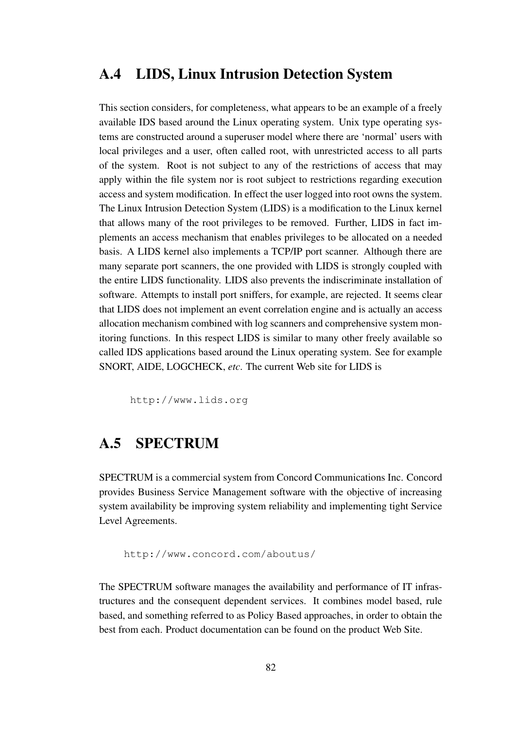## A.4 LIDS, Linux Intrusion Detection System

This section considers, for completeness, what appears to be an example of a freely available IDS based around the Linux operating system. Unix type operating systems are constructed around a superuser model where there are 'normal' users with local privileges and a user, often called root, with unrestricted access to all parts of the system. Root is not subject to any of the restrictions of access that may apply within the file system nor is root subject to restrictions regarding execution access and system modification. In effect the user logged into root owns the system. The Linux Intrusion Detection System (LIDS) is a modification to the Linux kernel that allows many of the root privileges to be removed. Further, LIDS in fact implements an access mechanism that enables privileges to be allocated on a needed basis. A LIDS kernel also implements a TCP/IP port scanner. Although there are many separate port scanners, the one provided with LIDS is strongly coupled with the entire LIDS functionality. LIDS also prevents the indiscriminate installation of software. Attempts to install port sniffers, for example, are rejected. It seems clear that LIDS does not implement an event correlation engine and is actually an access allocation mechanism combined with log scanners and comprehensive system monitoring functions. In this respect LIDS is similar to many other freely available so called IDS applications based around the Linux operating system. See for example SNORT, AIDE, LOGCHECK, *etc*. The current Web site for LIDS is

```
http://www.lids.org
```

## A.5 SPECTRUM

SPECTRUM is a commercial system from Concord Communications Inc. Concord provides Business Service Management software with the objective of increasing system availability be improving system reliability and implementing tight Service Level Agreements.

```
http://www.concord.com/aboutus/
```

The SPECTRUM software manages the availability and performance of IT infrastructures and the consequent dependent services. It combines model based, rule based, and something referred to as Policy Based approaches, in order to obtain the best from each. Product documentation can be found on the product Web Site.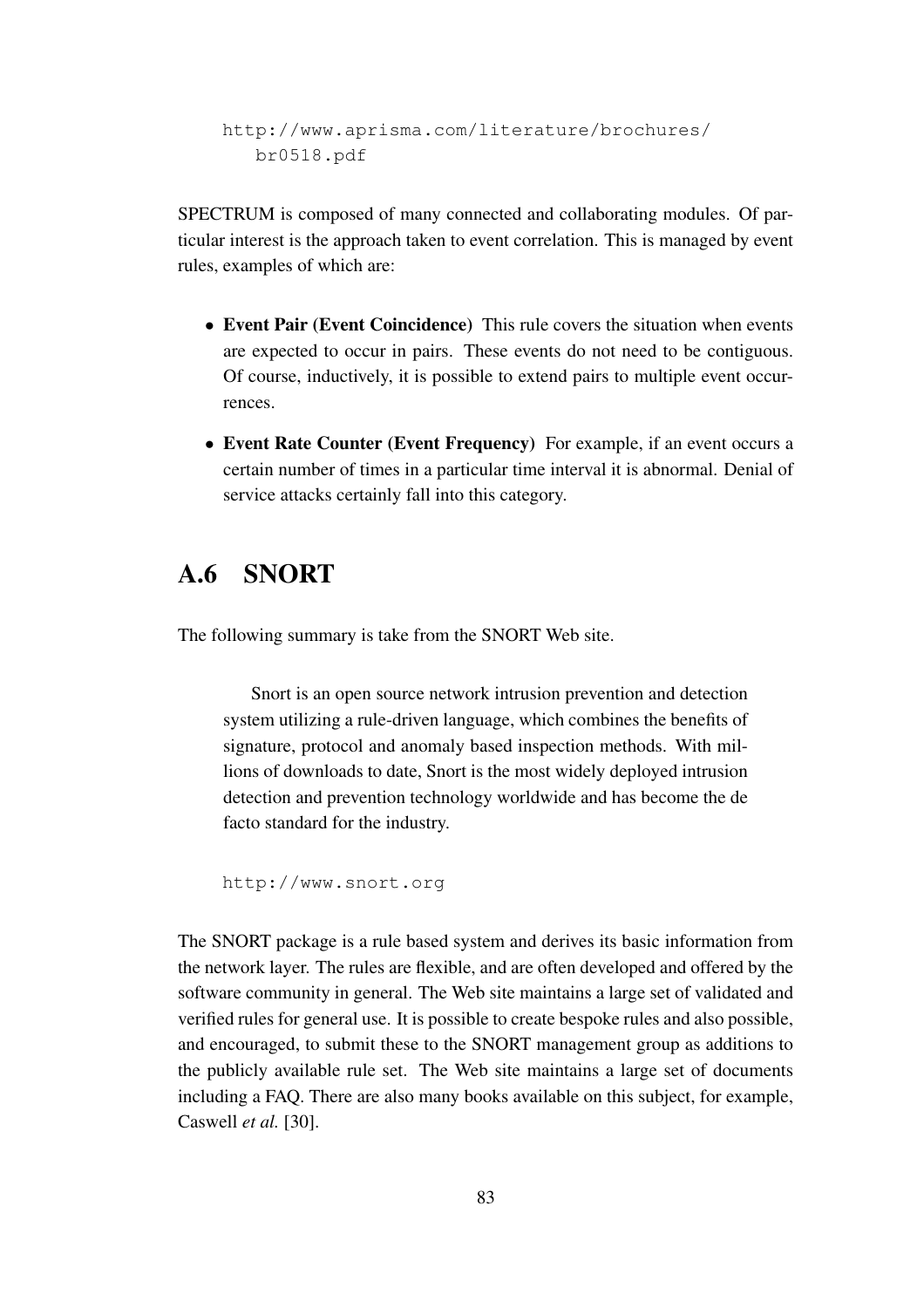```
http://www.aprisma.com/literature/brochures/
   br0518.pdf
```

SPECTRUM is composed of many connected and collaborating modules. Of particular interest is the approach taken to event correlation. This is managed by event rules, examples of which are:

- **Event Pair (Event Coincidence)** This rule covers the situation when events are expected to occur in pairs. These events do not need to be contiguous. Of course, inductively, it is possible to extend pairs to multiple event occurrences.
- **Event Rate Counter (Event Frequency)** For example, if an event occurs a certain number of times in a particular time interval it is abnormal. Denial of service attacks certainly fall into this category.

## A.6 SNORT

The following summary is take from the SNORT Web site.

> Snort is an open source network intrusion prevention and detection system utilizing a rule-driven language, which combines the benefits of signature, protocol and anomaly based inspection methods. With millions of downloads to date, Snort is the most widely deployed intrusion detection and prevention technology worldwide and has become the de facto standard for the industry.

```
http://www.snort.org
```

The SNORT package is a rule based system and derives its basic information from the network layer. The rules are flexible, and are often developed and offered by the software community in general. The Web site maintains a large set of validated and verified rules for general use. It is possible to create bespoke rules and also possible, and encouraged, to submit these to the SNORT management group as additions to the publicly available rule set. The Web site maintains a large set of documents including a FAQ. There are also many books available on this subject, for example, Caswell *et al.* [30].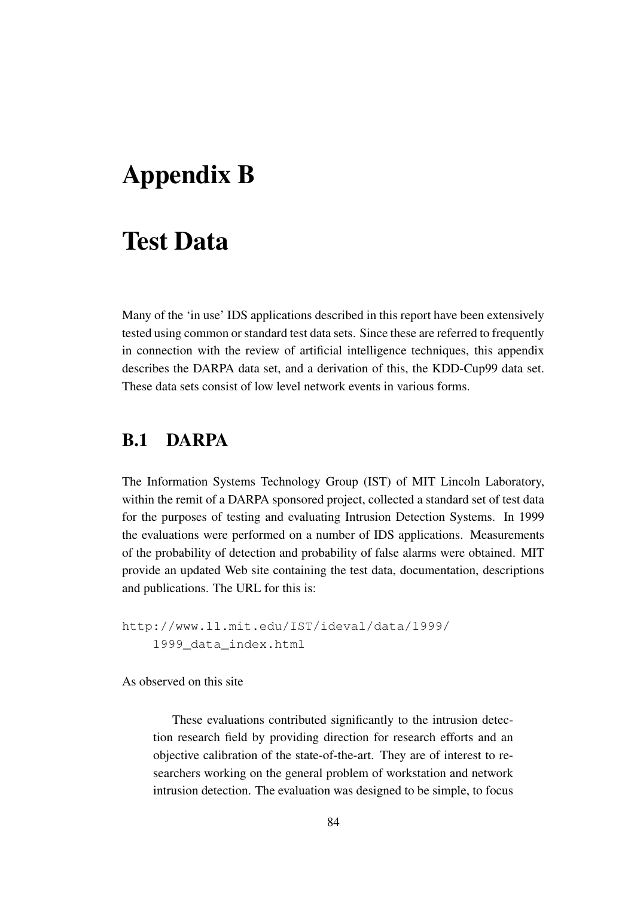# Appendix B

# Test Data

Many of the 'in use' IDS applications described in this report have been extensively tested using common or standard test data sets. Since these are referred to frequently in connection with the review of artificial intelligence techniques, this appendix describes the DARPA data set, and a derivation of this, the KDD-Cup99 data set. These data sets consist of low level network events in various forms.

## B.1 DARPA

The Information Systems Technology Group (IST) of MIT Lincoln Laboratory, within the remit of a DARPA sponsored project, collected a standard set of test data for the purposes of testing and evaluating Intrusion Detection Systems. In 1999 the evaluations were performed on a number of IDS applications. Measurements of the probability of detection and probability of false alarms were obtained. MIT provide an updated Web site containing the test data, documentation, descriptions and publications. The URL for this is:

```
http://www.ll.mit.edu/IST/ideval/data/1999/
    1999_data_index.html
```

As observed on this site

> These evaluations contributed significantly to the intrusion detection research field by providing direction for research efforts and an objective calibration of the state-of-the-art. They are of interest to researchers working on the general problem of workstation and network intrusion detection. The evaluation was designed to be simple, to focus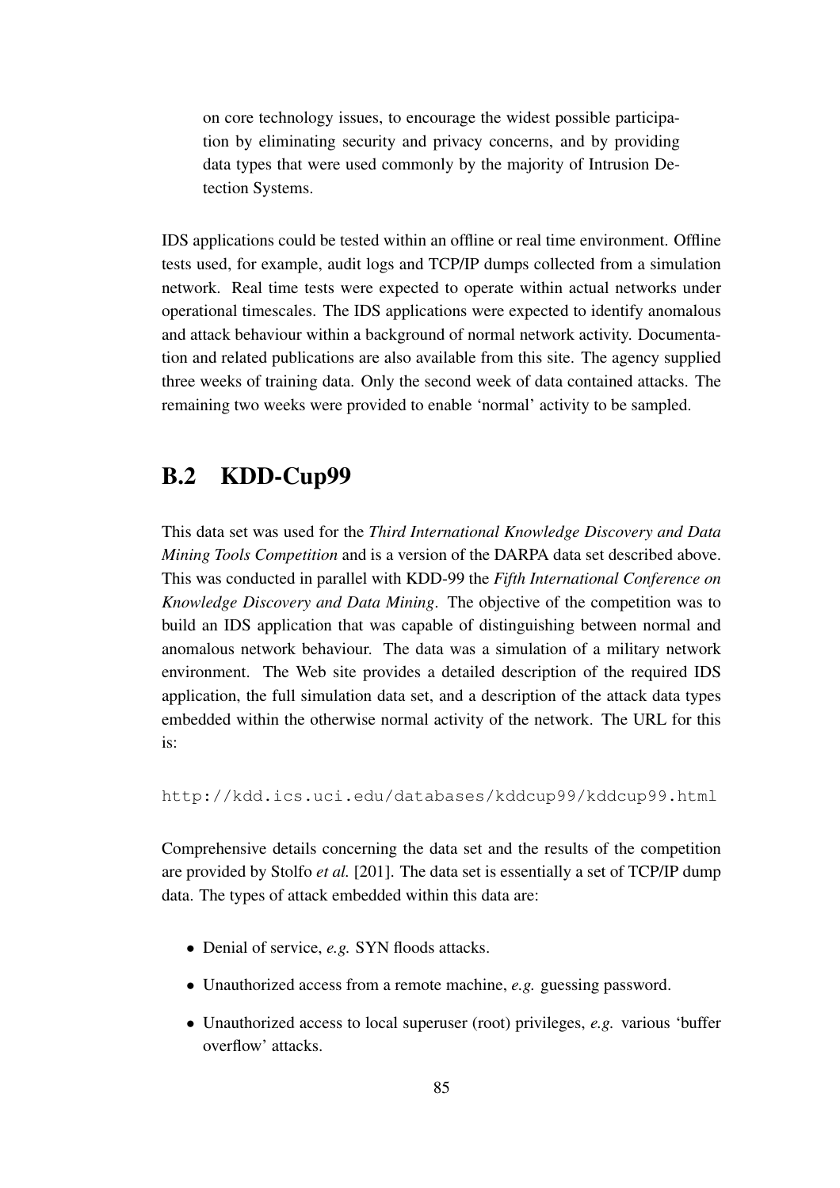> on core technology issues, to encourage the widest possible participation by eliminating security and privacy concerns, and by providing data types that were used commonly by the majority of Intrusion Detection Systems.

IDS applications could be tested within an offline or real time environment. Offline tests used, for example, audit logs and TCP/IP dumps collected from a simulation network. Real time tests were expected to operate within actual networks under operational timescales. The IDS applications were expected to identify anomalous and attack behaviour within a background of normal network activity. Documentation and related publications are also available from this site. The agency supplied three weeks of training data. Only the second week of data contained attacks. The remaining two weeks were provided to enable 'normal' activity to be sampled.

## B.2 KDD-Cup99

This data set was used for the *Third International Knowledge Discovery and Data Mining Tools Competition* and is a version of the DARPA data set described above. This was conducted in parallel with KDD-99 the *Fifth International Conference on Knowledge Discovery and Data Mining*. The objective of the competition was to build an IDS application that was capable of distinguishing between normal and anomalous network behaviour. The data was a simulation of a military network environment. The Web site provides a detailed description of the required IDS application, the full simulation data set, and a description of the attack data types embedded within the otherwise normal activity of the network. The URL for this is:

`http://kdd.ics.uci.edu/databases/kddcup99/kddcup99.html`

Comprehensive details concerning the data set and the results of the competition are provided by Stolfo *et al.* [201]. The data set is essentially a set of TCP/IP dump data. The types of attack embedded within this data are:

- Denial of service, *e.g.* SYN floods attacks.
- Unauthorized access from a remote machine, *e.g.* guessing password.
- Unauthorized access to local superuser (root) privileges, *e.g.* various 'buffer overflow' attacks.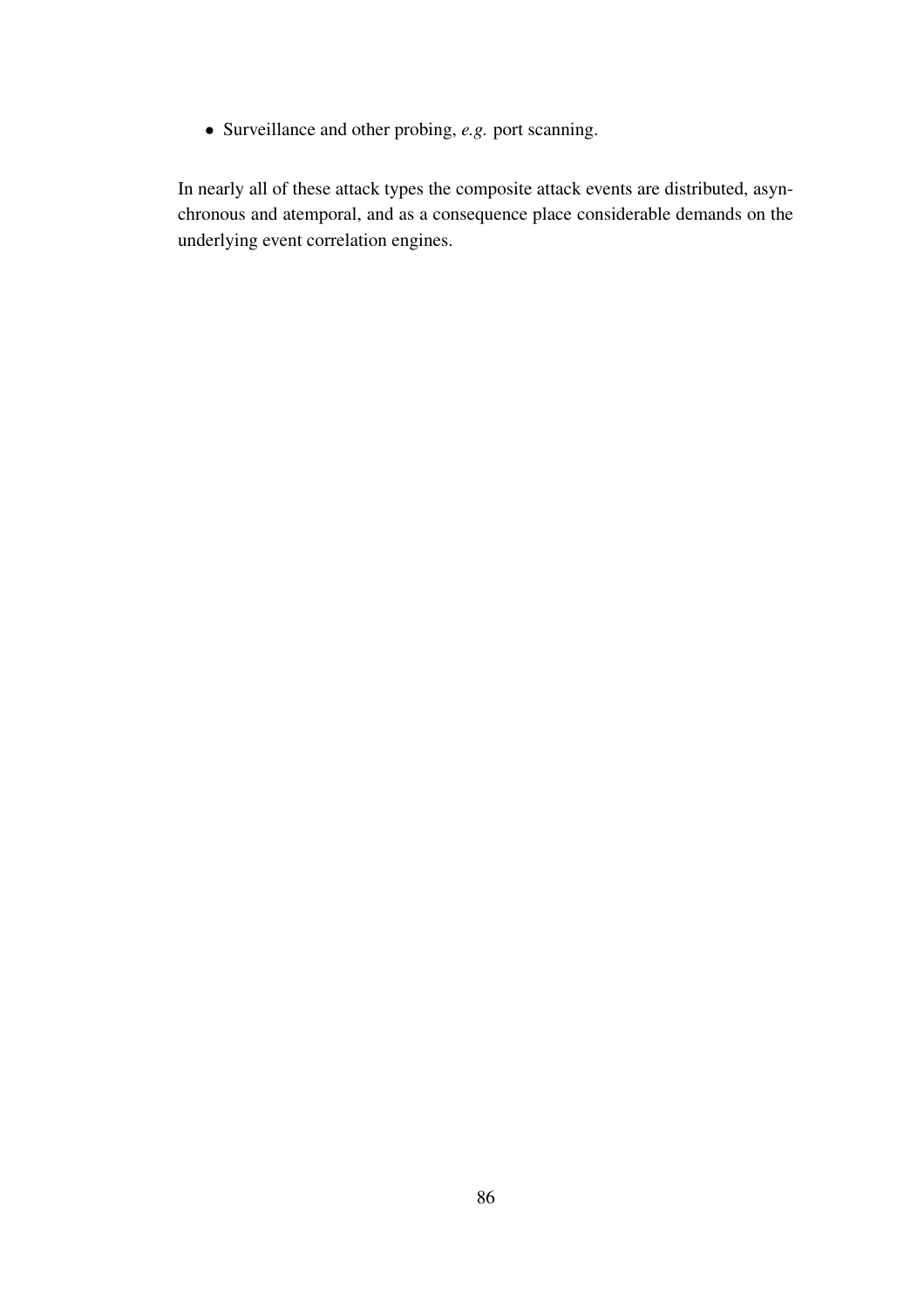- Surveillance and other probing, *e.g.* port scanning.

In nearly all of these attack types the composite attack events are distributed, asynchronous and atemporal, and as a consequence place considerable demands on the underlying event correlation engines.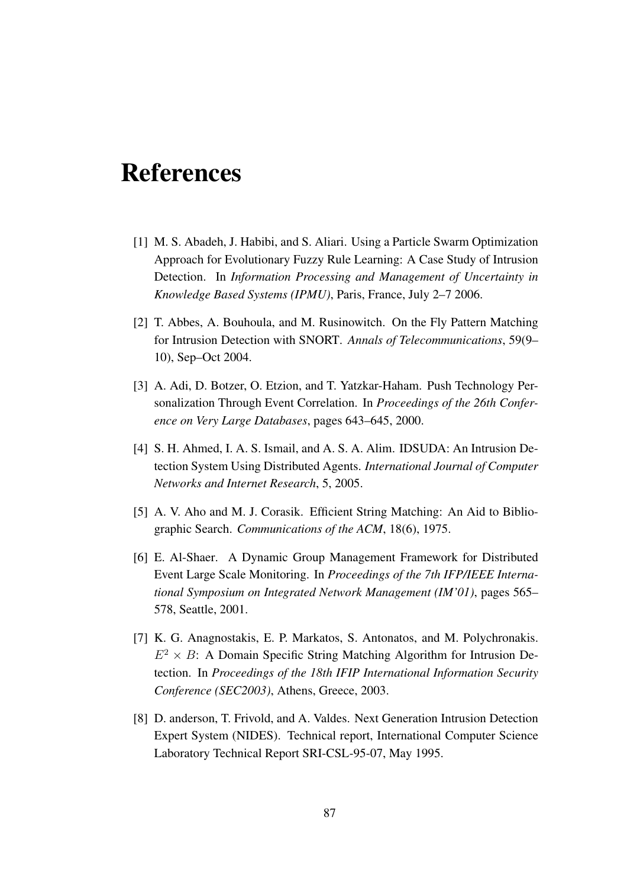# References

[1] M. S. Abadeh, J. Habibi, and S. Aliari. Using a Particle Swarm Optimization Approach for Evolutionary Fuzzy Rule Learning: A Case Study of Intrusion Detection. In *Information Processing and Management of Uncertainty in Knowledge Based Systems (IPMU)*, Paris, France, July 2–7 2006.

[2] T. Abbes, A. Bouhoula, and M. Rusinowitch. On the Fly Pattern Matching for Intrusion Detection with SNORT. *Annals of Telecommunications*, 59(9–10), Sep–Oct 2004.

[3] A. Adi, D. Botzer, O. Etzion, and T. Yatzkar-Haham. Push Technology Personalization Through Event Correlation. In *Proceedings of the 26th Conference on Very Large Databases*, pages 643–645, 2000.

[4] S. H. Ahmed, I. A. S. Ismail, and A. S. A. Alim. IDSUDA: An Intrusion Detection System Using Distributed Agents. *International Journal of Computer Networks and Internet Research*, 5, 2005.

[5] A. V. Aho and M. J. Corasik. Efficient String Matching: An Aid to Bibliographic Search. *Communications of the ACM*, 18(6), 1975.

[6] E. Al-Shaer. A Dynamic Group Management Framework for Distributed Event Large Scale Monitoring. In *Proceedings of the 7th IFP/IEEE International Symposium on Integrated Network Management (IM'01)*, pages 565–578, Seattle, 2001.

[7] K. G. Anagnostakis, E. P. Markatos, S. Antonatos, and M. Polychronakis. $E^2 \times B$: A Domain Specific String Matching Algorithm for Intrusion Detection. In *Proceedings of the 18th IFIP International Information Security Conference (SEC2003)*, Athens, Greece, 2003.

[8] D. anderson, T. Frivold, and A. Valdes. Next Generation Intrusion Detection Expert System (NIDES). Technical report, International Computer Science Laboratory Technical Report SRI-CSL-95-07, May 1995.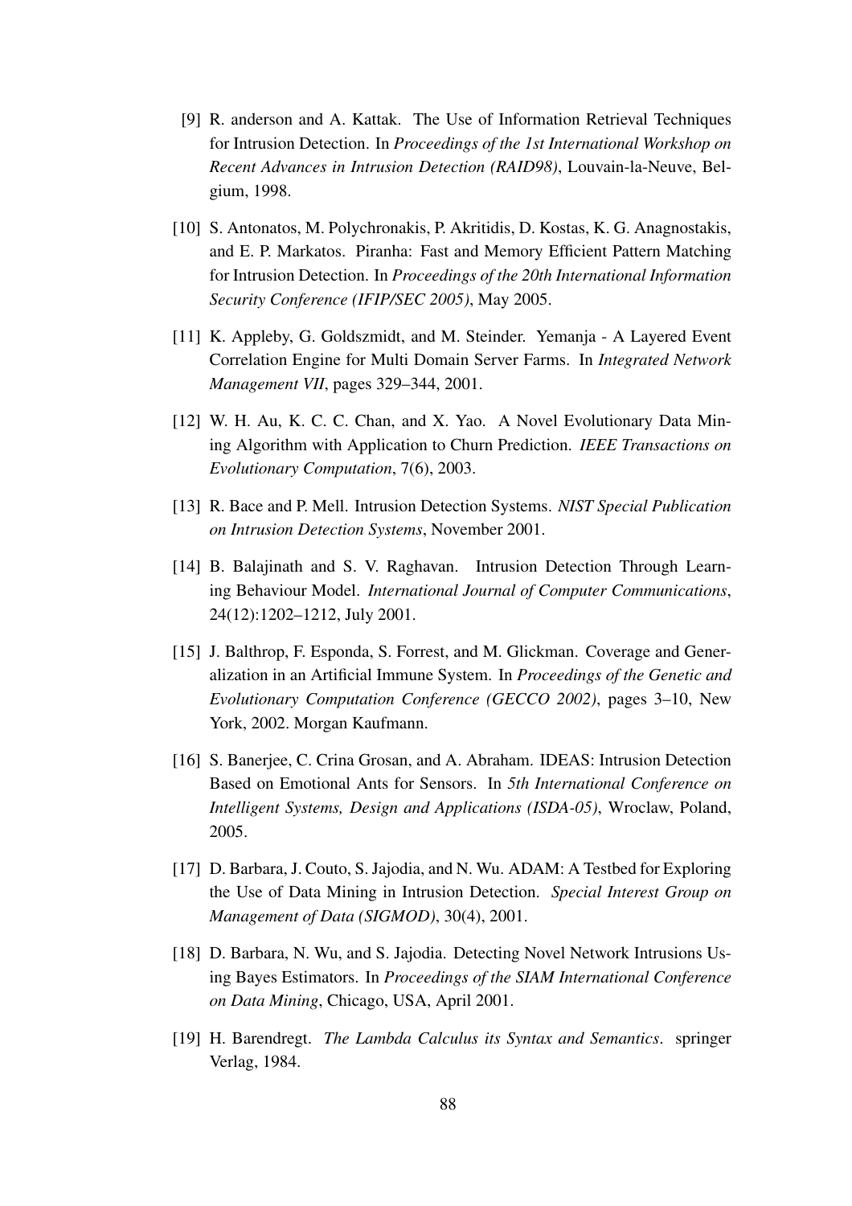[9] R. anderson and A. Kattak. The Use of Information Retrieval Techniques for Intrusion Detection. In *Proceedings of the 1st International Workshop on Recent Advances in Intrusion Detection (RAID98)*, Louvain-la-Neuve, Belgium, 1998.

[10] S. Antonatos, M. Polychronakis, P. Akritidis, D. Kostas, K. G. Anagnostakis, and E. P. Markatos. Piranha: Fast and Memory Efficient Pattern Matching for Intrusion Detection. In *Proceedings of the 20th International Information Security Conference (IFIP/SEC 2005)*, May 2005.

[11] K. Appleby, G. Goldszmidt, and M. Steinder. Yemanja - A Layered Event Correlation Engine for Multi Domain Server Farms. In *Integrated Network Management VII*, pages 329–344, 2001.

[12] W. H. Au, K. C. C. Chan, and X. Yao. A Novel Evolutionary Data Mining Algorithm with Application to Churn Prediction. *IEEE Transactions on Evolutionary Computation*, 7(6), 2003.

[13] R. Bace and P. Mell. Intrusion Detection Systems. *NIST Special Publication on Intrusion Detection Systems*, November 2001.

[14] B. Balajinath and S. V. Raghavan. Intrusion Detection Through Learning Behaviour Model. *International Journal of Computer Communications*, 24(12):1202–1212, July 2001.

[15] J. Balthrop, F. Esponda, S. Forrest, and M. Glickman. Coverage and Generalization in an Artificial Immune System. In *Proceedings of the Genetic and Evolutionary Computation Conference (GECCO 2002)*, pages 3–10, New York, 2002. Morgan Kaufmann.

[16] S. Banerjee, C. Crina Grosan, and A. Abraham. IDEAS: Intrusion Detection Based on Emotional Ants for Sensors. In *5th International Conference on Intelligent Systems, Design and Applications (ISDA-05)*, Wroclaw, Poland, 2005.

[17] D. Barbara, J. Couto, S. Jajodia, and N. Wu. ADAM: A Testbed for Exploring the Use of Data Mining in Intrusion Detection. *Special Interest Group on Management of Data (SIGMOD)*, 30(4), 2001.

[18] D. Barbara, N. Wu, and S. Jajodia. Detecting Novel Network Intrusions Using Bayes Estimators. In *Proceedings of the SIAM International Conference on Data Mining*, Chicago, USA, April 2001.

[19] H. Barendregt. *The Lambda Calculus its Syntax and Semantics*. springer Verlag, 1984.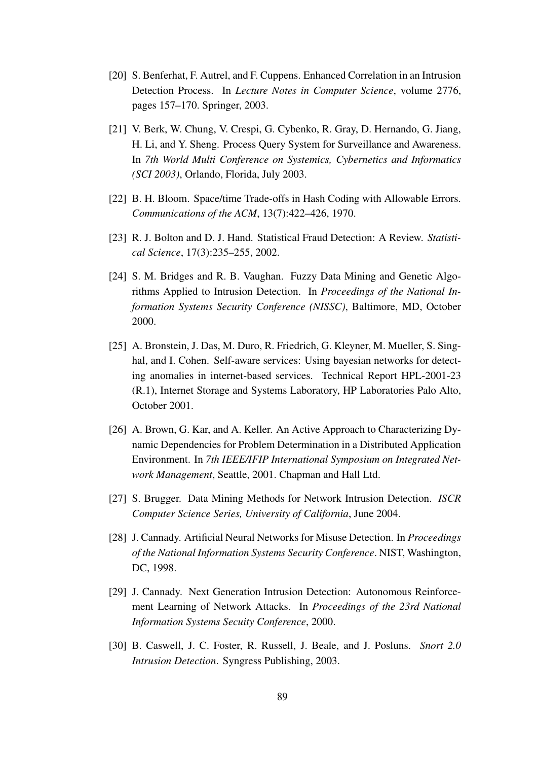[20] S. Benferhat, F. Autrel, and F. Cuppens. Enhanced Correlation in an Intrusion Detection Process. In *Lecture Notes in Computer Science*, volume 2776, pages 157–170. Springer, 2003.

[21] V. Berk, W. Chung, V. Crespi, G. Cybenko, R. Gray, D. Hernando, G. Jiang, H. Li, and Y. Sheng. Process Query System for Surveillance and Awareness. In *7th World Multi Conference on Systemics, Cybernetics and Informatics (SCI 2003)*, Orlando, Florida, July 2003.

[22] B. H. Bloom. Space/time Trade-offs in Hash Coding with Allowable Errors. *Communications of the ACM*, 13(7):422–426, 1970.

[23] R. J. Bolton and D. J. Hand. Statistical Fraud Detection: A Review. *Statistical Science*, 17(3):235–255, 2002.

[24] S. M. Bridges and R. B. Vaughan. Fuzzy Data Mining and Genetic Algorithms Applied to Intrusion Detection. In *Proceedings of the National Information Systems Security Conference (NISSC)*, Baltimore, MD, October 2000.

[25] A. Bronstein, J. Das, M. Duro, R. Friedrich, G. Kleyner, M. Mueller, S. Singhal, and I. Cohen. Self-aware services: Using bayesian networks for detecting anomalies in internet-based services. Technical Report HPL-2001-23 (R.1), Internet Storage and Systems Laboratory, HP Laboratories Palo Alto, October 2001.

[26] A. Brown, G. Kar, and A. Keller. An Active Approach to Characterizing Dynamic Dependencies for Problem Determination in a Distributed Application Environment. In *7th IEEE/IFIP International Symposium on Integrated Network Management*, Seattle, 2001. Chapman and Hall Ltd.

[27] S. Brugger. Data Mining Methods for Network Intrusion Detection. *ISCR Computer Science Series, University of California*, June 2004.

[28] J. Cannady. Artificial Neural Networks for Misuse Detection. In *Proceedings of the National Information Systems Security Conference*. NIST, Washington, DC, 1998.

[29] J. Cannady. Next Generation Intrusion Detection: Autonomous Reinforcement Learning of Network Attacks. In *Proceedings of the 23rd National Information Systems Secuity Conference*, 2000.

[30] B. Caswell, J. C. Foster, R. Russell, J. Beale, and J. Posluns. *Snort 2.0 Intrusion Detection*. Syngress Publishing, 2003.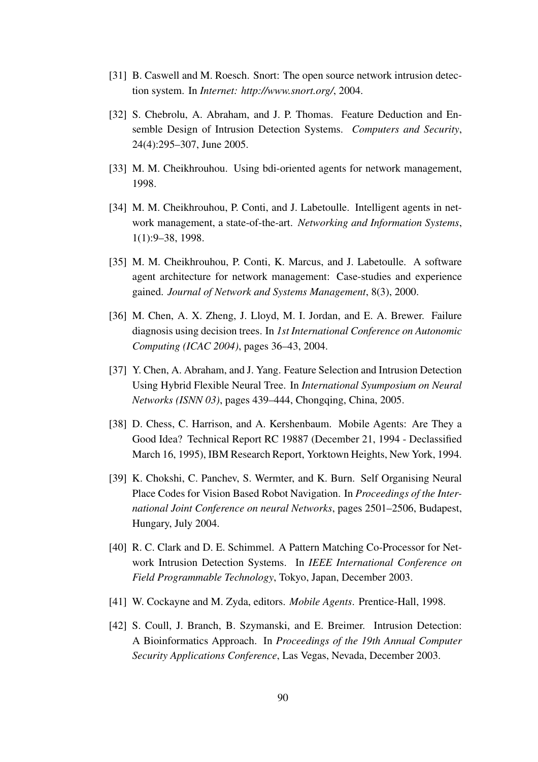[31] B. Caswell and M. Roesch. Snort: The open source network intrusion detection system. In *Internet: http://www.snort.org/*, 2004.

[32] S. Chebrolu, A. Abraham, and J. P. Thomas. Feature Deduction and Ensemble Design of Intrusion Detection Systems. *Computers and Security*, 24(4):295–307, June 2005.

[33] M. M. Cheikhrouhou. Using bdi-oriented agents for network management, 1998.

[34] M. M. Cheikhrouhou, P. Conti, and J. Labetoulle. Intelligent agents in network management, a state-of-the-art. *Networking and Information Systems*, 1(1):9–38, 1998.

[35] M. M. Cheikhrouhou, P. Conti, K. Marcus, and J. Labetoulle. A software agent architecture for network management: Case-studies and experience gained. *Journal of Network and Systems Management*, 8(3), 2000.

[36] M. Chen, A. X. Zheng, J. Lloyd, M. I. Jordan, and E. A. Brewer. Failure diagnosis using decision trees. In *1st International Conference on Autonomic Computing (ICAC 2004)*, pages 36–43, 2004.

[37] Y. Chen, A. Abraham, and J. Yang. Feature Selection and Intrusion Detection Using Hybrid Flexible Neural Tree. In *International Syumposium on Neural Networks (ISNN 03)*, pages 439–444, Chongqing, China, 2005.

[38] D. Chess, C. Harrison, and A. Kershenbaum. Mobile Agents: Are They a Good Idea? Technical Report RC 19887 (December 21, 1994 - Declassified March 16, 1995), IBM Research Report, Yorktown Heights, New York, 1994.

[39] K. Chokshi, C. Panchev, S. Wermter, and K. Burn. Self Organising Neural Place Codes for Vision Based Robot Navigation. In *Proceedings of the International Joint Conference on neural Networks*, pages 2501–2506, Budapest, Hungary, July 2004.

[40] R. C. Clark and D. E. Schimmel. A Pattern Matching Co-Processor for Network Intrusion Detection Systems. In *IEEE International Conference on Field Programmable Technology*, Tokyo, Japan, December 2003.

[41] W. Cockayne and M. Zyda, editors. *Mobile Agents*. Prentice-Hall, 1998.

[42] S. Coull, J. Branch, B. Szymanski, and E. Breimer. Intrusion Detection: A Bioinformatics Approach. In *Proceedings of the 19th Annual Computer Security Applications Conference*, Las Vegas, Nevada, December 2003.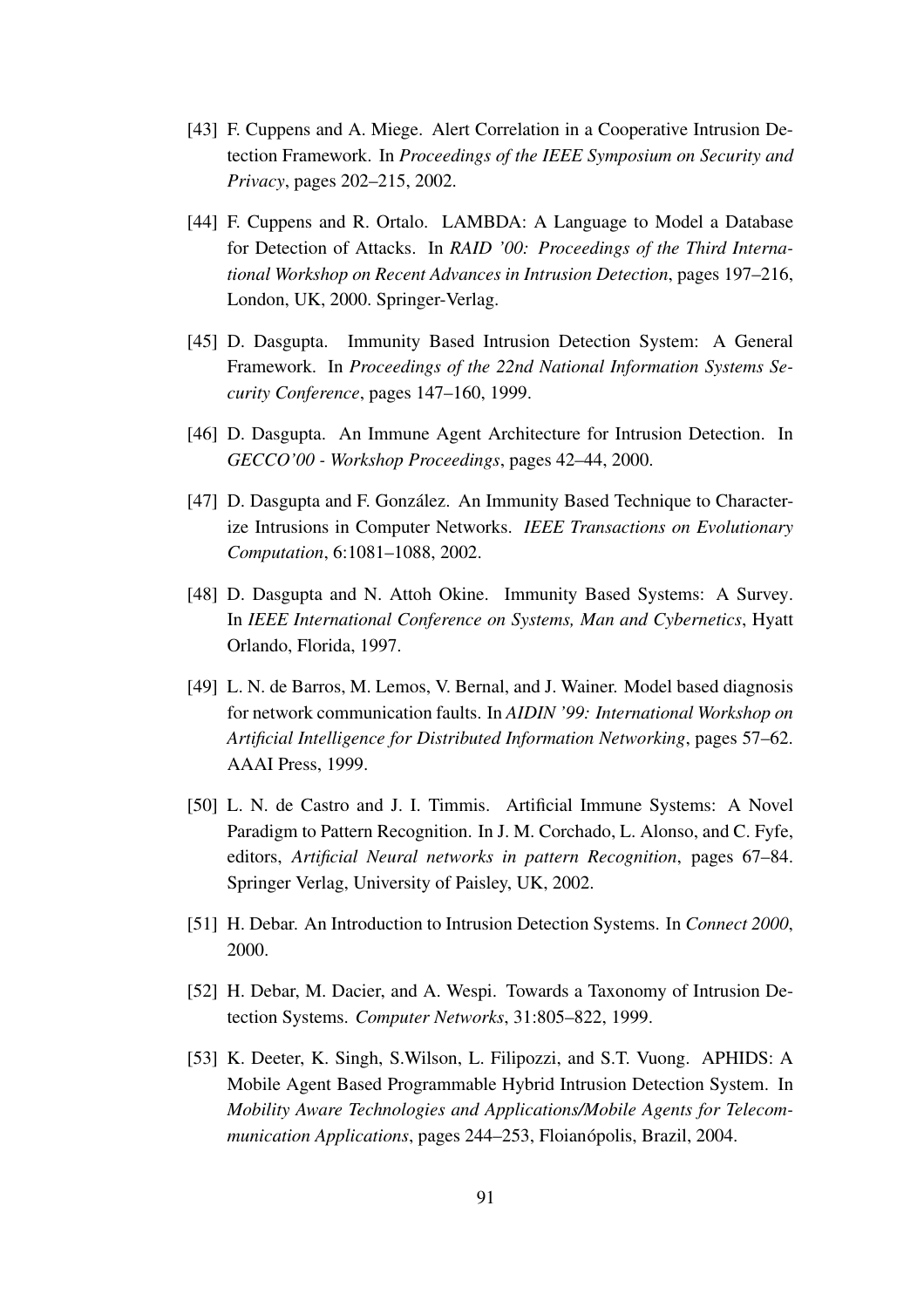[43] F. Cuppens and A. Miege. Alert Correlation in a Cooperative Intrusion Detection Framework. In *Proceedings of the IEEE Symposium on Security and Privacy*, pages 202–215, 2002.

[44] F. Cuppens and R. Ortalo. LAMBDA: A Language to Model a Database for Detection of Attacks. In *RAID '00: Proceedings of the Third International Workshop on Recent Advances in Intrusion Detection*, pages 197–216, London, UK, 2000. Springer-Verlag.

[45] D. Dasgupta. Immunity Based Intrusion Detection System: A General Framework. In *Proceedings of the 22nd National Information Systems Security Conference*, pages 147–160, 1999.

[46] D. Dasgupta. An Immune Agent Architecture for Intrusion Detection. In *GECCO'00 - Workshop Proceedings*, pages 42–44, 2000.

[47] D. Dasgupta and F. González. An Immunity Based Technique to Characterize Intrusions in Computer Networks. *IEEE Transactions on Evolutionary Computation*, 6:1081–1088, 2002.

[48] D. Dasgupta and N. Attoh Okine. Immunity Based Systems: A Survey. In *IEEE International Conference on Systems, Man and Cybernetics*, Hyatt Orlando, Florida, 1997.

[49] L. N. de Barros, M. Lemos, V. Bernal, and J. Wainer. Model based diagnosis for network communication faults. In *AIDIN '99: International Workshop on Artificial Intelligence for Distributed Information Networking*, pages 57–62. AAAI Press, 1999.

[50] L. N. de Castro and J. I. Timmis. Artificial Immune Systems: A Novel Paradigm to Pattern Recognition. In J. M. Corchado, L. Alonso, and C. Fyfe, editors, *Artificial Neural networks in pattern Recognition*, pages 67–84. Springer Verlag, University of Paisley, UK, 2002.

[51] H. Debar. An Introduction to Intrusion Detection Systems. In *Connect 2000*, 2000.

[52] H. Debar, M. Dacier, and A. Wespi. Towards a Taxonomy of Intrusion Detection Systems. *Computer Networks*, 31:805–822, 1999.

[53] K. Deeter, K. Singh, S.Wilson, L. Filipozzi, and S.T. Vuong. APHIDS: A Mobile Agent Based Programmable Hybrid Intrusion Detection System. In *Mobility Aware Technologies and Applications/Mobile Agents for Telecommunication Applications*, pages 244–253, Floianópolis, Brazil, 2004.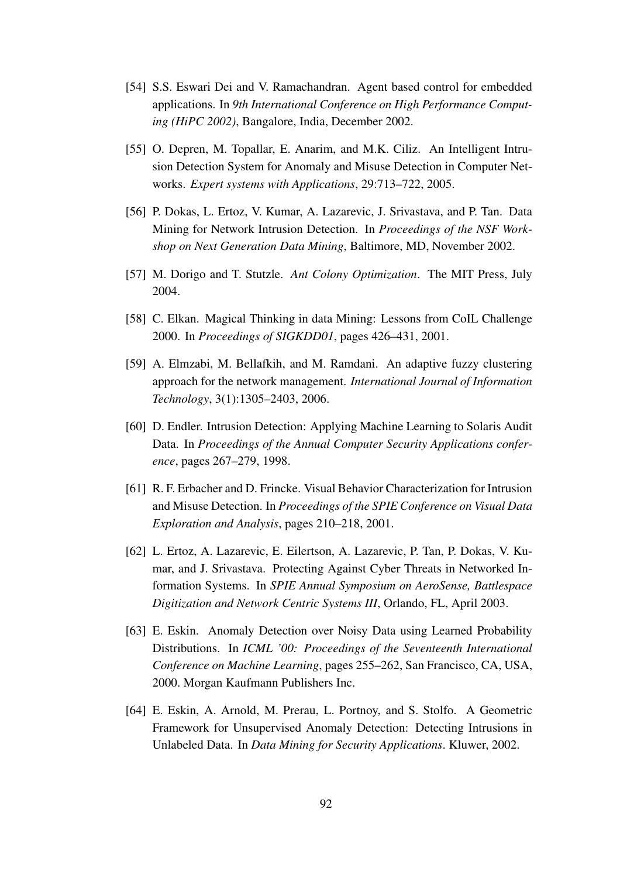[54] S.S. Eswari Dei and V. Ramachandran. Agent based control for embedded applications. In *9th International Conference on High Performance Computing (HiPC 2002)*, Bangalore, India, December 2002.

[55] O. Depren, M. Topallar, E. Anarim, and M.K. Ciliz. An Intelligent Intrusion Detection System for Anomaly and Misuse Detection in Computer Networks. *Expert systems with Applications*, 29:713–722, 2005.

[56] P. Dokas, L. Ertoz, V. Kumar, A. Lazarevic, J. Srivastava, and P. Tan. Data Mining for Network Intrusion Detection. In *Proceedings of the NSF Workshop on Next Generation Data Mining*, Baltimore, MD, November 2002.

[57] M. Dorigo and T. Stutzle. *Ant Colony Optimization*. The MIT Press, July 2004.

[58] C. Elkan. Magical Thinking in data Mining: Lessons from CoIL Challenge 2000. In *Proceedings of SIGKDD01*, pages 426–431, 2001.

[59] A. Elmzabi, M. Bellafkih, and M. Ramdani. An adaptive fuzzy clustering approach for the network management. *International Journal of Information Technology*, 3(1):1305–2403, 2006.

[60] D. Endler. Intrusion Detection: Applying Machine Learning to Solaris Audit Data. In *Proceedings of the Annual Computer Security Applications conference*, pages 267–279, 1998.

[61] R. F. Erbacher and D. Frincke. Visual Behavior Characterization for Intrusion and Misuse Detection. In *Proceedings of the SPIE Conference on Visual Data Exploration and Analysis*, pages 210–218, 2001.

[62] L. Ertoz, A. Lazarevic, E. Eilertson, A. Lazarevic, P. Tan, P. Dokas, V. Kumar, and J. Srivastava. Protecting Against Cyber Threats in Networked Information Systems. In *SPIE Annual Symposium on AeroSense, Battlespace Digitization and Network Centric Systems III*, Orlando, FL, April 2003.

[63] E. Eskin. Anomaly Detection over Noisy Data using Learned Probability Distributions. In *ICML '00: Proceedings of the Seventeenth International Conference on Machine Learning*, pages 255–262, San Francisco, CA, USA, 2000. Morgan Kaufmann Publishers Inc.

[64] E. Eskin, A. Arnold, M. Prerau, L. Portnoy, and S. Stolfo. A Geometric Framework for Unsupervised Anomaly Detection: Detecting Intrusions in Unlabeled Data. In *Data Mining for Security Applications*. Kluwer, 2002.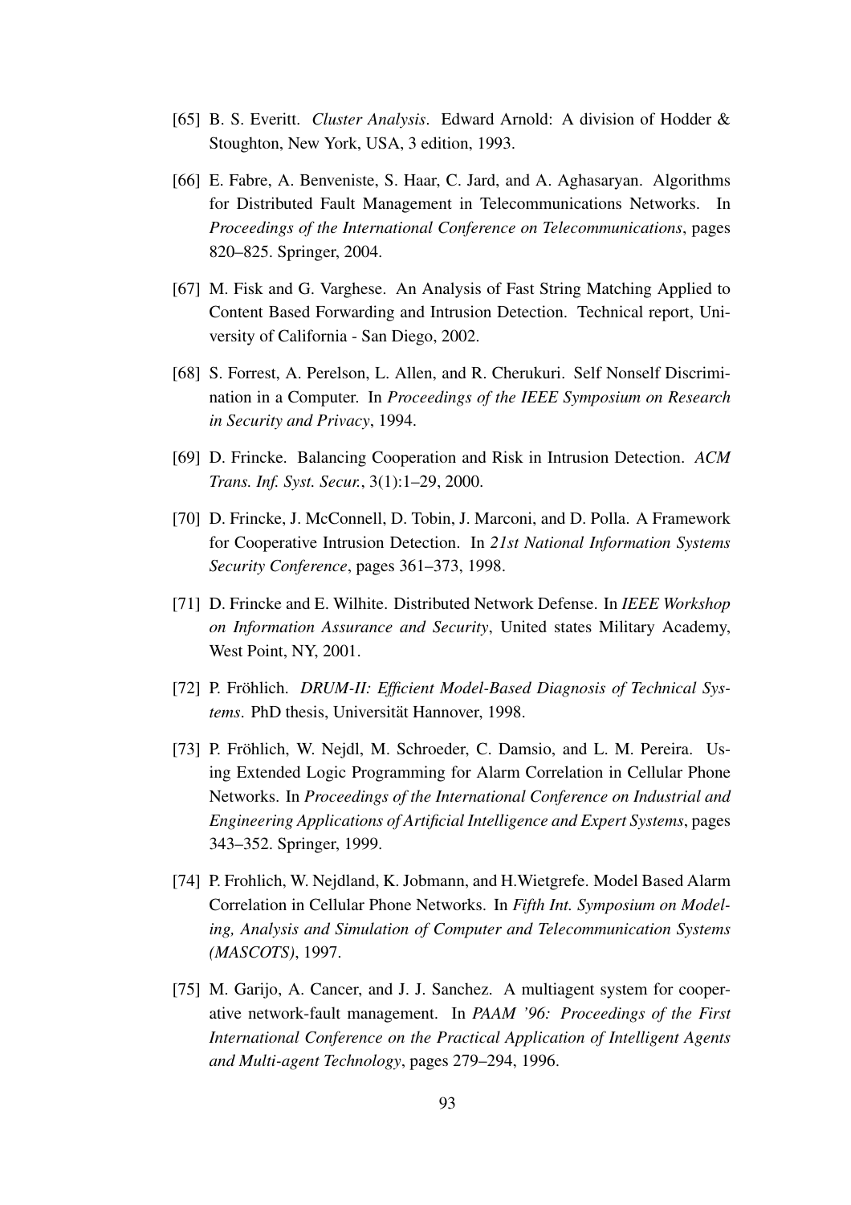[65] B. S. Everitt. *Cluster Analysis*. Edward Arnold: A division of Hodder & Stoughton, New York, USA, 3 edition, 1993.

[66] E. Fabre, A. Benveniste, S. Haar, C. Jard, and A. Aghasaryan. Algorithms for Distributed Fault Management in Telecommunications Networks. In *Proceedings of the International Conference on Telecommunications*, pages 820–825. Springer, 2004.

[67] M. Fisk and G. Varghese. An Analysis of Fast String Matching Applied to Content Based Forwarding and Intrusion Detection. Technical report, University of California - San Diego, 2002.

[68] S. Forrest, A. Perelson, L. Allen, and R. Cherukuri. Self Nonself Discrimination in a Computer. In *Proceedings of the IEEE Symposium on Research in Security and Privacy*, 1994.

[69] D. Frincke. Balancing Cooperation and Risk in Intrusion Detection. *ACM Trans. Inf. Syst. Secur.*, 3(1):1–29, 2000.

[70] D. Frincke, J. McConnell, D. Tobin, J. Marconi, and D. Polla. A Framework for Cooperative Intrusion Detection. In *21st National Information Systems Security Conference*, pages 361–373, 1998.

[71] D. Frincke and E. Wilhite. Distributed Network Defense. In *IEEE Workshop on Information Assurance and Security*, United states Military Academy, West Point, NY, 2001.

[72] P. Fröhlich. *DRUM-II: Efficient Model-Based Diagnosis of Technical Systems*. PhD thesis, Universität Hannover, 1998.

[73] P. Fröhlich, W. Nejdl, M. Schroeder, C. Damsio, and L. M. Pereira. Using Extended Logic Programming for Alarm Correlation in Cellular Phone Networks. In *Proceedings of the International Conference on Industrial and Engineering Applications of Artificial Intelligence and Expert Systems*, pages 343–352. Springer, 1999.

[74] P. Frohlich, W. Nejdland, K. Jobmann, and H.Wietgrefe. Model Based Alarm Correlation in Cellular Phone Networks. In *Fifth Int. Symposium on Modeling, Analysis and Simulation of Computer and Telecommunication Systems (MASCOTS)*, 1997.

[75] M. Garijo, A. Cancer, and J. J. Sanchez. A multiagent system for cooperative network-fault management. In *PAAM '96: Proceedings of the First International Conference on the Practical Application of Intelligent Agents and Multi-agent Technology*, pages 279–294, 1996.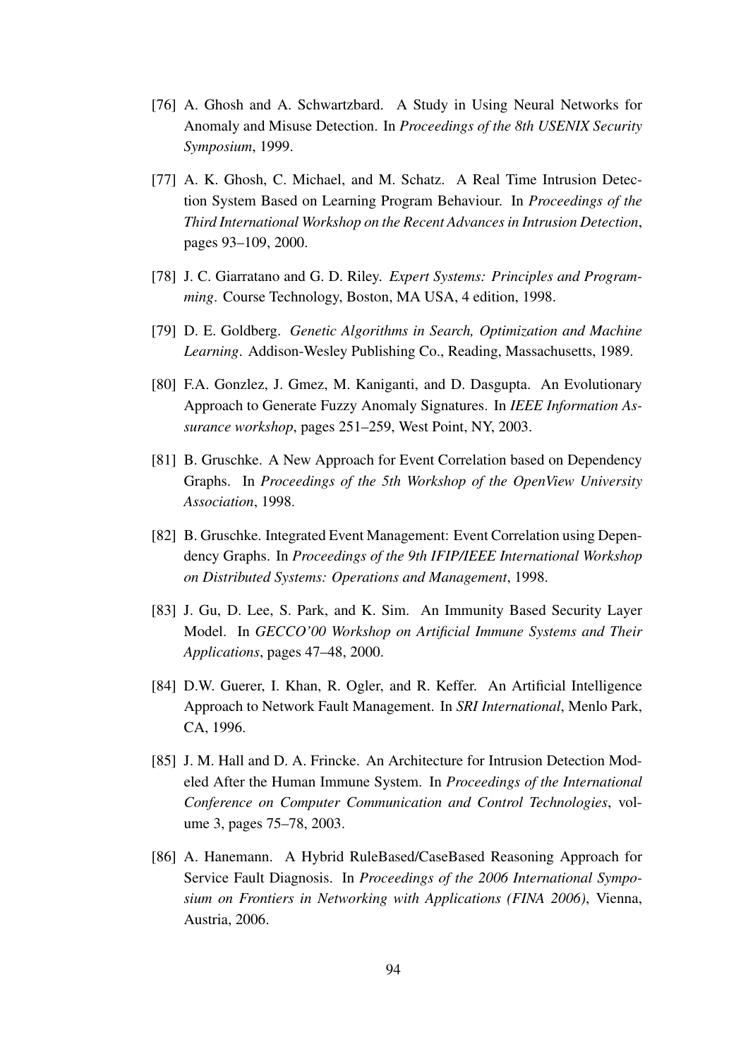[76] A. Ghosh and A. Schwartzbard. A Study in Using Neural Networks for Anomaly and Misuse Detection. In *Proceedings of the 8th USENIX Security Symposium*, 1999.

[77] A. K. Ghosh, C. Michael, and M. Schatz. A Real Time Intrusion Detection System Based on Learning Program Behaviour. In *Proceedings of the Third International Workshop on the Recent Advances in Intrusion Detection*, pages 93–109, 2000.

[78] J. C. Giarratano and G. D. Riley. *Expert Systems: Principles and Programming*. Course Technology, Boston, MA USA, 4 edition, 1998.

[79] D. E. Goldberg. *Genetic Algorithms in Search, Optimization and Machine Learning*. Addison-Wesley Publishing Co., Reading, Massachusetts, 1989.

[80] F.A. Gonzlez, J. Gmez, M. Kaniganti, and D. Dasgupta. An Evolutionary Approach to Generate Fuzzy Anomaly Signatures. In *IEEE Information Assurance workshop*, pages 251–259, West Point, NY, 2003.

[81] B. Gruschke. A New Approach for Event Correlation based on Dependency Graphs. In *Proceedings of the 5th Workshop of the OpenView University Association*, 1998.

[82] B. Gruschke. Integrated Event Management: Event Correlation using Dependency Graphs. In *Proceedings of the 9th IFIP/IEEE International Workshop on Distributed Systems: Operations and Management*, 1998.

[83] J. Gu, D. Lee, S. Park, and K. Sim. An Immunity Based Security Layer Model. In *GECCO'00 Workshop on Artificial Immune Systems and Their Applications*, pages 47–48, 2000.

[84] D.W. Guerer, I. Khan, R. Ogler, and R. Keffer. An Artificial Intelligence Approach to Network Fault Management. In *SRI International*, Menlo Park, CA, 1996.

[85] J. M. Hall and D. A. Frincke. An Architecture for Intrusion Detection Modeled After the Human Immune System. In *Proceedings of the International Conference on Computer Communication and Control Technologies*, volume 3, pages 75–78, 2003.

[86] A. Hanemann. A Hybrid RuleBased/CaseBased Reasoning Approach for Service Fault Diagnosis. In *Proceedings of the 2006 International Symposium on Frontiers in Networking with Applications (FINA 2006)*, Vienna, Austria, 2006.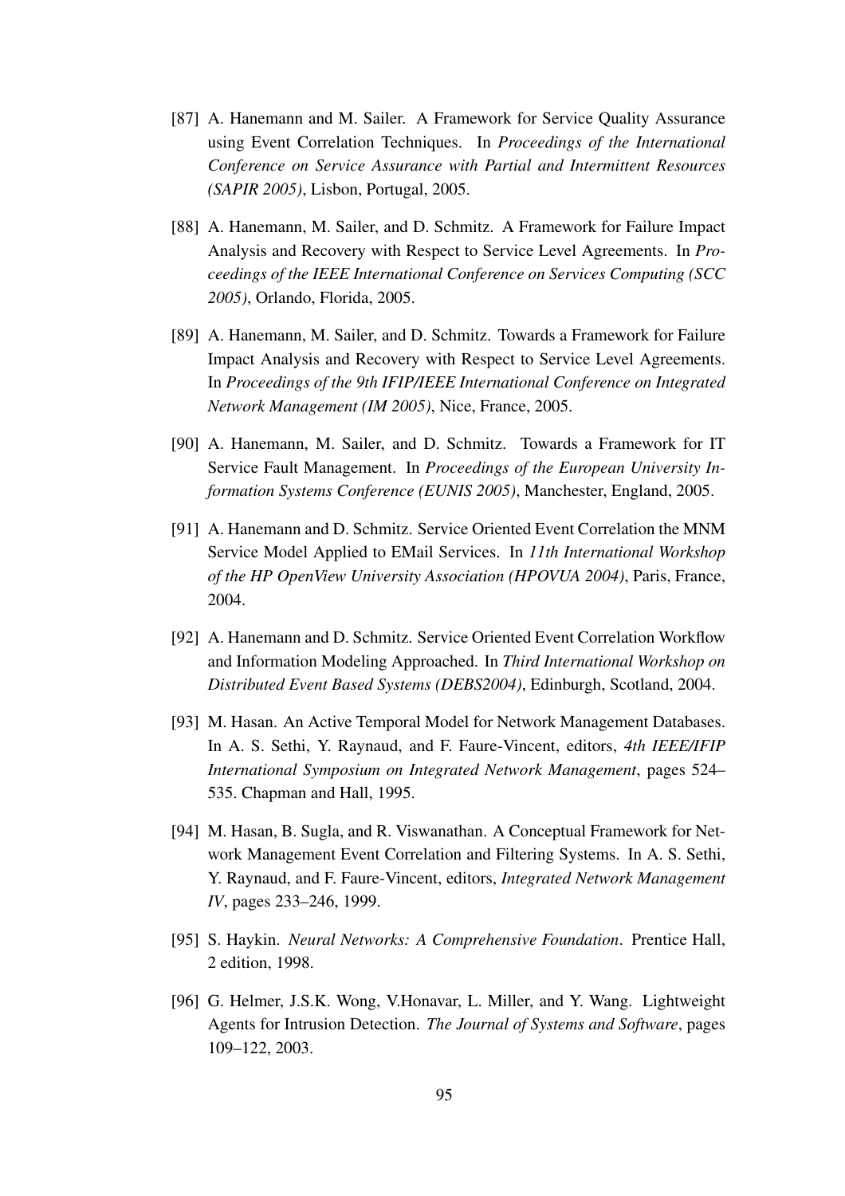[87] A. Hanemann and M. Sailer. A Framework for Service Quality Assurance using Event Correlation Techniques. In *Proceedings of the International Conference on Service Assurance with Partial and Intermittent Resources (SAPIR 2005)*, Lisbon, Portugal, 2005.

[88] A. Hanemann, M. Sailer, and D. Schmitz. A Framework for Failure Impact Analysis and Recovery with Respect to Service Level Agreements. In *Proceedings of the IEEE International Conference on Services Computing (SCC 2005)*, Orlando, Florida, 2005.

[89] A. Hanemann, M. Sailer, and D. Schmitz. Towards a Framework for Failure Impact Analysis and Recovery with Respect to Service Level Agreements. In *Proceedings of the 9th IFIP/IEEE International Conference on Integrated Network Management (IM 2005)*, Nice, France, 2005.

[90] A. Hanemann, M. Sailer, and D. Schmitz. Towards a Framework for IT Service Fault Management. In *Proceedings of the European University Information Systems Conference (EUNIS 2005)*, Manchester, England, 2005.

[91] A. Hanemann and D. Schmitz. Service Oriented Event Correlation the MNM Service Model Applied to EMail Services. In *11th International Workshop of the HP OpenView University Association (HPOVUA 2004)*, Paris, France, 2004.

[92] A. Hanemann and D. Schmitz. Service Oriented Event Correlation Workflow and Information Modeling Approached. In *Third International Workshop on Distributed Event Based Systems (DEBS2004)*, Edinburgh, Scotland, 2004.

[93] M. Hasan. An Active Temporal Model for Network Management Databases. In A. S. Sethi, Y. Raynaud, and F. Faure-Vincent, editors, *4th IEEE/IFIP International Symposium on Integrated Network Management*, pages 524–535. Chapman and Hall, 1995.

[94] M. Hasan, B. Sugla, and R. Viswanathan. A Conceptual Framework for Network Management Event Correlation and Filtering Systems. In A. S. Sethi, Y. Raynaud, and F. Faure-Vincent, editors, *Integrated Network Management IV*, pages 233–246, 1999.

[95] S. Haykin. *Neural Networks: A Comprehensive Foundation*. Prentice Hall, 2 edition, 1998.

[96] G. Helmer, J.S.K. Wong, V.Honavar, L. Miller, and Y. Wang. Lightweight Agents for Intrusion Detection. *The Journal of Systems and Software*, pages 109–122, 2003.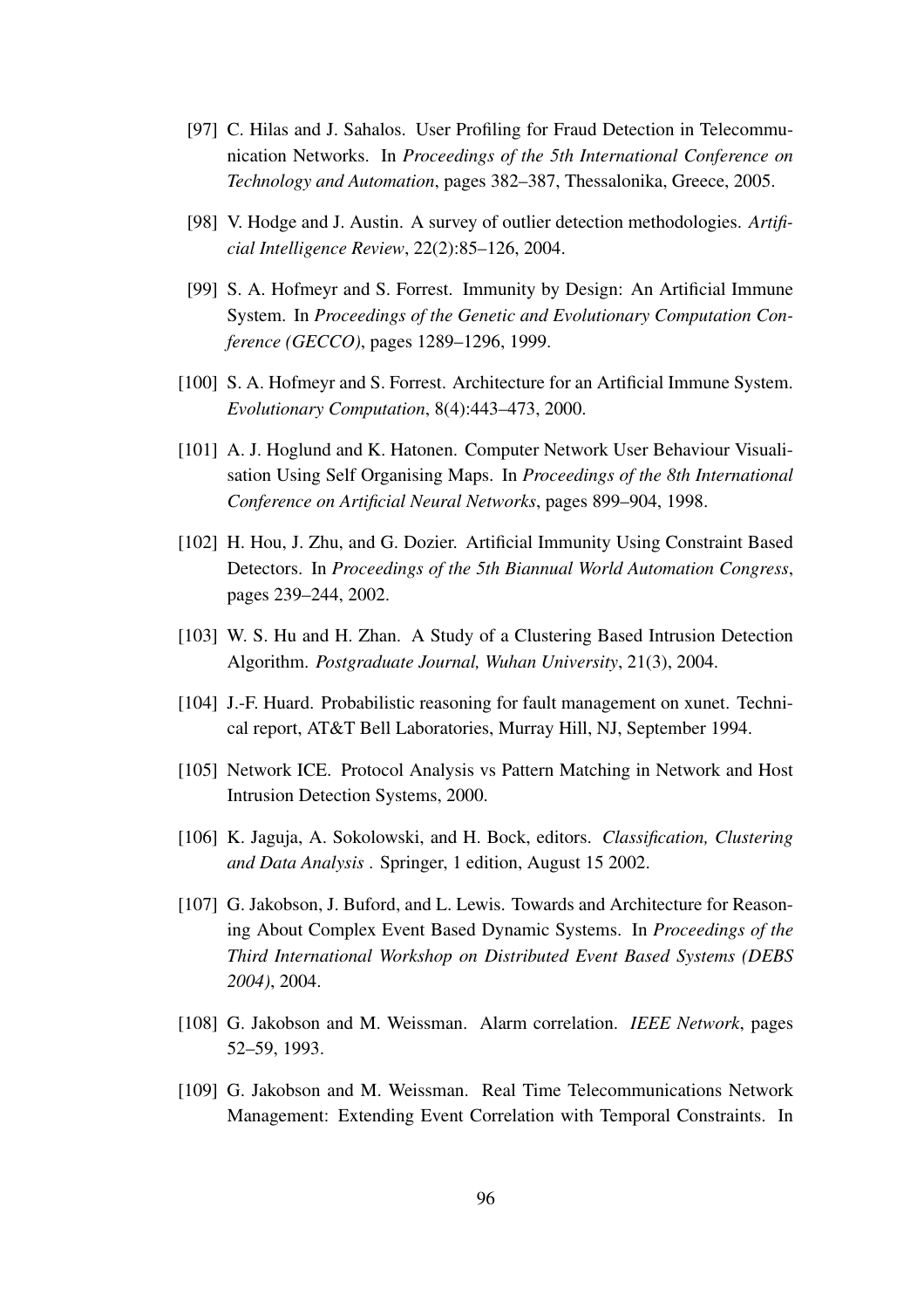[97] C. Hilas and J. Sahalos. User Profiling for Fraud Detection in Telecommunication Networks. In *Proceedings of the 5th International Conference on Technology and Automation*, pages 382–387, Thessalonika, Greece, 2005.

[98] V. Hodge and J. Austin. A survey of outlier detection methodologies. *Artificial Intelligence Review*, 22(2):85–126, 2004.

[99] S. A. Hofmeyr and S. Forrest. Immunity by Design: An Artificial Immune System. In *Proceedings of the Genetic and Evolutionary Computation Conference (GECCO)*, pages 1289–1296, 1999.

[100] S. A. Hofmeyr and S. Forrest. Architecture for an Artificial Immune System. *Evolutionary Computation*, 8(4):443–473, 2000.

[101] A. J. Hoglund and K. Hatonen. Computer Network User Behaviour Visualisation Using Self Organising Maps. In *Proceedings of the 8th International Conference on Artificial Neural Networks*, pages 899–904, 1998.

[102] H. Hou, J. Zhu, and G. Dozier. Artificial Immunity Using Constraint Based Detectors. In *Proceedings of the 5th Biannual World Automation Congress*, pages 239–244, 2002.

[103] W. S. Hu and H. Zhan. A Study of a Clustering Based Intrusion Detection Algorithm. *Postgraduate Journal, Wuhan University*, 21(3), 2004.

[104] J.-F. Huard. Probabilistic reasoning for fault management on xunet. Technical report, AT&T Bell Laboratories, Murray Hill, NJ, September 1994.

[105] Network ICE. Protocol Analysis vs Pattern Matching in Network and Host Intrusion Detection Systems, 2000.

[106] K. Jaguja, A. Sokolowski, and H. Bock, editors. *Classification, Clustering and Data Analysis* . Springer, 1 edition, August 15 2002.

[107] G. Jakobson, J. Buford, and L. Lewis. Towards and Architecture for Reasoning About Complex Event Based Dynamic Systems. In *Proceedings of the Third International Workshop on Distributed Event Based Systems (DEBS 2004)*, 2004.

[108] G. Jakobson and M. Weissman. Alarm correlation. *IEEE Network*, pages 52–59, 1993.

[109] G. Jakobson and M. Weissman. Real Time Telecommunications Network Management: Extending Event Correlation with Temporal Constraints. In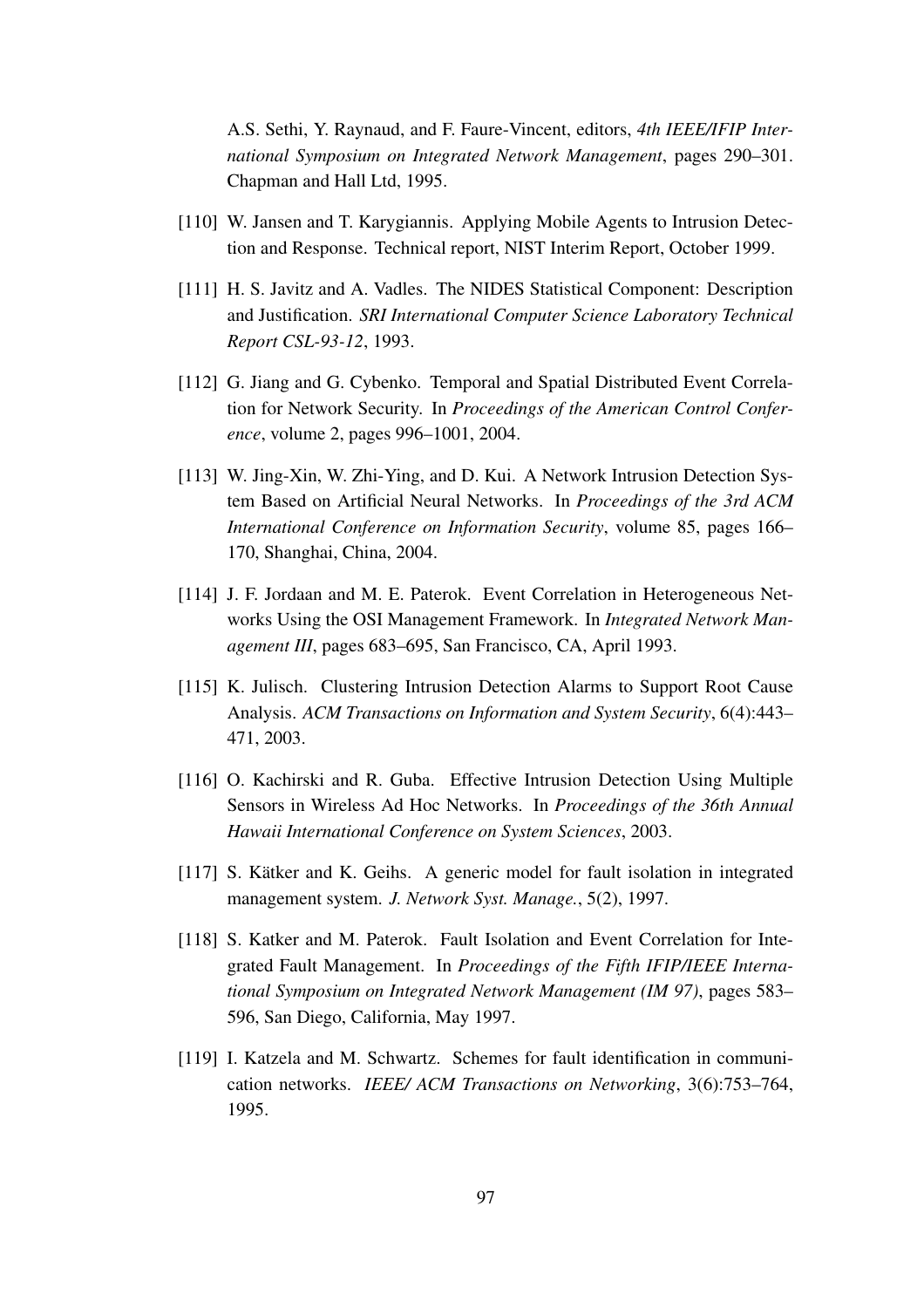A.S. Sethi, Y. Raynaud, and F. Faure-Vincent, editors, *4th IEEE/IFIP International Symposium on Integrated Network Management*, pages 290–301. Chapman and Hall Ltd, 1995.

[110] W. Jansen and T. Karygiannis. Applying Mobile Agents to Intrusion Detection and Response. Technical report, NIST Interim Report, October 1999.

[111] H. S. Javitz and A. Vadles. The NIDES Statistical Component: Description and Justification. *SRI International Computer Science Laboratory Technical Report CSL-93-12*, 1993.

[112] G. Jiang and G. Cybenko. Temporal and Spatial Distributed Event Correlation for Network Security. In *Proceedings of the American Control Conference*, volume 2, pages 996–1001, 2004.

[113] W. Jing-Xin, W. Zhi-Ying, and D. Kui. A Network Intrusion Detection System Based on Artificial Neural Networks. In *Proceedings of the 3rd ACM International Conference on Information Security*, volume 85, pages 166–170, Shanghai, China, 2004.

[114] J. F. Jordaan and M. E. Paterok. Event Correlation in Heterogeneous Networks Using the OSI Management Framework. In *Integrated Network Management III*, pages 683–695, San Francisco, CA, April 1993.

[115] K. Julisch. Clustering Intrusion Detection Alarms to Support Root Cause Analysis. *ACM Transactions on Information and System Security*, 6(4):443–471, 2003.

[116] O. Kachirski and R. Guba. Effective Intrusion Detection Using Multiple Sensors in Wireless Ad Hoc Networks. In *Proceedings of the 36th Annual Hawaii International Conference on System Sciences*, 2003.

[117] S. Kätker and K. Geihs. A generic model for fault isolation in integrated management system. *J. Network Syst. Manage.*, 5(2), 1997.

[118] S. Katker and M. Paterok. Fault Isolation and Event Correlation for Integrated Fault Management. In *Proceedings of the Fifth IFIP/IEEE International Symposium on Integrated Network Management (IM 97)*, pages 583–596, San Diego, California, May 1997.

[119] I. Katzela and M. Schwartz. Schemes for fault identification in communication networks. *IEEE/ ACM Transactions on Networking*, 3(6):753–764, 1995.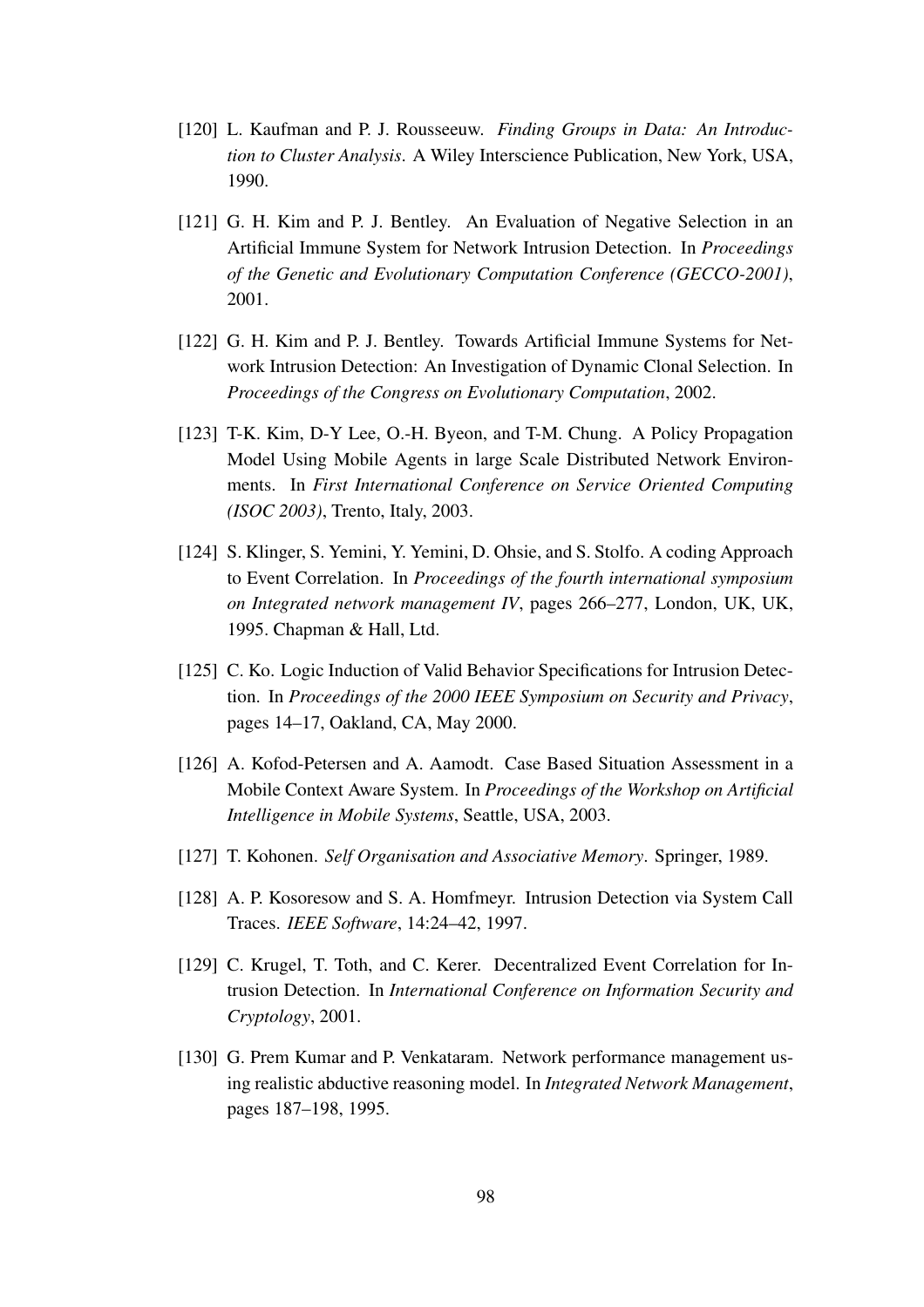[120] L. Kaufman and P. J. Rousseeuw. *Finding Groups in Data: An Introduction to Cluster Analysis*. A Wiley Interscience Publication, New York, USA, 1990.

[121] G. H. Kim and P. J. Bentley. An Evaluation of Negative Selection in an Artificial Immune System for Network Intrusion Detection. In *Proceedings of the Genetic and Evolutionary Computation Conference (GECCO-2001)*, 2001.

[122] G. H. Kim and P. J. Bentley. Towards Artificial Immune Systems for Network Intrusion Detection: An Investigation of Dynamic Clonal Selection. In *Proceedings of the Congress on Evolutionary Computation*, 2002.

[123] T-K. Kim, D-Y Lee, O.-H. Byeon, and T-M. Chung. A Policy Propagation Model Using Mobile Agents in large Scale Distributed Network Environments. In *First International Conference on Service Oriented Computing (ISOC 2003)*, Trento, Italy, 2003.

[124] S. Klinger, S. Yemini, Y. Yemini, D. Ohsie, and S. Stolfo. A coding Approach to Event Correlation. In *Proceedings of the fourth international symposium on Integrated network management IV*, pages 266–277, London, UK, UK, 1995. Chapman & Hall, Ltd.

[125] C. Ko. Logic Induction of Valid Behavior Specifications for Intrusion Detection. In *Proceedings of the 2000 IEEE Symposium on Security and Privacy*, pages 14–17, Oakland, CA, May 2000.

[126] A. Kofod-Petersen and A. Aamodt. Case Based Situation Assessment in a Mobile Context Aware System. In *Proceedings of the Workshop on Artificial Intelligence in Mobile Systems*, Seattle, USA, 2003.

[127] T. Kohonen. *Self Organisation and Associative Memory*. Springer, 1989.

[128] A. P. Kosoresow and S. A. Homfmeyr. Intrusion Detection via System Call Traces. *IEEE Software*, 14:24–42, 1997.

[129] C. Krugel, T. Toth, and C. Kerer. Decentralized Event Correlation for Intrusion Detection. In *International Conference on Information Security and Cryptology*, 2001.

[130] G. Prem Kumar and P. Venkataram. Network performance management using realistic abductive reasoning model. In *Integrated Network Management*, pages 187–198, 1995.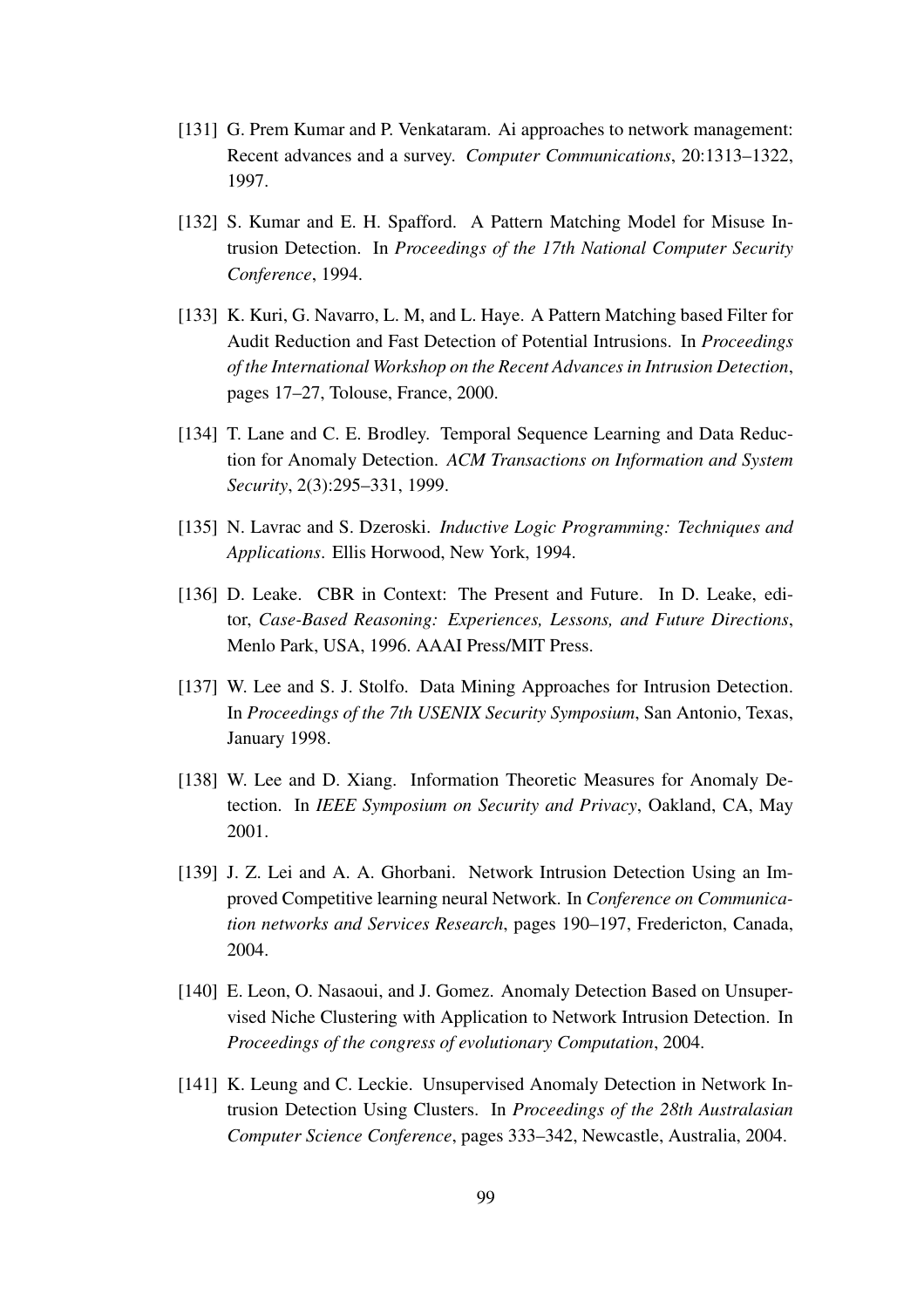[131] G. Prem Kumar and P. Venkataram. Ai approaches to network management: Recent advances and a survey. *Computer Communications*, 20:1313–1322, 1997.

[132] S. Kumar and E. H. Spafford. A Pattern Matching Model for Misuse Intrusion Detection. In *Proceedings of the 17th National Computer Security Conference*, 1994.

[133] K. Kuri, G. Navarro, L. M, and L. Haye. A Pattern Matching based Filter for Audit Reduction and Fast Detection of Potential Intrusions. In *Proceedings of the International Workshop on the Recent Advances in Intrusion Detection*, pages 17–27, Tolouse, France, 2000.

[134] T. Lane and C. E. Brodley. Temporal Sequence Learning and Data Reduction for Anomaly Detection. *ACM Transactions on Information and System Security*, 2(3):295–331, 1999.

[135] N. Lavrac and S. Dzeroski. *Inductive Logic Programming: Techniques and Applications*. Ellis Horwood, New York, 1994.

[136] D. Leake. CBR in Context: The Present and Future. In D. Leake, editor, *Case-Based Reasoning: Experiences, Lessons, and Future Directions*, Menlo Park, USA, 1996. AAAI Press/MIT Press.

[137] W. Lee and S. J. Stolfo. Data Mining Approaches for Intrusion Detection. In *Proceedings of the 7th USENIX Security Symposium*, San Antonio, Texas, January 1998.

[138] W. Lee and D. Xiang. Information Theoretic Measures for Anomaly Detection. In *IEEE Symposium on Security and Privacy*, Oakland, CA, May 2001.

[139] J. Z. Lei and A. A. Ghorbani. Network Intrusion Detection Using an Improved Competitive learning neural Network. In *Conference on Communication networks and Services Research*, pages 190–197, Fredericton, Canada, 2004.

[140] E. Leon, O. Nasaoui, and J. Gomez. Anomaly Detection Based on Unsupervised Niche Clustering with Application to Network Intrusion Detection. In *Proceedings of the congress of evolutionary Computation*, 2004.

[141] K. Leung and C. Leckie. Unsupervised Anomaly Detection in Network Intrusion Detection Using Clusters. In *Proceedings of the 28th Australasian Computer Science Conference*, pages 333–342, Newcastle, Australia, 2004.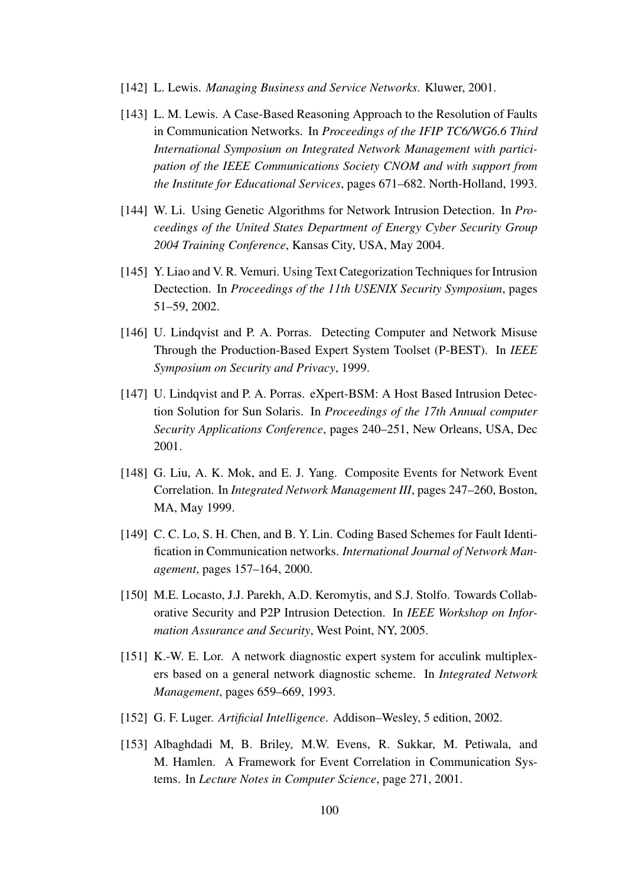[142] L. Lewis. *Managing Business and Service Networks*. Kluwer, 2001.

[143] L. M. Lewis. A Case-Based Reasoning Approach to the Resolution of Faults in Communication Networks. In *Proceedings of the IFIP TC6/WG6.6 Third International Symposium on Integrated Network Management with participation of the IEEE Communications Society CNOM and with support from the Institute for Educational Services*, pages 671–682. North-Holland, 1993.

[144] W. Li. Using Genetic Algorithms for Network Intrusion Detection. In *Proceedings of the United States Department of Energy Cyber Security Group 2004 Training Conference*, Kansas City, USA, May 2004.

[145] Y. Liao and V. R. Vemuri. Using Text Categorization Techniques for Intrusion Dectection. In *Proceedings of the 11th USENIX Security Symposium*, pages 51–59, 2002.

[146] U. Lindqvist and P. A. Porras. Detecting Computer and Network Misuse Through the Production-Based Expert System Toolset (P-BEST). In *IEEE Symposium on Security and Privacy*, 1999.

[147] U. Lindqvist and P. A. Porras. eXpert-BSM: A Host Based Intrusion Detection Solution for Sun Solaris. In *Proceedings of the 17th Annual computer Security Applications Conference*, pages 240–251, New Orleans, USA, Dec 2001.

[148] G. Liu, A. K. Mok, and E. J. Yang. Composite Events for Network Event Correlation. In *Integrated Network Management III*, pages 247–260, Boston, MA, May 1999.

[149] C. C. Lo, S. H. Chen, and B. Y. Lin. Coding Based Schemes for Fault Identification in Communication networks. *International Journal of Network Management*, pages 157–164, 2000.

[150] M.E. Locasto, J.J. Parekh, A.D. Keromytis, and S.J. Stolfo. Towards Collaborative Security and P2P Intrusion Detection. In *IEEE Workshop on Information Assurance and Security*, West Point, NY, 2005.

[151] K.-W. E. Lor. A network diagnostic expert system for acculink multiplexers based on a general network diagnostic scheme. In *Integrated Network Management*, pages 659–669, 1993.

[152] G. F. Luger. *Artificial Intelligence*. Addison–Wesley, 5 edition, 2002.

[153] Albaghdadi M, B. Briley, M.W. Evens, R. Sukkar, M. Petiwala, and M. Hamlen. A Framework for Event Correlation in Communication Systems. In *Lecture Notes in Computer Science*, page 271, 2001.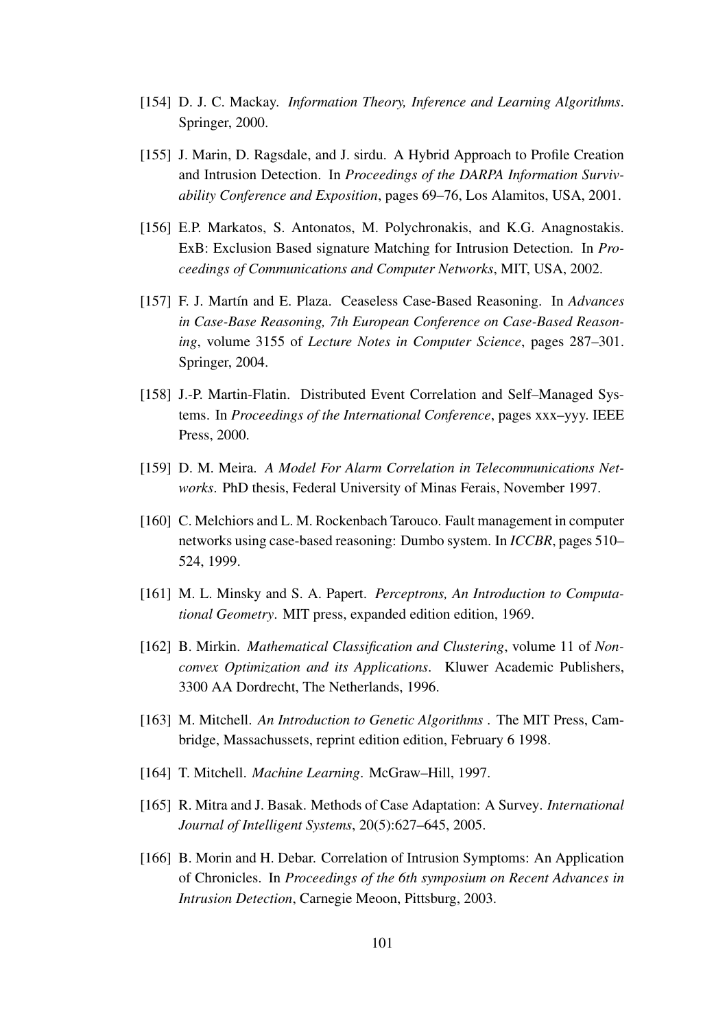[154] D. J. C. Mackay. *Information Theory, Inference and Learning Algorithms*. Springer, 2000.

[155] J. Marin, D. Ragsdale, and J. sirdu. A Hybrid Approach to Profile Creation and Intrusion Detection. In *Proceedings of the DARPA Information Survivability Conference and Exposition*, pages 69–76, Los Alamitos, USA, 2001.

[156] E.P. Markatos, S. Antonatos, M. Polychronakis, and K.G. Anagnostakis. ExB: Exclusion Based signature Matching for Intrusion Detection. In *Proceedings of Communications and Computer Networks*, MIT, USA, 2002.

[157] F. J. Martín and E. Plaza. Ceaseless Case-Based Reasoning. In *Advances in Case-Base Reasoning, 7th European Conference on Case-Based Reasoning*, volume 3155 of *Lecture Notes in Computer Science*, pages 287–301. Springer, 2004.

[158] J.-P. Martin-Flatin. Distributed Event Correlation and Self–Managed Systems. In *Proceedings of the International Conference*, pages xxx–yyy. IEEE Press, 2000.

[159] D. M. Meira. *A Model For Alarm Correlation in Telecommunications Networks*. PhD thesis, Federal University of Minas Ferais, November 1997.

[160] C. Melchiors and L. M. Rockenbach Tarouco. Fault management in computer networks using case-based reasoning: Dumbo system. In *ICCBR*, pages 510–524, 1999.

[161] M. L. Minsky and S. A. Papert. *Perceptrons, An Introduction to Computational Geometry*. MIT press, expanded edition edition, 1969.

[162] B. Mirkin. *Mathematical Classification and Clustering*, volume 11 of *Nonconvex Optimization and its Applications*. Kluwer Academic Publishers, 3300 AA Dordrecht, The Netherlands, 1996.

[163] M. Mitchell. *An Introduction to Genetic Algorithms* . The MIT Press, Cambridge, Massachussets, reprint edition edition, February 6 1998.

[164] T. Mitchell. *Machine Learning*. McGraw–Hill, 1997.

[165] R. Mitra and J. Basak. Methods of Case Adaptation: A Survey. *International Journal of Intelligent Systems*, 20(5):627–645, 2005.

[166] B. Morin and H. Debar. Correlation of Intrusion Symptoms: An Application of Chronicles. In *Proceedings of the 6th symposium on Recent Advances in Intrusion Detection*, Carnegie Meoon, Pittsburg, 2003.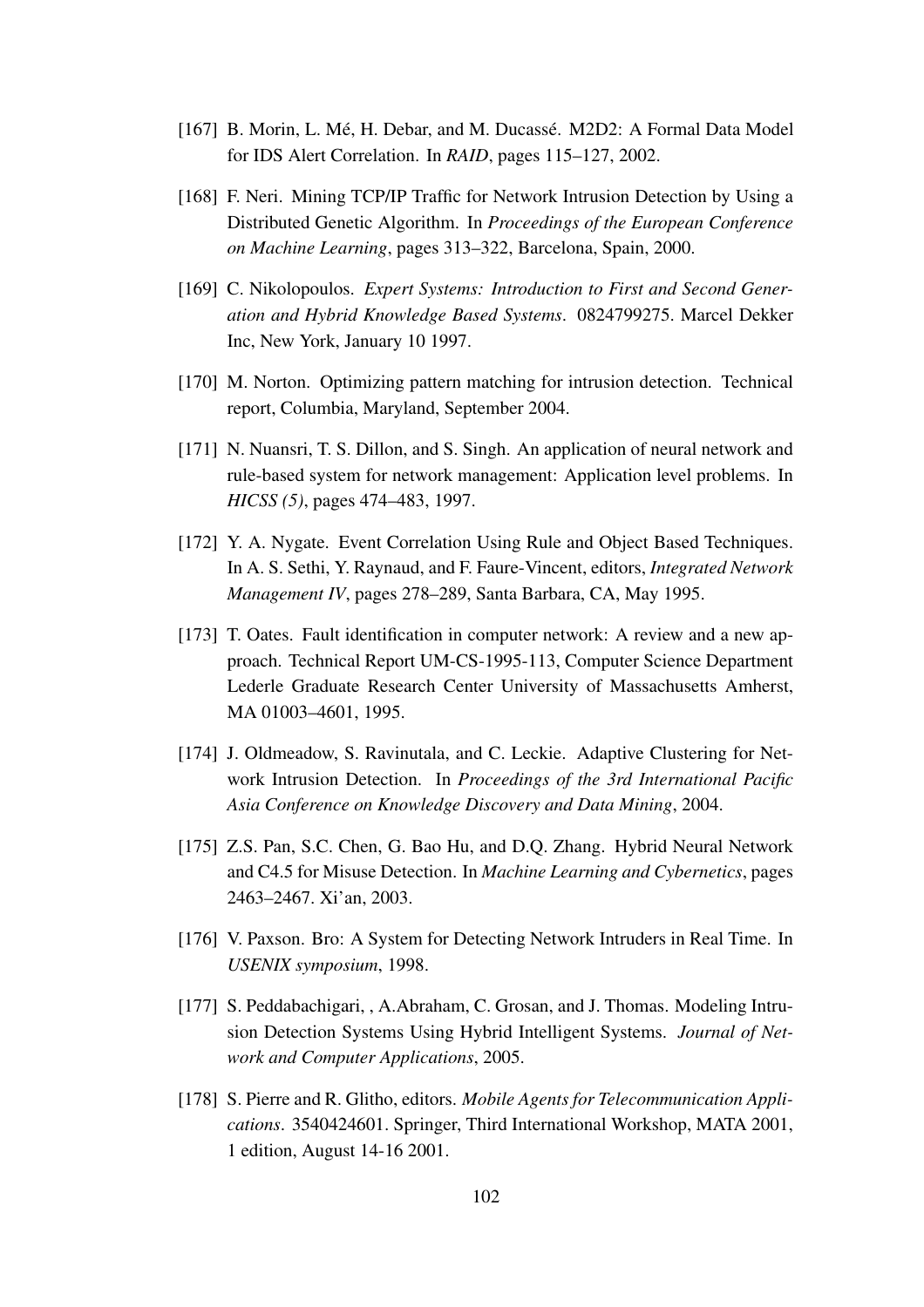[167] B. Morin, L. Mé, H. Debar, and M. Ducassé. M2D2: A Formal Data Model for IDS Alert Correlation. In *RAID*, pages 115–127, 2002.

[168] F. Neri. Mining TCP/IP Traffic for Network Intrusion Detection by Using a Distributed Genetic Algorithm. In *Proceedings of the European Conference on Machine Learning*, pages 313–322, Barcelona, Spain, 2000.

[169] C. Nikolopoulos. *Expert Systems: Introduction to First and Second Generation and Hybrid Knowledge Based Systems*. 0824799275. Marcel Dekker Inc, New York, January 10 1997.

[170] M. Norton. Optimizing pattern matching for intrusion detection. Technical report, Columbia, Maryland, September 2004.

[171] N. Nuansri, T. S. Dillon, and S. Singh. An application of neural network and rule-based system for network management: Application level problems. In *HICSS (5)*, pages 474–483, 1997.

[172] Y. A. Nygate. Event Correlation Using Rule and Object Based Techniques. In A. S. Sethi, Y. Raynaud, and F. Faure-Vincent, editors, *Integrated Network Management IV*, pages 278–289, Santa Barbara, CA, May 1995.

[173] T. Oates. Fault identification in computer network: A review and a new approach. Technical Report UM-CS-1995-113, Computer Science Department Lederle Graduate Research Center University of Massachusetts Amherst, MA 01003–4601, 1995.

[174] J. Oldmeadow, S. Ravinutala, and C. Leckie. Adaptive Clustering for Network Intrusion Detection. In *Proceedings of the 3rd International Pacific Asia Conference on Knowledge Discovery and Data Mining*, 2004.

[175] Z.S. Pan, S.C. Chen, G. Bao Hu, and D.Q. Zhang. Hybrid Neural Network and C4.5 for Misuse Detection. In *Machine Learning and Cybernetics*, pages 2463–2467. Xi'an, 2003.

[176] V. Paxson. Bro: A System for Detecting Network Intruders in Real Time. In *USENIX symposium*, 1998.

[177] S. Peddabachigari, , A.Abraham, C. Grosan, and J. Thomas. Modeling Intrusion Detection Systems Using Hybrid Intelligent Systems. *Journal of Network and Computer Applications*, 2005.

[178] S. Pierre and R. Glitho, editors. *Mobile Agents for Telecommunication Applications*. 3540424601. Springer, Third International Workshop, MATA 2001, 1 edition, August 14-16 2001.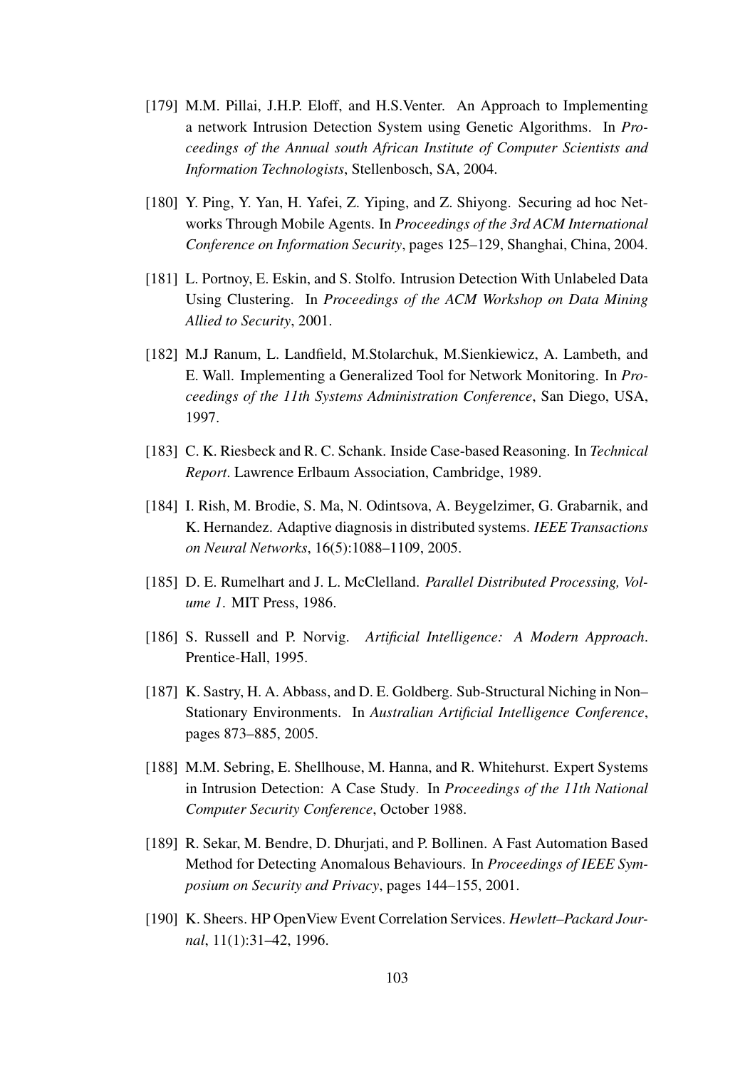[179] M.M. Pillai, J.H.P. Eloff, and H.S.Venter. An Approach to Implementing a network Intrusion Detection System using Genetic Algorithms. In *Proceedings of the Annual south African Institute of Computer Scientists and Information Technologists*, Stellenbosch, SA, 2004.

[180] Y. Ping, Y. Yan, H. Yafei, Z. Yiping, and Z. Shiyong. Securing ad hoc Networks Through Mobile Agents. In *Proceedings of the 3rd ACM International Conference on Information Security*, pages 125–129, Shanghai, China, 2004.

[181] L. Portnoy, E. Eskin, and S. Stolfo. Intrusion Detection With Unlabeled Data Using Clustering. In *Proceedings of the ACM Workshop on Data Mining Allied to Security*, 2001.

[182] M.J Ranum, L. Landfield, M.Stolarchuk, M.Sienkiewicz, A. Lambeth, and E. Wall. Implementing a Generalized Tool for Network Monitoring. In *Proceedings of the 11th Systems Administration Conference*, San Diego, USA, 1997.

[183] C. K. Riesbeck and R. C. Schank. Inside Case-based Reasoning. In *Technical Report*. Lawrence Erlbaum Association, Cambridge, 1989.

[184] I. Rish, M. Brodie, S. Ma, N. Odintsova, A. Beygelzimer, G. Grabarnik, and K. Hernandez. Adaptive diagnosis in distributed systems. *IEEE Transactions on Neural Networks*, 16(5):1088–1109, 2005.

[185] D. E. Rumelhart and J. L. McClelland. *Parallel Distributed Processing, Volume 1*. MIT Press, 1986.

[186] S. Russell and P. Norvig. *Artificial Intelligence: A Modern Approach*. Prentice-Hall, 1995.

[187] K. Sastry, H. A. Abbass, and D. E. Goldberg. Sub-Structural Niching in Non–Stationary Environments. In *Australian Artificial Intelligence Conference*, pages 873–885, 2005.

[188] M.M. Sebring, E. Shellhouse, M. Hanna, and R. Whitehurst. Expert Systems in Intrusion Detection: A Case Study. In *Proceedings of the 11th National Computer Security Conference*, October 1988.

[189] R. Sekar, M. Bendre, D. Dhurjati, and P. Bollinen. A Fast Automation Based Method for Detecting Anomalous Behaviours. In *Proceedings of IEEE Symposium on Security and Privacy*, pages 144–155, 2001.

[190] K. Sheers. HP OpenView Event Correlation Services. *Hewlett–Packard Journal*, 11(1):31–42, 1996.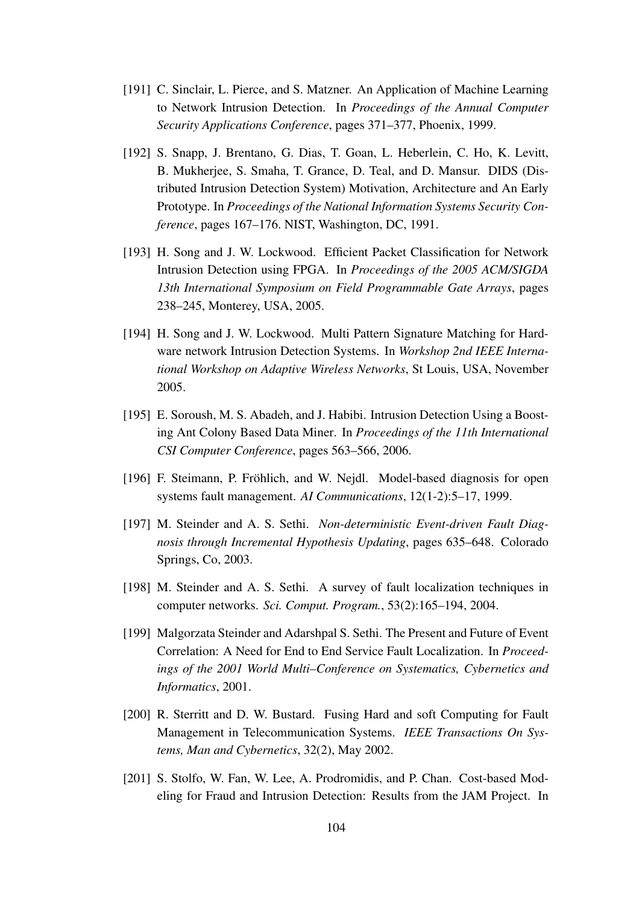[191] C. Sinclair, L. Pierce, and S. Matzner. An Application of Machine Learning to Network Intrusion Detection. In *Proceedings of the Annual Computer Security Applications Conference*, pages 371–377, Phoenix, 1999.

[192] S. Snapp, J. Brentano, G. Dias, T. Goan, L. Heberlein, C. Ho, K. Levitt, B. Mukherjee, S. Smaha, T. Grance, D. Teal, and D. Mansur. DIDS (Distributed Intrusion Detection System) Motivation, Architecture and An Early Prototype. In *Proceedings of the National Information Systems Security Conference*, pages 167–176. NIST, Washington, DC, 1991.

[193] H. Song and J. W. Lockwood. Efficient Packet Classification for Network Intrusion Detection using FPGA. In *Proceedings of the 2005 ACM/SIGDA 13th International Symposium on Field Programmable Gate Arrays*, pages 238–245, Monterey, USA, 2005.

[194] H. Song and J. W. Lockwood. Multi Pattern Signature Matching for Hardware network Intrusion Detection Systems. In *Workshop 2nd IEEE International Workshop on Adaptive Wireless Networks*, St Louis, USA, November 2005.

[195] E. Soroush, M. S. Abadeh, and J. Habibi. Intrusion Detection Using a Boosting Ant Colony Based Data Miner. In *Proceedings of the 11th International CSI Computer Conference*, pages 563–566, 2006.

[196] F. Steimann, P. Fröhlich, and W. Nejdl. Model-based diagnosis for open systems fault management. *AI Communications*, 12(1-2):5–17, 1999.

[197] M. Steinder and A. S. Sethi. *Non-deterministic Event-driven Fault Diagnosis through Incremental Hypothesis Updating*, pages 635–648. Colorado Springs, Co, 2003.

[198] M. Steinder and A. S. Sethi. A survey of fault localization techniques in computer networks. *Sci. Comput. Program.*, 53(2):165–194, 2004.

[199] Malgorzata Steinder and Adarshpal S. Sethi. The Present and Future of Event Correlation: A Need for End to End Service Fault Localization. In *Proceedings of the 2001 World Multi–Conference on Systematics, Cybernetics and Informatics*, 2001.

[200] R. Sterritt and D. W. Bustard. Fusing Hard and soft Computing for Fault Management in Telecommunication Systems. *IEEE Transactions On Systems, Man and Cybernetics*, 32(2), May 2002.

[201] S. Stolfo, W. Fan, W. Lee, A. Prodromidis, and P. Chan. Cost-based Modeling for Fraud and Intrusion Detection: Results from the JAM Project. In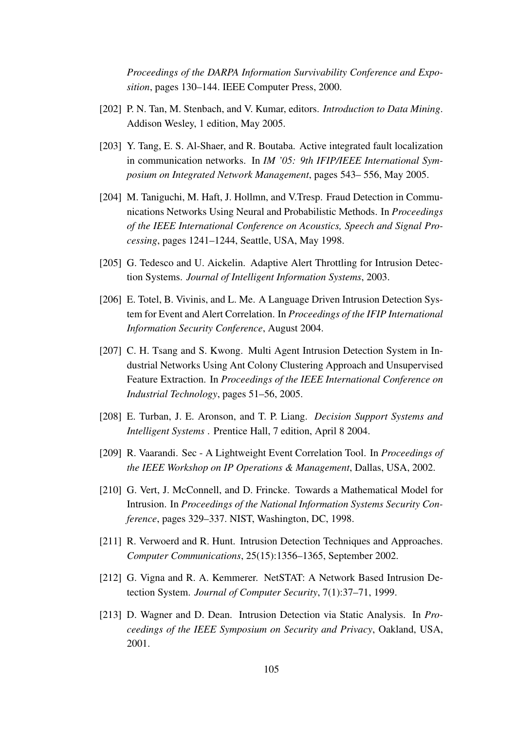*Proceedings of the DARPA Information Survivability Conference and Exposition*, pages 130–144. IEEE Computer Press, 2000.

[202] P. N. Tan, M. Stenbach, and V. Kumar, editors. *Introduction to Data Mining*. Addison Wesley, 1 edition, May 2005.

[203] Y. Tang, E. S. Al-Shaer, and R. Boutaba. Active integrated fault localization in communication networks. In *IM '05: 9th IFIP/IEEE International Symposium on Integrated Network Management*, pages 543– 556, May 2005.

[204] M. Taniguchi, M. Haft, J. Hollmn, and V.Tresp. Fraud Detection in Communications Networks Using Neural and Probabilistic Methods. In *Proceedings of the IEEE International Conference on Acoustics, Speech and Signal Processing*, pages 1241–1244, Seattle, USA, May 1998.

[205] G. Tedesco and U. Aickelin. Adaptive Alert Throttling for Intrusion Detection Systems. *Journal of Intelligent Information Systems*, 2003.

[206] E. Totel, B. Vivinis, and L. Me. A Language Driven Intrusion Detection System for Event and Alert Correlation. In *Proceedings of the IFIP International Information Security Conference*, August 2004.

[207] C. H. Tsang and S. Kwong. Multi Agent Intrusion Detection System in Industrial Networks Using Ant Colony Clustering Approach and Unsupervised Feature Extraction. In *Proceedings of the IEEE International Conference on Industrial Technology*, pages 51–56, 2005.

[208] E. Turban, J. E. Aronson, and T. P. Liang. *Decision Support Systems and Intelligent Systems* . Prentice Hall, 7 edition, April 8 2004.

[209] R. Vaarandi. Sec - A Lightweight Event Correlation Tool. In *Proceedings of the IEEE Workshop on IP Operations & Management*, Dallas, USA, 2002.

[210] G. Vert, J. McConnell, and D. Frincke. Towards a Mathematical Model for Intrusion. In *Proceedings of the National Information Systems Security Conference*, pages 329–337. NIST, Washington, DC, 1998.

[211] R. Verwoerd and R. Hunt. Intrusion Detection Techniques and Approaches. *Computer Communications*, 25(15):1356–1365, September 2002.

[212] G. Vigna and R. A. Kemmerer. NetSTAT: A Network Based Intrusion Detection System. *Journal of Computer Security*, 7(1):37–71, 1999.

[213] D. Wagner and D. Dean. Intrusion Detection via Static Analysis. In *Proceedings of the IEEE Symposium on Security and Privacy*, Oakland, USA, 2001.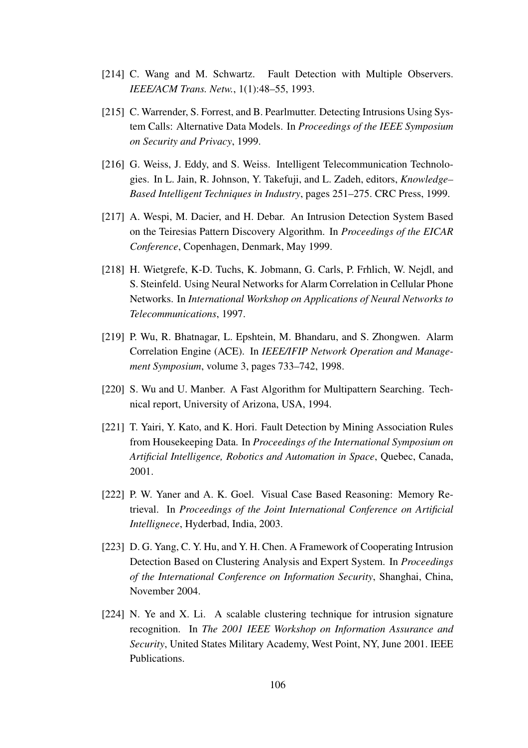[214] C. Wang and M. Schwartz. Fault Detection with Multiple Observers. *IEEE/ACM Trans. Netw.*, 1(1):48–55, 1993.

[215] C. Warrender, S. Forrest, and B. Pearlmutter. Detecting Intrusions Using System Calls: Alternative Data Models. In *Proceedings of the IEEE Symposium on Security and Privacy*, 1999.

[216] G. Weiss, J. Eddy, and S. Weiss. Intelligent Telecommunication Technologies. In L. Jain, R. Johnson, Y. Takefuji, and L. Zadeh, editors, *Knowledge–Based Intelligent Techniques in Industry*, pages 251–275. CRC Press, 1999.

[217] A. Wespi, M. Dacier, and H. Debar. An Intrusion Detection System Based on the Teiresias Pattern Discovery Algorithm. In *Proceedings of the EICAR Conference*, Copenhagen, Denmark, May 1999.

[218] H. Wietgrefe, K-D. Tuchs, K. Jobmann, G. Carls, P. Frhlich, W. Nejdl, and S. Steinfeld. Using Neural Networks for Alarm Correlation in Cellular Phone Networks. In *International Workshop on Applications of Neural Networks to Telecommunications*, 1997.

[219] P. Wu, R. Bhatnagar, L. Epshtein, M. Bhandaru, and S. Zhongwen. Alarm Correlation Engine (ACE). In *IEEE/IFIP Network Operation and Management Symposium*, volume 3, pages 733–742, 1998.

[220] S. Wu and U. Manber. A Fast Algorithm for Multipattern Searching. Technical report, University of Arizona, USA, 1994.

[221] T. Yairi, Y. Kato, and K. Hori. Fault Detection by Mining Association Rules from Housekeeping Data. In *Proceedings of the International Symposium on Artificial Intelligence, Robotics and Automation in Space*, Quebec, Canada, 2001.

[222] P. W. Yaner and A. K. Goel. Visual Case Based Reasoning: Memory Retrieval. In *Proceedings of the Joint International Conference on Artificial Intellignece*, Hyderbad, India, 2003.

[223] D. G. Yang, C. Y. Hu, and Y. H. Chen. A Framework of Cooperating Intrusion Detection Based on Clustering Analysis and Expert System. In *Proceedings of the International Conference on Information Security*, Shanghai, China, November 2004.

[224] N. Ye and X. Li. A scalable clustering technique for intrusion signature recognition. In *The 2001 IEEE Workshop on Information Assurance and Security*, United States Military Academy, West Point, NY, June 2001. IEEE Publications.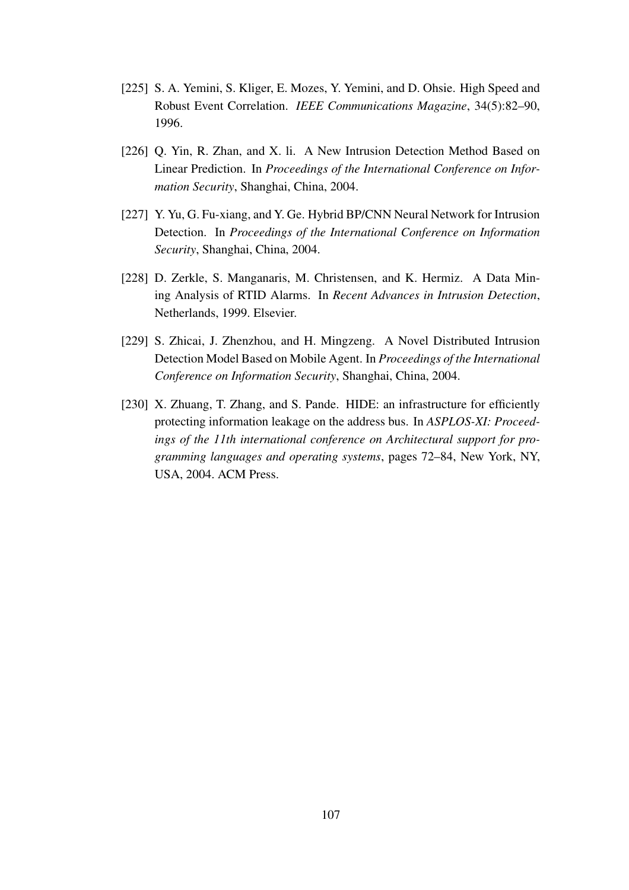[225] S. A. Yemini, S. Kliger, E. Mozes, Y. Yemini, and D. Ohsie. High Speed and Robust Event Correlation. *IEEE Communications Magazine*, 34(5):82–90, 1996.

[226] Q. Yin, R. Zhan, and X. li. A New Intrusion Detection Method Based on Linear Prediction. In *Proceedings of the International Conference on Information Security*, Shanghai, China, 2004.

[227] Y. Yu, G. Fu-xiang, and Y. Ge. Hybrid BP/CNN Neural Network for Intrusion Detection. In *Proceedings of the International Conference on Information Security*, Shanghai, China, 2004.

[228] D. Zerkle, S. Manganaris, M. Christensen, and K. Hermiz. A Data Mining Analysis of RTID Alarms. In *Recent Advances in Intrusion Detection*, Netherlands, 1999. Elsevier.

[229] S. Zhicai, J. Zhenzhou, and H. Mingzeng. A Novel Distributed Intrusion Detection Model Based on Mobile Agent. In *Proceedings of the International Conference on Information Security*, Shanghai, China, 2004.

[230] X. Zhuang, T. Zhang, and S. Pande. HIDE: an infrastructure for efficiently protecting information leakage on the address bus. In *ASPLOS-XI: Proceedings of the 11th international conference on Architectural support for programming languages and operating systems*, pages 72–84, New York, NY, USA, 2004. ACM Press.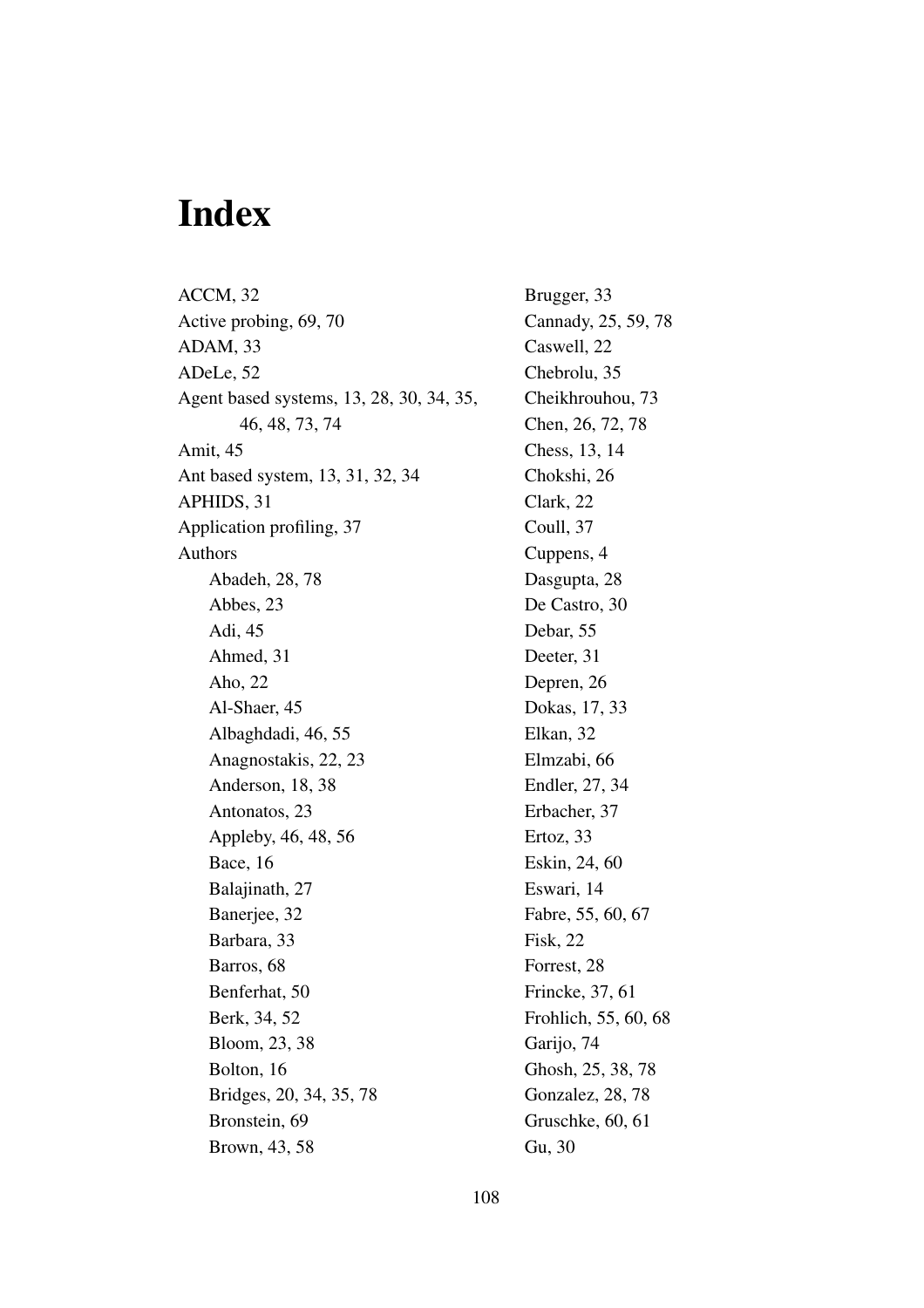# Index

ACCM, 32
Active probing, 69, 70
ADAM, 33
ADeLe, 52
Agent based systems, 13, 28, 30, 34, 35, 46, 48, 73, 74
Amit, 45
Ant based system, 13, 31, 32, 34
APHIDS, 31
Application profiling, 37
Authors
  Abadeh, 28, 78
  Abbes, 23
  Adi, 45
  Ahmed, 31
  Aho, 22
  Al-Shaer, 45
  Albaghdadi, 46, 55
  Anagnostakis, 22, 23
  Anderson, 18, 38
  Antonatos, 23
  Appleby, 46, 48, 56
  Bace, 16
  Balajinath, 27
  Banerjee, 32
  Barbara, 33
  Barros, 68
  Benferhat, 50
  Berk, 34, 52
  Bloom, 23, 38
  Bolton, 16
  Bridges, 20, 34, 35, 78
  Bronstein, 69
  Brown, 43, 58
  Brugger, 33
  Cannady, 25, 59, 78
  Caswell, 22
  Chebrolu, 35
  Cheikhrouhou, 73
  Chen, 26, 72, 78
  Chess, 13, 14
  Chokshi, 26
  Clark, 22
  Coull, 37
  Cuppens, 4
  Dasgupta, 28
  De Castro, 30
  Debar, 55
  Deeter, 31
  Depren, 26
  Dokas, 17, 33
  Elkan, 32
  Elmzabi, 66
  Endler, 27, 34
  Erbacher, 37
  Ertoz, 33
  Eskin, 24, 60
  Eswari, 14
  Fabre, 55, 60, 67
  Fisk, 22
  Forrest, 28
  Frincke, 37, 61
  Frohlich, 55, 60, 68
  Garijo, 74
  Ghosh, 25, 38, 78
  Gonzalez, 28, 78
  Gruschke, 60, 61
  Gu, 30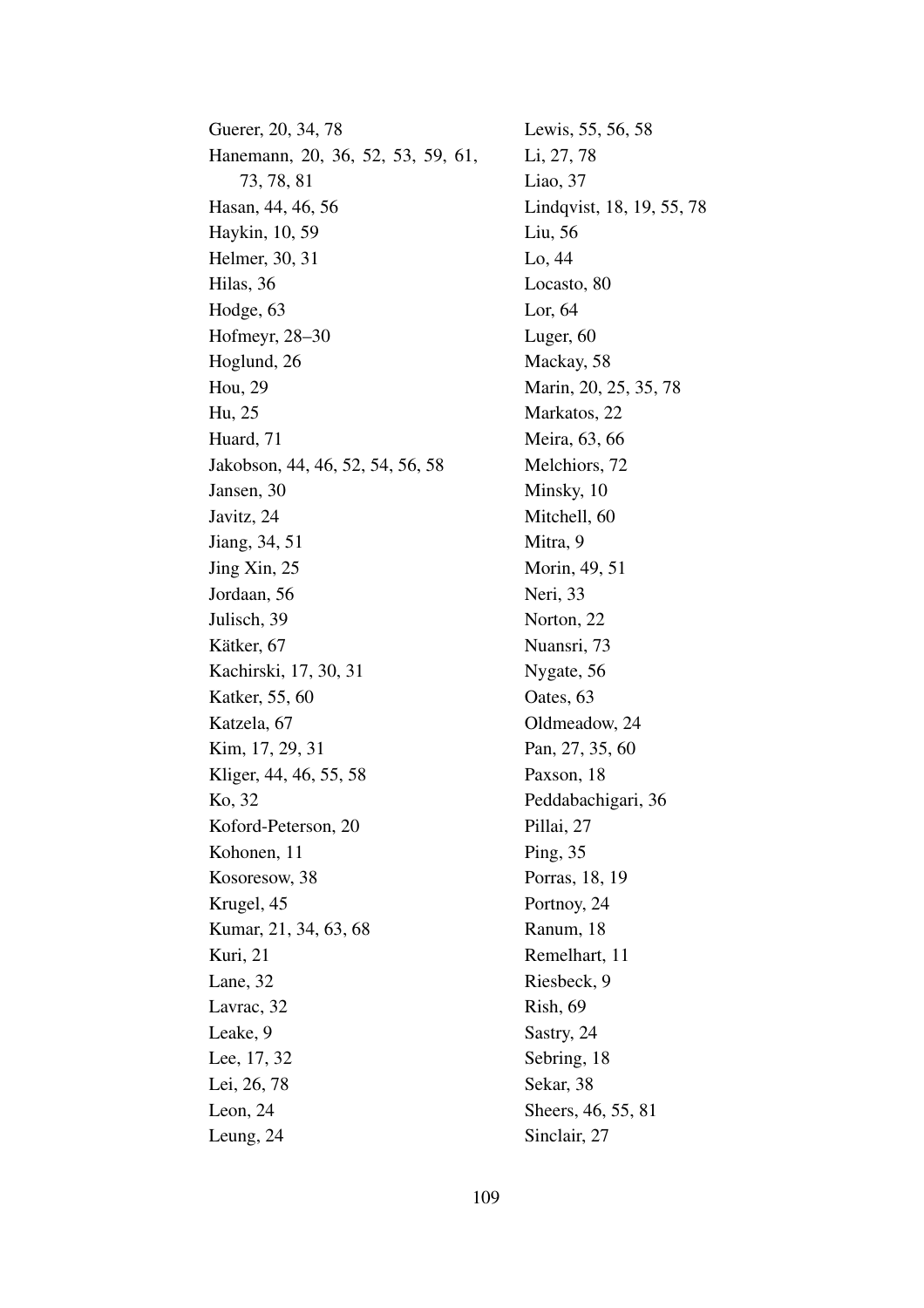Guerer, 20, 34, 78
Hanemann, 20, 36, 52, 53, 59, 61, 73, 78, 81
Hasan, 44, 46, 56
Haykin, 10, 59
Helmer, 30, 31
Hilas, 36
Hodge, 63
Hofmeyr, 28–30
Hoglund, 26
Hou, 29
Hu, 25
Huard, 71
Jakobson, 44, 46, 52, 54, 56, 58
Jansen, 30
Javitz, 24
Jiang, 34, 51
Jing Xin, 25
Jordaan, 56
Julisch, 39
Kätker, 67
Kachirski, 17, 30, 31
Katker, 55, 60
Katzela, 67
Kim, 17, 29, 31
Kliger, 44, 46, 55, 58
Ko, 32
Koford-Peterson, 20
Kohonen, 11
Kosoresow, 38
Krugel, 45
Kumar, 21, 34, 63, 68
Kuri, 21
Lane, 32
Lavrac, 32
Leake, 9
Lee, 17, 32
Lei, 26, 78
Leon, 24
Leung, 24
Lewis, 55, 56, 58
Li, 27, 78
Liao, 37
Lindqvist, 18, 19, 55, 78
Liu, 56
Lo, 44
Locasto, 80
Lor, 64
Luger, 60
Mackay, 58
Marin, 20, 25, 35, 78
Markatos, 22
Meira, 63, 66
Melchiors, 72
Minsky, 10
Mitchell, 60
Mitra, 9
Morin, 49, 51
Neri, 33
Norton, 22
Nuansri, 73
Nygate, 56
Oates, 63
Oldmeadow, 24
Pan, 27, 35, 60
Paxson, 18
Peddabachigari, 36
Pillai, 27
Ping, 35
Porras, 18, 19
Portnoy, 24
Ranum, 18
Remelhart, 11
Riesbeck, 9
Rish, 69
Sastry, 24
Sebring, 18
Sekar, 38
Sheers, 46, 55, 81
Sinclair, 27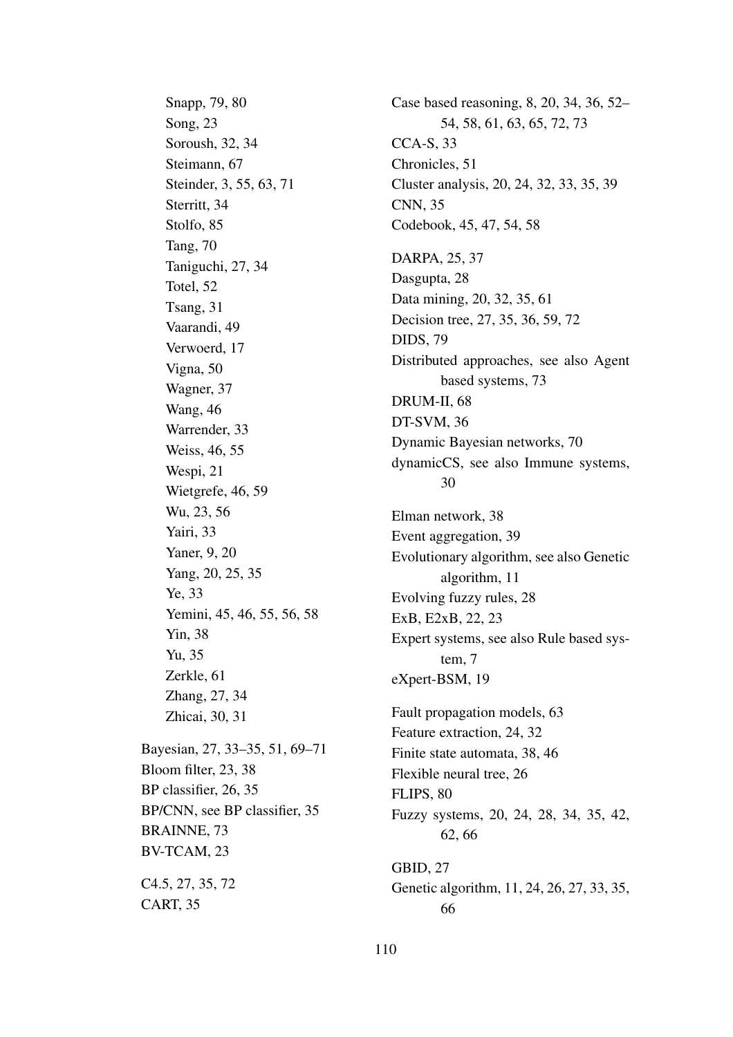Snapp, 79, 80
Song, 23
Soroush, 32, 34
Steimann, 67
Steinder, 3, 55, 63, 71
Sterritt, 34
Stolfo, 85
Tang, 70
Taniguchi, 27, 34
Totel, 52
Tsang, 31
Vaarandi, 49
Verwoerd, 17
Vigna, 50
Wagner, 37
Wang, 46
Warrender, 33
Weiss, 46, 55
Wespi, 21
Wietgrefe, 46, 59
Wu, 23, 56
Yairi, 33
Yaner, 9, 20
Yang, 20, 25, 35
Ye, 33
Yemini, 45, 46, 55, 56, 58
Yin, 38
Yu, 35
Zerkle, 61
Zhang, 27, 34
Zhicai, 30, 31

Bayesian, 27, 33–35, 51, 69–71
Bloom filter, 23, 38
BP classifier, 26, 35
BP/CNN, see BP classifier, 35
BRAINNE, 73
BV-TCAM, 23

C4.5, 27, 35, 72
CART, 35
Case based reasoning, 8, 20, 34, 36, 52–54, 58, 61, 63, 65, 72, 73
CCA-S, 33
Chronicles, 51
Cluster analysis, 20, 24, 32, 33, 35, 39
CNN, 35
Codebook, 45, 47, 54, 58

DARPA, 25, 37
Dasgupta, 28
Data mining, 20, 32, 35, 61
Decision tree, 27, 35, 36, 59, 72
DIDS, 79
Distributed approaches, see also Agent based systems, 73
DRUM-II, 68
DT-SVM, 36
Dynamic Bayesian networks, 70
dynamicCS, see also Immune systems, 30

Elman network, 38
Event aggregation, 39
Evolutionary algorithm, see also Genetic algorithm, 11
Evolving fuzzy rules, 28
ExB, E2xB, 22, 23
Expert systems, see also Rule based system, 7
eXpert-BSM, 19

Fault propagation models, 63
Feature extraction, 24, 32
Finite state automata, 38, 46
Flexible neural tree, 26
FLIPS, 80
Fuzzy systems, 20, 24, 28, 34, 35, 42, 62, 66

GBID, 27
Genetic algorithm, 11, 24, 26, 27, 33, 35, 66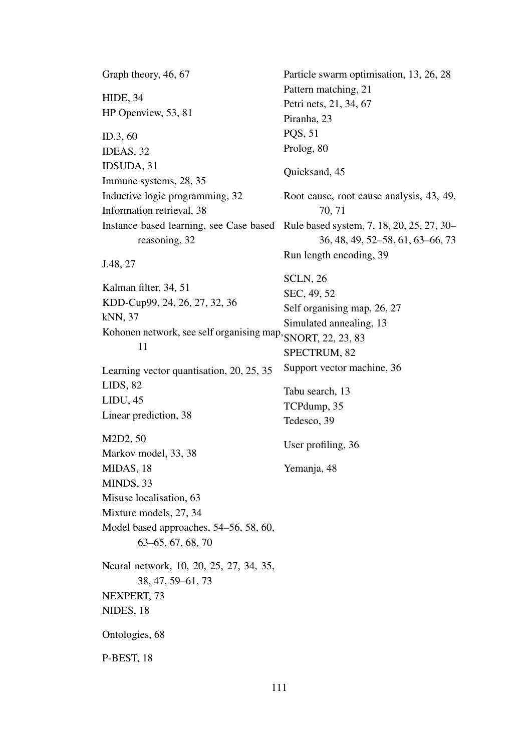Graph theory, 46, 67

HIDE, 34
HP Openview, 53, 81

ID.3, 60
IDEAS, 32
IDSUDA, 31
Immune systems, 28, 35
Inductive logic programming, 32
Information retrieval, 38
Instance based learning, see Case based reasoning, 32

J.48, 27

Kalman filter, 34, 51
KDD-Cup99, 24, 26, 27, 32, 36
kNN, 37
Kohonen network, see self organising map, 11

Learning vector quantisation, 20, 25, 35
LIDS, 82
LIDU, 45
Linear prediction, 38

M2D2, 50
Markov model, 33, 38
MIDAS, 18
MINDS, 33
Misuse localisation, 63
Mixture models, 27, 34
Model based approaches, 54–56, 58, 60, 63–65, 67, 68, 70

Neural network, 10, 20, 25, 27, 34, 35, 38, 47, 59–61, 73
NEXPERT, 73
NIDES, 18

Ontologies, 68

P-BEST, 18
Particle swarm optimisation, 13, 26, 28
Pattern matching, 21
Petri nets, 21, 34, 67
Piranha, 23
PQS, 51
Prolog, 80

Quicksand, 45

Root cause, root cause analysis, 43, 49, 70, 71
Rule based system, 7, 18, 20, 25, 27, 30–36, 48, 49, 52–58, 61, 63–66, 73
Run length encoding, 39

SCLN, 26
SEC, 49, 52
Self organising map, 26, 27
Simulated annealing, 13
SNORT, 22, 23, 83
SPECTRUM, 82
Support vector machine, 36

Tabu search, 13
TCPdump, 35
Tedesco, 39

User profiling, 36

Yemanja, 48